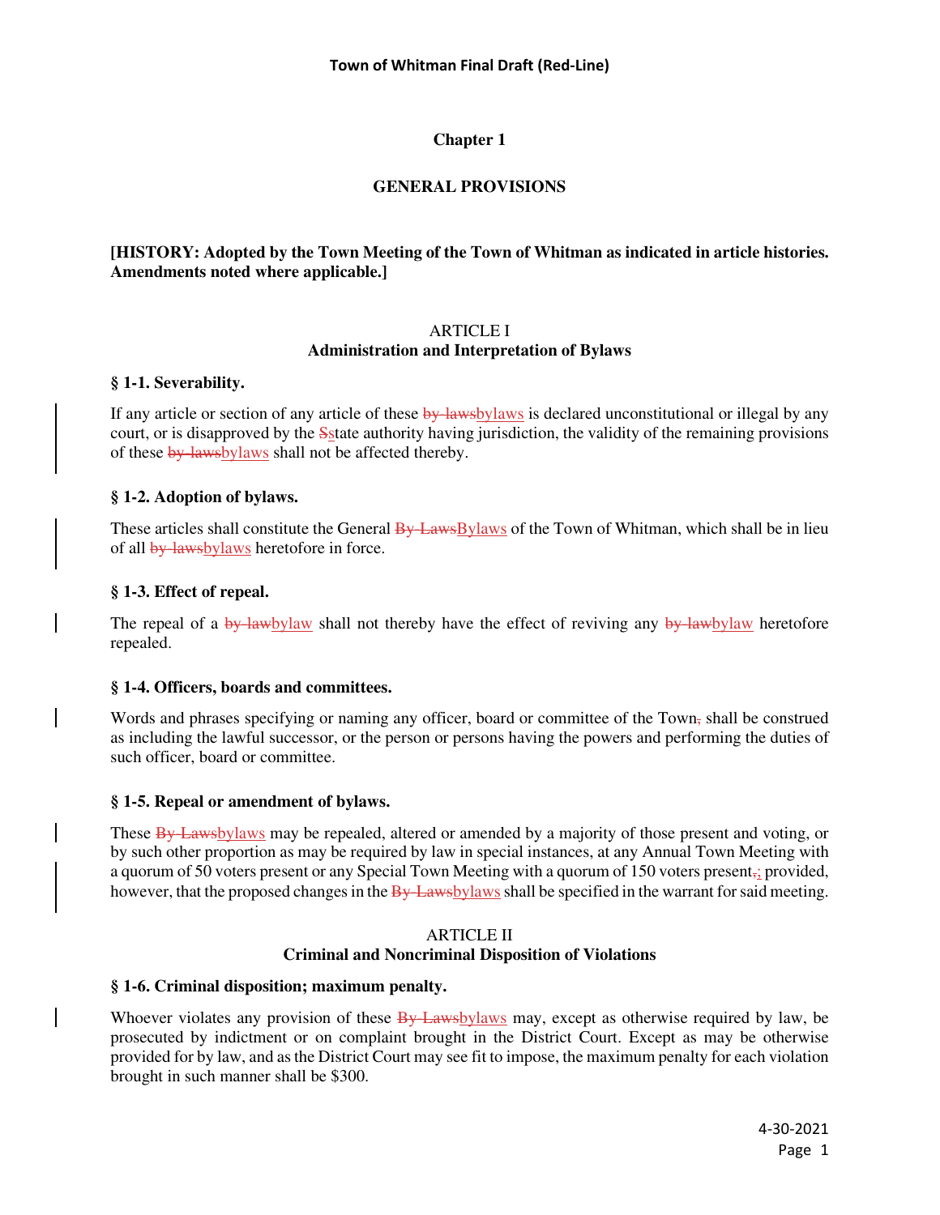# Chapter 1

## GENERAL PROVISIONS

**[HISTORY: Adopted by the Town Meeting of the Town of Whitman as indicated in article histories. Amendments noted where applicable.]**

### ARTICLE I
### Administration and Interpretation of Bylaws

**§ 1-1. Severability.**

If any article or section of any article of these ~~by-laws~~bylaws is declared unconstitutional or illegal by any court, or is disapproved by the ~~S~~state authority having jurisdiction, the validity of the remaining provisions of these ~~by-laws~~bylaws shall not be affected thereby.

**§ 1-2. Adoption of bylaws.**

These articles shall constitute the General ~~By-Laws~~Bylaws of the Town of Whitman, which shall be in lieu of all ~~by-laws~~bylaws heretofore in force.

**§ 1-3. Effect of repeal.**

The repeal of a ~~by-law~~bylaw shall not thereby have the effect of reviving any ~~by-law~~bylaw heretofore repealed.

**§ 1-4. Officers, boards and committees.**

Words and phrases specifying or naming any officer, board or committee of the Town~~,~~ shall be construed as including the lawful successor, or the person or persons having the powers and performing the duties of such officer, board or committee.

**§ 1-5. Repeal or amendment of bylaws.**

These ~~By-Laws~~bylaws may be repealed, altered or amended by a majority of those present and voting, or by such other proportion as may be required by law in special instances, at any Annual Town Meeting with a quorum of 50 voters present or any Special Town Meeting with a quorum of 150 voters present~~,~~; provided, however, that the proposed changes in the ~~By-Laws~~bylaws shall be specified in the warrant for said meeting.

### ARTICLE II
### Criminal and Noncriminal Disposition of Violations

**§ 1-6. Criminal disposition; maximum penalty.**

Whoever violates any provision of these ~~By-Laws~~bylaws may, except as otherwise required by law, be prosecuted by indictment or on complaint brought in the District Court. Except as may be otherwise provided for by law, and as the District Court may see fit to impose, the maximum penalty for each violation brought in such manner shall be $300.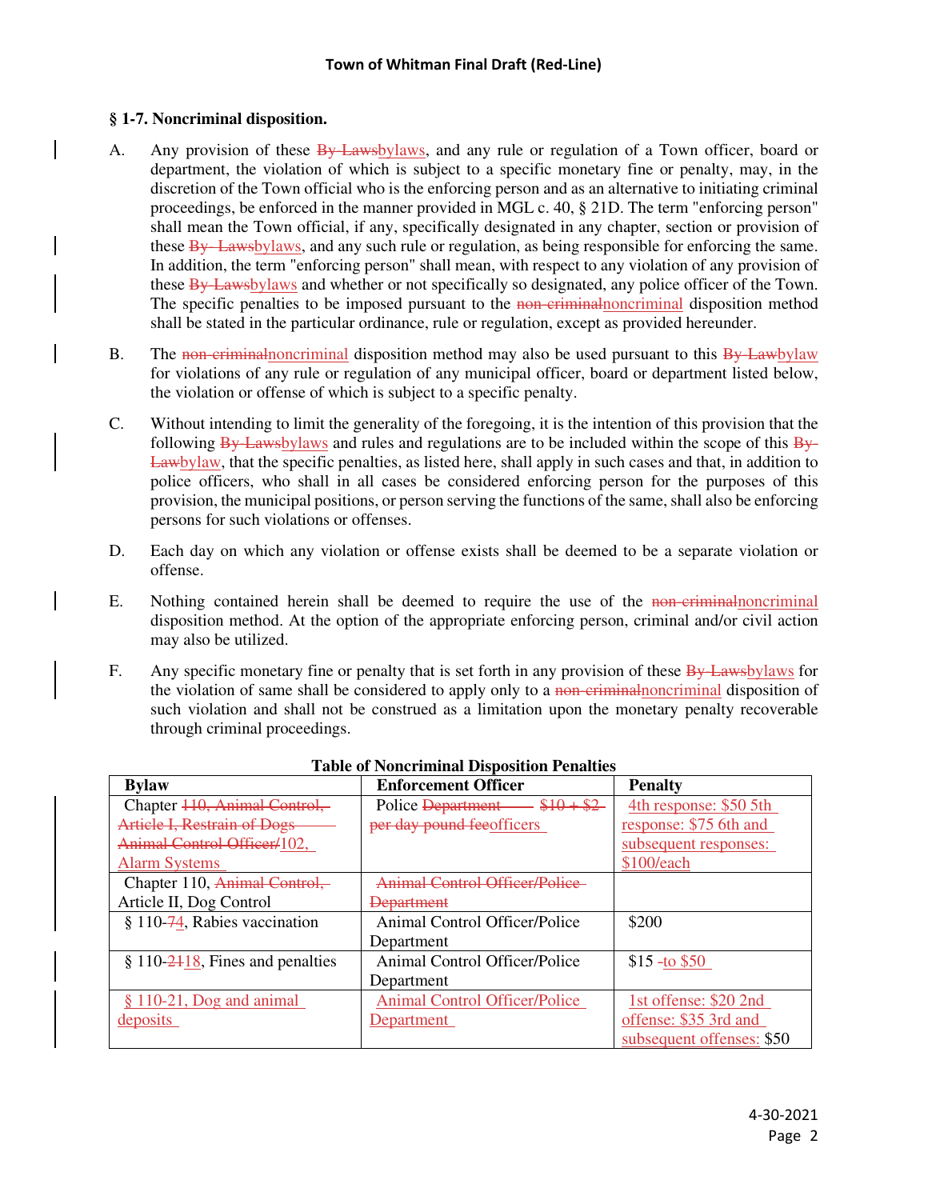### § 1-7. Noncriminal disposition.

A. Any provision of these ~~By-Laws~~bylaws, and any rule or regulation of a Town officer, board or department, the violation of which is subject to a specific monetary fine or penalty, may, in the discretion of the Town official who is the enforcing person and as an alternative to initiating criminal proceedings, be enforced in the manner provided in MGL c. 40, § 21D. The term "enforcing person" shall mean the Town official, if any, specifically designated in any chapter, section or provision of these ~~By- Laws~~bylaws, and any such rule or regulation, as being responsible for enforcing the same. In addition, the term "enforcing person" shall mean, with respect to any violation of any provision of these ~~By-Laws~~bylaws and whether or not specifically so designated, any police officer of the Town. The specific penalties to be imposed pursuant to the ~~non-criminal~~noncriminal disposition method shall be stated in the particular ordinance, rule or regulation, except as provided hereunder.

B. The ~~non-criminal~~noncriminal disposition method may also be used pursuant to this ~~By-Law~~bylaw for violations of any rule or regulation of any municipal officer, board or department listed below, the violation or offense of which is subject to a specific penalty.

C. Without intending to limit the generality of the foregoing, it is the intention of this provision that the following ~~By-Laws~~bylaws and rules and regulations are to be included within the scope of this ~~By-Law~~bylaw, that the specific penalties, as listed here, shall apply in such cases and that, in addition to police officers, who shall in all cases be considered enforcing person for the purposes of this provision, the municipal positions, or person serving the functions of the same, shall also be enforcing persons for such violations or offenses.

D. Each day on which any violation or offense exists shall be deemed to be a separate violation or offense.

E. Nothing contained herein shall be deemed to require the use of the ~~non-criminal~~noncriminal disposition method. At the option of the appropriate enforcing person, criminal and/or civil action may also be utilized.

F. Any specific monetary fine or penalty that is set forth in any provision of these ~~By-Laws~~bylaws for the violation of same shall be considered to apply only to a ~~non-criminal~~noncriminal disposition of such violation and shall not be construed as a limitation upon the monetary penalty recoverable through criminal proceedings.

**Table of Noncriminal Disposition Penalties**

| Bylaw | Enforcement Officer | Penalty |
|---|---|---|
| Chapter ~~110, Animal Control, Article I, Restrain of Dogs Animal Control Officer/~~102, Alarm Systems | Police ~~Department $10 + $2 per day pound fee~~officers | 4th response: $50 5th response: $75 6th and subsequent responses: $100/each |
| Chapter 110, ~~Animal Control,~~ Article II, Dog Control | ~~Animal Control Officer/Police Department~~ | |
| § 110-~~7~~4, Rabies vaccination | Animal Control Officer/Police Department | $200 |
| § 110-~~21~~18, Fines and penalties | Animal Control Officer/Police Department | $15 ~~-~~to $50 |
| § 110-21, Dog and animal deposits | Animal Control Officer/Police Department | 1st offense: $20 2nd offense: $35 3rd and subsequent offenses: $50 |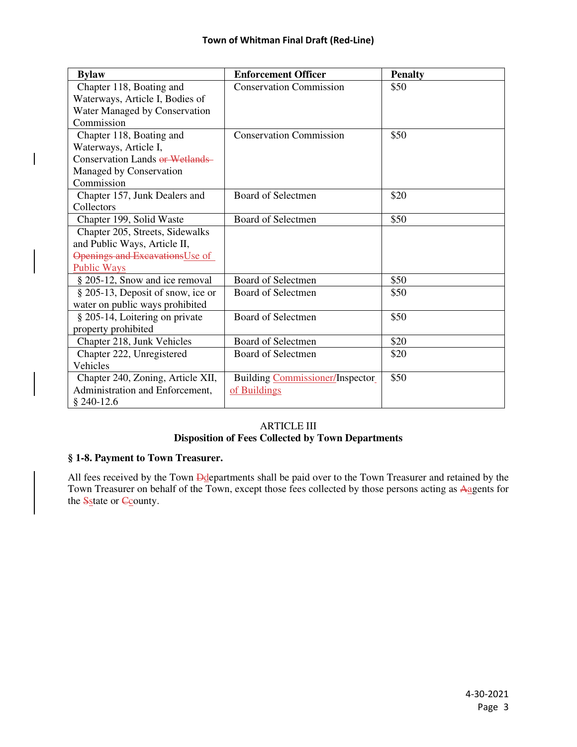| Bylaw | Enforcement Officer | Penalty |
|---|---|---|
| Chapter 118, Boating and Waterways, Article I, Bodies of Water Managed by Conservation Commission | Conservation Commission | $50 |
| Chapter 118, Boating and Waterways, Article I, Conservation Lands ~~or Wetlands~~ Managed by Conservation Commission | Conservation Commission | $50 |
| Chapter 157, Junk Dealers and Collectors | Board of Selectmen | $20 |
| Chapter 199, Solid Waste | Board of Selectmen | $50 |
| Chapter 205, Streets, Sidewalks and Public Ways, Article II, ~~Openings and Excavations~~Use of Public Ways | | |
| § 205-12, Snow and ice removal | Board of Selectmen | $50 |
| § 205-13, Deposit of snow, ice or water on public ways prohibited | Board of Selectmen | $50 |
| § 205-14, Loitering on private property prohibited | Board of Selectmen | $50 |
| Chapter 218, Junk Vehicles | Board of Selectmen | $20 |
| Chapter 222, Unregistered Vehicles | Board of Selectmen | $20 |
| Chapter 240, Zoning, Article XII, Administration and Enforcement, § 240-12.6 | Building Commissioner/Inspector of Buildings | $50 |

ARTICLE III
**Disposition of Fees Collected by Town Departments**

**§ 1-8. Payment to Town Treasurer.**

All fees received by the Town ~~D~~departments shall be paid over to the Town Treasurer and retained by the Town Treasurer on behalf of the Town, except those fees collected by those persons acting as ~~A~~agents for the ~~S~~state or ~~C~~county.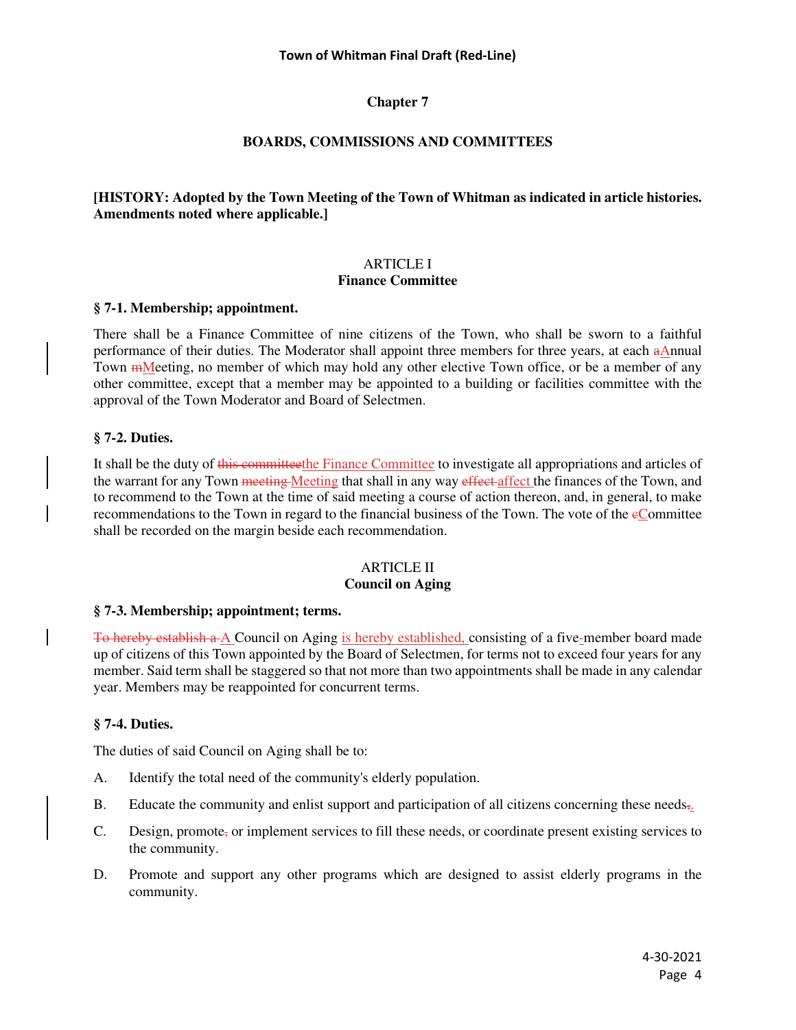# Chapter 7

## BOARDS, COMMISSIONS AND COMMITTEES

**[HISTORY: Adopted by the Town Meeting of the Town of Whitman as indicated in article histories. Amendments noted where applicable.]**

### ARTICLE I
### Finance Committee

**§ 7-1. Membership; appointment.**

There shall be a Finance Committee of nine citizens of the Town, who shall be sworn to a faithful performance of their duties. The Moderator shall appoint three members for three years, at each ~~a~~Annual Town ~~m~~Meeting, no member of which may hold any other elective Town office, or be a member of any other committee, except that a member may be appointed to a building or facilities committee with the approval of the Town Moderator and Board of Selectmen.

**§ 7-2. Duties.**

It shall be the duty of ~~this committee~~the Finance Committee to investigate all appropriations and articles of the warrant for any Town ~~meeting~~ Meeting that shall in any way ~~effect~~ affect the finances of the Town, and to recommend to the Town at the time of said meeting a course of action thereon, and, in general, to make recommendations to the Town in regard to the financial business of the Town. The vote of the ~~c~~Committee shall be recorded on the margin beside each recommendation.

### ARTICLE II
### Council on Aging

**§ 7-3. Membership; appointment; terms.**

~~To hereby establish a~~ A Council on Aging is hereby established, consisting of a five-member board made up of citizens of this Town appointed by the Board of Selectmen, for terms not to exceed four years for any member. Said term shall be staggered so that not more than two appointments shall be made in any calendar year. Members may be reappointed for concurrent terms.

**§ 7-4. Duties.**

The duties of said Council on Aging shall be to:

A. Identify the total need of the community's elderly population.

B. Educate the community and enlist support and participation of all citizens concerning these needs~~,~~.

C. Design, promote~~,~~ or implement services to fill these needs, or coordinate present existing services to the community.

D. Promote and support any other programs which are designed to assist elderly programs in the community.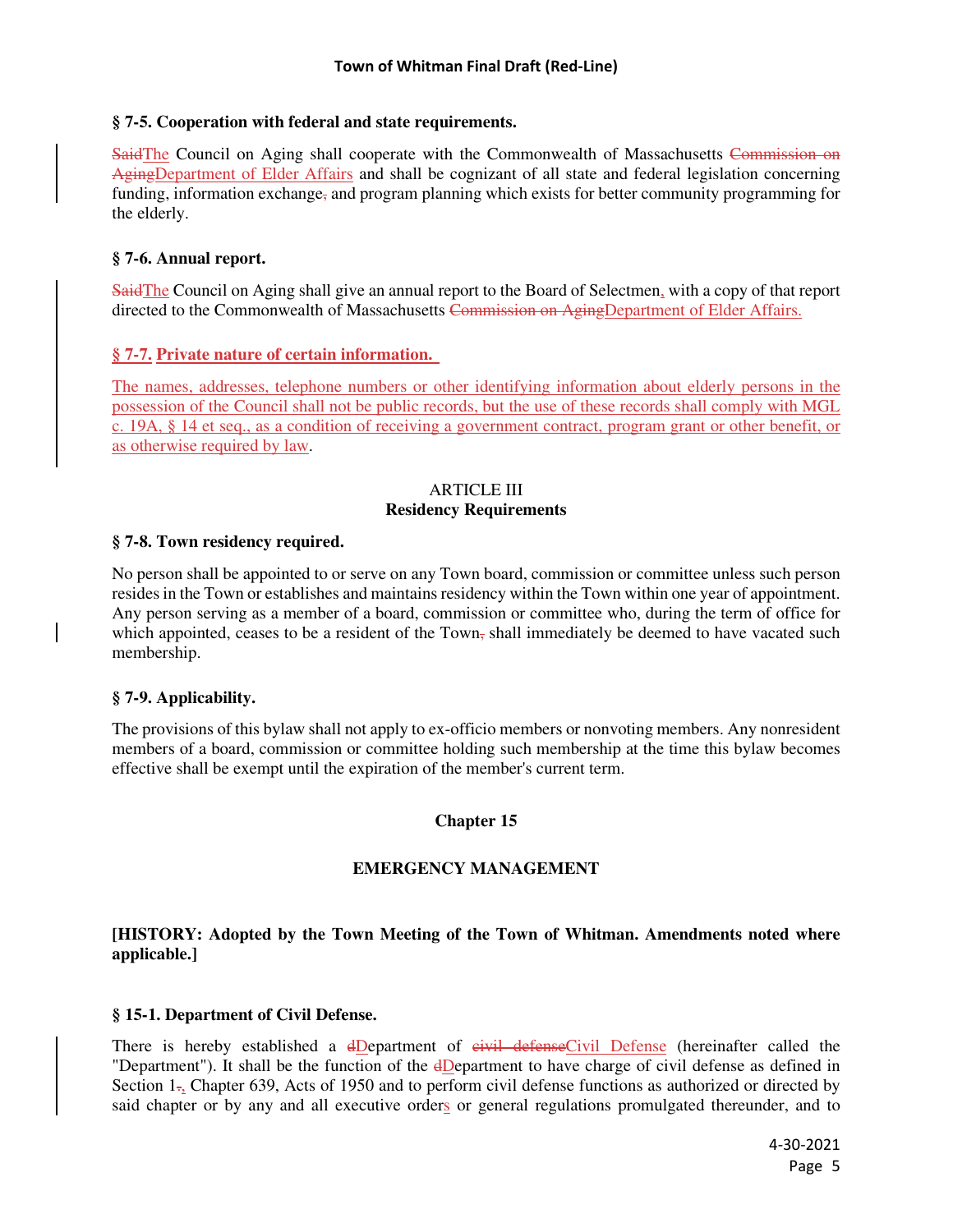### § 7-5. Cooperation with federal and state requirements.

~~Said~~The Council on Aging shall cooperate with the Commonwealth of Massachusetts ~~Commission on Aging~~Department of Elder Affairs and shall be cognizant of all state and federal legislation concerning funding, information exchange~~,~~ and program planning which exists for better community programming for the elderly.

### § 7-6. Annual report.

~~Said~~The Council on Aging shall give an annual report to the Board of Selectmen, with a copy of that report directed to the Commonwealth of Massachusetts ~~Commission on Aging~~Department of Elder Affairs.

### § 7-7. Private nature of certain information.

The names, addresses, telephone numbers or other identifying information about elderly persons in the possession of the Council shall not be public records, but the use of these records shall comply with MGL c. 19A, § 14 et seq., as a condition of receiving a government contract, program grant or other benefit, or as otherwise required by law.

## ARTICLE III
## Residency Requirements

### § 7-8. Town residency required.

No person shall be appointed to or serve on any Town board, commission or committee unless such person resides in the Town or establishes and maintains residency within the Town within one year of appointment. Any person serving as a member of a board, commission or committee who, during the term of office for which appointed, ceases to be a resident of the Town~~,~~ shall immediately be deemed to have vacated such membership.

### § 7-9. Applicability.

The provisions of this bylaw shall not apply to ex-officio members or nonvoting members. Any nonresident members of a board, commission or committee holding such membership at the time this bylaw becomes effective shall be exempt until the expiration of the member's current term.

# Chapter 15

# EMERGENCY MANAGEMENT

**[HISTORY: Adopted by the Town Meeting of the Town of Whitman. Amendments noted where applicable.]**

### § 15-1. Department of Civil Defense.

There is hereby established a ~~d~~Department of ~~civil defense~~Civil Defense (hereinafter called the "Department"). It shall be the function of the ~~d~~Department to have charge of civil defense as defined in Section 1~~.~~, Chapter 639, Acts of 1950 and to perform civil defense functions as authorized or directed by said chapter or by any and all executive orders or general regulations promulgated thereunder, and to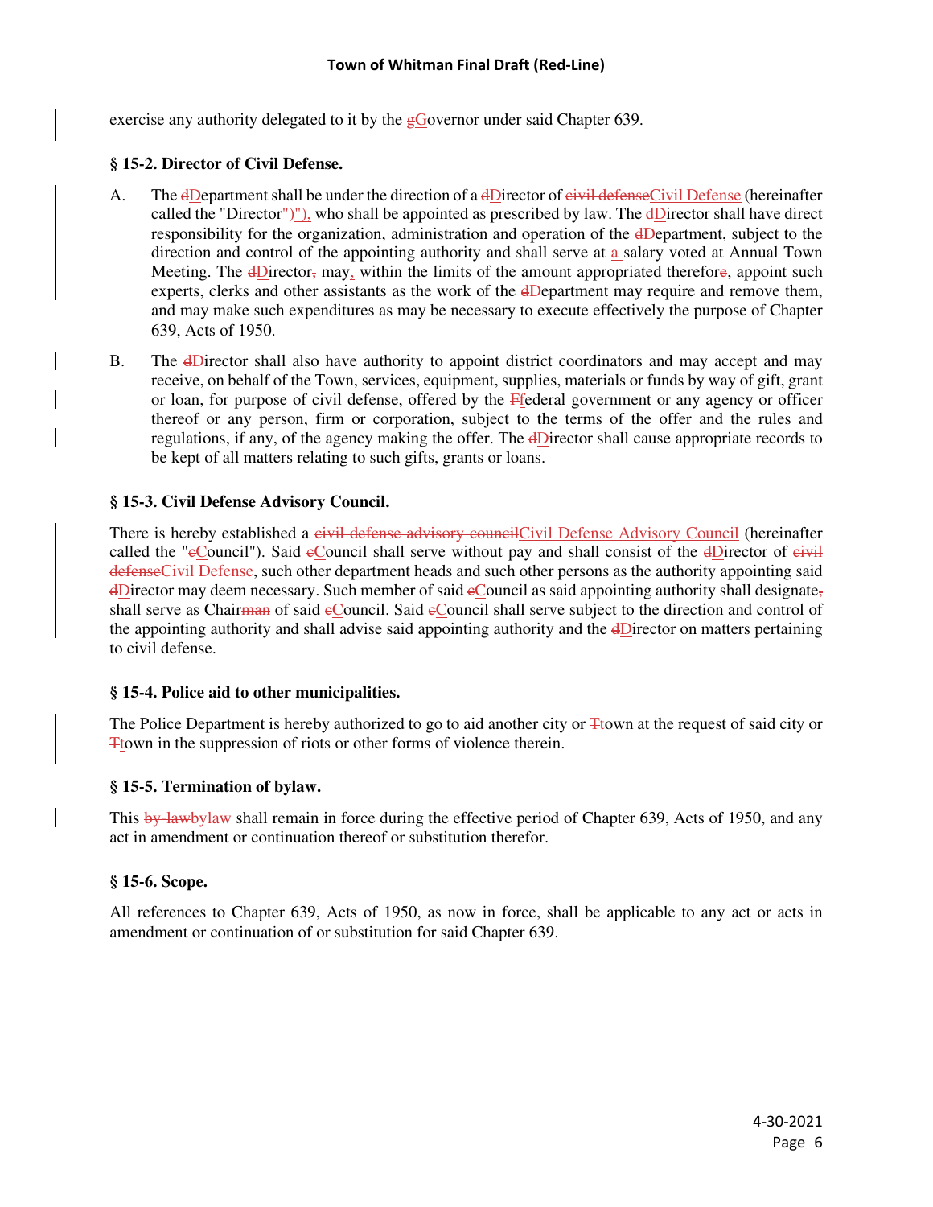exercise any authority delegated to it by the ~~g~~Governor under said Chapter 639.

**§ 15-2. Director of Civil Defense.**

A. The ~~d~~Department shall be under the direction of a ~~d~~Director of ~~civil defense~~Civil Defense (hereinafter called the "Director~~")~~"), who shall be appointed as prescribed by law. The ~~d~~Director shall have direct responsibility for the organization, administration and operation of the ~~d~~Department, subject to the direction and control of the appointing authority and shall serve at a salary voted at Annual Town Meeting. The ~~d~~Director~~,~~ may, within the limits of the amount appropriated therefor~~e~~, appoint such experts, clerks and other assistants as the work of the ~~d~~Department may require and remove them, and may make such expenditures as may be necessary to execute effectively the purpose of Chapter 639, Acts of 1950.

B. The ~~d~~Director shall also have authority to appoint district coordinators and may accept and may receive, on behalf of the Town, services, equipment, supplies, materials or funds by way of gift, grant or loan, for purpose of civil defense, offered by the ~~F~~federal government or any agency or officer thereof or any person, firm or corporation, subject to the terms of the offer and the rules and regulations, if any, of the agency making the offer. The ~~d~~Director shall cause appropriate records to be kept of all matters relating to such gifts, grants or loans.

**§ 15-3. Civil Defense Advisory Council.**

There is hereby established a ~~civil defense advisory council~~Civil Defense Advisory Council (hereinafter called the "~~c~~Council"). Said ~~c~~Council shall serve without pay and shall consist of the ~~d~~Director of ~~civil defense~~Civil Defense, such other department heads and such other persons as the authority appointing said ~~d~~Director may deem necessary. Such member of said ~~c~~Council as said appointing authority shall designate~~,~~ shall serve as Chair~~man~~ of said ~~c~~Council. Said ~~c~~Council shall serve subject to the direction and control of the appointing authority and shall advise said appointing authority and the ~~d~~Director on matters pertaining to civil defense.

**§ 15-4. Police aid to other municipalities.**

The Police Department is hereby authorized to go to aid another city or ~~T~~town at the request of said city or ~~T~~town in the suppression of riots or other forms of violence therein.

**§ 15-5. Termination of bylaw.**

This ~~by-law~~bylaw shall remain in force during the effective period of Chapter 639, Acts of 1950, and any act in amendment or continuation thereof or substitution therefor.

**§ 15-6. Scope.**

All references to Chapter 639, Acts of 1950, as now in force, shall be applicable to any act or acts in amendment or continuation of or substitution for said Chapter 639.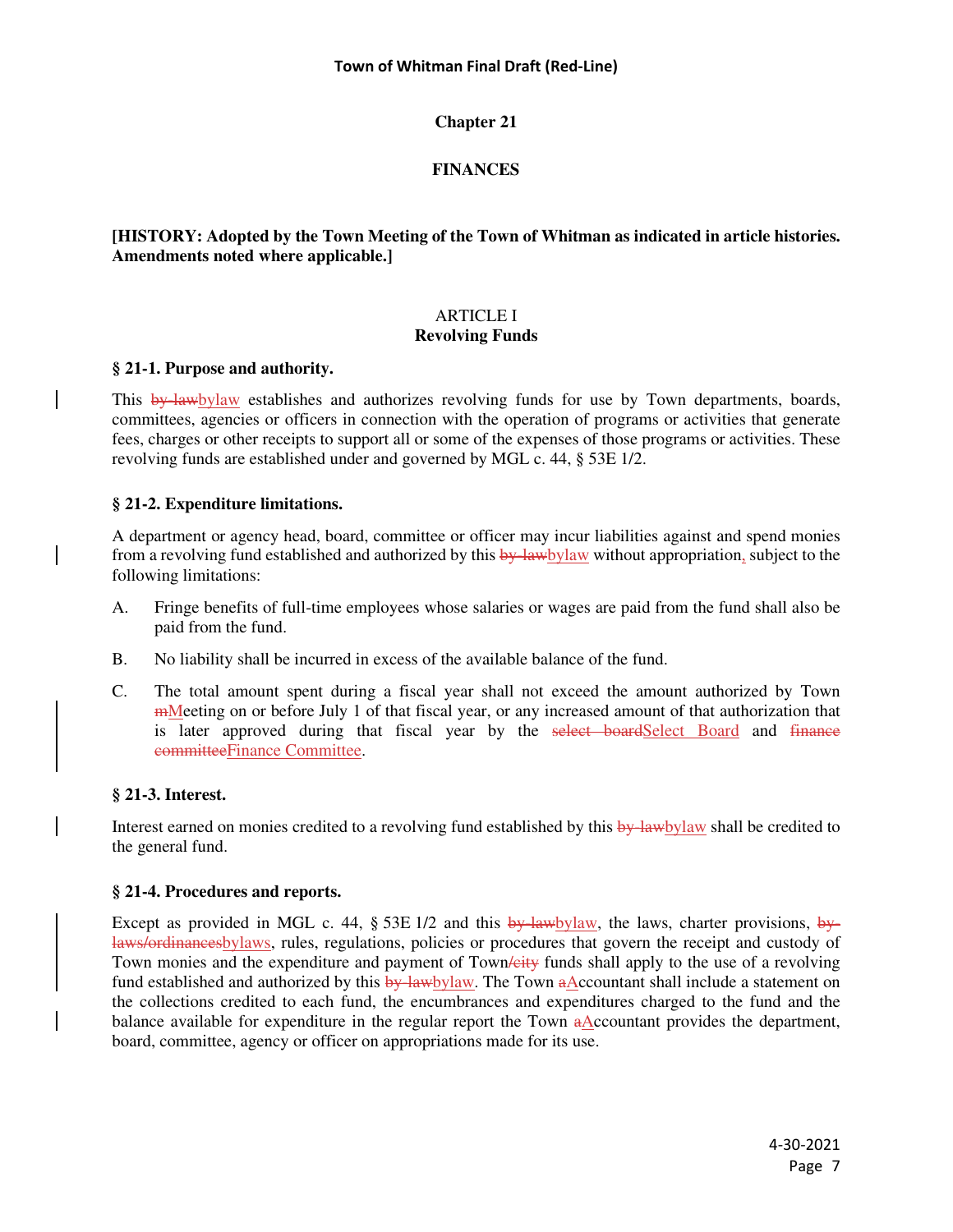# Chapter 21

# FINANCES

**[HISTORY: Adopted by the Town Meeting of the Town of Whitman as indicated in article histories. Amendments noted where applicable.]**

## ARTICLE I
## Revolving Funds

### § 21-1. Purpose and authority.

This ~~by-law~~bylaw establishes and authorizes revolving funds for use by Town departments, boards, committees, agencies or officers in connection with the operation of programs or activities that generate fees, charges or other receipts to support all or some of the expenses of those programs or activities. These revolving funds are established under and governed by MGL c. 44, § 53E 1/2.

### § 21-2. Expenditure limitations.

A department or agency head, board, committee or officer may incur liabilities against and spend monies from a revolving fund established and authorized by this ~~by-law~~bylaw without appropriation, subject to the following limitations:

A. Fringe benefits of full-time employees whose salaries or wages are paid from the fund shall also be paid from the fund.

B. No liability shall be incurred in excess of the available balance of the fund.

C. The total amount spent during a fiscal year shall not exceed the amount authorized by Town ~~m~~Meeting on or before July 1 of that fiscal year, or any increased amount of that authorization that is later approved during that fiscal year by the ~~select board~~Select Board and ~~finance committee~~Finance Committee.

### § 21-3. Interest.

Interest earned on monies credited to a revolving fund established by this ~~by-law~~bylaw shall be credited to the general fund.

### § 21-4. Procedures and reports.

Except as provided in MGL c. 44, § 53E 1/2 and this ~~by-law~~bylaw, the laws, charter provisions, ~~by-laws/ordinances~~bylaws, rules, regulations, policies or procedures that govern the receipt and custody of Town monies and the expenditure and payment of Town~~/city~~ funds shall apply to the use of a revolving fund established and authorized by this ~~by-law~~bylaw. The Town ~~a~~Accountant shall include a statement on the collections credited to each fund, the encumbrances and expenditures charged to the fund and the balance available for expenditure in the regular report the Town ~~a~~Accountant provides the department, board, committee, agency or officer on appropriations made for its use.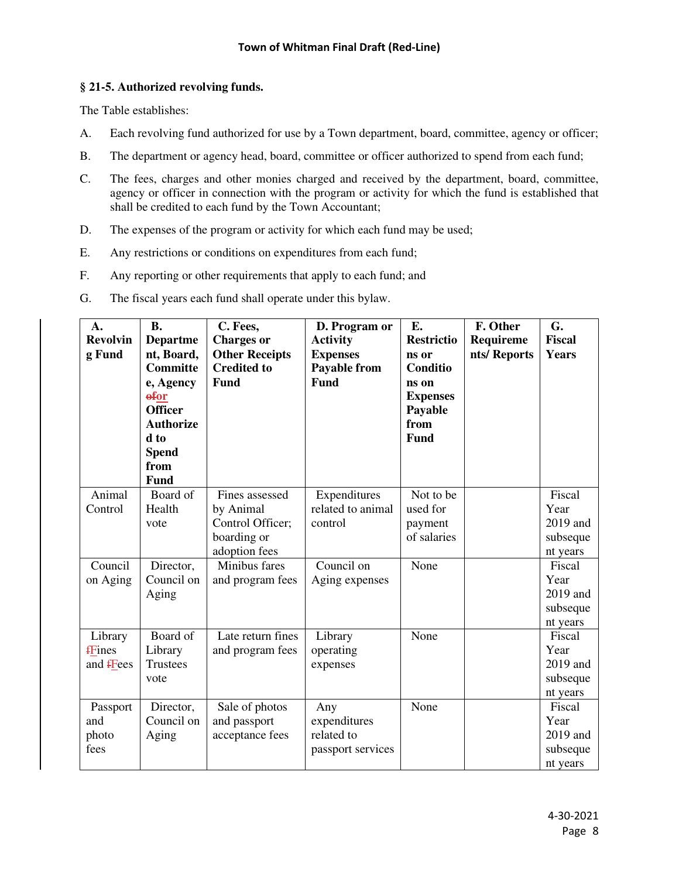### § 21-5. Authorized revolving funds.

The Table establishes:

A. Each revolving fund authorized for use by a Town department, board, committee, agency or officer;

B. The department or agency head, board, committee or officer authorized to spend from each fund;

C. The fees, charges and other monies charged and received by the department, board, committee, agency or officer in connection with the program or activity for which the fund is established that shall be credited to each fund by the Town Accountant;

D. The expenses of the program or activity for which each fund may be used;

E. Any restrictions or conditions on expenditures from each fund;

F. Any reporting or other requirements that apply to each fund; and

G. The fiscal years each fund shall operate under this bylaw.

| A. Revolving Fund | B. Department, Board, Committee, Agency ofor Officer Authorized to Spend from Fund | C. Fees, Charges or Other Receipts Credited to Fund | D. Program or Activity Expenses Payable from Fund | E. Restrictions or Conditions on Expenses Payable from Fund | F. Other Requirements/ Reports | G. Fiscal Years |
|---|---|---|---|---|---|---|
| Animal Control | Board of Health vote | Fines assessed by Animal Control Officer; boarding or adoption fees | Expenditures related to animal control | Not to be used for payment of salaries | | Fiscal Year 2019 and subsequent years |
| Council on Aging | Director, Council on Aging | Minibus fares and program fees | Council on Aging expenses | None | | Fiscal Year 2019 and subsequent years |
| Library fFines and fFees | Board of Library Trustees vote | Late return fines and program fees | Library operating expenses | None | | Fiscal Year 2019 and subsequent years |
| Passport and photo fees | Director, Council on Aging | Sale of photos and passport acceptance fees | Any expenditures related to passport services | None | | Fiscal Year 2019 and subsequent years |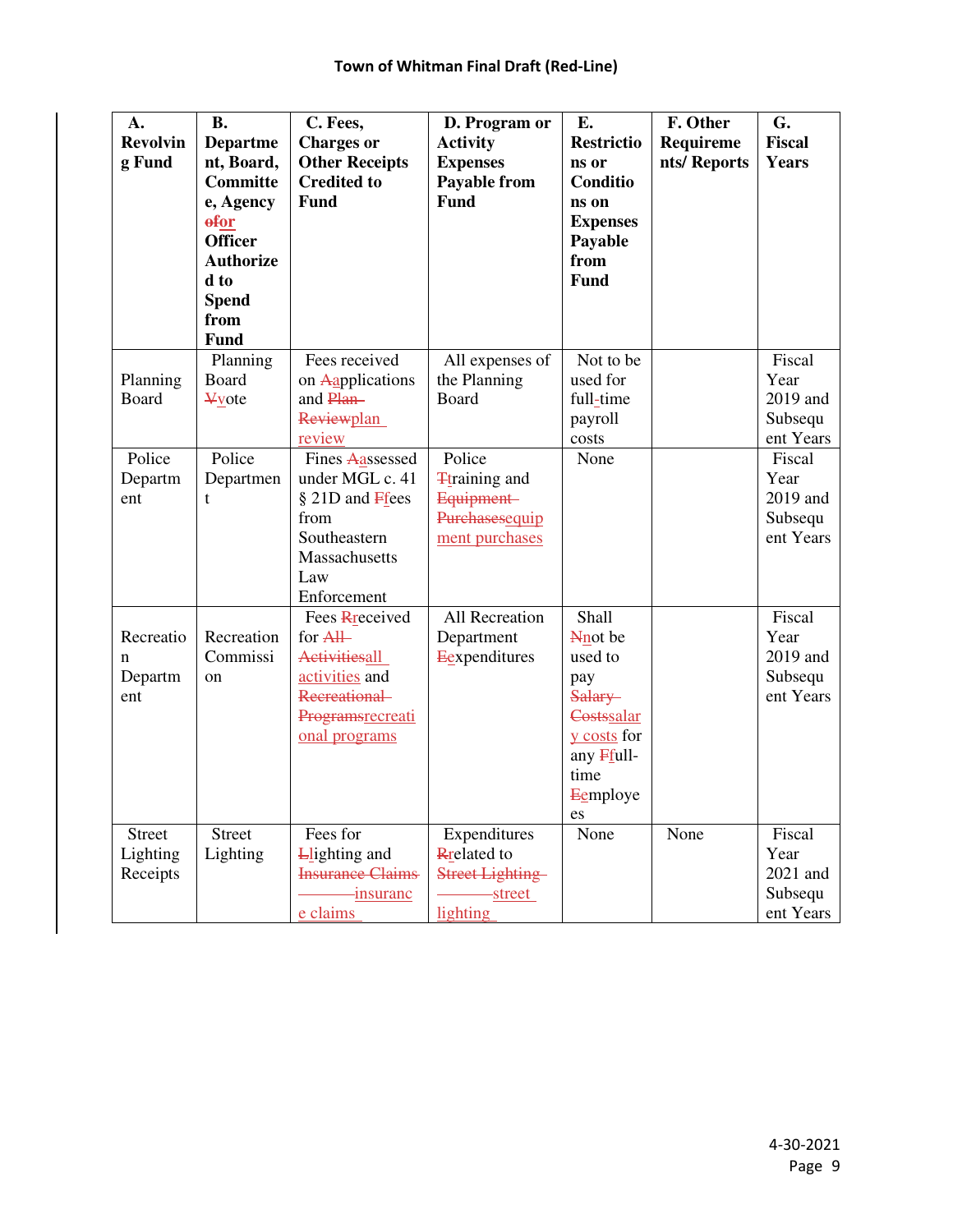Town of Whitman Final Draft (Red-Line)

| A. Revolving Fund | B. Department, Board, Committee, Agency ~~of~~or Officer Authorized to Spend from Fund | C. Fees, Charges or Other Receipts Credited to Fund | D. Program or Activity Expenses Payable from Fund | E. Restrictions or Conditions on Expenses Payable from Fund | F. Other Requirements/ Reports | G. Fiscal Years |
|---|---|---|---|---|---|---|
| Planning Board | Planning Board ~~V~~vote | Fees received on ~~A~~applications and ~~Plan Review~~plan review | All expenses of the Planning Board | Not to be used for full-time payroll costs | | Fiscal Year 2019 and Subsequent Years |
| Police Department | Police Department | Fines ~~A~~assessed under MGL c. 41 § 21D and ~~F~~fees from Southeastern Massachusetts Law Enforcement | Police ~~T~~training and ~~Equipment Purchases~~equipment purchases | None | | Fiscal Year 2019 and Subsequent Years |
| Recreation Department | Recreation Commission | Fees ~~R~~received for ~~All Activities~~all activities and ~~Recreational Programs~~recreational programs | All Recreation Department ~~E~~expenditures | Shall ~~N~~not be used to pay ~~Salary Costs~~salary costs for any ~~F~~full-time ~~E~~employees | | Fiscal Year 2019 and Subsequent Years |
| Street Lighting Receipts | Street Lighting | Fees for ~~L~~lighting and ~~Insurance Claims~~insurance claims | Expenditures ~~R~~related to ~~Street Lighting~~street lighting | None | None | Fiscal Year 2021 and Subsequent Years |

4-30-2021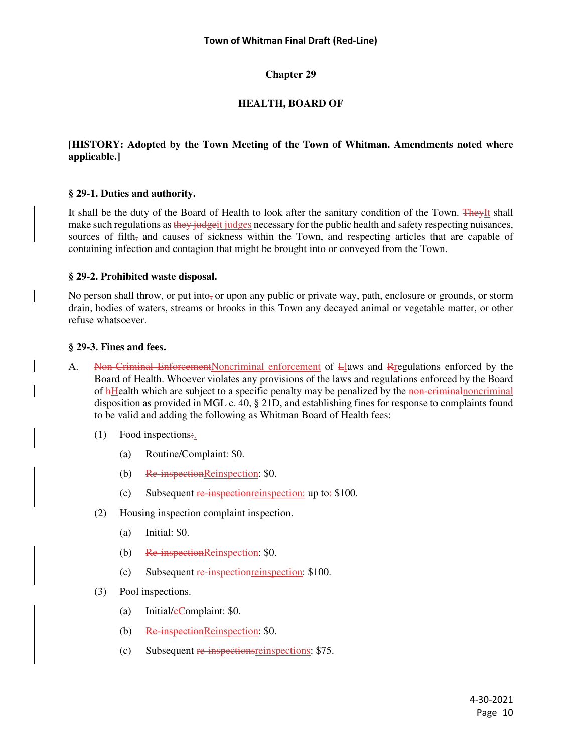# Chapter 29

## HEALTH, BOARD OF

**[HISTORY: Adopted by the Town Meeting of the Town of Whitman. Amendments noted where applicable.]**

### § 29-1. Duties and authority.

It shall be the duty of the Board of Health to look after the sanitary condition of the Town. ~~They~~It shall make such regulations as ~~they judge~~it judges necessary for the public health and safety respecting nuisances, sources of filth~~,~~ and causes of sickness within the Town, and respecting articles that are capable of containing infection and contagion that might be brought into or conveyed from the Town.

### § 29-2. Prohibited waste disposal.

No person shall throw, or put into~~,~~ or upon any public or private way, path, enclosure or grounds, or storm drain, bodies of waters, streams or brooks in this Town any decayed animal or vegetable matter, or other refuse whatsoever.

### § 29-3. Fines and fees.

A. ~~Non-Criminal Enforcement~~Noncriminal enforcement of ~~L~~laws and ~~R~~regulations enforced by the Board of Health. Whoever violates any provisions of the laws and regulations enforced by the Board of ~~h~~Health which are subject to a specific penalty may be penalized by the ~~non-criminal~~noncriminal disposition as provided in MGL c. 40, § 21D, and establishing fines for response to complaints found to be valid and adding the following as Whitman Board of Health fees:

   (1) Food inspections~~:~~.

      (a) Routine/Complaint: $0.

      (b) ~~Re-inspection~~Reinspection: $0.

      (c) Subsequent ~~re-inspection~~reinspection: up to~~:~~ $100.

   (2) Housing inspection complaint inspection.

      (a) Initial: $0.

      (b) ~~Re-inspection~~Reinspection: $0.

      (c) Subsequent ~~re-inspection~~reinspection: $100.

   (3) Pool inspections.

      (a) Initial/~~c~~Complaint: $0.

      (b) ~~Re-inspection~~Reinspection: $0.

      (c) Subsequent ~~re-inspections~~reinspections: $75.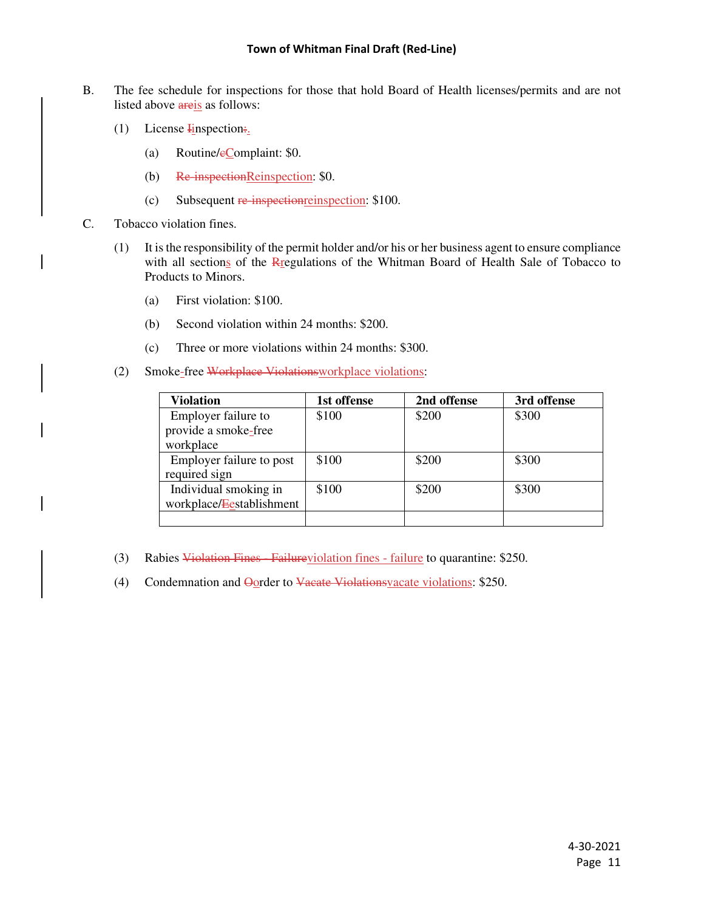B. The fee schedule for inspections for those that hold Board of Health licenses/permits and are not listed above ~~are~~is as follows:

(1) License ~~I~~inspection~~:~~.

(a) Routine/~~c~~Complaint: $0.

(b) ~~Re-inspection~~Reinspection: $0.

(c) Subsequent ~~re-inspection~~reinspection: $100.

C. Tobacco violation fines.

(1) It is the responsibility of the permit holder and/or his or her business agent to ensure compliance with all sections of the ~~R~~regulations of the Whitman Board of Health Sale of Tobacco to Products to Minors.

(a) First violation: $100.

(b) Second violation within 24 months: $200.

(c) Three or more violations within 24 months: $300.

(2) Smoke-free ~~Workplace Violations~~workplace violations:

| Violation | 1st offense | 2nd offense | 3rd offense |
|---|---|---|---|
| Employer failure to provide a smoke-free workplace | $100 | $200 | $300 |
| Employer failure to post required sign | $100 | $200 | $300 |
| Individual smoking in workplace/~~E~~establishment | $100 | $200 | $300 |
| | | | |

(3) Rabies ~~Violation Fines - Failure~~violation fines - failure to quarantine: $250.

(4) Condemnation and ~~O~~order to ~~Vacate Violations~~vacate violations: $250.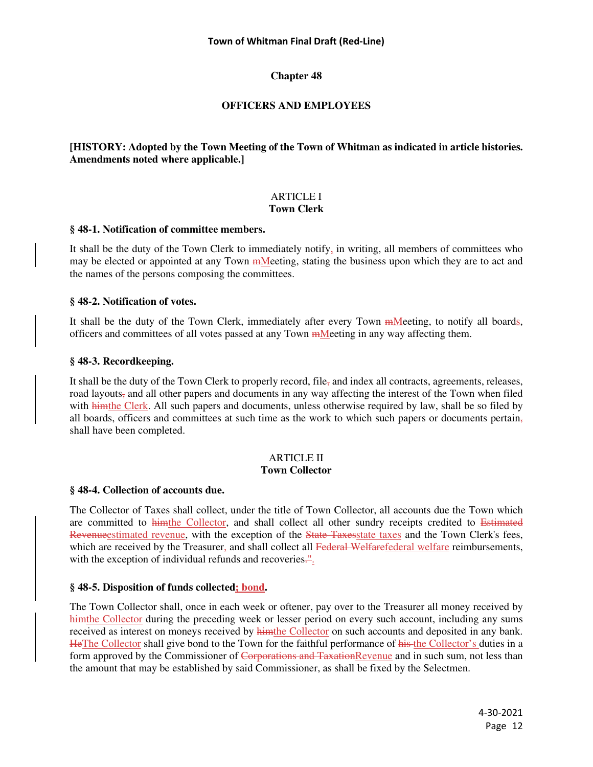# Chapter 48

## OFFICERS AND EMPLOYEES

**[HISTORY: Adopted by the Town Meeting of the Town of Whitman as indicated in article histories. Amendments noted where applicable.]**

## ARTICLE I
## Town Clerk

### § 48-1. Notification of committee members.

It shall be the duty of the Town Clerk to immediately notify, in writing, all members of committees who may be elected or appointed at any Town ~~m~~Meeting, stating the business upon which they are to act and the names of the persons composing the committees.

### § 48-2. Notification of votes.

It shall be the duty of the Town Clerk, immediately after every Town ~~m~~Meeting, to notify all boards, officers and committees of all votes passed at any Town ~~m~~Meeting in any way affecting them.

### § 48-3. Recordkeeping.

It shall be the duty of the Town Clerk to properly record, file~~,~~ and index all contracts, agreements, releases, road layouts~~,~~ and all other papers and documents in any way affecting the interest of the Town when filed with ~~him~~the Clerk. All such papers and documents, unless otherwise required by law, shall be so filed by all boards, officers and committees at such time as the work to which such papers or documents pertain~~,~~ shall have been completed.

## ARTICLE II
## Town Collector

### § 48-4. Collection of accounts due.

The Collector of Taxes shall collect, under the title of Town Collector, all accounts due the Town which are committed to ~~him~~the Collector, and shall collect all other sundry receipts credited to ~~Estimated Revenue~~estimated revenue, with the exception of the ~~State Taxes~~state taxes and the Town Clerk's fees, which are received by the Treasurer, and shall collect all ~~Federal Welfare~~federal welfare reimbursements, with the exception of individual refunds and recoveries~~."~~.

### § 48-5. Disposition of funds collected; bond.

The Town Collector shall, once in each week or oftener, pay over to the Treasurer all money received by ~~him~~the Collector during the preceding week or lesser period on every such account, including any sums received as interest on moneys received by ~~him~~the Collector on such accounts and deposited in any bank. ~~He~~The Collector shall give bond to the Town for the faithful performance of ~~his~~ the Collector's duties in a form approved by the Commissioner of ~~Corporations and Taxation~~Revenue and in such sum, not less than the amount that may be established by said Commissioner, as shall be fixed by the Selectmen.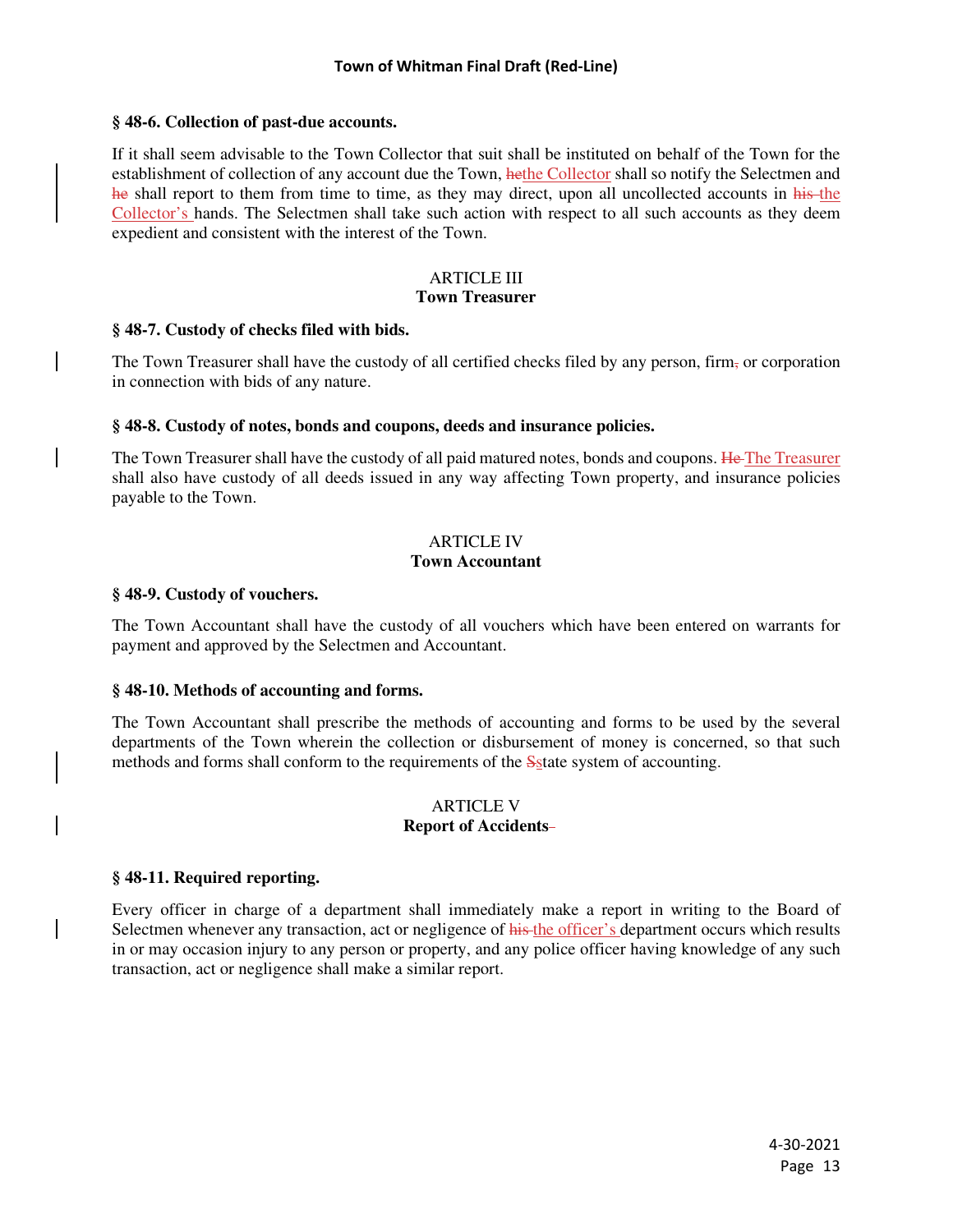### § 48-6. Collection of past-due accounts.

If it shall seem advisable to the Town Collector that suit shall be instituted on behalf of the Town for the establishment of collection of any account due the Town, ~~he~~the Collector shall so notify the Selectmen and ~~he~~ shall report to them from time to time, as they may direct, upon all uncollected accounts in ~~his~~ the Collector's hands. The Selectmen shall take such action with respect to all such accounts as they deem expedient and consistent with the interest of the Town.

## ARTICLE III
## Town Treasurer

### § 48-7. Custody of checks filed with bids.

The Town Treasurer shall have the custody of all certified checks filed by any person, firm~~,~~ or corporation in connection with bids of any nature.

### § 48-8. Custody of notes, bonds and coupons, deeds and insurance policies.

The Town Treasurer shall have the custody of all paid matured notes, bonds and coupons. ~~He~~ The Treasurer shall also have custody of all deeds issued in any way affecting Town property, and insurance policies payable to the Town.

## ARTICLE IV
## Town Accountant

### § 48-9. Custody of vouchers.

The Town Accountant shall have the custody of all vouchers which have been entered on warrants for payment and approved by the Selectmen and Accountant.

### § 48-10. Methods of accounting and forms.

The Town Accountant shall prescribe the methods of accounting and forms to be used by the several departments of the Town wherein the collection or disbursement of money is concerned, so that such methods and forms shall conform to the requirements of the ~~S~~state system of accounting.

## ARTICLE V
## Report of Accidents

### § 48-11. Required reporting.

Every officer in charge of a department shall immediately make a report in writing to the Board of Selectmen whenever any transaction, act or negligence of ~~his~~ the officer's department occurs which results in or may occasion injury to any person or property, and any police officer having knowledge of any such transaction, act or negligence shall make a similar report.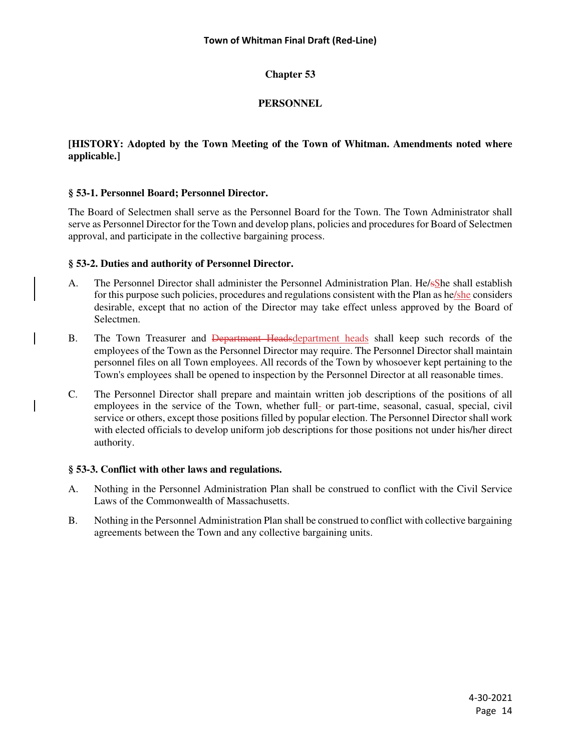# Chapter 53

# PERSONNEL

**[HISTORY: Adopted by the Town Meeting of the Town of Whitman. Amendments noted where applicable.]**

### § 53-1. Personnel Board; Personnel Director.

The Board of Selectmen shall serve as the Personnel Board for the Town. The Town Administrator shall serve as Personnel Director for the Town and develop plans, policies and procedures for Board of Selectmen approval, and participate in the collective bargaining process.

### § 53-2. Duties and authority of Personnel Director.

A. The Personnel Director shall administer the Personnel Administration Plan. He/~~s~~She shall establish for this purpose such policies, procedures and regulations consistent with the Plan as he/she considers desirable, except that no action of the Director may take effect unless approved by the Board of Selectmen.

B. The Town Treasurer and ~~Department Heads~~department heads shall keep such records of the employees of the Town as the Personnel Director may require. The Personnel Director shall maintain personnel files on all Town employees. All records of the Town by whosoever kept pertaining to the Town's employees shall be opened to inspection by the Personnel Director at all reasonable times.

C. The Personnel Director shall prepare and maintain written job descriptions of the positions of all employees in the service of the Town, whether full- or part-time, seasonal, casual, special, civil service or others, except those positions filled by popular election. The Personnel Director shall work with elected officials to develop uniform job descriptions for those positions not under his/her direct authority.

### § 53-3. Conflict with other laws and regulations.

A. Nothing in the Personnel Administration Plan shall be construed to conflict with the Civil Service Laws of the Commonwealth of Massachusetts.

B. Nothing in the Personnel Administration Plan shall be construed to conflict with collective bargaining agreements between the Town and any collective bargaining units.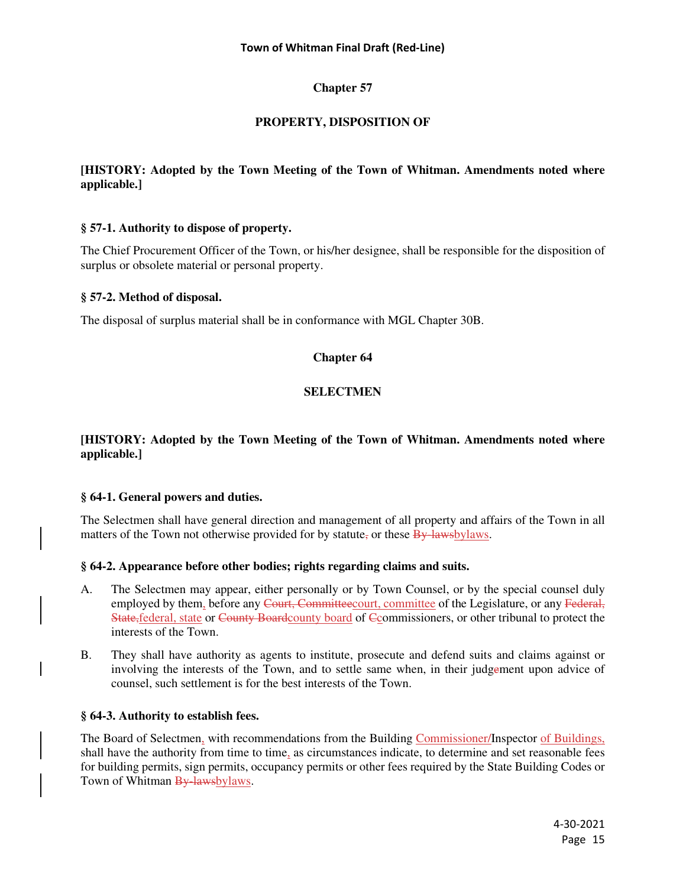# Chapter 57

## PROPERTY, DISPOSITION OF

**[HISTORY: Adopted by the Town Meeting of the Town of Whitman. Amendments noted where applicable.]**

### § 57-1. Authority to dispose of property.

The Chief Procurement Officer of the Town, or his/her designee, shall be responsible for the disposition of surplus or obsolete material or personal property.

### § 57-2. Method of disposal.

The disposal of surplus material shall be in conformance with MGL Chapter 30B.

# Chapter 64

## SELECTMEN

**[HISTORY: Adopted by the Town Meeting of the Town of Whitman. Amendments noted where applicable.]**

### § 64-1. General powers and duties.

The Selectmen shall have general direction and management of all property and affairs of the Town in all matters of the Town not otherwise provided for by statute~~,~~ or these ~~By-laws~~bylaws.

### § 64-2. Appearance before other bodies; rights regarding claims and suits.

A. The Selectmen may appear, either personally or by Town Counsel, or by the special counsel duly employed by them, before any ~~Court, Committee~~court, committee of the Legislature, or any ~~Federal, State,~~federal, state or ~~County Board~~county board of ~~C~~commissioners, or other tribunal to protect the interests of the Town.

B. They shall have authority as agents to institute, prosecute and defend suits and claims against or involving the interests of the Town, and to settle same when, in their judg~~e~~ment upon advice of counsel, such settlement is for the best interests of the Town.

### § 64-3. Authority to establish fees.

The Board of Selectmen, with recommendations from the Building Commissioner/Inspector of Buildings, shall have the authority from time to time, as circumstances indicate, to determine and set reasonable fees for building permits, sign permits, occupancy permits or other fees required by the State Building Codes or Town of Whitman ~~By-laws~~bylaws.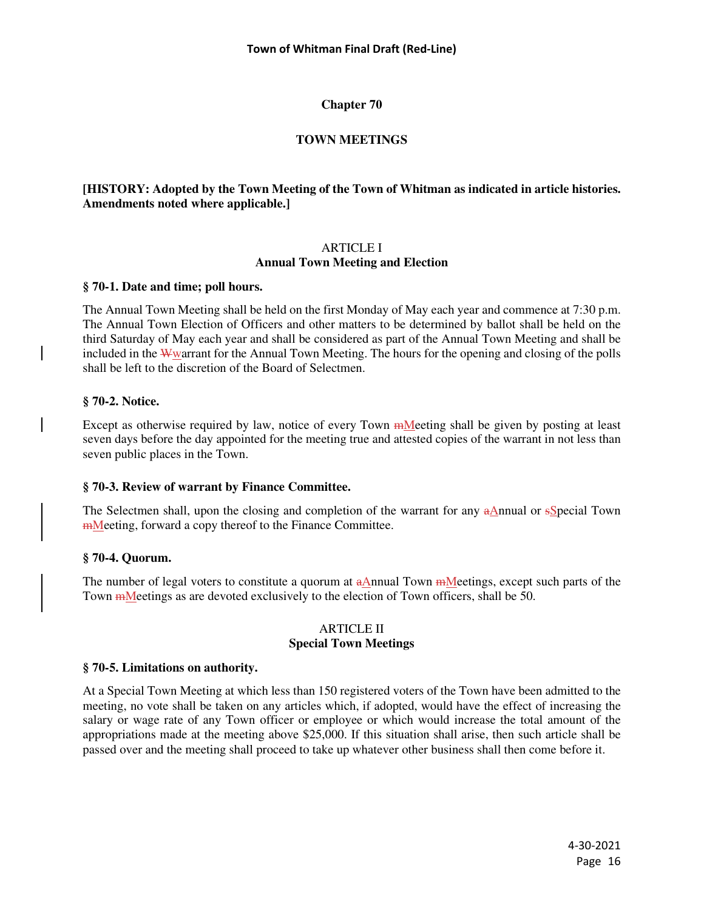# Chapter 70

## TOWN MEETINGS

**[HISTORY: Adopted by the Town Meeting of the Town of Whitman as indicated in article histories. Amendments noted where applicable.]**

### ARTICLE I
### Annual Town Meeting and Election

**§ 70-1. Date and time; poll hours.**

The Annual Town Meeting shall be held on the first Monday of May each year and commence at 7:30 p.m. The Annual Town Election of Officers and other matters to be determined by ballot shall be held on the third Saturday of May each year and shall be considered as part of the Annual Town Meeting and shall be included in the ~~W~~warrant for the Annual Town Meeting. The hours for the opening and closing of the polls shall be left to the discretion of the Board of Selectmen.

**§ 70-2. Notice.**

Except as otherwise required by law, notice of every Town ~~m~~Meeting shall be given by posting at least seven days before the day appointed for the meeting true and attested copies of the warrant in not less than seven public places in the Town.

**§ 70-3. Review of warrant by Finance Committee.**

The Selectmen shall, upon the closing and completion of the warrant for any ~~a~~Annual or ~~s~~Special Town ~~m~~Meeting, forward a copy thereof to the Finance Committee.

**§ 70-4. Quorum.**

The number of legal voters to constitute a quorum at ~~a~~Annual Town ~~m~~Meetings, except such parts of the Town ~~m~~Meetings as are devoted exclusively to the election of Town officers, shall be 50.

### ARTICLE II
### Special Town Meetings

**§ 70-5. Limitations on authority.**

At a Special Town Meeting at which less than 150 registered voters of the Town have been admitted to the meeting, no vote shall be taken on any articles which, if adopted, would have the effect of increasing the salary or wage rate of any Town officer or employee or which would increase the total amount of the appropriations made at the meeting above $25,000. If this situation shall arise, then such article shall be passed over and the meeting shall proceed to take up whatever other business shall then come before it.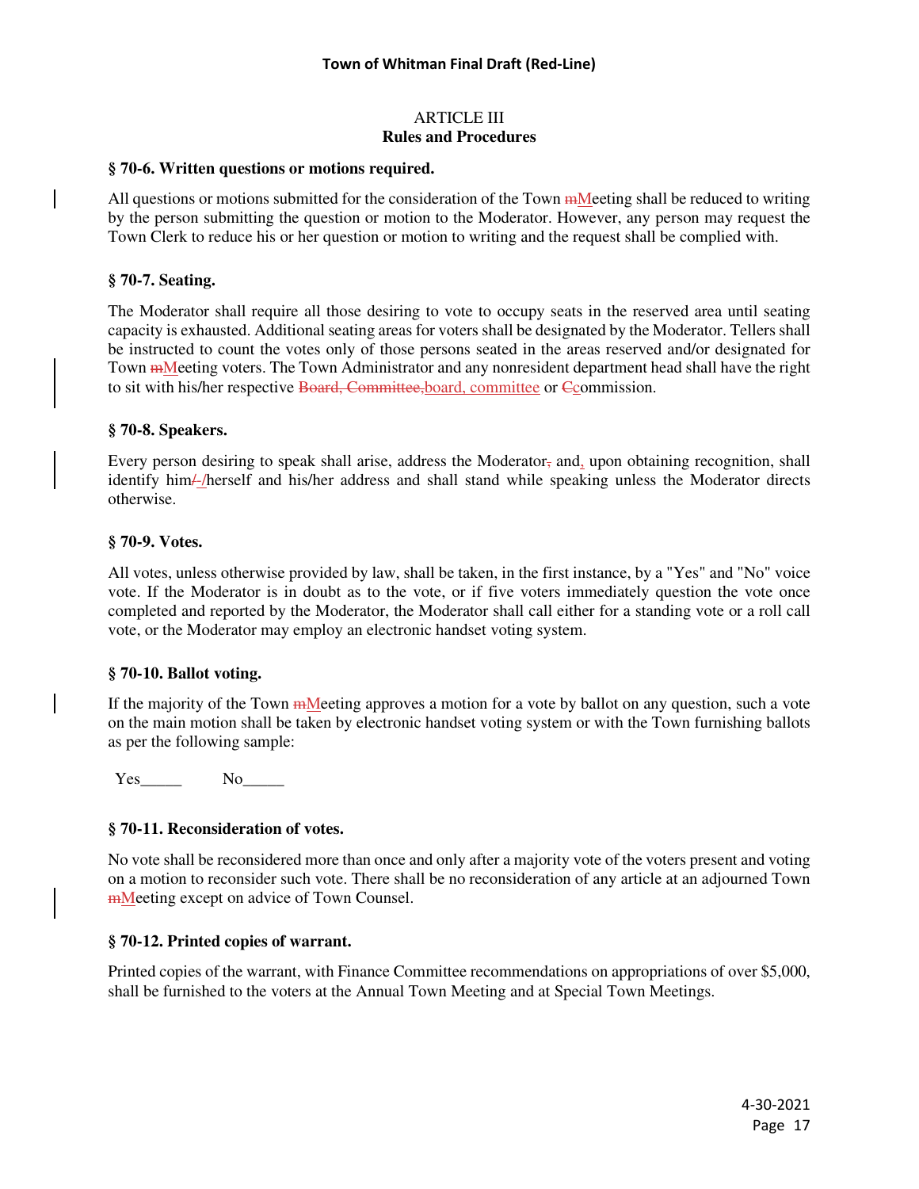# ARTICLE III
## Rules and Procedures

### § 70-6. Written questions or motions required.

All questions or motions submitted for the consideration of the Town ~~m~~Meeting shall be reduced to writing by the person submitting the question or motion to the Moderator. However, any person may request the Town Clerk to reduce his or her question or motion to writing and the request shall be complied with.

### § 70-7. Seating.

The Moderator shall require all those desiring to vote to occupy seats in the reserved area until seating capacity is exhausted. Additional seating areas for voters shall be designated by the Moderator. Tellers shall be instructed to count the votes only of those persons seated in the areas reserved and/or designated for Town ~~m~~Meeting voters. The Town Administrator and any nonresident department head shall have the right to sit with his/her respective ~~Board, Committee,~~board, committee or ~~C~~commission.

### § 70-8. Speakers.

Every person desiring to speak shall arise, address the Moderator~~,~~ and, upon obtaining recognition, shall identify him~~/~~/herself and his/her address and shall stand while speaking unless the Moderator directs otherwise.

### § 70-9. Votes.

All votes, unless otherwise provided by law, shall be taken, in the first instance, by a "Yes" and "No" voice vote. If the Moderator is in doubt as to the vote, or if five voters immediately question the vote once completed and reported by the Moderator, the Moderator shall call either for a standing vote or a roll call vote, or the Moderator may employ an electronic handset voting system.

### § 70-10. Ballot voting.

If the majority of the Town ~~m~~Meeting approves a motion for a vote by ballot on any question, such a vote on the main motion shall be taken by electronic handset voting system or with the Town furnishing ballots as per the following sample:

Yes_____ No_____

### § 70-11. Reconsideration of votes.

No vote shall be reconsidered more than once and only after a majority vote of the voters present and voting on a motion to reconsider such vote. There shall be no reconsideration of any article at an adjourned Town ~~m~~Meeting except on advice of Town Counsel.

### § 70-12. Printed copies of warrant.

Printed copies of the warrant, with Finance Committee recommendations on appropriations of over $5,000, shall be furnished to the voters at the Annual Town Meeting and at Special Town Meetings.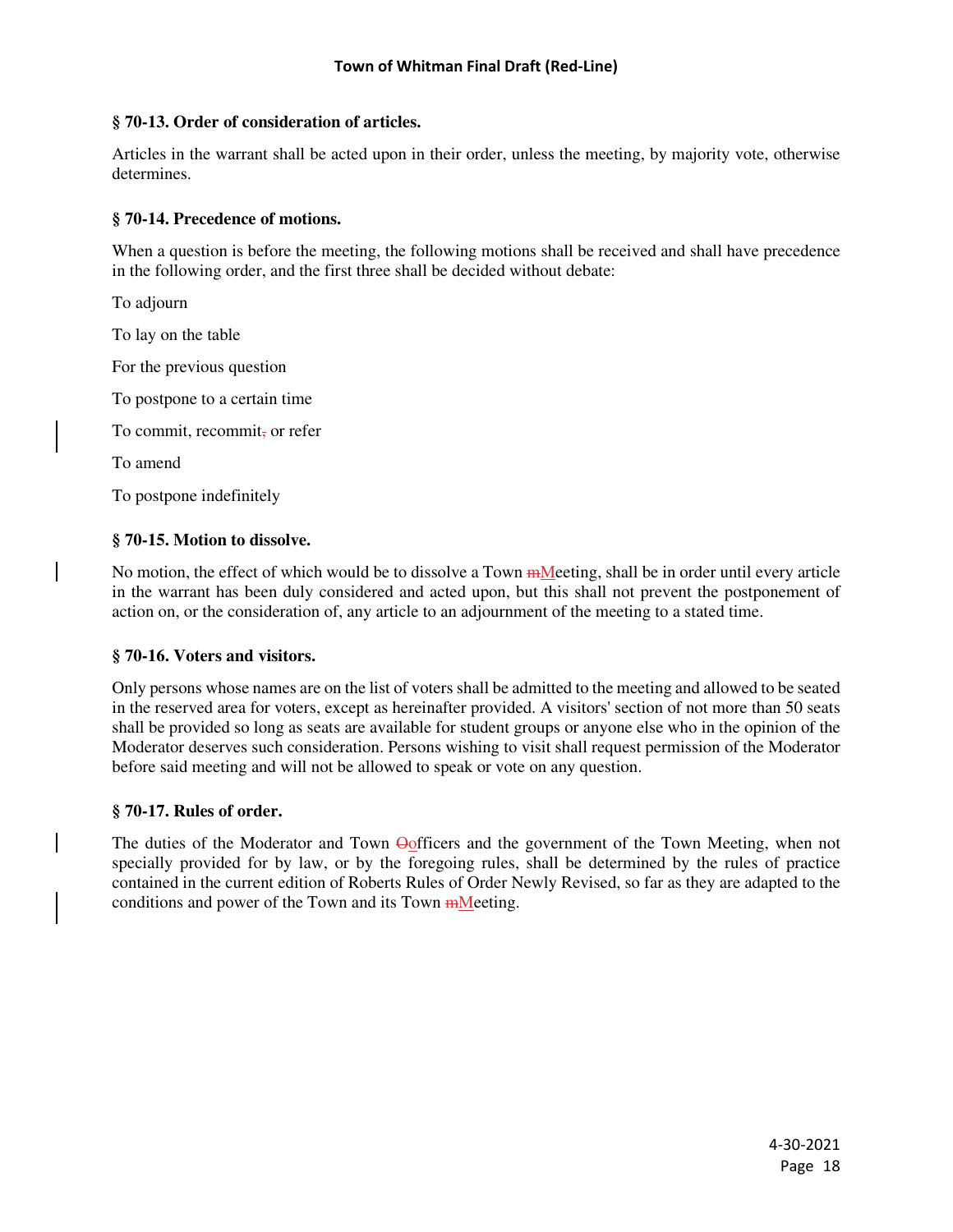### § 70-13. Order of consideration of articles.

Articles in the warrant shall be acted upon in their order, unless the meeting, by majority vote, otherwise determines.

### § 70-14. Precedence of motions.

When a question is before the meeting, the following motions shall be received and shall have precedence in the following order, and the first three shall be decided without debate:

To adjourn

To lay on the table

For the previous question

To postpone to a certain time

To commit, recommit, or refer

To amend

To postpone indefinitely

### § 70-15. Motion to dissolve.

No motion, the effect of which would be to dissolve a Town mMeeting, shall be in order until every article in the warrant has been duly considered and acted upon, but this shall not prevent the postponement of action on, or the consideration of, any article to an adjournment of the meeting to a stated time.

### § 70-16. Voters and visitors.

Only persons whose names are on the list of voters shall be admitted to the meeting and allowed to be seated in the reserved area for voters, except as hereinafter provided. A visitors' section of not more than 50 seats shall be provided so long as seats are available for student groups or anyone else who in the opinion of the Moderator deserves such consideration. Persons wishing to visit shall request permission of the Moderator before said meeting and will not be allowed to speak or vote on any question.

### § 70-17. Rules of order.

The duties of the Moderator and Town Oofficers and the government of the Town Meeting, when not specially provided for by law, or by the foregoing rules, shall be determined by the rules of practice contained in the current edition of Roberts Rules of Order Newly Revised, so far as they are adapted to the conditions and power of the Town and its Town mMeeting.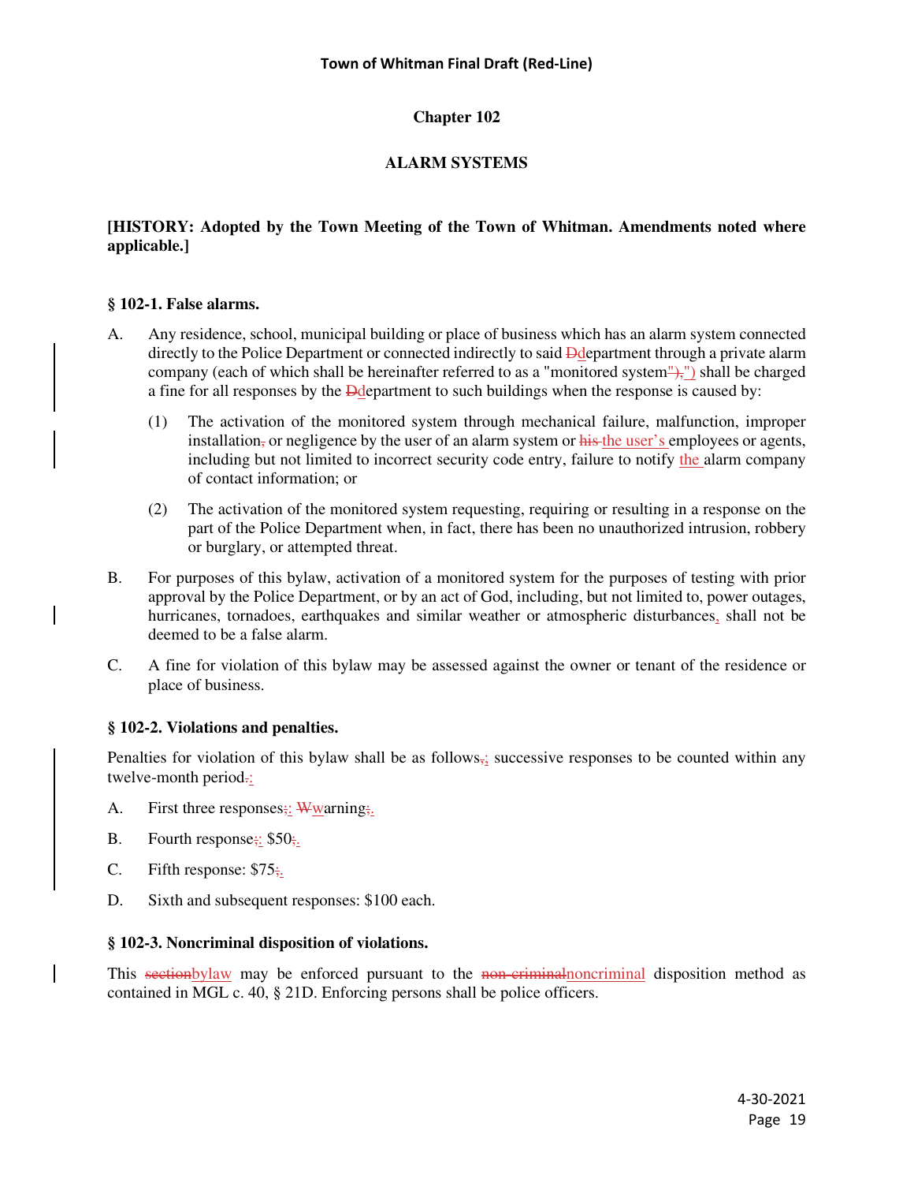# Chapter 102

## ALAMR SYSTEMS

# Chapter 102

## ALARM SYSTEMS

**[HISTORY: Adopted by the Town Meeting of the Town of Whitman. Amendments noted where applicable.]**

### § 102-1. False alarms.

A. Any residence, school, municipal building or place of business which has an alarm system connected directly to the Police Department or connected indirectly to said ~~D~~department through a private alarm company (each of which shall be hereinafter referred to as a "monitored system~~"),~~") shall be charged a fine for all responses by the ~~D~~department to such buildings when the response is caused by:

(1) The activation of the monitored system through mechanical failure, malfunction, improper installation~~,~~ or negligence by the user of an alarm system or ~~his~~ the user's employees or agents, including but not limited to incorrect security code entry, failure to notify the alarm company of contact information; or

(2) The activation of the monitored system requesting, requiring or resulting in a response on the part of the Police Department when, in fact, there has been no unauthorized intrusion, robbery or burglary, or attempted threat.

B. For purposes of this bylaw, activation of a monitored system for the purposes of testing with prior approval by the Police Department, or by an act of God, including, but not limited to, power outages, hurricanes, tornadoes, earthquakes and similar weather or atmospheric disturbances, shall not be deemed to be a false alarm.

C. A fine for violation of this bylaw may be assessed against the owner or tenant of the residence or place of business.

### § 102-2. Violations and penalties.

Penalties for violation of this bylaw shall be as follows~~,~~; successive responses to be counted within any twelve-month period~~.~~:

A. First three responses~~;~~: ~~W~~warning~~;~~.

B. Fourth response~~;~~: $50~~;~~.

C. Fifth response: $75~~;~~.

D. Sixth and subsequent responses: $100 each.

### § 102-3. Noncriminal disposition of violations.

This ~~section~~bylaw may be enforced pursuant to the ~~non-criminal~~noncriminal disposition method as contained in MGL c. 40, § 21D. Enforcing persons shall be police officers.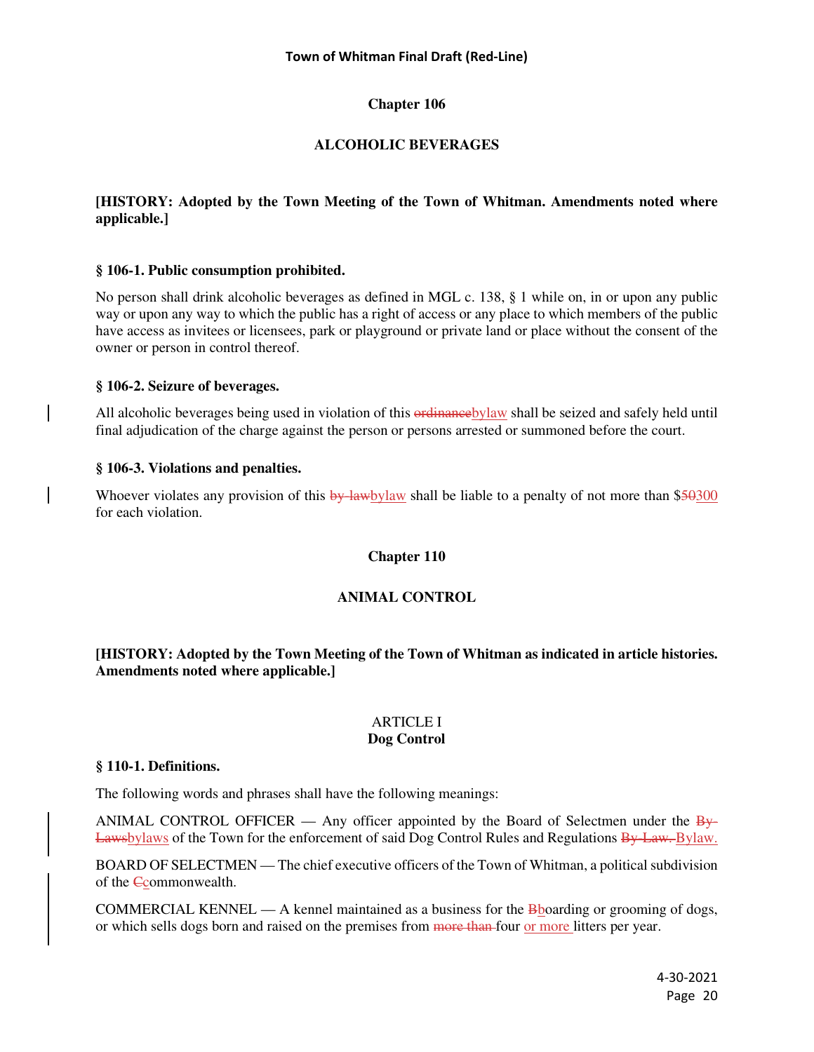# Chapter 106

## ALCOHOLIC BEVERAGES

**[HISTORY: Adopted by the Town Meeting of the Town of Whitman. Amendments noted where applicable.]**

### § 106-1. Public consumption prohibited.

No person shall drink alcoholic beverages as defined in MGL c. 138, § 1 while on, in or upon any public way or upon any way to which the public has a right of access or any place to which members of the public have access as invitees or licensees, park or playground or private land or place without the consent of the owner or person in control thereof.

### § 106-2. Seizure of beverages.

All alcoholic beverages being used in violation of this ~~ordinance~~bylaw shall be seized and safely held until final adjudication of the charge against the person or persons arrested or summoned before the court.

### § 106-3. Violations and penalties.

Whoever violates any provision of this ~~by-law~~bylaw shall be liable to a penalty of not more than $~~50~~300 for each violation.

# Chapter 110

## ANIMAL CONTROL

**[HISTORY: Adopted by the Town Meeting of the Town of Whitman as indicated in article histories. Amendments noted where applicable.]**

### ARTICLE I
### Dog Control

### § 110-1. Definitions.

The following words and phrases shall have the following meanings:

ANIMAL CONTROL OFFICER — Any officer appointed by the Board of Selectmen under the ~~By-Laws~~bylaws of the Town for the enforcement of said Dog Control Rules and Regulations ~~By-Law.~~ Bylaw.

BOARD OF SELECTMEN — The chief executive officers of the Town of Whitman, a political subdivision of the ~~C~~commonwealth.

COMMERCIAL KENNEL — A kennel maintained as a business for the ~~B~~boarding or grooming of dogs, or which sells dogs born and raised on the premises from ~~more than~~ four or more litters per year.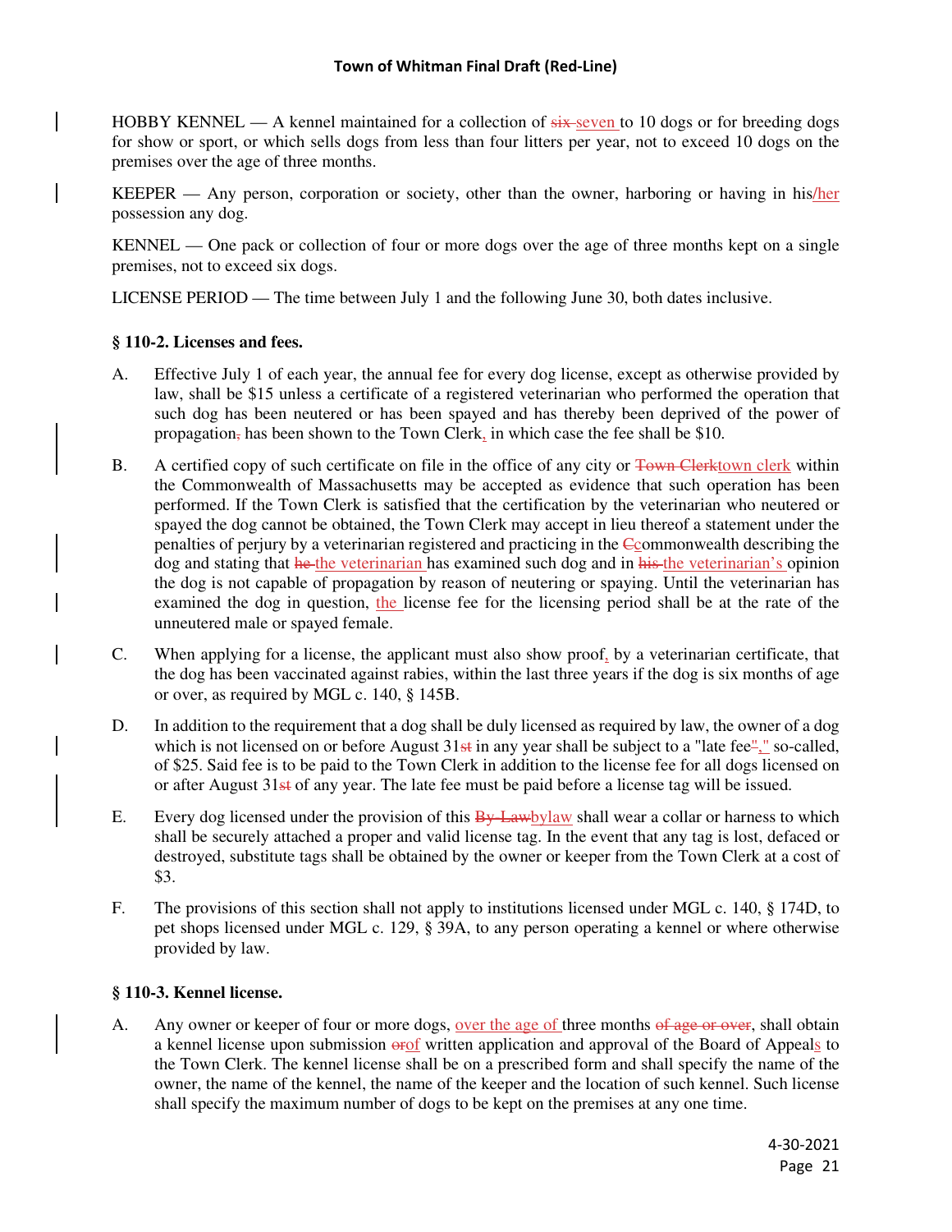HOBBY KENNEL — A kennel maintained for a collection of ~~six~~ seven to 10 dogs or for breeding dogs for show or sport, or which sells dogs from less than four litters per year, not to exceed 10 dogs on the premises over the age of three months.

KEEPER — Any person, corporation or society, other than the owner, harboring or having in his/her possession any dog.

KENNEL — One pack or collection of four or more dogs over the age of three months kept on a single premises, not to exceed six dogs.

LICENSE PERIOD — The time between July 1 and the following June 30, both dates inclusive.

**§ 110-2. Licenses and fees.**

A. Effective July 1 of each year, the annual fee for every dog license, except as otherwise provided by law, shall be $15 unless a certificate of a registered veterinarian who performed the operation that such dog has been neutered or has been spayed and has thereby been deprived of the power of propagation~~,~~ has been shown to the Town Clerk, in which case the fee shall be $10.

B. A certified copy of such certificate on file in the office of any city or ~~Town Clerk~~town clerk within the Commonwealth of Massachusetts may be accepted as evidence that such operation has been performed. If the Town Clerk is satisfied that the certification by the veterinarian who neutered or spayed the dog cannot be obtained, the Town Clerk may accept in lieu thereof a statement under the penalties of perjury by a veterinarian registered and practicing in the ~~C~~commonwealth describing the dog and stating that ~~he~~ the veterinarian has examined such dog and in ~~his~~ the veterinarian's opinion the dog is not capable of propagation by reason of neutering or spaying. Until the veterinarian has examined the dog in question, the license fee for the licensing period shall be at the rate of the unneutered male or spayed female.

C. When applying for a license, the applicant must also show proof, by a veterinarian certificate, that the dog has been vaccinated against rabies, within the last three years if the dog is six months of age or over, as required by MGL c. 140, § 145B.

D. In addition to the requirement that a dog shall be duly licensed as required by law, the owner of a dog which is not licensed on or before August 31~~st~~ in any year shall be subject to a "late fee~~"~~," so-called, of $25. Said fee is to be paid to the Town Clerk in addition to the license fee for all dogs licensed on or after August 31~~st~~ of any year. The late fee must be paid before a license tag will be issued.

E. Every dog licensed under the provision of this ~~By-Law~~bylaw shall wear a collar or harness to which shall be securely attached a proper and valid license tag. In the event that any tag is lost, defaced or destroyed, substitute tags shall be obtained by the owner or keeper from the Town Clerk at a cost of $3.

F. The provisions of this section shall not apply to institutions licensed under MGL c. 140, § 174D, to pet shops licensed under MGL c. 129, § 39A, to any person operating a kennel or where otherwise provided by law.

**§ 110-3. Kennel license.**

A. Any owner or keeper of four or more dogs, over the age of three months ~~of age or over~~, shall obtain a kennel license upon submission ~~or~~of written application and approval of the Board of Appeals to the Town Clerk. The kennel license shall be on a prescribed form and shall specify the name of the owner, the name of the kennel, the name of the keeper and the location of such kennel. Such license shall specify the maximum number of dogs to be kept on the premises at any one time.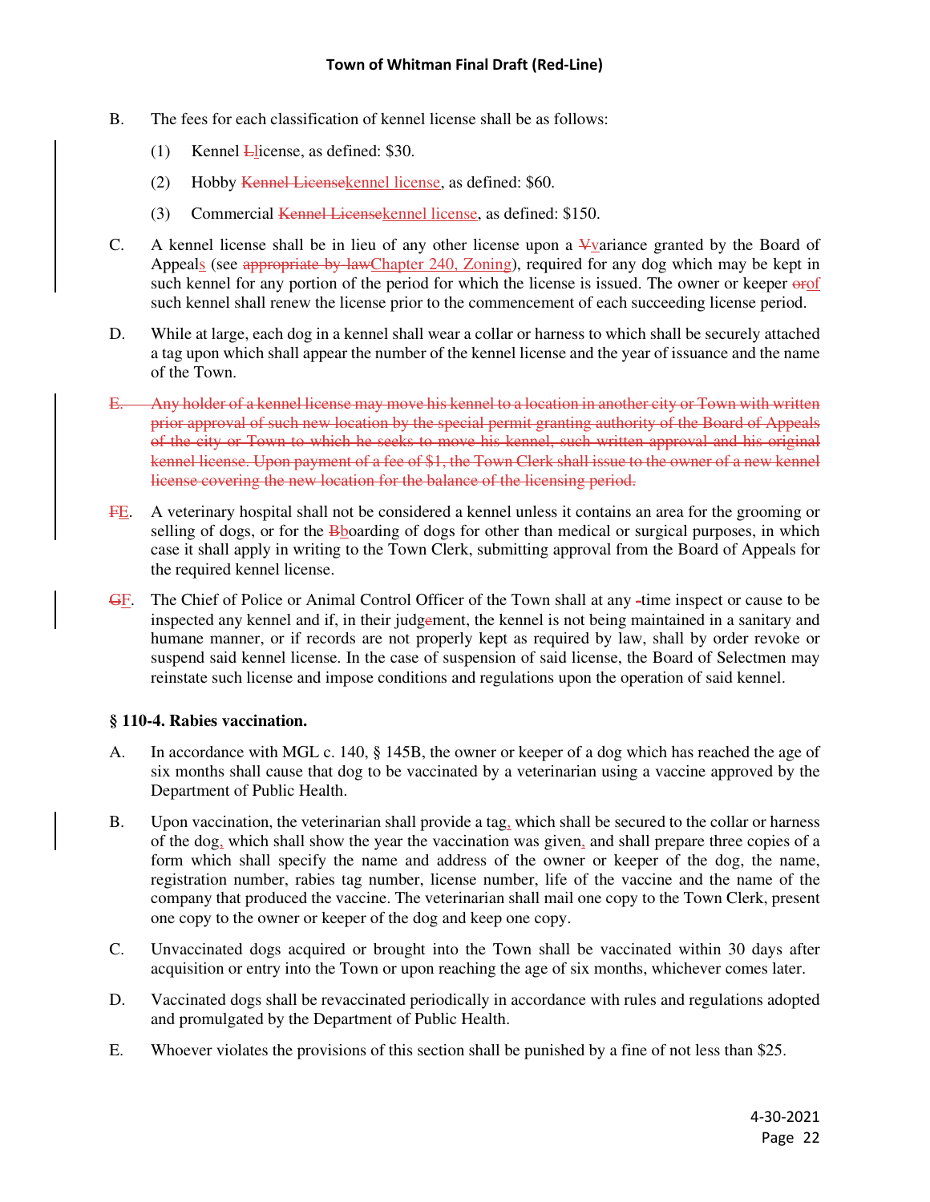B. The fees for each classification of kennel license shall be as follows:

(1) Kennel ~~L~~license, as defined: $30.

(2) Hobby ~~Kennel License~~kennel license, as defined: $60.

(3) Commercial ~~Kennel License~~kennel license, as defined: $150.

C. A kennel license shall be in lieu of any other license upon a ~~V~~variance granted by the Board of Appeals (see ~~appropriate by law~~Chapter 240, Zoning), required for any dog which may be kept in such kennel for any portion of the period for which the license is issued. The owner or keeper ~~or~~of such kennel shall renew the license prior to the commencement of each succeeding license period.

D. While at large, each dog in a kennel shall wear a collar or harness to which shall be securely attached a tag upon which shall appear the number of the kennel license and the year of issuance and the name of the Town.

~~E. Any holder of a kennel license may move his kennel to a location in another city or Town with written prior approval of such new location by the special permit granting authority of the Board of Appeals of the city or Town to which he seeks to move his kennel, such written approval and his original kennel license. Upon payment of a fee of $1, the Town Clerk shall issue to the owner of a new kennel license covering the new location for the balance of the licensing period.~~

~~F~~E. A veterinary hospital shall not be considered a kennel unless it contains an area for the grooming or selling of dogs, or for the ~~B~~boarding of dogs for other than medical or surgical purposes, in which case it shall apply in writing to the Town Clerk, submitting approval from the Board of Appeals for the required kennel license.

~~G~~F. The Chief of Police or Animal Control Officer of the Town shall at any ~~-~~time inspect or cause to be inspected any kennel and if, in their judgement, the kennel is not being maintained in a sanitary and humane manner, or if records are not properly kept as required by law, shall by order revoke or suspend said kennel license. In the case of suspension of said license, the Board of Selectmen may reinstate such license and impose conditions and regulations upon the operation of said kennel.

**§ 110-4. Rabies vaccination.**

A. In accordance with MGL c. 140, § 145B, the owner or keeper of a dog which has reached the age of six months shall cause that dog to be vaccinated by a veterinarian using a vaccine approved by the Department of Public Health.

B. Upon vaccination, the veterinarian shall provide a tag, which shall be secured to the collar or harness of the dog, which shall show the year the vaccination was given, and shall prepare three copies of a form which shall specify the name and address of the owner or keeper of the dog, the name, registration number, rabies tag number, license number, life of the vaccine and the name of the company that produced the vaccine. The veterinarian shall mail one copy to the Town Clerk, present one copy to the owner or keeper of the dog and keep one copy.

C. Unvaccinated dogs acquired or brought into the Town shall be vaccinated within 30 days after acquisition or entry into the Town or upon reaching the age of six months, whichever comes later.

D. Vaccinated dogs shall be revaccinated periodically in accordance with rules and regulations adopted and promulgated by the Department of Public Health.

E. Whoever violates the provisions of this section shall be punished by a fine of not less than $25.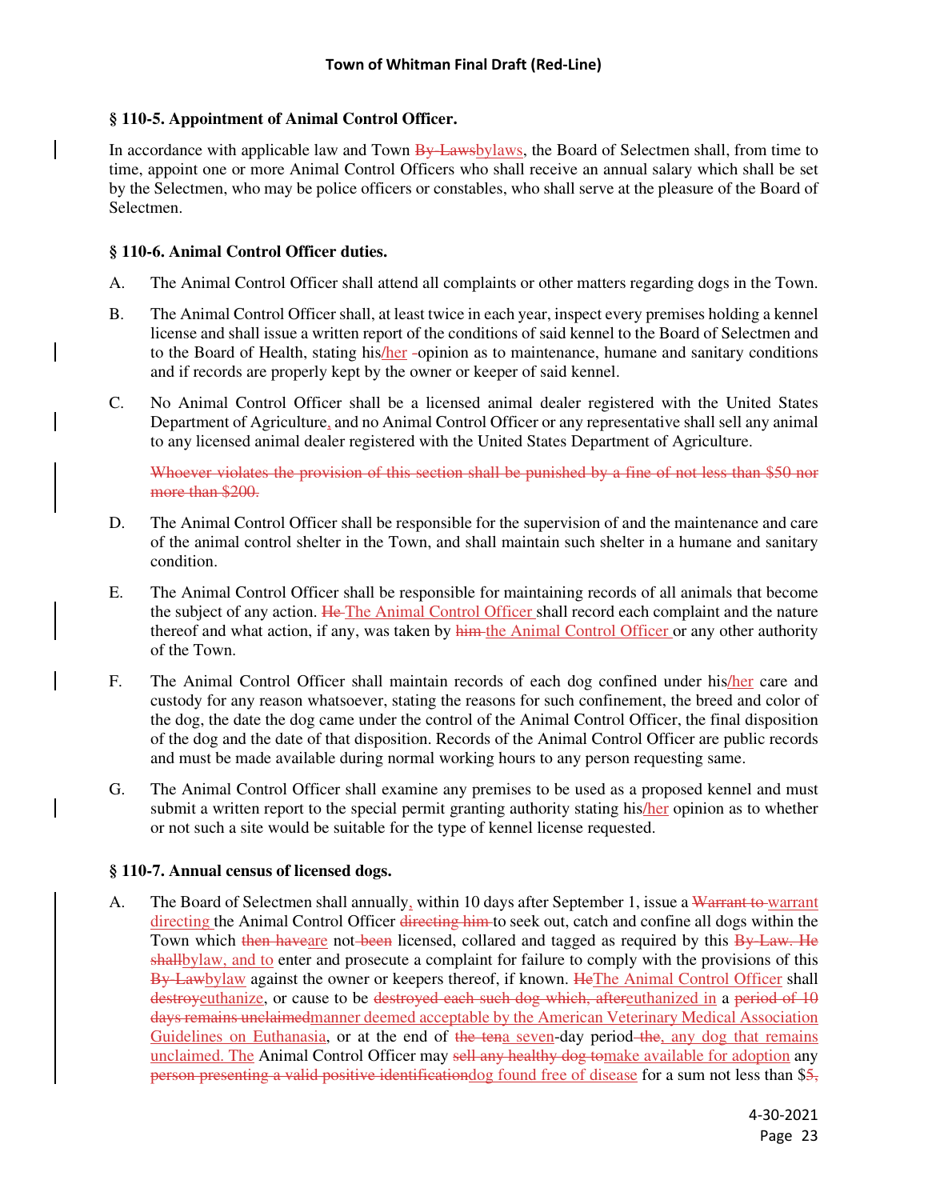### § 110-5. Appointment of Animal Control Officer.

In accordance with applicable law and Town ~~By-Laws~~bylaws, the Board of Selectmen shall, from time to time, appoint one or more Animal Control Officers who shall receive an annual salary which shall be set by the Selectmen, who may be police officers or constables, who shall serve at the pleasure of the Board of Selectmen.

### § 110-6. Animal Control Officer duties.

A. The Animal Control Officer shall attend all complaints or other matters regarding dogs in the Town.

B. The Animal Control Officer shall, at least twice in each year, inspect every premises holding a kennel license and shall issue a written report of the conditions of said kennel to the Board of Selectmen and to the Board of Health, stating his/her ~~-~~opinion as to maintenance, humane and sanitary conditions and if records are properly kept by the owner or keeper of said kennel.

C. No Animal Control Officer shall be a licensed animal dealer registered with the United States Department of Agriculture, and no Animal Control Officer or any representative shall sell any animal to any licensed animal dealer registered with the United States Department of Agriculture.

~~Whoever violates the provision of this section shall be punished by a fine of not less than $50 nor more than $200.~~

D. The Animal Control Officer shall be responsible for the supervision of and the maintenance and care of the animal control shelter in the Town, and shall maintain such shelter in a humane and sanitary condition.

E. The Animal Control Officer shall be responsible for maintaining records of all animals that become the subject of any action. ~~He~~ The Animal Control Officer shall record each complaint and the nature thereof and what action, if any, was taken by ~~him~~ the Animal Control Officer or any other authority of the Town.

F. The Animal Control Officer shall maintain records of each dog confined under his/her care and custody for any reason whatsoever, stating the reasons for such confinement, the breed and color of the dog, the date the dog came under the control of the Animal Control Officer, the final disposition of the dog and the date of that disposition. Records of the Animal Control Officer are public records and must be made available during normal working hours to any person requesting same.

G. The Animal Control Officer shall examine any premises to be used as a proposed kennel and must submit a written report to the special permit granting authority stating his/her opinion as to whether or not such a site would be suitable for the type of kennel license requested.

### § 110-7. Annual census of licensed dogs.

A. The Board of Selectmen shall annually, within 10 days after September 1, issue a ~~Warrant to~~ warrant directing the Animal Control Officer ~~directing him~~ to seek out, catch and confine all dogs within the Town which ~~then have~~are not ~~been~~ licensed, collared and tagged as required by this ~~By-Law. He shall~~bylaw, and to enter and prosecute a complaint for failure to comply with the provisions of this ~~By-Law~~bylaw against the owner or keepers thereof, if known. ~~He~~The Animal Control Officer shall ~~destroy~~euthanize, or cause to be ~~destroyed each such dog which, after~~euthanized in a ~~period of 10 days remains unclaimed~~manner deemed acceptable by the American Veterinary Medical Association Guidelines on Euthanasia, or at the end of ~~the ten~~a seven-day period ~~the~~, any dog that remains unclaimed. The Animal Control Officer may ~~sell any healthy dog to~~make available for adoption any ~~person presenting a valid positive identification~~dog found free of disease for a sum not less than $~~5,~~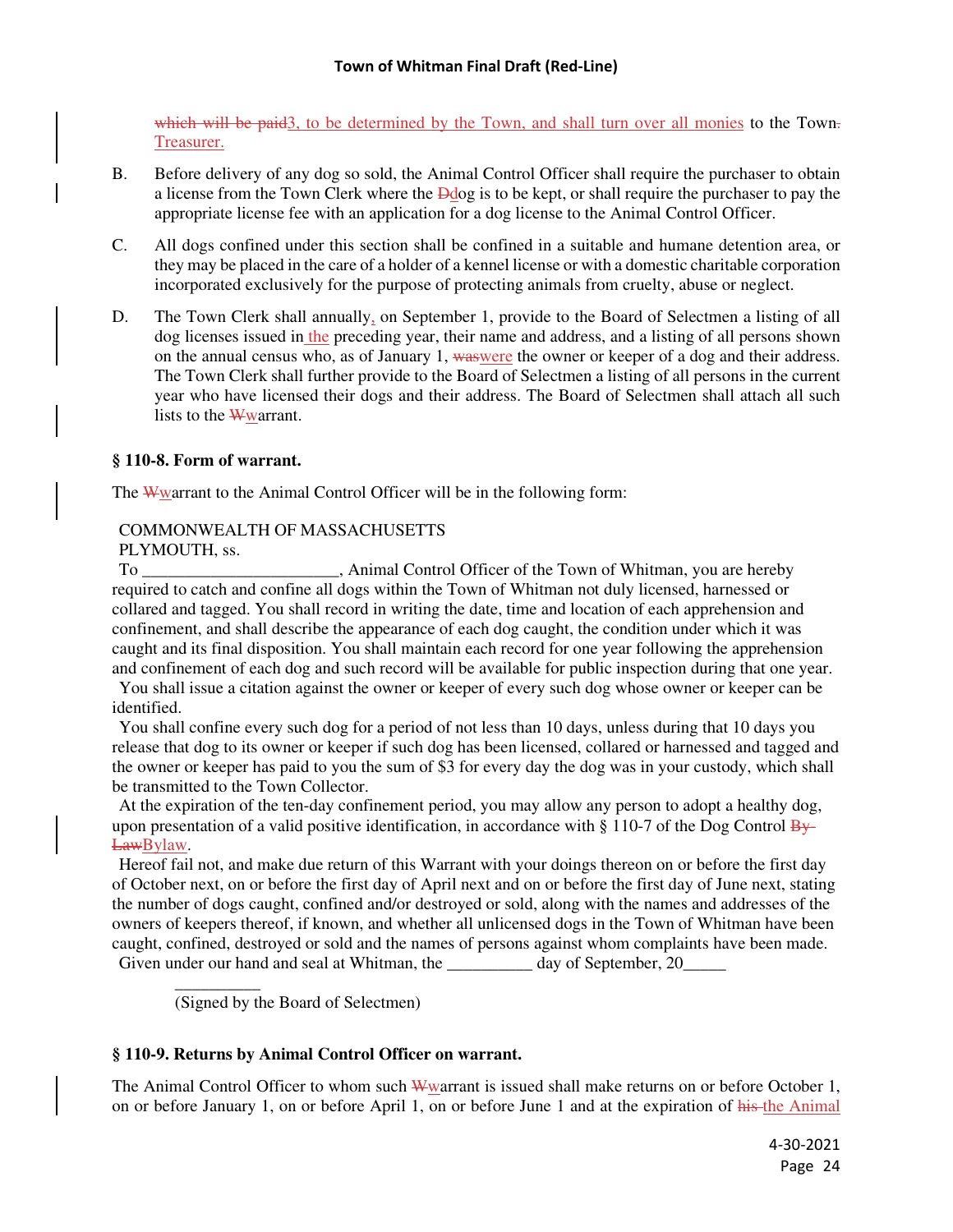which will be paid3, to be determined by the Town, and shall turn over all monies to the Town. Treasurer.

B. Before delivery of any dog so sold, the Animal Control Officer shall require the purchaser to obtain a license from the Town Clerk where the Ddog is to be kept, or shall require the purchaser to pay the appropriate license fee with an application for a dog license to the Animal Control Officer.

C. All dogs confined under this section shall be confined in a suitable and humane detention area, or they may be placed in the care of a holder of a kennel license or with a domestic charitable corporation incorporated exclusively for the purpose of protecting animals from cruelty, abuse or neglect.

D. The Town Clerk shall annually, on September 1, provide to the Board of Selectmen a listing of all dog licenses issued in the preceding year, their name and address, and a listing of all persons shown on the annual census who, as of January 1, waswere the owner or keeper of a dog and their address. The Town Clerk shall further provide to the Board of Selectmen a listing of all persons in the current year who have licensed their dogs and their address. The Board of Selectmen shall attach all such lists to the Wwarrant.

**§ 110-8. Form of warrant.**

The Wwarrant to the Animal Control Officer will be in the following form:

COMMONWEALTH OF MASSACHUSETTS
PLYMOUTH, ss.

To ______________________, Animal Control Officer of the Town of Whitman, you are hereby required to catch and confine all dogs within the Town of Whitman not duly licensed, harnessed or collared and tagged. You shall record in writing the date, time and location of each apprehension and confinement, and shall describe the appearance of each dog caught, the condition under which it was caught and its final disposition. You shall maintain each record for one year following the apprehension and confinement of each dog and such record will be available for public inspection during that one year.

You shall issue a citation against the owner or keeper of every such dog whose owner or keeper can be identified.

You shall confine every such dog for a period of not less than 10 days, unless during that 10 days you release that dog to its owner or keeper if such dog has been licensed, collared or harnessed and tagged and the owner or keeper has paid to you the sum of $3 for every day the dog was in your custody, which shall be transmitted to the Town Collector.

At the expiration of the ten-day confinement period, you may allow any person to adopt a healthy dog, upon presentation of a valid positive identification, in accordance with § 110-7 of the Dog Control By-LawBylaw.

Hereof fail not, and make due return of this Warrant with your doings thereon on or before the first day of October next, on or before the first day of April next and on or before the first day of June next, stating the number of dogs caught, confined and/or destroyed or sold, along with the names and addresses of the owners of keepers thereof, if known, and whether all unlicensed dogs in the Town of Whitman have been caught, confined, destroyed or sold and the names of persons against whom complaints have been made.

Given under our hand and seal at Whitman, the __________ day of September, 20_____

__________
(Signed by the Board of Selectmen)

**§ 110-9. Returns by Animal Control Officer on warrant.**

The Animal Control Officer to whom such Wwarrant is issued shall make returns on or before October 1, on or before January 1, on or before April 1, on or before June 1 and at the expiration of his the Animal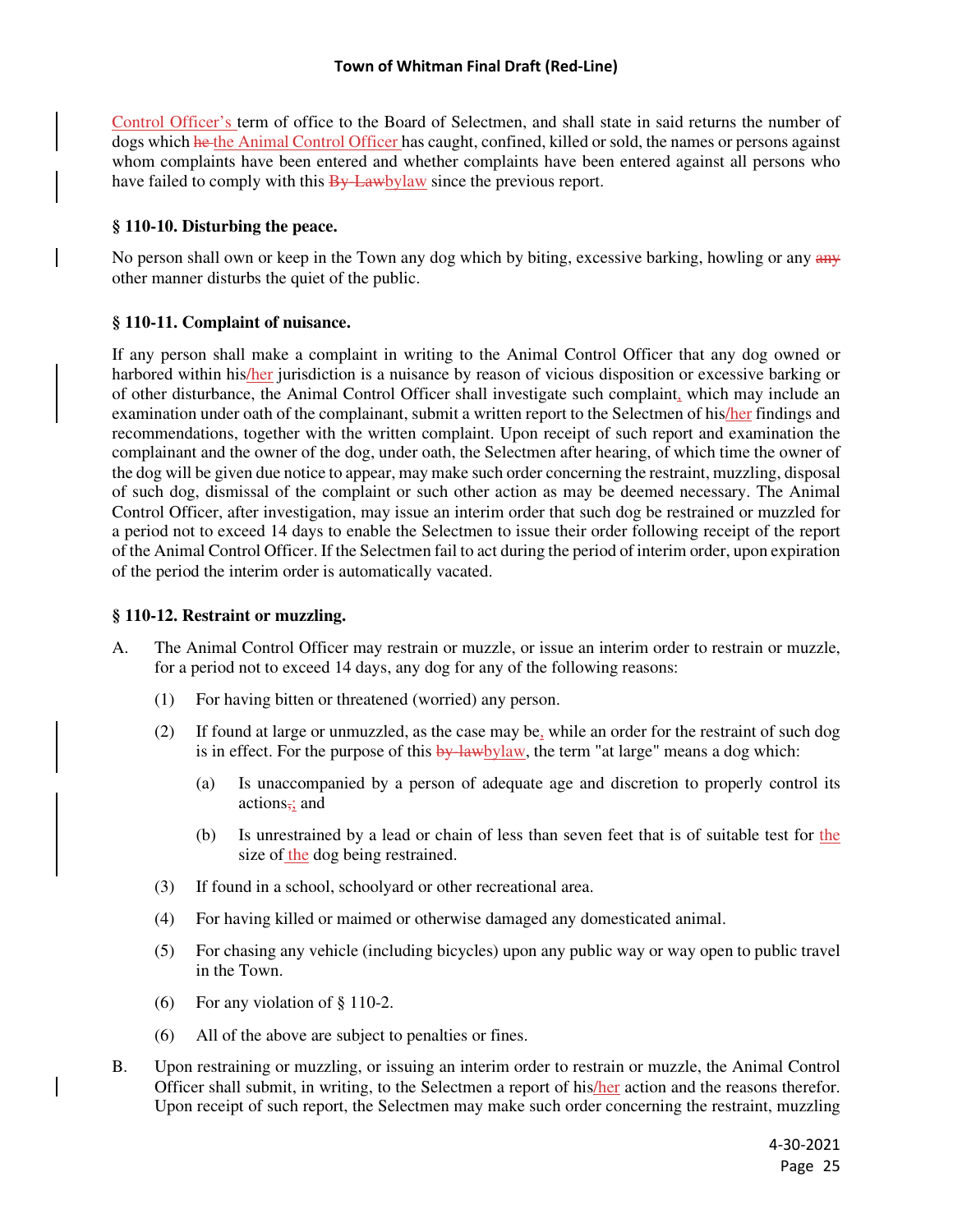Control Officer's term of office to the Board of Selectmen, and shall state in said returns the number of dogs which ~~he~~ the Animal Control Officer has caught, confined, killed or sold, the names or persons against whom complaints have been entered and whether complaints have been entered against all persons who have failed to comply with this ~~By-Law~~bylaw since the previous report.

### § 110-10. Disturbing the peace.

No person shall own or keep in the Town any dog which by biting, excessive barking, howling or any ~~any~~ other manner disturbs the quiet of the public.

### § 110-11. Complaint of nuisance.

If any person shall make a complaint in writing to the Animal Control Officer that any dog owned or harbored within his/her jurisdiction is a nuisance by reason of vicious disposition or excessive barking or of other disturbance, the Animal Control Officer shall investigate such complaint, which may include an examination under oath of the complainant, submit a written report to the Selectmen of his/her findings and recommendations, together with the written complaint. Upon receipt of such report and examination the complainant and the owner of the dog, under oath, the Selectmen after hearing, of which time the owner of the dog will be given due notice to appear, may make such order concerning the restraint, muzzling, disposal of such dog, dismissal of the complaint or such other action as may be deemed necessary. The Animal Control Officer, after investigation, may issue an interim order that such dog be restrained or muzzled for a period not to exceed 14 days to enable the Selectmen to issue their order following receipt of the report of the Animal Control Officer. If the Selectmen fail to act during the period of interim order, upon expiration of the period the interim order is automatically vacated.

### § 110-12. Restraint or muzzling.

A. The Animal Control Officer may restrain or muzzle, or issue an interim order to restrain or muzzle, for a period not to exceed 14 days, any dog for any of the following reasons:

   (1) For having bitten or threatened (worried) any person.

   (2) If found at large or unmuzzled, as the case may be, while an order for the restraint of such dog is in effect. For the purpose of this ~~by-law~~bylaw, the term "at large" means a dog which:

      (a) Is unaccompanied by a person of adequate age and discretion to properly control its actions~~.~~; and

      (b) Is unrestrained by a lead or chain of less than seven feet that is of suitable test for the size of the dog being restrained.

   (3) If found in a school, schoolyard or other recreational area.

   (4) For having killed or maimed or otherwise damaged any domesticated animal.

   (5) For chasing any vehicle (including bicycles) upon any public way or way open to public travel in the Town.

   (6) For any violation of § 110-2.

   (6) All of the above are subject to penalties or fines.

B. Upon restraining or muzzling, or issuing an interim order to restrain or muzzle, the Animal Control Officer shall submit, in writing, to the Selectmen a report of his/her action and the reasons therefor. Upon receipt of such report, the Selectmen may make such order concerning the restraint, muzzling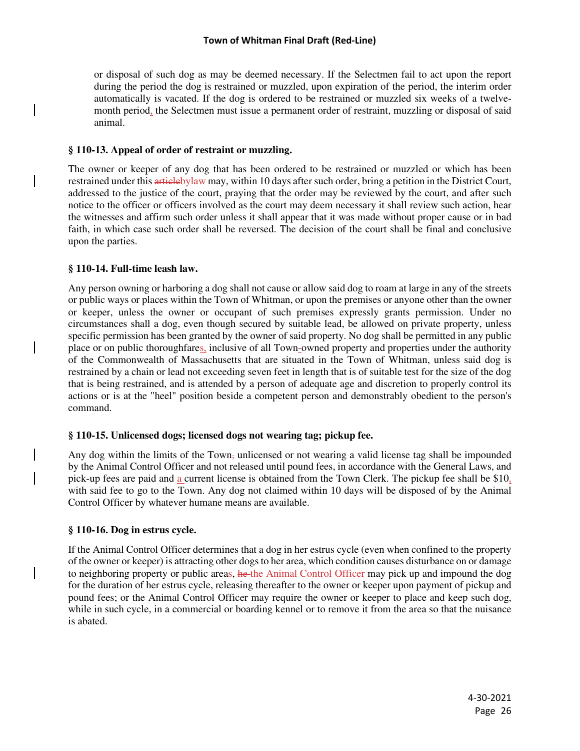or disposal of such dog as may be deemed necessary. If the Selectmen fail to act upon the report during the period the dog is restrained or muzzled, upon expiration of the period, the interim order automatically is vacated. If the dog is ordered to be restrained or muzzled six weeks of a twelve-month period, the Selectmen must issue a permanent order of restraint, muzzling or disposal of said animal.

### § 110-13. Appeal of order of restraint or muzzling.

The owner or keeper of any dog that has been ordered to be restrained or muzzled or which has been restrained under this ~~article~~bylaw may, within 10 days after such order, bring a petition in the District Court, addressed to the justice of the court, praying that the order may be reviewed by the court, and after such notice to the officer or officers involved as the court may deem necessary it shall review such action, hear the witnesses and affirm such order unless it shall appear that it was made without proper cause or in bad faith, in which case such order shall be reversed. The decision of the court shall be final and conclusive upon the parties.

### § 110-14. Full-time leash law.

Any person owning or harboring a dog shall not cause or allow said dog to roam at large in any of the streets or public ways or places within the Town of Whitman, or upon the premises or anyone other than the owner or keeper, unless the owner or occupant of such premises expressly grants permission. Under no circumstances shall a dog, even though secured by suitable lead, be allowed on private property, unless specific permission has been granted by the owner of said property. No dog shall be permitted in any public place or on public thoroughfares, inclusive of all Town-owned property and properties under the authority of the Commonwealth of Massachusetts that are situated in the Town of Whitman, unless said dog is restrained by a chain or lead not exceeding seven feet in length that is of suitable test for the size of the dog that is being restrained, and is attended by a person of adequate age and discretion to properly control its actions or is at the "heel" position beside a competent person and demonstrably obedient to the person's command.

### § 110-15. Unlicensed dogs; licensed dogs not wearing tag; pickup fee.

Any dog within the limits of the Town~~,~~ unlicensed or not wearing a valid license tag shall be impounded by the Animal Control Officer and not released until pound fees, in accordance with the General Laws, and pick-up fees are paid and a current license is obtained from the Town Clerk. The pickup fee shall be $10, with said fee to go to the Town. Any dog not claimed within 10 days will be disposed of by the Animal Control Officer by whatever humane means are available.

### § 110-16. Dog in estrus cycle.

If the Animal Control Officer determines that a dog in her estrus cycle (even when confined to the property of the owner or keeper) is attracting other dogs to her area, which condition causes disturbance on or damage to neighboring property or public areas, ~~he~~ the Animal Control Officer may pick up and impound the dog for the duration of her estrus cycle, releasing thereafter to the owner or keeper upon payment of pickup and pound fees; or the Animal Control Officer may require the owner or keeper to place and keep such dog, while in such cycle, in a commercial or boarding kennel or to remove it from the area so that the nuisance is abated.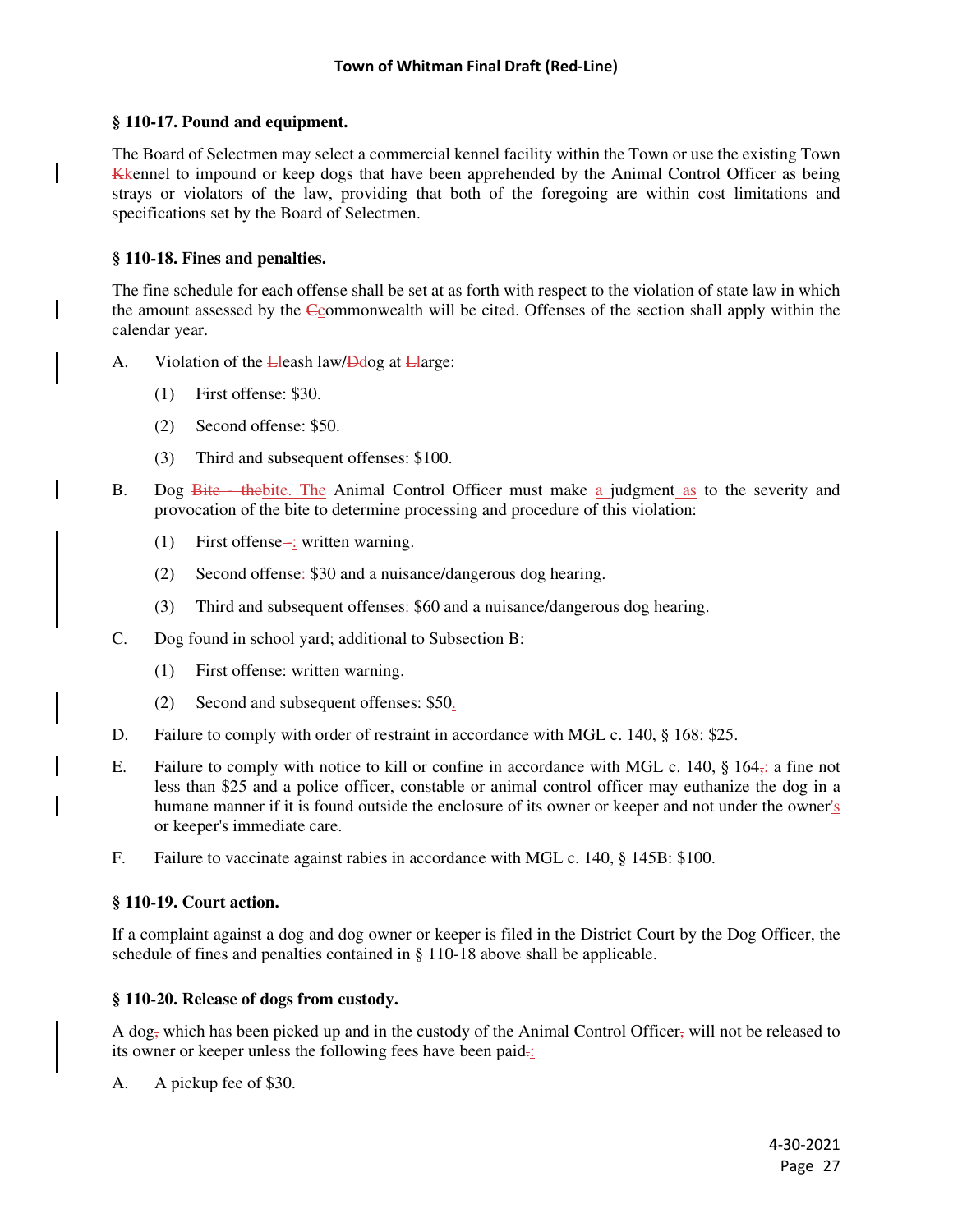### § 110-17. Pound and equipment.

The Board of Selectmen may select a commercial kennel facility within the Town or use the existing Town Kkennel to impound or keep dogs that have been apprehended by the Animal Control Officer as being strays or violators of the law, providing that both of the foregoing are within cost limitations and specifications set by the Board of Selectmen.

### § 110-18. Fines and penalties.

The fine schedule for each offense shall be set at as forth with respect to the violation of state law in which the amount assessed by the Ccommonwealth will be cited. Offenses of the section shall apply within the calendar year.

A. Violation of the Lleash law/Ddog at Llarge:

   (1) First offense: $30.

   (2) Second offense: $50.

   (3) Third and subsequent offenses: $100.

B. Dog Bite – thebite. The Animal Control Officer must make a judgment as to the severity and provocation of the bite to determine processing and procedure of this violation:

   (1) First offense–: written warning.

   (2) Second offense: $30 and a nuisance/dangerous dog hearing.

   (3) Third and subsequent offenses: $60 and a nuisance/dangerous dog hearing.

C. Dog found in school yard; additional to Subsection B:

   (1) First offense: written warning.

   (2) Second and subsequent offenses: $50.

D. Failure to comply with order of restraint in accordance with MGL c. 140, § 168: $25.

E. Failure to comply with notice to kill or confine in accordance with MGL c. 140, § 164,: a fine not less than $25 and a police officer, constable or animal control officer may euthanize the dog in a humane manner if it is found outside the enclosure of its owner or keeper and not under the owner's or keeper's immediate care.

F. Failure to vaccinate against rabies in accordance with MGL c. 140, § 145B: $100.

### § 110-19. Court action.

If a complaint against a dog and dog owner or keeper is filed in the District Court by the Dog Officer, the schedule of fines and penalties contained in § 110-18 above shall be applicable.

### § 110-20. Release of dogs from custody.

A dog, which has been picked up and in the custody of the Animal Control Officer, will not be released to its owner or keeper unless the following fees have been paid.:

A. A pickup fee of $30.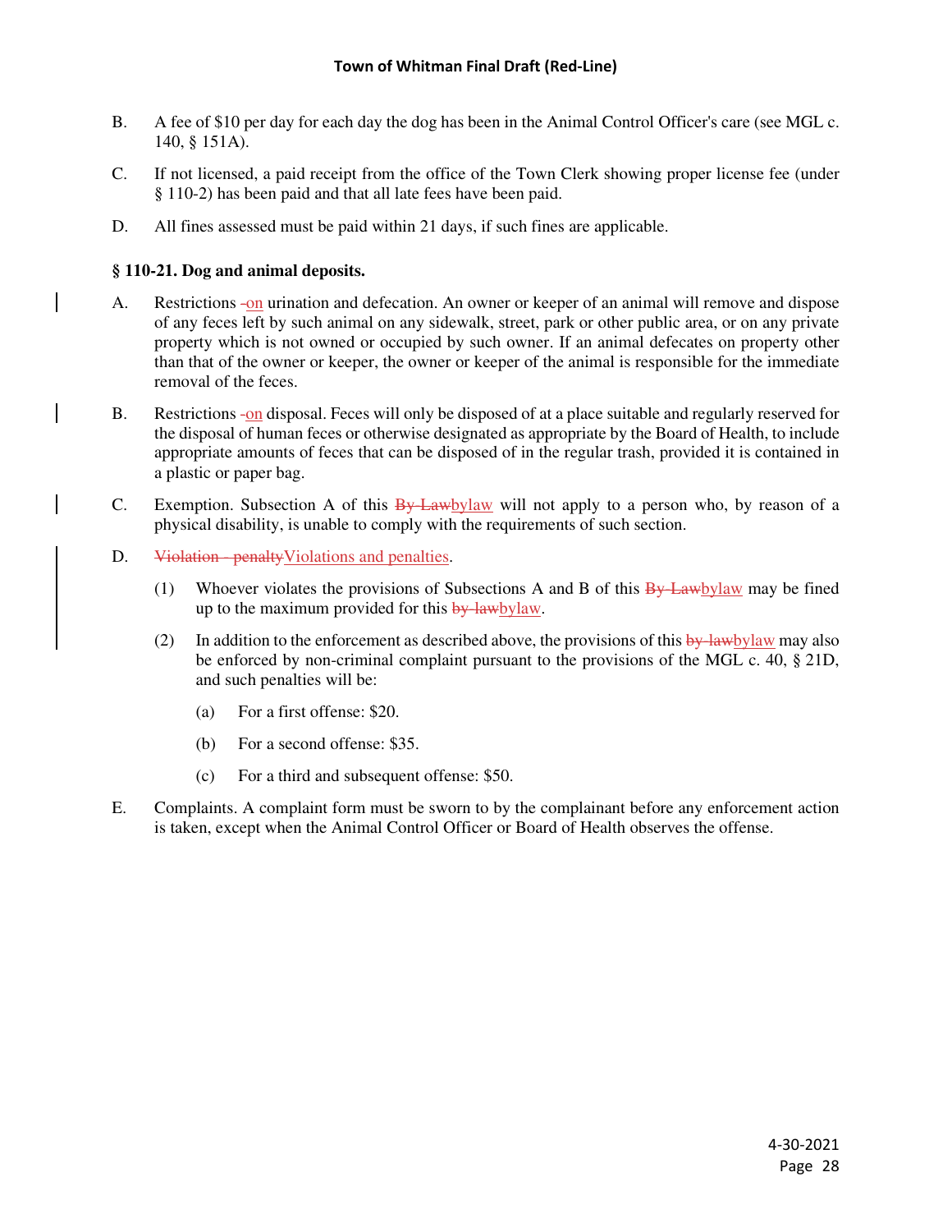B. A fee of $10 per day for each day the dog has been in the Animal Control Officer's care (see MGL c. 140, § 151A).

C. If not licensed, a paid receipt from the office of the Town Clerk showing proper license fee (under § 110-2) has been paid and that all late fees have been paid.

D. All fines assessed must be paid within 21 days, if such fines are applicable.

**§ 110-21. Dog and animal deposits.**

A. Restrictions ~~-~~on urination and defecation. An owner or keeper of an animal will remove and dispose of any feces left by such animal on any sidewalk, street, park or other public area, or on any private property which is not owned or occupied by such owner. If an animal defecates on property other than that of the owner or keeper, the owner or keeper of the animal is responsible for the immediate removal of the feces.

B. Restrictions ~~-~~on disposal. Feces will only be disposed of at a place suitable and regularly reserved for the disposal of human feces or otherwise designated as appropriate by the Board of Health, to include appropriate amounts of feces that can be disposed of in the regular trash, provided it is contained in a plastic or paper bag.

C. Exemption. Subsection A of this ~~By-Law~~bylaw will not apply to a person who, by reason of a physical disability, is unable to comply with the requirements of such section.

D. ~~Violation - penalty~~Violations and penalties.

   (1) Whoever violates the provisions of Subsections A and B of this ~~By-Law~~bylaw may be fined up to the maximum provided for this ~~by-law~~bylaw.

   (2) In addition to the enforcement as described above, the provisions of this ~~by-law~~bylaw may also be enforced by non-criminal complaint pursuant to the provisions of the MGL c. 40, § 21D, and such penalties will be:

      (a) For a first offense: $20.

      (b) For a second offense: $35.

      (c) For a third and subsequent offense: $50.

E. Complaints. A complaint form must be sworn to by the complainant before any enforcement action is taken, except when the Animal Control Officer or Board of Health observes the offense.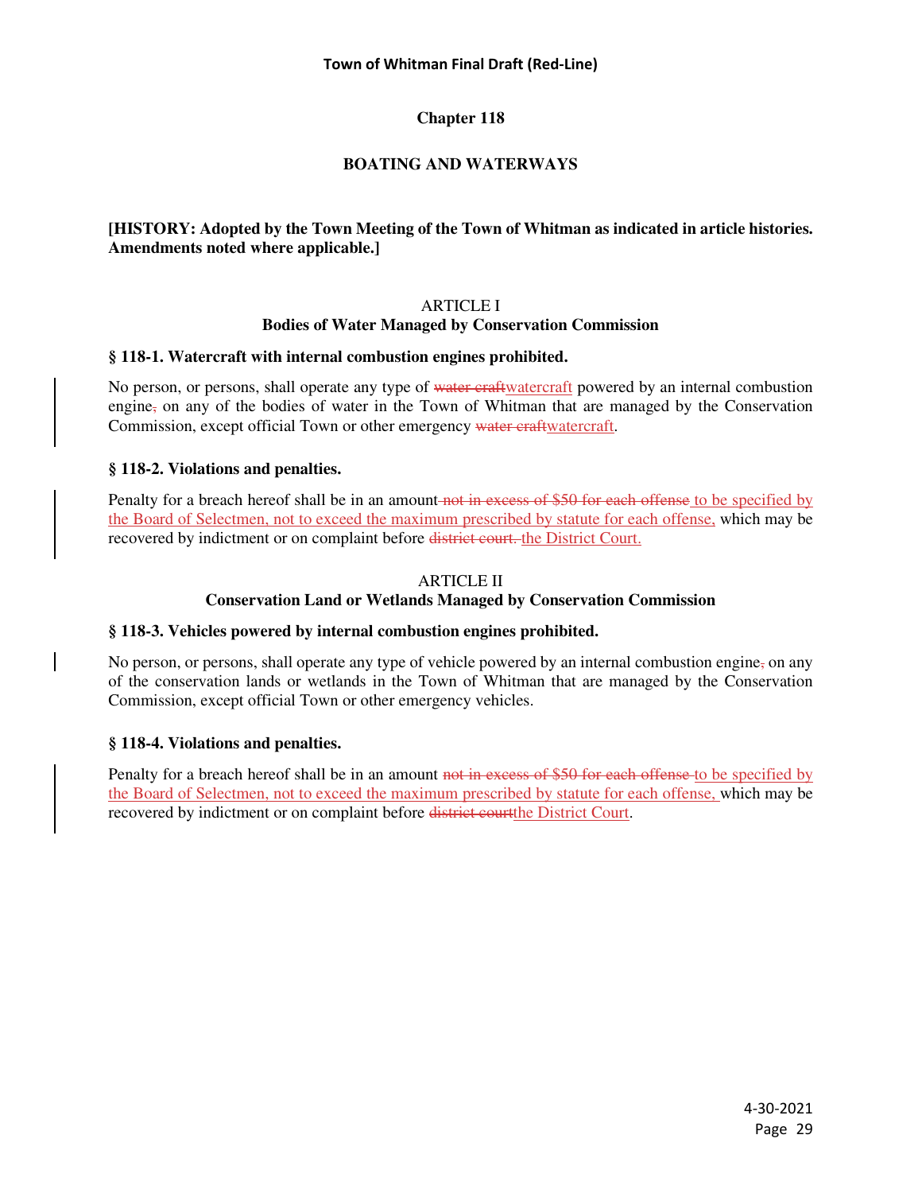# Chapter 118

## BOATING AND WATERWAYS

**[HISTORY: Adopted by the Town Meeting of the Town of Whitman as indicated in article histories. Amendments noted where applicable.]**

### ARTICLE I
### Bodies of Water Managed by Conservation Commission

**§ 118-1. Watercraft with internal combustion engines prohibited.**

No person, or persons, shall operate any type of ~~water craft~~watercraft powered by an internal combustion engine~~,~~ on any of the bodies of water in the Town of Whitman that are managed by the Conservation Commission, except official Town or other emergency ~~water craft~~watercraft.

**§ 118-2. Violations and penalties.**

Penalty for a breach hereof shall be in an amount ~~not in excess of $50 for each offense~~ to be specified by the Board of Selectmen, not to exceed the maximum prescribed by statute for each offense, which may be recovered by indictment or on complaint before ~~district court.~~ the District Court.

### ARTICLE II
### Conservation Land or Wetlands Managed by Conservation Commission

**§ 118-3. Vehicles powered by internal combustion engines prohibited.**

No person, or persons, shall operate any type of vehicle powered by an internal combustion engine~~,~~ on any of the conservation lands or wetlands in the Town of Whitman that are managed by the Conservation Commission, except official Town or other emergency vehicles.

**§ 118-4. Violations and penalties.**

Penalty for a breach hereof shall be in an amount ~~not in excess of $50 for each offense~~ to be specified by the Board of Selectmen, not to exceed the maximum prescribed by statute for each offense, which may be recovered by indictment or on complaint before ~~district court~~the District Court.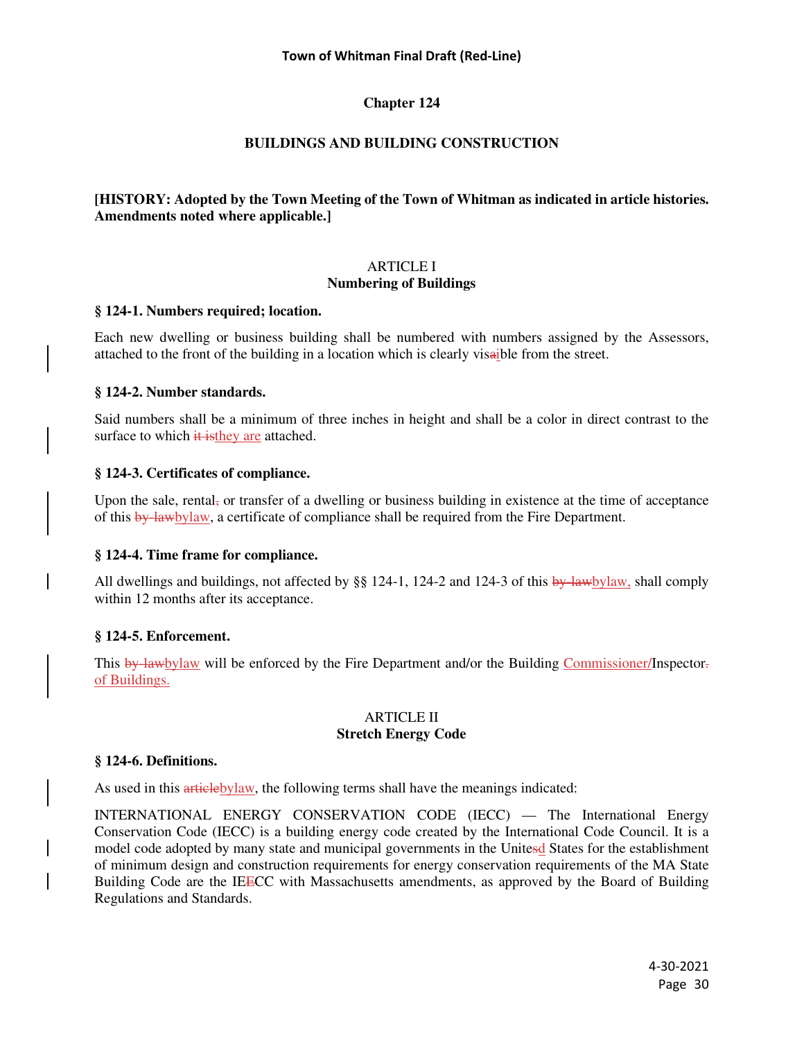# Chapter 124

## BUILDINGS AND BUILDING CONSTRUCTION

**[HISTORY: Adopted by the Town Meeting of the Town of Whitman as indicated in article histories. Amendments noted where applicable.]**

### ARTICLE I
### Numbering of Buildings

**§ 124-1. Numbers required; location.**

Each new dwelling or business building shall be numbered with numbers assigned by the Assessors, attached to the front of the building in a location which is clearly visaible from the street.

**§ 124-2. Number standards.**

Said numbers shall be a minimum of three inches in height and shall be a color in direct contrast to the surface to which it isthey are attached.

**§ 124-3. Certificates of compliance.**

Upon the sale, rental, or transfer of a dwelling or business building in existence at the time of acceptance of this by-lawbylaw, a certificate of compliance shall be required from the Fire Department.

**§ 124-4. Time frame for compliance.**

All dwellings and buildings, not affected by §§ 124-1, 124-2 and 124-3 of this by-lawbylaw, shall comply within 12 months after its acceptance.

**§ 124-5. Enforcement.**

This by-lawbylaw will be enforced by the Fire Department and/or the Building Commissioner/Inspector. of Buildings.

### ARTICLE II
### Stretch Energy Code

**§ 124-6. Definitions.**

As used in this articlebylaw, the following terms shall have the meanings indicated:

INTERNATIONAL ENERGY CONSERVATION CODE (IECC) — The International Energy Conservation Code (IECC) is a building energy code created by the International Code Council. It is a model code adopted by many state and municipal governments in the Unitesd States for the establishment of minimum design and construction requirements for energy conservation requirements of the MA State Building Code are the IEECC with Massachusetts amendments, as approved by the Board of Building Regulations and Standards.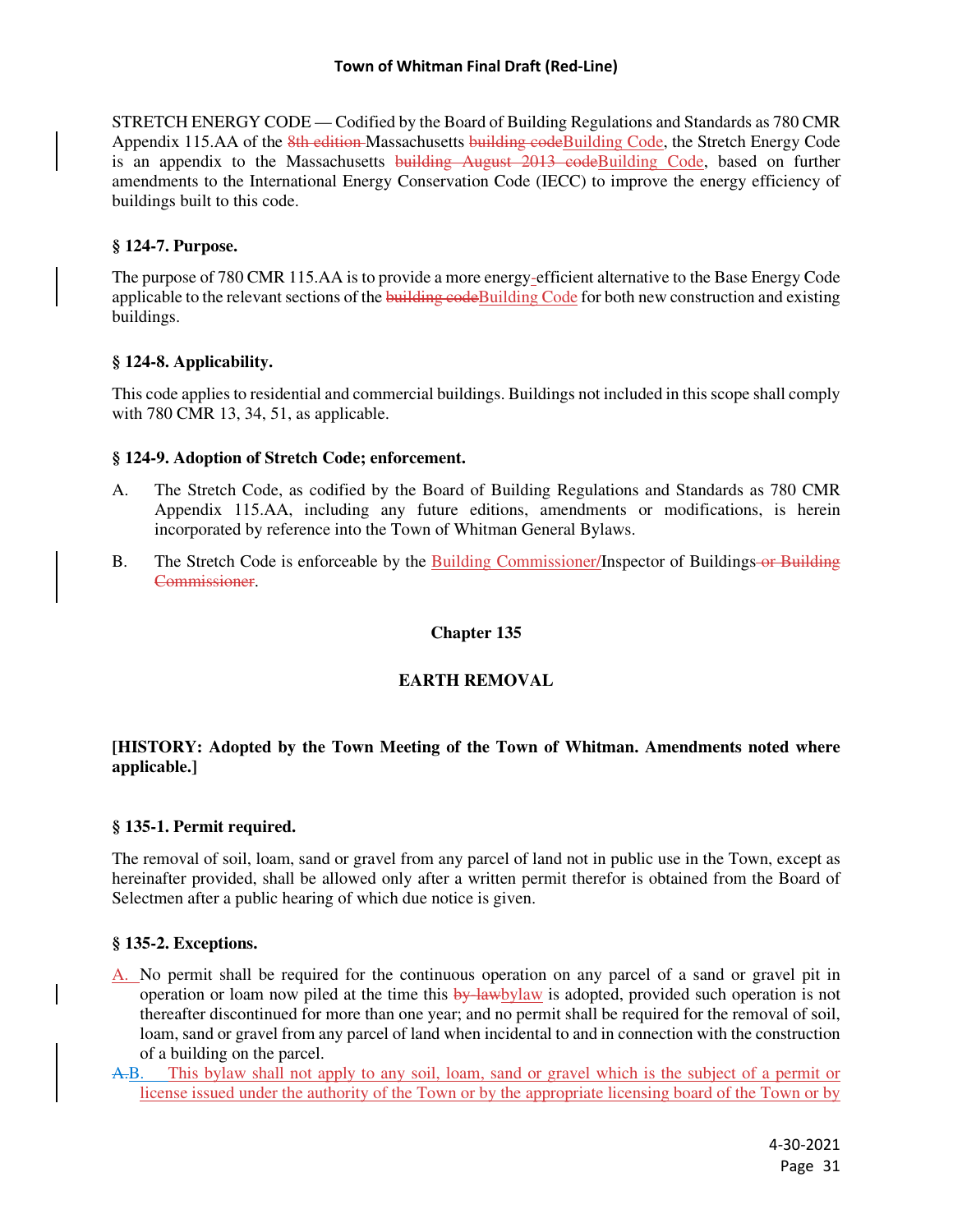STRETCH ENERGY CODE — Codified by the Board of Building Regulations and Standards as 780 CMR Appendix 115.AA of the ~~8th edition~~ Massachusetts ~~building code~~Building Code, the Stretch Energy Code is an appendix to the Massachusetts ~~building August 2013 code~~Building Code, based on further amendments to the International Energy Conservation Code (IECC) to improve the energy efficiency of buildings built to this code.

### § 124-7. Purpose.

The purpose of 780 CMR 115.AA is to provide a more energy-efficient alternative to the Base Energy Code applicable to the relevant sections of the ~~building code~~Building Code for both new construction and existing buildings.

### § 124-8. Applicability.

This code applies to residential and commercial buildings. Buildings not included in this scope shall comply with 780 CMR 13, 34, 51, as applicable.

### § 124-9. Adoption of Stretch Code; enforcement.

A. The Stretch Code, as codified by the Board of Building Regulations and Standards as 780 CMR Appendix 115.AA, including any future editions, amendments or modifications, is herein incorporated by reference into the Town of Whitman General Bylaws.

B. The Stretch Code is enforceable by the Building Commissioner/Inspector of Buildings ~~or Building Commissioner~~.

## Chapter 135

## EARTH REMOVAL

**[HISTORY: Adopted by the Town Meeting of the Town of Whitman. Amendments noted where applicable.]**

### § 135-1. Permit required.

The removal of soil, loam, sand or gravel from any parcel of land not in public use in the Town, except as hereinafter provided, shall be allowed only after a written permit therefor is obtained from the Board of Selectmen after a public hearing of which due notice is given.

### § 135-2. Exceptions.

A. No permit shall be required for the continuous operation on any parcel of a sand or gravel pit in operation or loam now piled at the time this ~~by-law~~bylaw is adopted, provided such operation is not thereafter discontinued for more than one year; and no permit shall be required for the removal of soil, loam, sand or gravel from any parcel of land when incidental to and in connection with the construction of a building on the parcel.

~~A.~~B. This bylaw shall not apply to any soil, loam, sand or gravel which is the subject of a permit or license issued under the authority of the Town or by the appropriate licensing board of the Town or by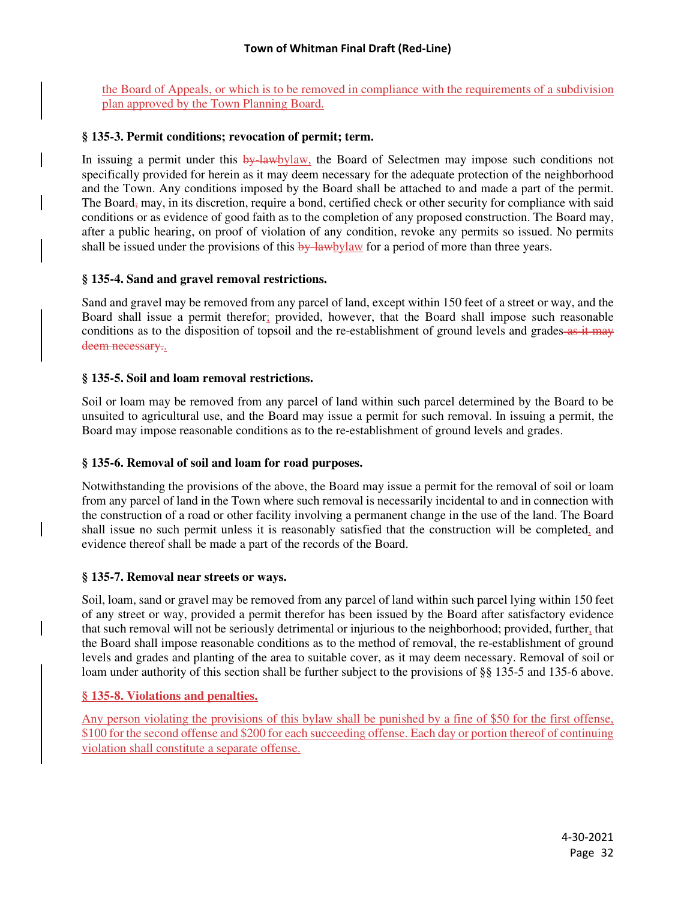the Board of Appeals, or which is to be removed in compliance with the requirements of a subdivision plan approved by the Town Planning Board.

**§ 135-3. Permit conditions; revocation of permit; term.**

In issuing a permit under this ~~by-law~~bylaw, the Board of Selectmen may impose such conditions not specifically provided for herein as it may deem necessary for the adequate protection of the neighborhood and the Town. Any conditions imposed by the Board shall be attached to and made a part of the permit. The Board~~,~~ may, in its discretion, require a bond, certified check or other security for compliance with said conditions or as evidence of good faith as to the completion of any proposed construction. The Board may, after a public hearing, on proof of violation of any condition, revoke any permits so issued. No permits shall be issued under the provisions of this ~~by-law~~bylaw for a period of more than three years.

**§ 135-4. Sand and gravel removal restrictions.**

Sand and gravel may be removed from any parcel of land, except within 150 feet of a street or way, and the Board shall issue a permit therefor~~;~~ provided, however, that the Board shall impose such reasonable conditions as to the disposition of topsoil and the re-establishment of ground levels and grades~~ as it may deem necessary.~~.

**§ 135-5. Soil and loam removal restrictions.**

Soil or loam may be removed from any parcel of land within such parcel determined by the Board to be unsuited to agricultural use, and the Board may issue a permit for such removal. In issuing a permit, the Board may impose reasonable conditions as to the re-establishment of ground levels and grades.

**§ 135-6. Removal of soil and loam for road purposes.**

Notwithstanding the provisions of the above, the Board may issue a permit for the removal of soil or loam from any parcel of land in the Town where such removal is necessarily incidental to and in connection with the construction of a road or other facility involving a permanent change in the use of the land. The Board shall issue no such permit unless it is reasonably satisfied that the construction will be completed, and evidence thereof shall be made a part of the records of the Board.

**§ 135-7. Removal near streets or ways.**

Soil, loam, sand or gravel may be removed from any parcel of land within such parcel lying within 150 feet of any street or way, provided a permit therefor has been issued by the Board after satisfactory evidence that such removal will not be seriously detrimental or injurious to the neighborhood; provided, further, that the Board shall impose reasonable conditions as to the method of removal, the re-establishment of ground levels and grades and planting of the area to suitable cover, as it may deem necessary. Removal of soil or loam under authority of this section shall be further subject to the provisions of §§ 135-5 and 135-6 above.

**§ 135-8. Violations and penalties.**

Any person violating the provisions of this bylaw shall be punished by a fine of $50 for the first offense, $100 for the second offense and $200 for each succeeding offense. Each day or portion thereof of continuing violation shall constitute a separate offense.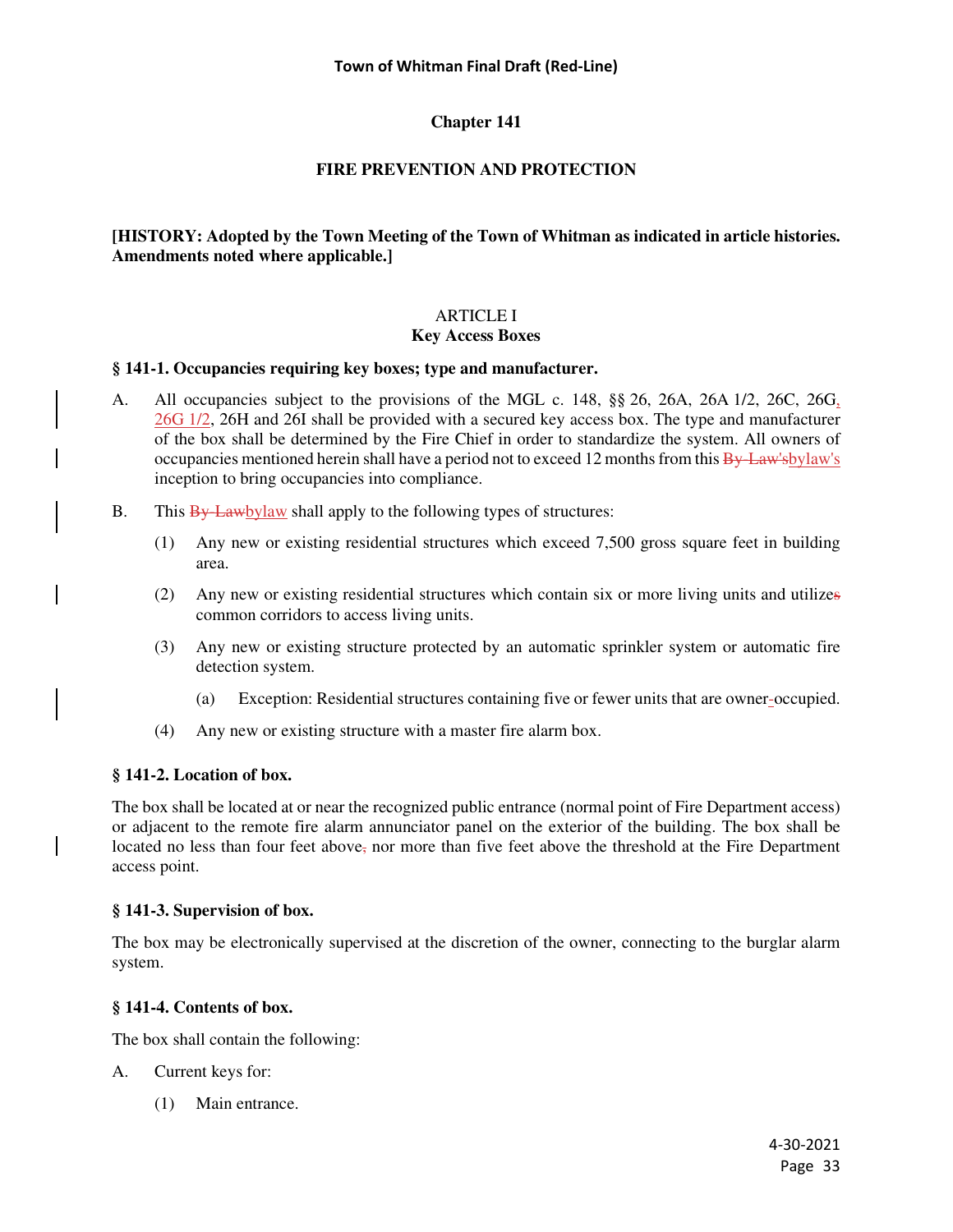# Chapter 141

## FIRE PREVENTION AND PROTECTION

**[HISTORY: Adopted by the Town Meeting of the Town of Whitman as indicated in article histories. Amendments noted where applicable.]**

### ARTICLE I
**Key Access Boxes**

**§ 141-1. Occupancies requiring key boxes; type and manufacturer.**

A. All occupancies subject to the provisions of the MGL c. 148, §§ 26, 26A, 26A 1/2, 26C, 26G<u>, 26G 1/2</u>, 26H and 26I shall be provided with a secured key access box. The type and manufacturer of the box shall be determined by the Fire Chief in order to standardize the system. All owners of occupancies mentioned herein shall have a period not to exceed 12 months from this ~~By-Law's~~<u>bylaw's</u> inception to bring occupancies into compliance.

B. This ~~By-Law~~<u>bylaw</u> shall apply to the following types of structures:

(1) Any new or existing residential structures which exceed 7,500 gross square feet in building area.

(2) Any new or existing residential structures which contain six or more living units and utilize~~s~~ common corridors to access living units.

(3) Any new or existing structure protected by an automatic sprinkler system or automatic fire detection system.

(a) Exception: Residential structures containing five or fewer units that are owner<u>-</u>occupied.

(4) Any new or existing structure with a master fire alarm box.

**§ 141-2. Location of box.**

The box shall be located at or near the recognized public entrance (normal point of Fire Department access) or adjacent to the remote fire alarm annunciator panel on the exterior of the building. The box shall be located no less than four feet above~~,~~ nor more than five feet above the threshold at the Fire Department access point.

**§ 141-3. Supervision of box.**

The box may be electronically supervised at the discretion of the owner, connecting to the burglar alarm system.

**§ 141-4. Contents of box.**

The box shall contain the following:

A. Current keys for:

(1) Main entrance.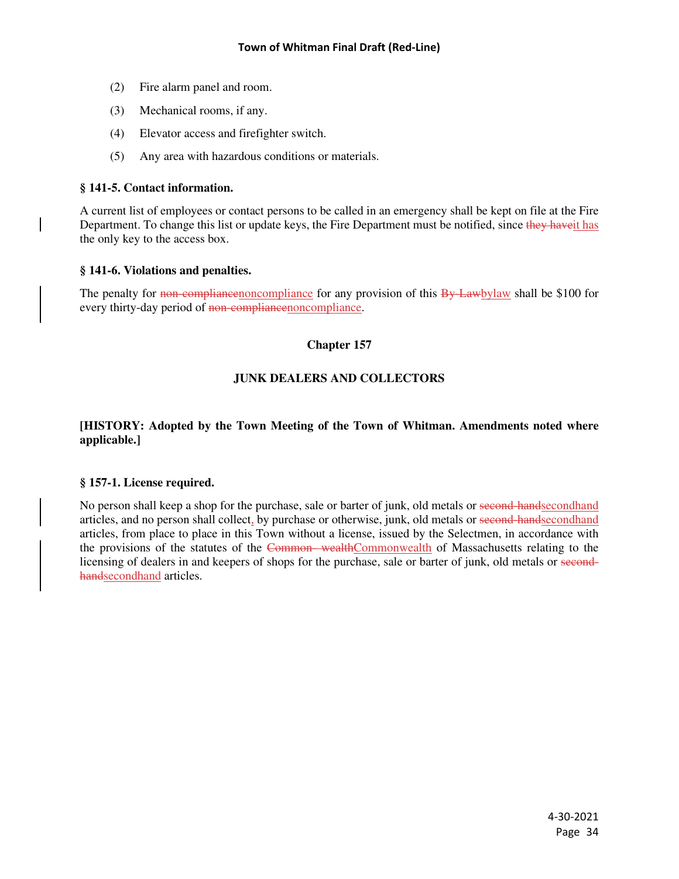(2) Fire alarm panel and room.

(3) Mechanical rooms, if any.

(4) Elevator access and firefighter switch.

(5) Any area with hazardous conditions or materials.

**§ 141-5. Contact information.**

A current list of employees or contact persons to be called in an emergency shall be kept on file at the Fire Department. To change this list or update keys, the Fire Department must be notified, since ~~they have~~it has the only key to the access box.

**§ 141-6. Violations and penalties.**

The penalty for ~~non-compliance~~noncompliance for any provision of this ~~By-Law~~bylaw shall be $100 for every thirty-day period of ~~non-compliance~~noncompliance.

## Chapter 157

## JUNK DEALERS AND COLLECTORS

**[HISTORY: Adopted by the Town Meeting of the Town of Whitman. Amendments noted where applicable.]**

**§ 157-1. License required.**

No person shall keep a shop for the purchase, sale or barter of junk, old metals or ~~second-hand~~secondhand articles, and no person shall collect, by purchase or otherwise, junk, old metals or ~~second-hand~~secondhand articles, from place to place in this Town without a license, issued by the Selectmen, in accordance with the provisions of the statutes of the ~~Common- wealth~~Commonwealth of Massachusetts relating to the licensing of dealers in and keepers of shops for the purchase, sale or barter of junk, old metals or ~~second-hand~~secondhand articles.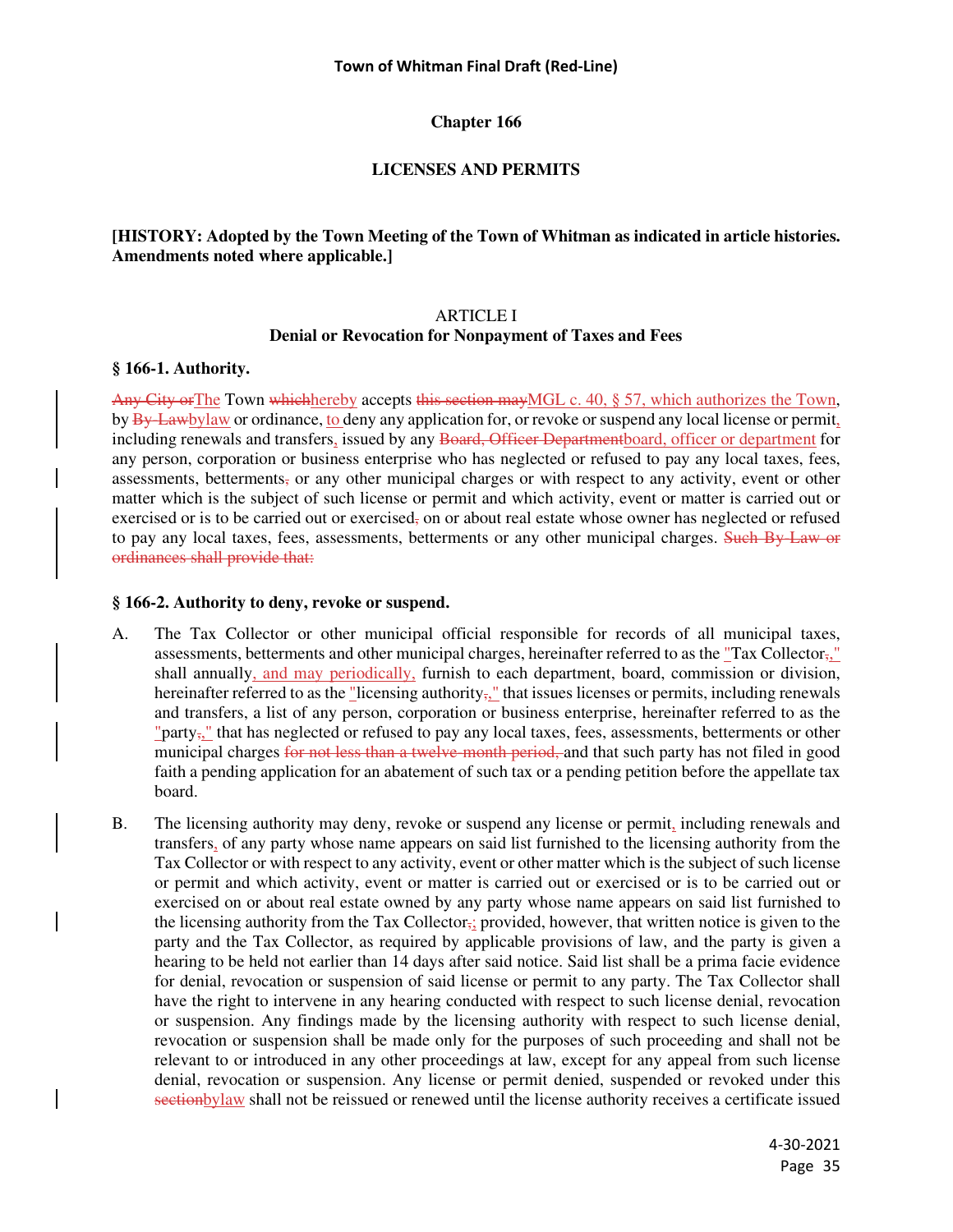# Chapter 166

## LICENSES AND PERMITS

**[HISTORY: Adopted by the Town Meeting of the Town of Whitman as indicated in article histories. Amendments noted where applicable.]**

### ARTICLE I
### Denial or Revocation for Nonpayment of Taxes and Fees

#### § 166-1. Authority.

~~Any City or~~The Town ~~which~~hereby accepts ~~this section may~~MGL c. 40, § 57, which authorizes the Town, by ~~By-Law~~bylaw or ordinance, to deny any application for, or revoke or suspend any local license or permit, including renewals and transfers, issued by any ~~Board, Officer Department~~board, officer or department for any person, corporation or business enterprise who has neglected or refused to pay any local taxes, fees, assessments, betterments~~,~~ or any other municipal charges or with respect to any activity, event or other matter which is the subject of such license or permit and which activity, event or matter is carried out or exercised or is to be carried out or exercised~~,~~ on or about real estate whose owner has neglected or refused to pay any local taxes, fees, assessments, betterments or any other municipal charges. ~~Such By-Law or ordinances shall provide that:~~

#### § 166-2. Authority to deny, revoke or suspend.

A. The Tax Collector or other municipal official responsible for records of all municipal taxes, assessments, betterments and other municipal charges, hereinafter referred to as the "Tax Collector~~,~~," shall annually, and may periodically, furnish to each department, board, commission or division, hereinafter referred to as the "licensing authority~~,~~," that issues licenses or permits, including renewals and transfers, a list of any person, corporation or business enterprise, hereinafter referred to as the "party~~,~~," that has neglected or refused to pay any local taxes, fees, assessments, betterments or other municipal charges ~~for not less than a twelve-month period,~~ and that such party has not filed in good faith a pending application for an abatement of such tax or a pending petition before the appellate tax board.

B. The licensing authority may deny, revoke or suspend any license or permit, including renewals and transfers, of any party whose name appears on said list furnished to the licensing authority from the Tax Collector or with respect to any activity, event or other matter which is the subject of such license or permit and which activity, event or matter is carried out or exercised or is to be carried out or exercised on or about real estate owned by any party whose name appears on said list furnished to the licensing authority from the Tax Collector~~,~~; provided, however, that written notice is given to the party and the Tax Collector, as required by applicable provisions of law, and the party is given a hearing to be held not earlier than 14 days after said notice. Said list shall be a prima facie evidence for denial, revocation or suspension of said license or permit to any party. The Tax Collector shall have the right to intervene in any hearing conducted with respect to such license denial, revocation or suspension. Any findings made by the licensing authority with respect to such license denial, revocation or suspension shall be made only for the purposes of such proceeding and shall not be relevant to or introduced in any other proceedings at law, except for any appeal from such license denial, revocation or suspension. Any license or permit denied, suspended or revoked under this ~~section~~bylaw shall not be reissued or renewed until the license authority receives a certificate issued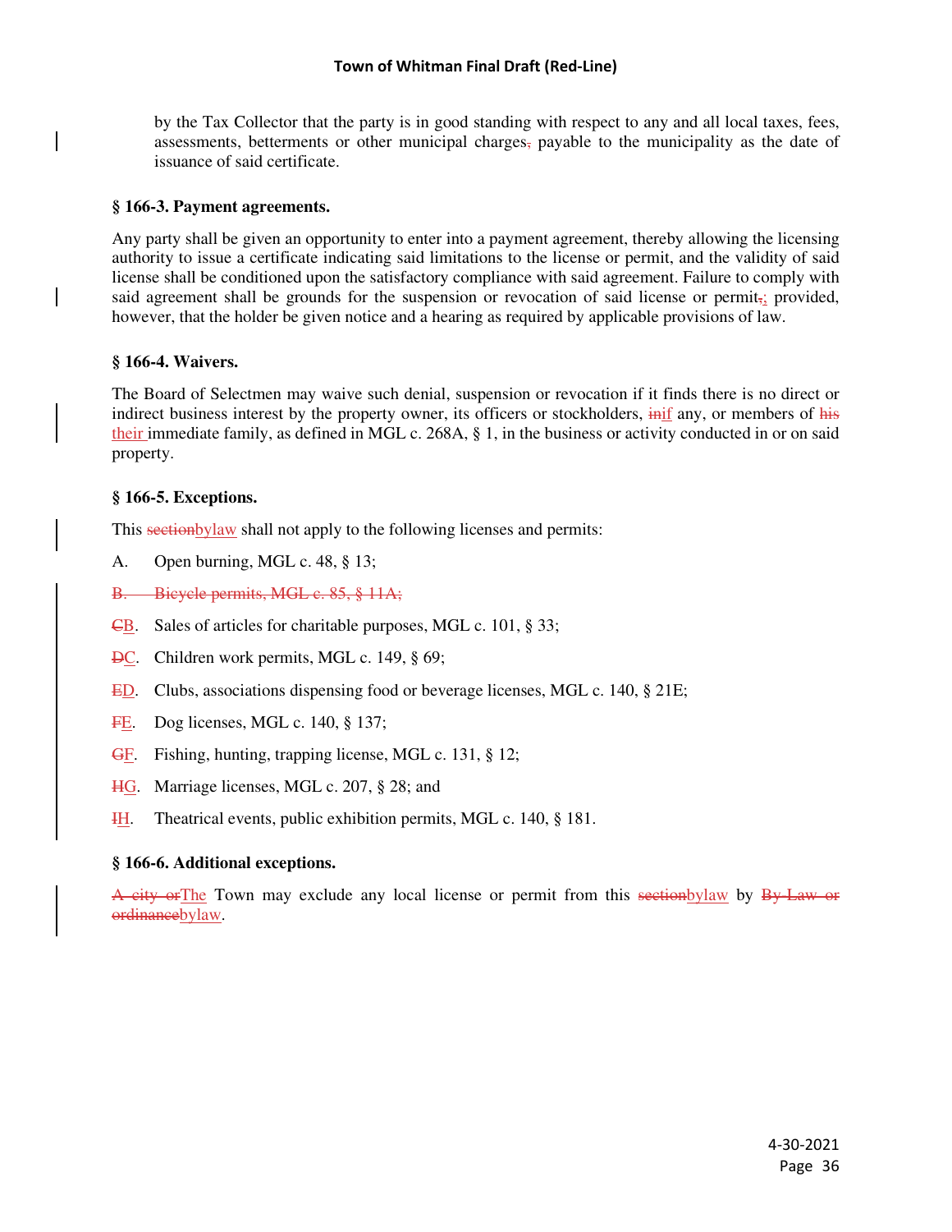by the Tax Collector that the party is in good standing with respect to any and all local taxes, fees, assessments, betterments or other municipal charges~~,~~ payable to the municipality as the date of issuance of said certificate.

**§ 166-3. Payment agreements.**

Any party shall be given an opportunity to enter into a payment agreement, thereby allowing the licensing authority to issue a certificate indicating said limitations to the license or permit, and the validity of said license shall be conditioned upon the satisfactory compliance with said agreement. Failure to comply with said agreement shall be grounds for the suspension or revocation of said license or permit~~,~~; provided, however, that the holder be given notice and a hearing as required by applicable provisions of law.

**§ 166-4. Waivers.**

The Board of Selectmen may waive such denial, suspension or revocation if it finds there is no direct or indirect business interest by the property owner, its officers or stockholders, ~~in~~if any, or members of ~~his~~ their immediate family, as defined in MGL c. 268A, § 1, in the business or activity conducted in or on said property.

**§ 166-5. Exceptions.**

This ~~section~~bylaw shall not apply to the following licenses and permits:

A. Open burning, MGL c. 48, § 13;

~~B. Bicycle permits, MGL c. 85, § 11A;~~

~~C~~B. Sales of articles for charitable purposes, MGL c. 101, § 33;

~~D~~C. Children work permits, MGL c. 149, § 69;

~~E~~D. Clubs, associations dispensing food or beverage licenses, MGL c. 140, § 21E;

~~F~~E. Dog licenses, MGL c. 140, § 137;

~~G~~F. Fishing, hunting, trapping license, MGL c. 131, § 12;

~~H~~G. Marriage licenses, MGL c. 207, § 28; and

~~I~~H. Theatrical events, public exhibition permits, MGL c. 140, § 181.

**§ 166-6. Additional exceptions.**

~~A city or~~The Town may exclude any local license or permit from this ~~section~~bylaw by ~~By-Law or ordinance~~bylaw.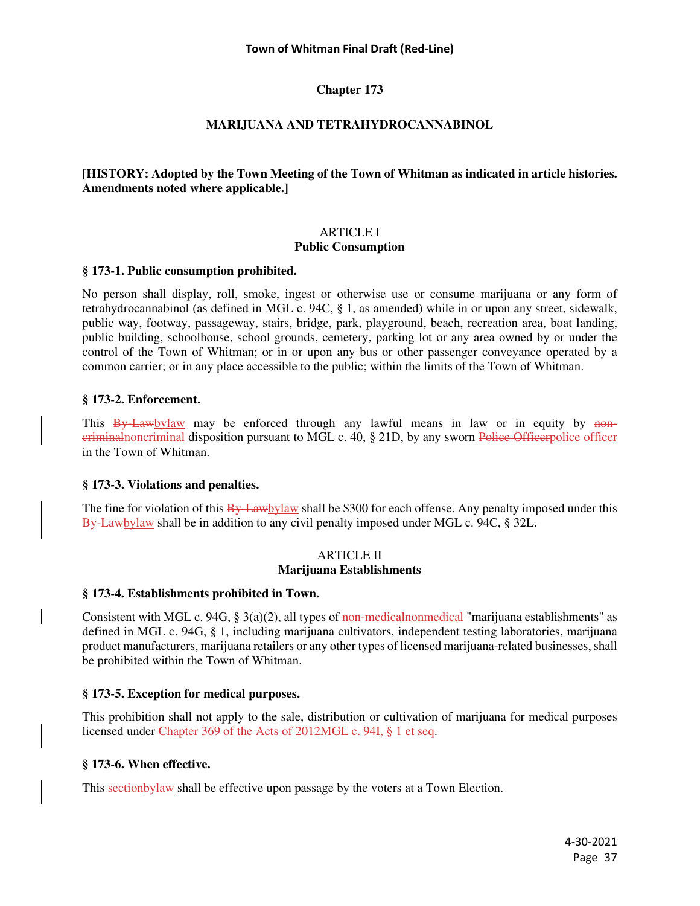# Chapter 173

## MARIJUANA AND TETRAHYDROCANNABINOL

**[HISTORY: Adopted by the Town Meeting of the Town of Whitman as indicated in article histories. Amendments noted where applicable.]**

### ARTICLE I
### Public Consumption

**§ 173-1. Public consumption prohibited.**

No person shall display, roll, smoke, ingest or otherwise use or consume marijuana or any form of tetrahydrocannabinol (as defined in MGL c. 94C, § 1, as amended) while in or upon any street, sidewalk, public way, footway, passageway, stairs, bridge, park, playground, beach, recreation area, boat landing, public building, schoolhouse, school grounds, cemetery, parking lot or any area owned by or under the control of the Town of Whitman; or in or upon any bus or other passenger conveyance operated by a common carrier; or in any place accessible to the public; within the limits of the Town of Whitman.

**§ 173-2. Enforcement.**

This ~~By-Law~~bylaw may be enforced through any lawful means in law or in equity by ~~non-criminal~~noncriminal disposition pursuant to MGL c. 40, § 21D, by any sworn ~~Police Officer~~police officer in the Town of Whitman.

**§ 173-3. Violations and penalties.**

The fine for violation of this ~~By-Law~~bylaw shall be $300 for each offense. Any penalty imposed under this ~~By-Law~~bylaw shall be in addition to any civil penalty imposed under MGL c. 94C, § 32L.

### ARTICLE II
### Marijuana Establishments

**§ 173-4. Establishments prohibited in Town.**

Consistent with MGL c. 94G, § 3(a)(2), all types of ~~non-medical~~nonmedical "marijuana establishments" as defined in MGL c. 94G, § 1, including marijuana cultivators, independent testing laboratories, marijuana product manufacturers, marijuana retailers or any other types of licensed marijuana-related businesses, shall be prohibited within the Town of Whitman.

**§ 173-5. Exception for medical purposes.**

This prohibition shall not apply to the sale, distribution or cultivation of marijuana for medical purposes licensed under ~~Chapter 369 of the Acts of 2012~~MGL c. 94I, § 1 et seq.

**§ 173-6. When effective.**

This ~~section~~bylaw shall be effective upon passage by the voters at a Town Election.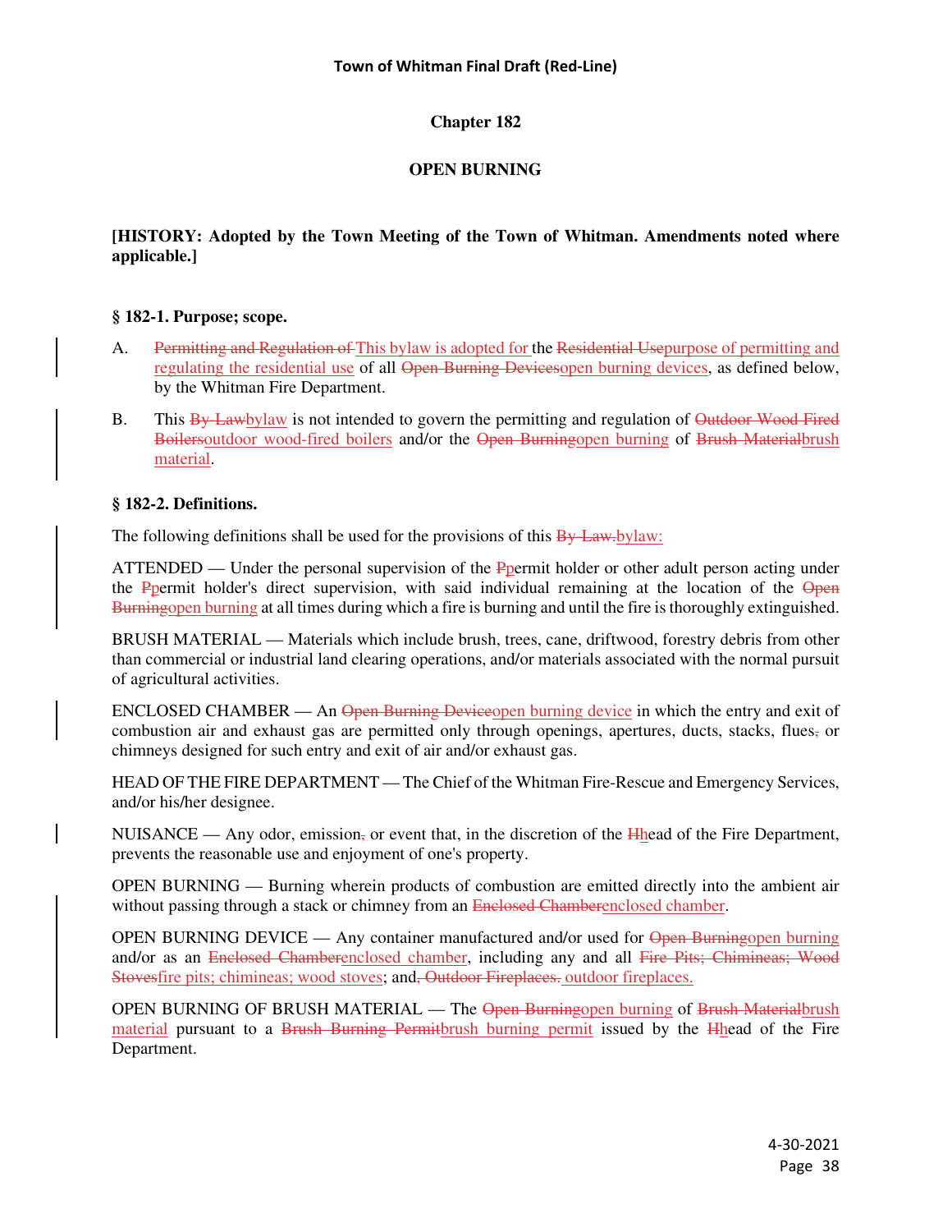## Chapter 182

## OPEN BURNING

**[HISTORY: Adopted by the Town Meeting of the Town of Whitman. Amendments noted where applicable.]**

### § 182-1. Purpose; scope.

A. ~~Permitting and Regulation of~~ This bylaw is adopted for the ~~Residential Use~~purpose of permitting and regulating the residential use of all ~~Open Burning Devices~~open burning devices, as defined below, by the Whitman Fire Department.

B. This ~~By-Law~~bylaw is not intended to govern the permitting and regulation of ~~Outdoor Wood Fired Boilers~~outdoor wood-fired boilers and/or the ~~Open Burning~~open burning of ~~Brush Material~~brush material.

### § 182-2. Definitions.

The following definitions shall be used for the provisions of this ~~By-Law.~~bylaw:

ATTENDED — Under the personal supervision of the ~~P~~permit holder or other adult person acting under the ~~P~~permit holder's direct supervision, with said individual remaining at the location of the ~~Open Burning~~open burning at all times during which a fire is burning and until the fire is thoroughly extinguished.

BRUSH MATERIAL — Materials which include brush, trees, cane, driftwood, forestry debris from other than commercial or industrial land clearing operations, and/or materials associated with the normal pursuit of agricultural activities.

ENCLOSED CHAMBER — An ~~Open Burning Device~~open burning device in which the entry and exit of combustion air and exhaust gas are permitted only through openings, apertures, ducts, stacks, flues~~,~~ or chimneys designed for such entry and exit of air and/or exhaust gas.

HEAD OF THE FIRE DEPARTMENT — The Chief of the Whitman Fire-Rescue and Emergency Services, and/or his/her designee.

NUISANCE — Any odor, emission~~,~~ or event that, in the discretion of the ~~H~~head of the Fire Department, prevents the reasonable use and enjoyment of one's property.

OPEN BURNING — Burning wherein products of combustion are emitted directly into the ambient air without passing through a stack or chimney from an ~~Enclosed Chamber~~enclosed chamber.

OPEN BURNING DEVICE — Any container manufactured and/or used for ~~Open Burning~~open burning and/or as an ~~Enclosed Chamber~~enclosed chamber, including any and all ~~Fire Pits; Chimineas; Wood Stoves~~fire pits; chimineas; wood stoves; and~~, Outdoor Fireplaces.~~ outdoor fireplaces.

OPEN BURNING OF BRUSH MATERIAL — The ~~Open Burning~~open burning of ~~Brush Material~~brush material pursuant to a ~~Brush Burning Permit~~brush burning permit issued by the ~~H~~head of the Fire Department.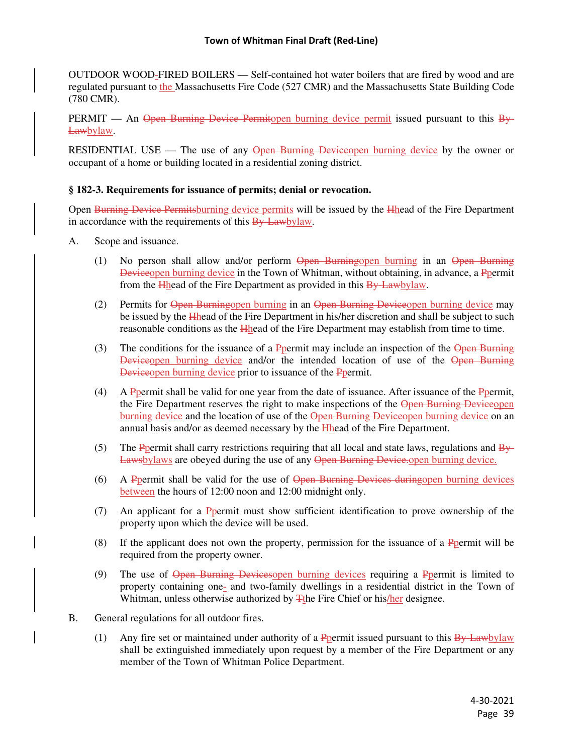OUTDOOR WOOD-FIRED BOILERS — Self-contained hot water boilers that are fired by wood and are regulated pursuant to the Massachusetts Fire Code (527 CMR) and the Massachusetts State Building Code (780 CMR).

PERMIT — An ~~Open Burning Device Permit~~open burning device permit issued pursuant to this ~~By-Law~~bylaw.

RESIDENTIAL USE — The use of any ~~Open Burning Device~~open burning device by the owner or occupant of a home or building located in a residential zoning district.

### § 182-3. Requirements for issuance of permits; denial or revocation.

Open ~~Burning Device Permits~~burning device permits will be issued by the ~~H~~head of the Fire Department in accordance with the requirements of this ~~By-Law~~bylaw.

A. Scope and issuance.

  (1) No person shall allow and/or perform ~~Open Burning~~open burning in an ~~Open Burning Device~~open burning device in the Town of Whitman, without obtaining, in advance, a ~~P~~permit from the ~~H~~head of the Fire Department as provided in this ~~By-Law~~bylaw.

  (2) Permits for ~~Open Burning~~open burning in an ~~Open Burning Device~~open burning device may be issued by the ~~H~~head of the Fire Department in his/her discretion and shall be subject to such reasonable conditions as the ~~H~~head of the Fire Department may establish from time to time.

  (3) The conditions for the issuance of a ~~P~~permit may include an inspection of the ~~Open Burning Device~~open burning device and/or the intended location of use of the ~~Open Burning Device~~open burning device prior to issuance of the ~~P~~permit.

  (4) A ~~P~~permit shall be valid for one year from the date of issuance. After issuance of the ~~P~~permit, the Fire Department reserves the right to make inspections of the ~~Open Burning Device~~open burning device and the location of use of the ~~Open Burning Device~~open burning device on an annual basis and/or as deemed necessary by the ~~H~~head of the Fire Department.

  (5) The ~~P~~permit shall carry restrictions requiring that all local and state laws, regulations and ~~By-Laws~~bylaws are obeyed during the use of any ~~Open Burning Device.~~open burning device.

  (6) A ~~P~~permit shall be valid for the use of ~~Open Burning Devices during~~open burning devices between the hours of 12:00 noon and 12:00 midnight only.

  (7) An applicant for a ~~P~~permit must show sufficient identification to prove ownership of the property upon which the device will be used.

  (8) If the applicant does not own the property, permission for the issuance of a ~~P~~permit will be required from the property owner.

  (9) The use of ~~Open Burning Devices~~open burning devices requiring a ~~P~~permit is limited to property containing one- and two-family dwellings in a residential district in the Town of Whitman, unless otherwise authorized by ~~T~~the Fire Chief or his/her designee.

B. General regulations for all outdoor fires.

  (1) Any fire set or maintained under authority of a ~~P~~permit issued pursuant to this ~~By-Law~~bylaw shall be extinguished immediately upon request by a member of the Fire Department or any member of the Town of Whitman Police Department.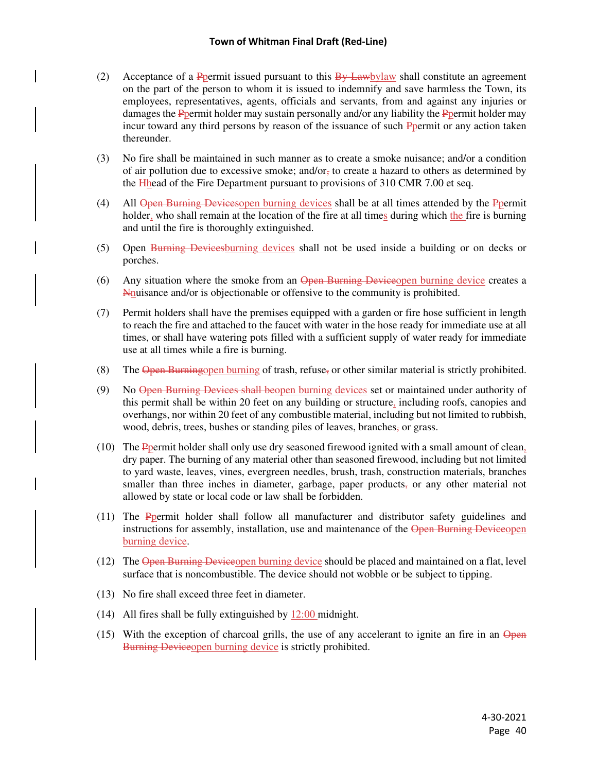(2) Acceptance of a ~~P~~permit issued pursuant to this ~~By-Law~~bylaw shall constitute an agreement on the part of the person to whom it is issued to indemnify and save harmless the Town, its employees, representatives, agents, officials and servants, from and against any injuries or damages the ~~P~~permit holder may sustain personally and/or any liability the ~~P~~permit holder may incur toward any third persons by reason of the issuance of such ~~P~~permit or any action taken thereunder.

(3) No fire shall be maintained in such manner as to create a smoke nuisance; and/or a condition of air pollution due to excessive smoke; and/or~~,~~ to create a hazard to others as determined by the ~~H~~head of the Fire Department pursuant to provisions of 310 CMR 7.00 et seq.

(4) All ~~Open Burning Devices~~open burning devices shall be at all times attended by the ~~P~~permit holder, who shall remain at the location of the fire at all times during which the fire is burning and until the fire is thoroughly extinguished.

(5) Open ~~Burning Devices~~burning devices shall not be used inside a building or on decks or porches.

(6) Any situation where the smoke from an ~~Open Burning Device~~open burning device creates a ~~N~~nuisance and/or is objectionable or offensive to the community is prohibited.

(7) Permit holders shall have the premises equipped with a garden or fire hose sufficient in length to reach the fire and attached to the faucet with water in the hose ready for immediate use at all times, or shall have watering pots filled with a sufficient supply of water ready for immediate use at all times while a fire is burning.

(8) The ~~Open Burning~~open burning of trash, refuse~~,~~ or other similar material is strictly prohibited.

(9) No ~~Open Burning Devices shall be~~open burning devices set or maintained under authority of this permit shall be within 20 feet on any building or structure, including roofs, canopies and overhangs, nor within 20 feet of any combustible material, including but not limited to rubbish, wood, debris, trees, bushes or standing piles of leaves, branches~~,~~ or grass.

(10) The ~~P~~permit holder shall only use dry seasoned firewood ignited with a small amount of clean, dry paper. The burning of any material other than seasoned firewood, including but not limited to yard waste, leaves, vines, evergreen needles, brush, trash, construction materials, branches smaller than three inches in diameter, garbage, paper products~~,~~ or any other material not allowed by state or local code or law shall be forbidden.

(11) The ~~P~~permit holder shall follow all manufacturer and distributor safety guidelines and instructions for assembly, installation, use and maintenance of the ~~Open Burning Device~~open burning device.

(12) The ~~Open Burning Device~~open burning device should be placed and maintained on a flat, level surface that is noncombustible. The device should not wobble or be subject to tipping.

(13) No fire shall exceed three feet in diameter.

(14) All fires shall be fully extinguished by 12:00 midnight.

(15) With the exception of charcoal grills, the use of any accelerant to ignite an fire in an ~~Open Burning Device~~open burning device is strictly prohibited.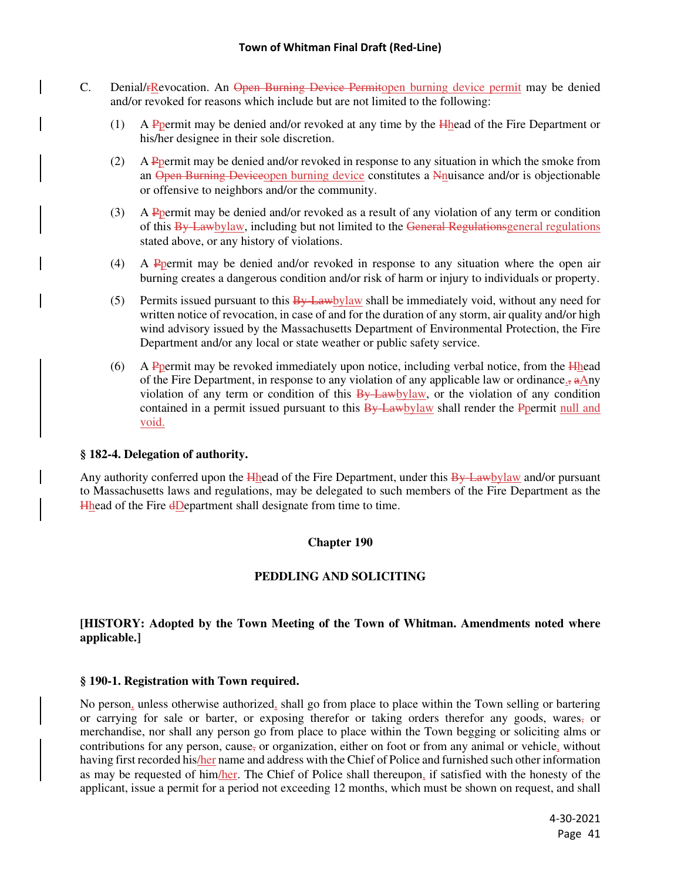C. Denial/~~r~~Revocation. An ~~Open Burning Device Permit~~open burning device permit may be denied and/or revoked for reasons which include but are not limited to the following:

(1) A ~~P~~permit may be denied and/or revoked at any time by the ~~H~~head of the Fire Department or his/her designee in their sole discretion.

(2) A ~~P~~permit may be denied and/or revoked in response to any situation in which the smoke from an ~~Open Burning Device~~open burning device constitutes a ~~N~~nuisance and/or is objectionable or offensive to neighbors and/or the community.

(3) A ~~P~~permit may be denied and/or revoked as a result of any violation of any term or condition of this ~~By-Law~~bylaw, including but not limited to the ~~General Regulations~~general regulations stated above, or any history of violations.

(4) A ~~P~~permit may be denied and/or revoked in response to any situation where the open air burning creates a dangerous condition and/or risk of harm or injury to individuals or property.

(5) Permits issued pursuant to this ~~By-Law~~bylaw shall be immediately void, without any need for written notice of revocation, in case of and for the duration of any storm, air quality and/or high wind advisory issued by the Massachusetts Department of Environmental Protection, the Fire Department and/or any local or state weather or public safety service.

(6) A ~~P~~permit may be revoked immediately upon notice, including verbal notice, from the ~~H~~head of the Fire Department, in response to any violation of any applicable law or ordinance.~~,~~ ~~a~~Any violation of any term or condition of this ~~By-Law~~bylaw, or the violation of any condition contained in a permit issued pursuant to this ~~By-Law~~bylaw shall render the ~~P~~permit null and void.

### § 182-4. Delegation of authority.

Any authority conferred upon the ~~H~~head of the Fire Department, under this ~~By-Law~~bylaw and/or pursuant to Massachusetts laws and regulations, may be delegated to such members of the Fire Department as the ~~H~~head of the Fire ~~d~~Department shall designate from time to time.

## Chapter 190

## PEDDLING AND SOLICITING

**[HISTORY: Adopted by the Town Meeting of the Town of Whitman. Amendments noted where applicable.]**

### § 190-1. Registration with Town required.

No person, unless otherwise authorized, shall go from place to place within the Town selling or bartering or carrying for sale or barter, or exposing therefor or taking orders therefor any goods, wares~~,~~ or merchandise, nor shall any person go from place to place within the Town begging or soliciting alms or contributions for any person, cause~~,~~ or organization, either on foot or from any animal or vehicle, without having first recorded his/her name and address with the Chief of Police and furnished such other information as may be requested of him/her. The Chief of Police shall thereupon, if satisfied with the honesty of the applicant, issue a permit for a period not exceeding 12 months, which must be shown on request, and shall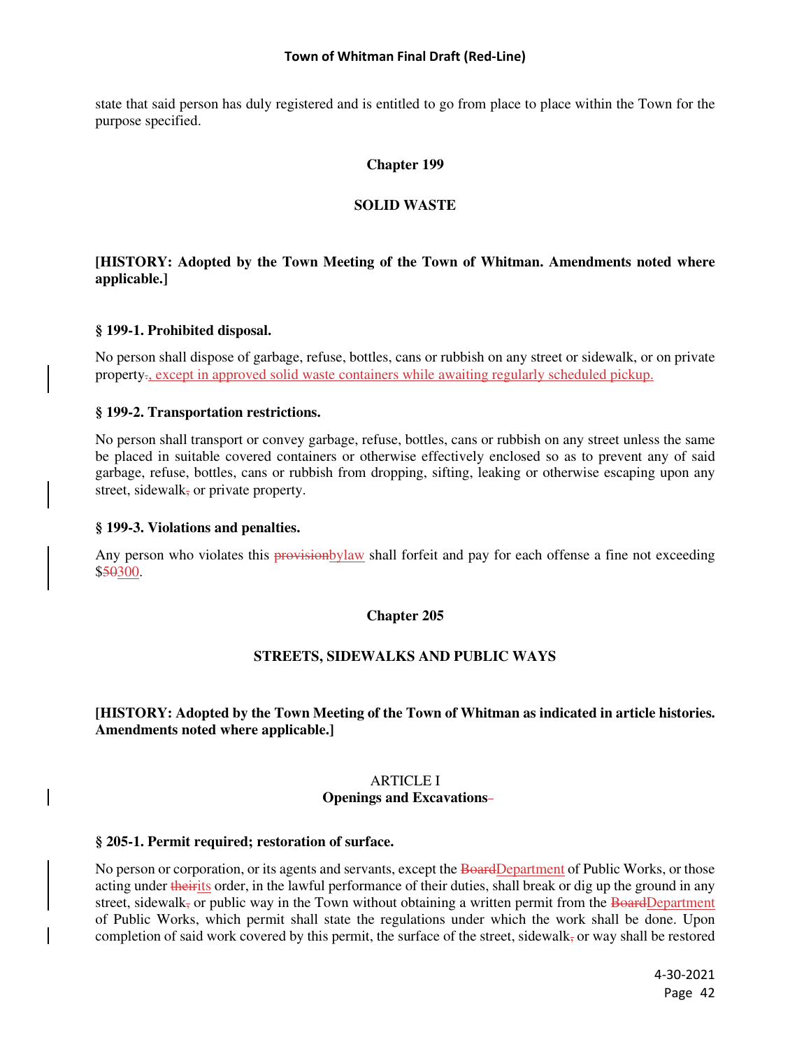state that said person has duly registered and is entitled to go from place to place within the Town for the purpose specified.

## Chapter 199

## SOLID WASTE

**[HISTORY: Adopted by the Town Meeting of the Town of Whitman. Amendments noted where applicable.]**

### § 199-1. Prohibited disposal.

No person shall dispose of garbage, refuse, bottles, cans or rubbish on any street or sidewalk, or on private property., except in approved solid waste containers while awaiting regularly scheduled pickup.

### § 199-2. Transportation restrictions.

No person shall transport or convey garbage, refuse, bottles, cans or rubbish on any street unless the same be placed in suitable covered containers or otherwise effectively enclosed so as to prevent any of said garbage, refuse, bottles, cans or rubbish from dropping, sifting, leaking or otherwise escaping upon any street, sidewalk, or private property.

### § 199-3. Violations and penalties.

Any person who violates this provisionbylaw shall forfeit and pay for each offense a fine not exceeding $50300.

## Chapter 205

## STREETS, SIDEWALKS AND PUBLIC WAYS

**[HISTORY: Adopted by the Town Meeting of the Town of Whitman as indicated in article histories. Amendments noted where applicable.]**

ARTICLE I
**Openings and Excavations-**

### § 205-1. Permit required; restoration of surface.

No person or corporation, or its agents and servants, except the BoardDepartment of Public Works, or those acting under theirits order, in the lawful performance of their duties, shall break or dig up the ground in any street, sidewalk, or public way in the Town without obtaining a written permit from the BoardDepartment of Public Works, which permit shall state the regulations under which the work shall be done. Upon completion of said work covered by this permit, the surface of the street, sidewalk, or way shall be restored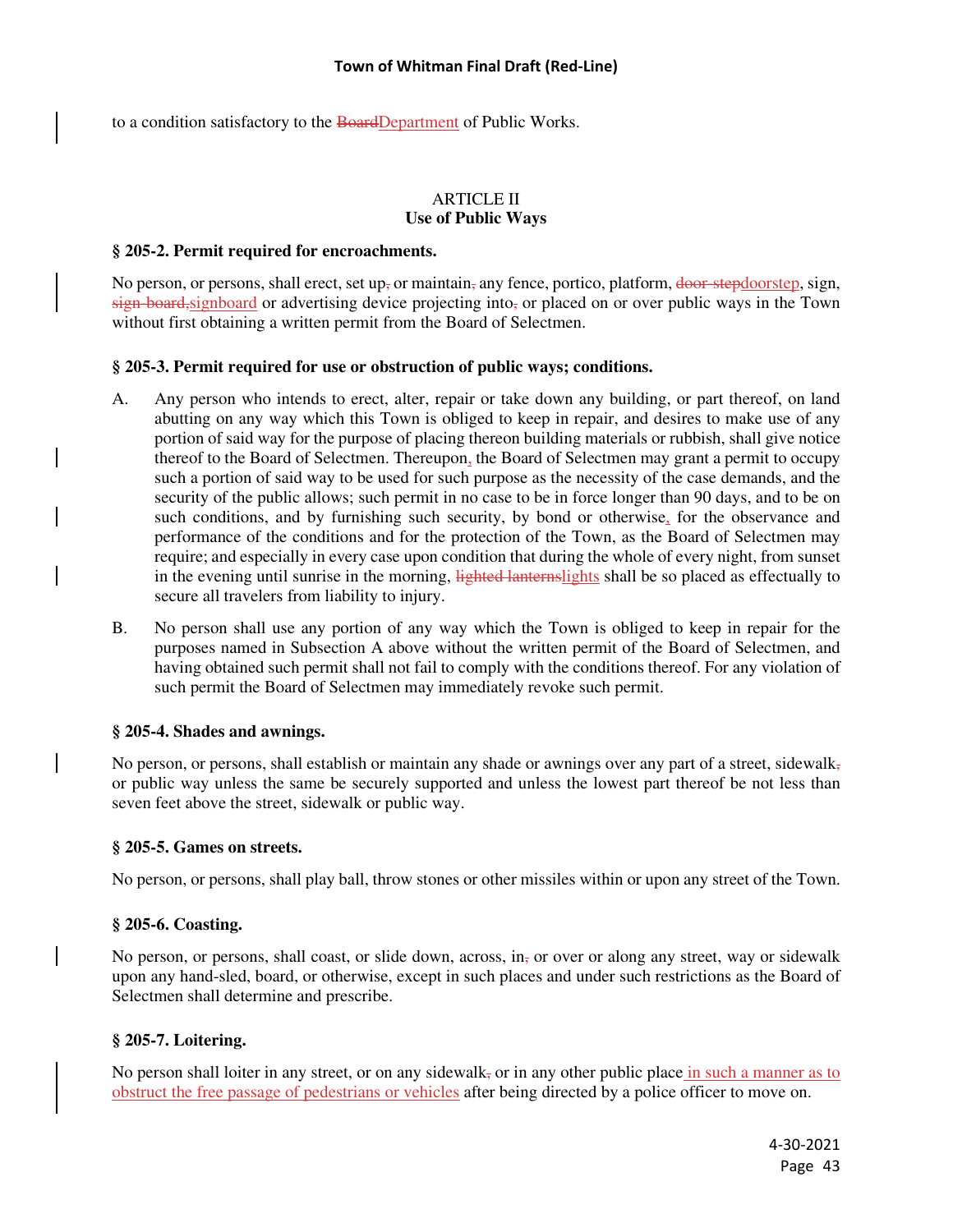to a condition satisfactory to the ~~Board~~Department of Public Works.

## ARTICLE II
## Use of Public Ways

### § 205-2. Permit required for encroachments.

No person, or persons, shall erect, set up~~,~~ or maintain~~,~~ any fence, portico, platform, ~~door-step~~doorstep, sign, ~~sign-board,~~signboard or advertising device projecting into~~,~~ or placed on or over public ways in the Town without first obtaining a written permit from the Board of Selectmen.

### § 205-3. Permit required for use or obstruction of public ways; conditions.

A. Any person who intends to erect, alter, repair or take down any building, or part thereof, on land abutting on any way which this Town is obliged to keep in repair, and desires to make use of any portion of said way for the purpose of placing thereon building materials or rubbish, shall give notice thereof to the Board of Selectmen. Thereupon, the Board of Selectmen may grant a permit to occupy such a portion of said way to be used for such purpose as the necessity of the case demands, and the security of the public allows; such permit in no case to be in force longer than 90 days, and to be on such conditions, and by furnishing such security, by bond or otherwise, for the observance and performance of the conditions and for the protection of the Town, as the Board of Selectmen may require; and especially in every case upon condition that during the whole of every night, from sunset in the evening until sunrise in the morning, ~~lighted lanterns~~lights shall be so placed as effectually to secure all travelers from liability to injury.

B. No person shall use any portion of any way which the Town is obliged to keep in repair for the purposes named in Subsection A above without the written permit of the Board of Selectmen, and having obtained such permit shall not fail to comply with the conditions thereof. For any violation of such permit the Board of Selectmen may immediately revoke such permit.

### § 205-4. Shades and awnings.

No person, or persons, shall establish or maintain any shade or awnings over any part of a street, sidewalk~~,~~ or public way unless the same be securely supported and unless the lowest part thereof be not less than seven feet above the street, sidewalk or public way.

### § 205-5. Games on streets.

No person, or persons, shall play ball, throw stones or other missiles within or upon any street of the Town.

### § 205-6. Coasting.

No person, or persons, shall coast, or slide down, across, in~~,~~ or over or along any street, way or sidewalk upon any hand-sled, board, or otherwise, except in such places and under such restrictions as the Board of Selectmen shall determine and prescribe.

### § 205-7. Loitering.

No person shall loiter in any street, or on any sidewalk~~,~~ or in any other public place in such a manner as to obstruct the free passage of pedestrians or vehicles after being directed by a police officer to move on.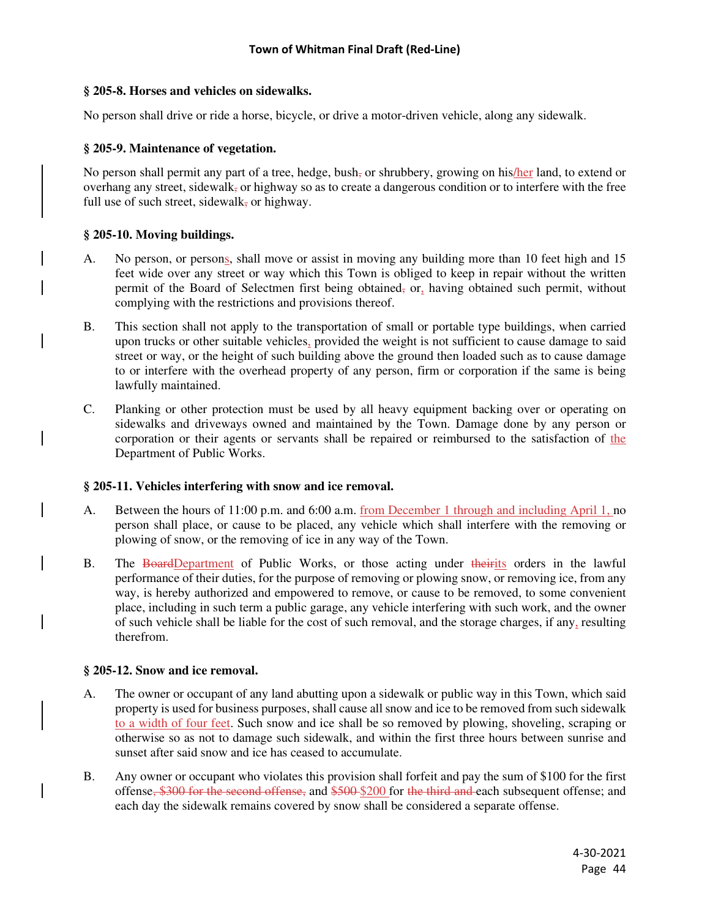### § 205-8. Horses and vehicles on sidewalks.

No person shall drive or ride a horse, bicycle, or drive a motor-driven vehicle, along any sidewalk.

### § 205-9. Maintenance of vegetation.

No person shall permit any part of a tree, hedge, bush, or shrubbery, growing on his/her land, to extend or overhang any street, sidewalk, or highway so as to create a dangerous condition or to interfere with the free full use of such street, sidewalk, or highway.

### § 205-10. Moving buildings.

A. No person, or persons, shall move or assist in moving any building more than 10 feet high and 15 feet wide over any street or way which this Town is obliged to keep in repair without the written permit of the Board of Selectmen first being obtained, or, having obtained such permit, without complying with the restrictions and provisions thereof.

B. This section shall not apply to the transportation of small or portable type buildings, when carried upon trucks or other suitable vehicles, provided the weight is not sufficient to cause damage to said street or way, or the height of such building above the ground then loaded such as to cause damage to or interfere with the overhead property of any person, firm or corporation if the same is being lawfully maintained.

C. Planking or other protection must be used by all heavy equipment backing over or operating on sidewalks and driveways owned and maintained by the Town. Damage done by any person or corporation or their agents or servants shall be repaired or reimbursed to the satisfaction of the Department of Public Works.

### § 205-11. Vehicles interfering with snow and ice removal.

A. Between the hours of 11:00 p.m. and 6:00 a.m. from December 1 through and including April 1, no person shall place, or cause to be placed, any vehicle which shall interfere with the removing or plowing of snow, or the removing of ice in any way of the Town.

B. The ~~Board~~Department of Public Works, or those acting under ~~their~~its orders in the lawful performance of their duties, for the purpose of removing or plowing snow, or removing ice, from any way, is hereby authorized and empowered to remove, or cause to be removed, to some convenient place, including in such term a public garage, any vehicle interfering with such work, and the owner of such vehicle shall be liable for the cost of such removal, and the storage charges, if any, resulting therefrom.

### § 205-12. Snow and ice removal.

A. The owner or occupant of any land abutting upon a sidewalk or public way in this Town, which said property is used for business purposes, shall cause all snow and ice to be removed from such sidewalk to a width of four feet. Such snow and ice shall be so removed by plowing, shoveling, scraping or otherwise so as not to damage such sidewalk, and within the first three hours between sunrise and sunset after said snow and ice has ceased to accumulate.

B. Any owner or occupant who violates this provision shall forfeit and pay the sum of $100 for the first offense~~, $300 for the second offense,~~ and ~~$500~~ $200 for ~~the third and~~ each subsequent offense; and each day the sidewalk remains covered by snow shall be considered a separate offense.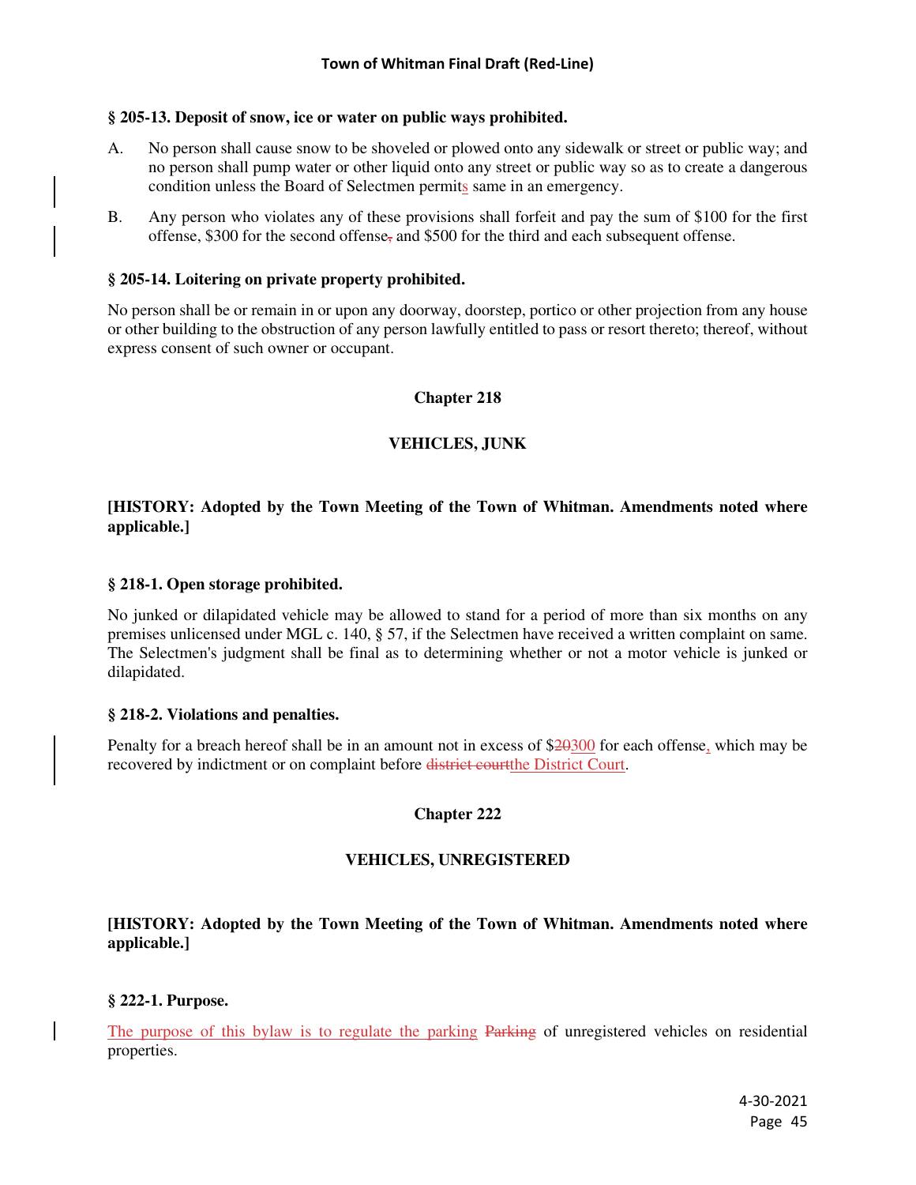**§ 205-13. Deposit of snow, ice or water on public ways prohibited.**

A. No person shall cause snow to be shoveled or plowed onto any sidewalk or street or public way; and no person shall pump water or other liquid onto any street or public way so as to create a dangerous condition unless the Board of Selectmen permits same in an emergency.

B. Any person who violates any of these provisions shall forfeit and pay the sum of $100 for the first offense, $300 for the second offense, and $500 for the third and each subsequent offense.

**§ 205-14. Loitering on private property prohibited.**

No person shall be or remain in or upon any doorway, doorstep, portico or other projection from any house or other building to the obstruction of any person lawfully entitled to pass or resort thereto; thereof, without express consent of such owner or occupant.

## Chapter 218

## VEHICLES, JUNK

**[HISTORY: Adopted by the Town Meeting of the Town of Whitman. Amendments noted where applicable.]**

**§ 218-1. Open storage prohibited.**

No junked or dilapidated vehicle may be allowed to stand for a period of more than six months on any premises unlicensed under MGL c. 140, § 57, if the Selectmen have received a written complaint on same. The Selectmen's judgment shall be final as to determining whether or not a motor vehicle is junked or dilapidated.

**§ 218-2. Violations and penalties.**

Penalty for a breach hereof shall be in an amount not in excess of $~~20~~300 for each offense, which may be recovered by indictment or on complaint before ~~district court~~the District Court.

## Chapter 222

## VEHICLES, UNREGISTERED

**[HISTORY: Adopted by the Town Meeting of the Town of Whitman. Amendments noted where applicable.]**

**§ 222-1. Purpose.**

The purpose of this bylaw is to regulate the parking ~~Parking~~ of unregistered vehicles on residential properties.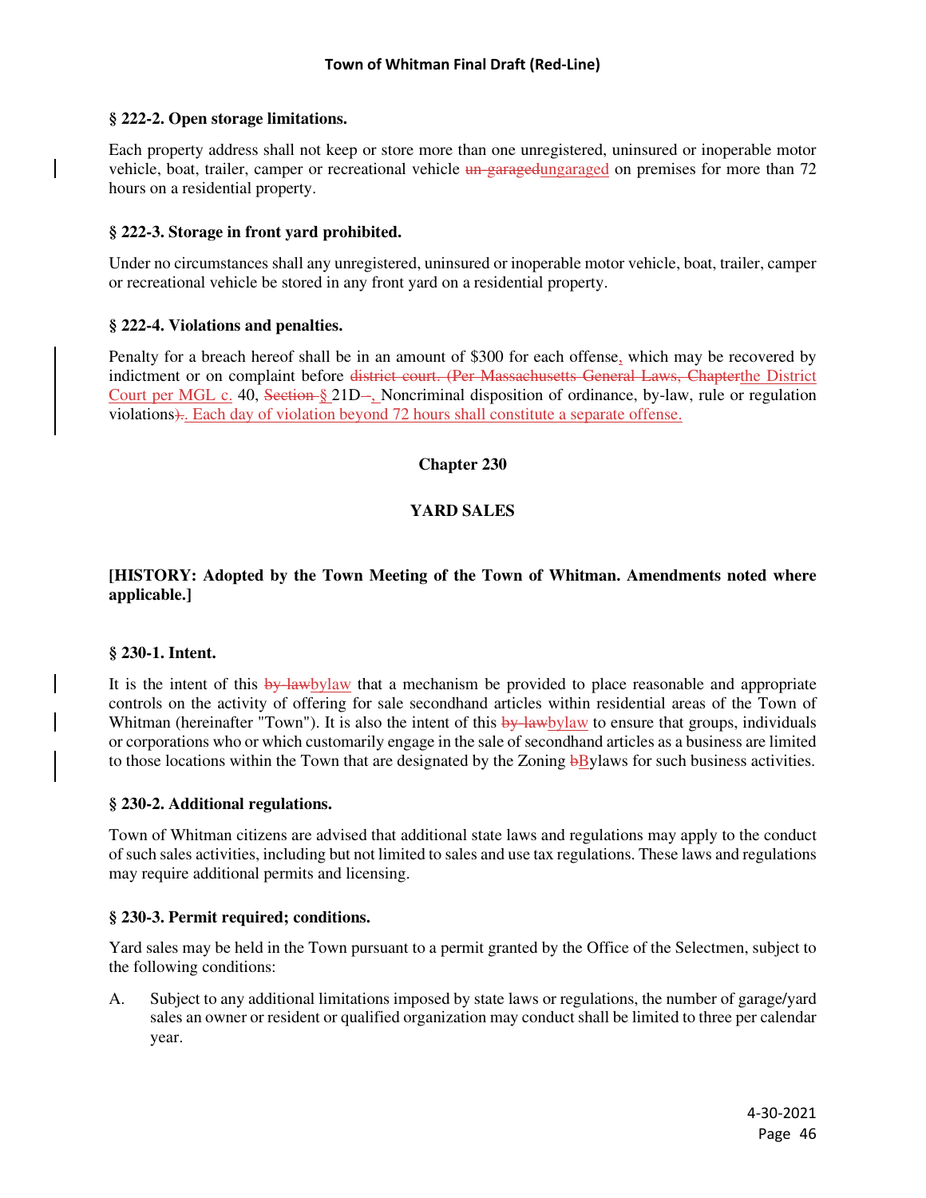### § 222-2. Open storage limitations.

Each property address shall not keep or store more than one unregistered, uninsured or inoperable motor vehicle, boat, trailer, camper or recreational vehicle ~~un-garaged~~ungaraged on premises for more than 72 hours on a residential property.

### § 222-3. Storage in front yard prohibited.

Under no circumstances shall any unregistered, uninsured or inoperable motor vehicle, boat, trailer, camper or recreational vehicle be stored in any front yard on a residential property.

### § 222-4. Violations and penalties.

Penalty for a breach hereof shall be in an amount of $300 for each offense, which may be recovered by indictment or on complaint before ~~district court. (Per Massachusetts General Laws, Chapter~~the District Court per MGL c. 40, ~~Section~~ § 21D ~~–~~, Noncriminal disposition of ordinance, by-law, rule or regulation violations~~)~~. Each day of violation beyond 72 hours shall constitute a separate offense.

## Chapter 230

## YARD SALES

**[HISTORY: Adopted by the Town Meeting of the Town of Whitman. Amendments noted where applicable.]**

### § 230-1. Intent.

It is the intent of this ~~by-law~~bylaw that a mechanism be provided to place reasonable and appropriate controls on the activity of offering for sale secondhand articles within residential areas of the Town of Whitman (hereinafter "Town"). It is also the intent of this ~~by-law~~bylaw to ensure that groups, individuals or corporations who or which customarily engage in the sale of secondhand articles as a business are limited to those locations within the Town that are designated by the Zoning ~~b~~Bylaws for such business activities.

### § 230-2. Additional regulations.

Town of Whitman citizens are advised that additional state laws and regulations may apply to the conduct of such sales activities, including but not limited to sales and use tax regulations. These laws and regulations may require additional permits and licensing.

### § 230-3. Permit required; conditions.

Yard sales may be held in the Town pursuant to a permit granted by the Office of the Selectmen, subject to the following conditions:

A. Subject to any additional limitations imposed by state laws or regulations, the number of garage/yard sales an owner or resident or qualified organization may conduct shall be limited to three per calendar year.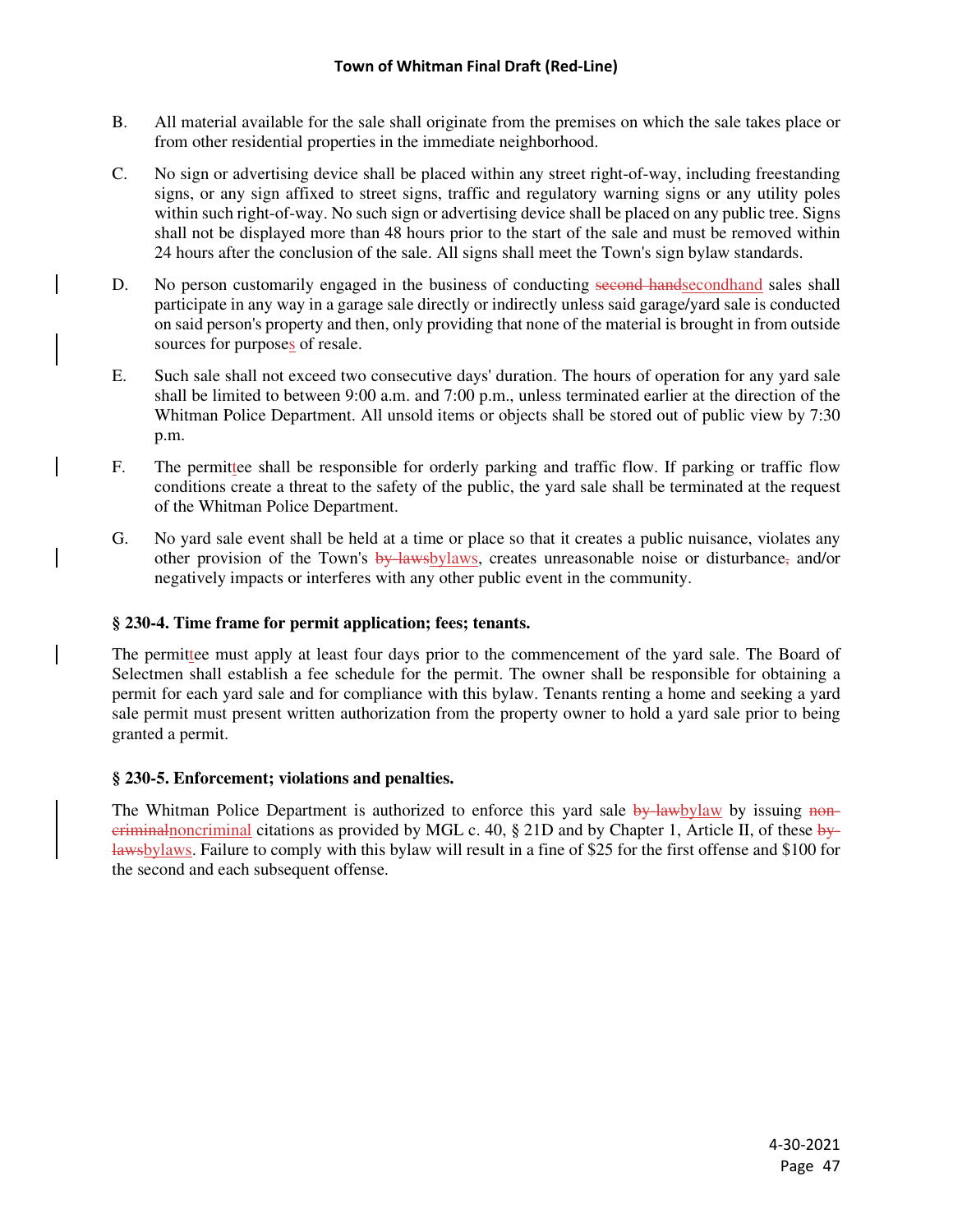B. All material available for the sale shall originate from the premises on which the sale takes place or from other residential properties in the immediate neighborhood.

C. No sign or advertising device shall be placed within any street right-of-way, including freestanding signs, or any sign affixed to street signs, traffic and regulatory warning signs or any utility poles within such right-of-way. No such sign or advertising device shall be placed on any public tree. Signs shall not be displayed more than 48 hours prior to the start of the sale and must be removed within 24 hours after the conclusion of the sale. All signs shall meet the Town's sign bylaw standards.

D. No person customarily engaged in the business of conducting ~~second hand~~secondhand sales shall participate in any way in a garage sale directly or indirectly unless said garage/yard sale is conducted on said person's property and then, only providing that none of the material is brought in from outside sources for purposes of resale.

E. Such sale shall not exceed two consecutive days' duration. The hours of operation for any yard sale shall be limited to between 9:00 a.m. and 7:00 p.m., unless terminated earlier at the direction of the Whitman Police Department. All unsold items or objects shall be stored out of public view by 7:30 p.m.

F. The permittee shall be responsible for orderly parking and traffic flow. If parking or traffic flow conditions create a threat to the safety of the public, the yard sale shall be terminated at the request of the Whitman Police Department.

G. No yard sale event shall be held at a time or place so that it creates a public nuisance, violates any other provision of the Town's ~~by-laws~~bylaws, creates unreasonable noise or disturbance~~,~~ and/or negatively impacts or interferes with any other public event in the community.

### § 230-4. Time frame for permit application; fees; tenants.

The permittee must apply at least four days prior to the commencement of the yard sale. The Board of Selectmen shall establish a fee schedule for the permit. The owner shall be responsible for obtaining a permit for each yard sale and for compliance with this bylaw. Tenants renting a home and seeking a yard sale permit must present written authorization from the property owner to hold a yard sale prior to being granted a permit.

### § 230-5. Enforcement; violations and penalties.

The Whitman Police Department is authorized to enforce this yard sale ~~by-law~~bylaw by issuing ~~non-criminal~~noncriminal citations as provided by MGL c. 40, § 21D and by Chapter 1, Article II, of these ~~by-laws~~bylaws. Failure to comply with this bylaw will result in a fine of $25 for the first offense and $100 for the second and each subsequent offense.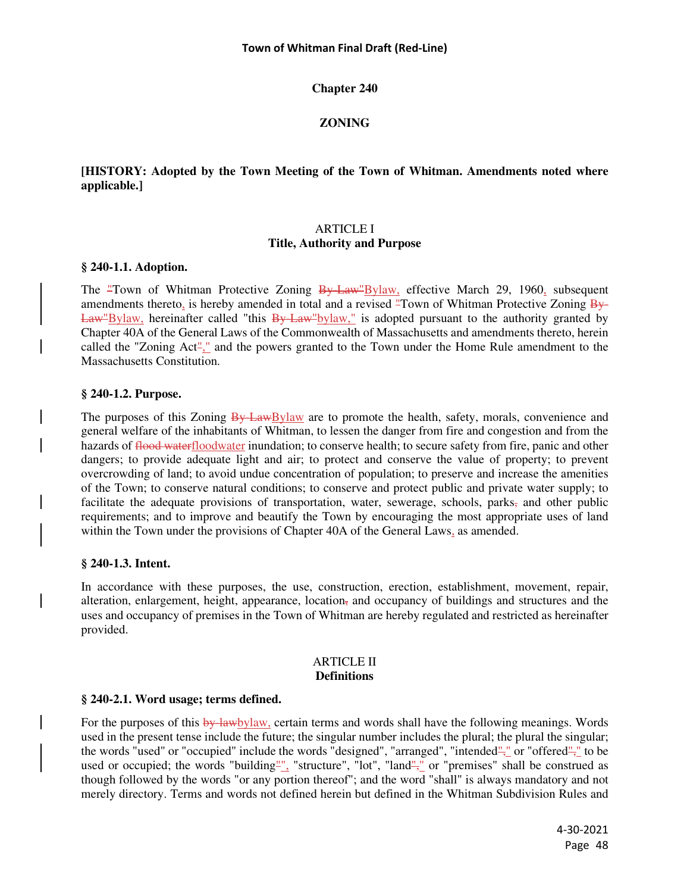# Chapter 240

# ZONING

**[HISTORY: Adopted by the Town Meeting of the Town of Whitman. Amendments noted where applicable.]**

## ARTICLE I
## Title, Authority and Purpose

### § 240-1.1. Adoption.

The ~~"~~Town of Whitman Protective Zoning ~~By-Law"~~Bylaw, effective March 29, 1960, subsequent amendments thereto, is hereby amended in total and a revised ~~"~~Town of Whitman Protective Zoning ~~By-Law"~~Bylaw, hereinafter called "this ~~By-Law"~~bylaw," is adopted pursuant to the authority granted by Chapter 40A of the General Laws of the Commonwealth of Massachusetts and amendments thereto, herein called the "Zoning Act~~"~~," and the powers granted to the Town under the Home Rule amendment to the Massachusetts Constitution.

### § 240-1.2. Purpose.

The purposes of this Zoning ~~By-Law~~Bylaw are to promote the health, safety, morals, convenience and general welfare of the inhabitants of Whitman, to lessen the danger from fire and congestion and from the hazards of ~~flood water~~floodwater inundation; to conserve health; to secure safety from fire, panic and other dangers; to provide adequate light and air; to protect and conserve the value of property; to prevent overcrowding of land; to avoid undue concentration of population; to preserve and increase the amenities of the Town; to conserve natural conditions; to conserve and protect public and private water supply; to facilitate the adequate provisions of transportation, water, sewerage, schools, parks~~,~~ and other public requirements; and to improve and beautify the Town by encouraging the most appropriate uses of land within the Town under the provisions of Chapter 40A of the General Laws, as amended.

### § 240-1.3. Intent.

In accordance with these purposes, the use, construction, erection, establishment, movement, repair, alteration, enlargement, height, appearance, location~~,~~ and occupancy of buildings and structures and the uses and occupancy of premises in the Town of Whitman are hereby regulated and restricted as hereinafter provided.

## ARTICLE II
## Definitions

### § 240-2.1. Word usage; terms defined.

For the purposes of this ~~by-law~~bylaw, certain terms and words shall have the following meanings. Words used in the present tense include the future; the singular number includes the plural; the plural the singular; the words "used" or "occupied" include the words "designed", "arranged", "intended~~",~~," or "offered~~",~~," to be used or occupied; the words "building~~"~~", "structure", "lot", "land~~",~~," or "premises" shall be construed as though followed by the words "or any portion thereof"; and the word "shall" is always mandatory and not merely directory. Terms and words not defined herein but defined in the Whitman Subdivision Rules and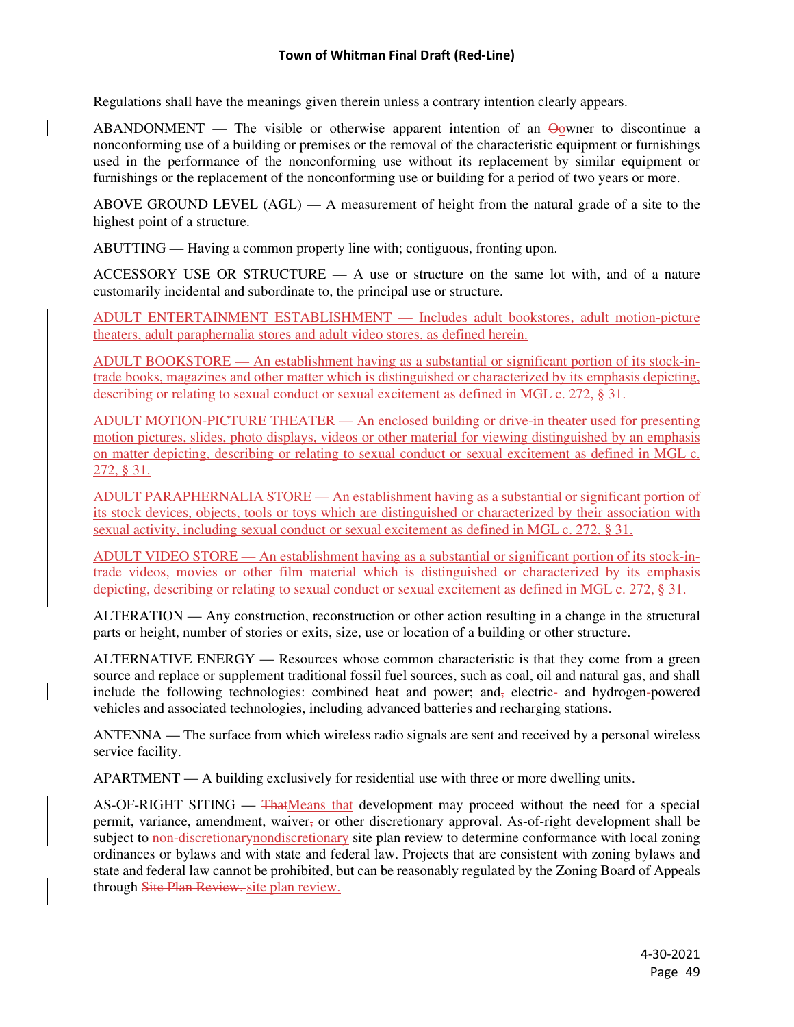Regulations shall have the meanings given therein unless a contrary intention clearly appears.

ABANDONMENT — The visible or otherwise apparent intention of an ~~O~~owner to discontinue a nonconforming use of a building or premises or the removal of the characteristic equipment or furnishings used in the performance of the nonconforming use without its replacement by similar equipment or furnishings or the replacement of the nonconforming use or building for a period of two years or more.

ABOVE GROUND LEVEL (AGL) — A measurement of height from the natural grade of a site to the highest point of a structure.

ABUTTING — Having a common property line with; contiguous, fronting upon.

ACCESSORY USE OR STRUCTURE — A use or structure on the same lot with, and of a nature customarily incidental and subordinate to, the principal use or structure.

ADULT ENTERTAINMENT ESTABLISHMENT — Includes adult bookstores, adult motion-picture theaters, adult paraphernalia stores and adult video stores, as defined herein.

ADULT BOOKSTORE — An establishment having as a substantial or significant portion of its stock-in-trade books, magazines and other matter which is distinguished or characterized by its emphasis depicting, describing or relating to sexual conduct or sexual excitement as defined in MGL c. 272, § 31.

ADULT MOTION-PICTURE THEATER — An enclosed building or drive-in theater used for presenting motion pictures, slides, photo displays, videos or other material for viewing distinguished by an emphasis on matter depicting, describing or relating to sexual conduct or sexual excitement as defined in MGL c. 272, § 31.

ADULT PARAPHERNALIA STORE — An establishment having as a substantial or significant portion of its stock devices, objects, tools or toys which are distinguished or characterized by their association with sexual activity, including sexual conduct or sexual excitement as defined in MGL c. 272, § 31.

ADULT VIDEO STORE — An establishment having as a substantial or significant portion of its stock-in-trade videos, movies or other film material which is distinguished or characterized by its emphasis depicting, describing or relating to sexual conduct or sexual excitement as defined in MGL c. 272, § 31.

ALTERATION — Any construction, reconstruction or other action resulting in a change in the structural parts or height, number of stories or exits, size, use or location of a building or other structure.

ALTERNATIVE ENERGY — Resources whose common characteristic is that they come from a green source and replace or supplement traditional fossil fuel sources, such as coal, oil and natural gas, and shall include the following technologies: combined heat and power; and~~,~~ electric- and hydrogen-powered vehicles and associated technologies, including advanced batteries and recharging stations.

ANTENNA — The surface from which wireless radio signals are sent and received by a personal wireless service facility.

APARTMENT — A building exclusively for residential use with three or more dwelling units.

AS-OF-RIGHT SITING — ~~That~~Means that development may proceed without the need for a special permit, variance, amendment, waiver~~,~~ or other discretionary approval. As-of-right development shall be subject to ~~non-discretionary~~nondiscretionary site plan review to determine conformance with local zoning ordinances or bylaws and with state and federal law. Projects that are consistent with zoning bylaws and state and federal law cannot be prohibited, but can be reasonably regulated by the Zoning Board of Appeals through ~~Site Plan Review.~~ site plan review.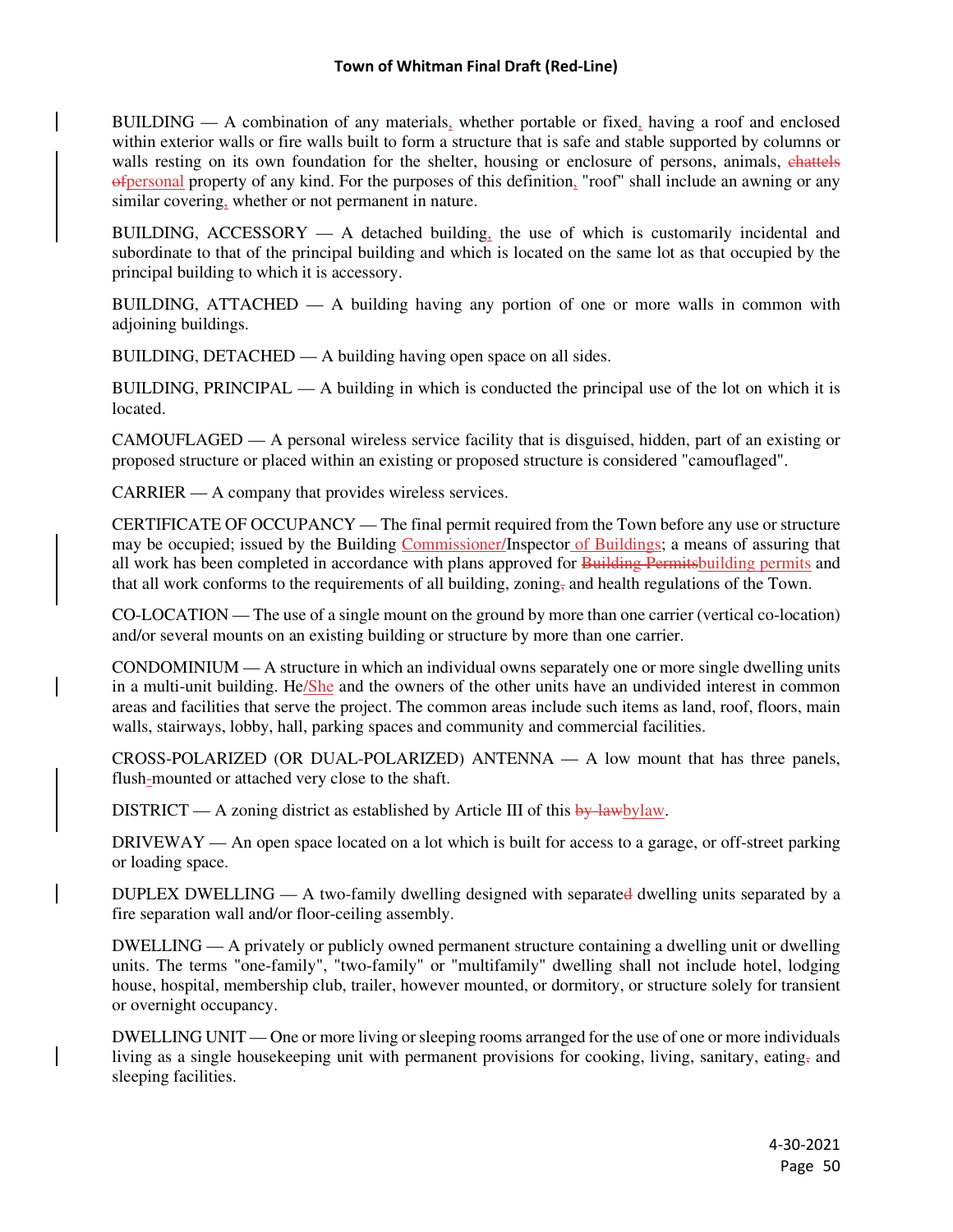BUILDING — A combination of any materials, whether portable or fixed, having a roof and enclosed within exterior walls or fire walls built to form a structure that is safe and stable supported by columns or walls resting on its own foundation for the shelter, housing or enclosure of persons, animals, ~~chattels of~~personal property of any kind. For the purposes of this definition, "roof" shall include an awning or any similar covering, whether or not permanent in nature.

BUILDING, ACCESSORY — A detached building, the use of which is customarily incidental and subordinate to that of the principal building and which is located on the same lot as that occupied by the principal building to which it is accessory.

BUILDING, ATTACHED — A building having any portion of one or more walls in common with adjoining buildings.

BUILDING, DETACHED — A building having open space on all sides.

BUILDING, PRINCIPAL — A building in which is conducted the principal use of the lot on which it is located.

CAMOUFLAGED — A personal wireless service facility that is disguised, hidden, part of an existing or proposed structure or placed within an existing or proposed structure is considered "camouflaged".

CARRIER — A company that provides wireless services.

CERTIFICATE OF OCCUPANCY — The final permit required from the Town before any use or structure may be occupied; issued by the Building Commissioner/Inspector of Buildings; a means of assuring that all work has been completed in accordance with plans approved for ~~Building Permits~~building permits and that all work conforms to the requirements of all building, zoning~~,~~ and health regulations of the Town.

CO-LOCATION — The use of a single mount on the ground by more than one carrier (vertical co-location) and/or several mounts on an existing building or structure by more than one carrier.

CONDOMINIUM — A structure in which an individual owns separately one or more single dwelling units in a multi-unit building. He/She and the owners of the other units have an undivided interest in common areas and facilities that serve the project. The common areas include such items as land, roof, floors, main walls, stairways, lobby, hall, parking spaces and community and commercial facilities.

CROSS-POLARIZED (OR DUAL-POLARIZED) ANTENNA — A low mount that has three panels, flush-mounted or attached very close to the shaft.

DISTRICT — A zoning district as established by Article III of this ~~by-law~~bylaw.

DRIVEWAY — An open space located on a lot which is built for access to a garage, or off-street parking or loading space.

DUPLEX DWELLING — A two-family dwelling designed with separate~~d~~ dwelling units separated by a fire separation wall and/or floor-ceiling assembly.

DWELLING — A privately or publicly owned permanent structure containing a dwelling unit or dwelling units. The terms "one-family", "two-family" or "multifamily" dwelling shall not include hotel, lodging house, hospital, membership club, trailer, however mounted, or dormitory, or structure solely for transient or overnight occupancy.

DWELLING UNIT — One or more living or sleeping rooms arranged for the use of one or more individuals living as a single housekeeping unit with permanent provisions for cooking, living, sanitary, eating~~,~~ and sleeping facilities.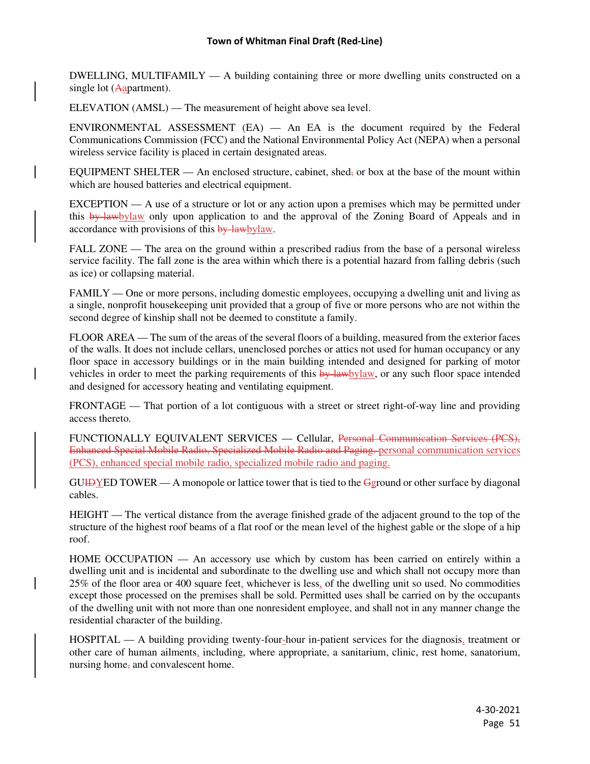DWELLING, MULTIFAMILY — A building containing three or more dwelling units constructed on a single lot (~~A~~apartment).

ELEVATION (AMSL) — The measurement of height above sea level.

ENVIRONMENTAL ASSESSMENT (EA) — An EA is the document required by the Federal Communications Commission (FCC) and the National Environmental Policy Act (NEPA) when a personal wireless service facility is placed in certain designated areas.

EQUIPMENT SHELTER — An enclosed structure, cabinet, shed~~,~~ or box at the base of the mount within which are housed batteries and electrical equipment.

EXCEPTION — A use of a structure or lot or any action upon a premises which may be permitted under this ~~by-law~~bylaw only upon application to and the approval of the Zoning Board of Appeals and in accordance with provisions of this ~~by-law~~bylaw.

FALL ZONE — The area on the ground within a prescribed radius from the base of a personal wireless service facility. The fall zone is the area within which there is a potential hazard from falling debris (such as ice) or collapsing material.

FAMILY — One or more persons, including domestic employees, occupying a dwelling unit and living as a single, nonprofit housekeeping unit provided that a group of five or more persons who are not within the second degree of kinship shall not be deemed to constitute a family.

FLOOR AREA — The sum of the areas of the several floors of a building, measured from the exterior faces of the walls. It does not include cellars, unenclosed porches or attics not used for human occupancy or any floor space in accessory buildings or in the main building intended and designed for parking of motor vehicles in order to meet the parking requirements of this ~~by-law~~bylaw, or any such floor space intended and designed for accessory heating and ventilating equipment.

FRONTAGE — That portion of a lot contiguous with a street or street right-of-way line and providing access thereto.

FUNCTIONALLY EQUIVALENT SERVICES — Cellular, ~~Personal Communication Services (PCS), Enhanced Special Mobile Radio, Specialized Mobile Radio and Paging.~~ personal communication services (PCS), enhanced special mobile radio, specialized mobile radio and paging.

GU~~ID~~YED TOWER — A monopole or lattice tower that is tied to the ~~G~~ground or other surface by diagonal cables.

HEIGHT — The vertical distance from the average finished grade of the adjacent ground to the top of the structure of the highest roof beams of a flat roof or the mean level of the highest gable or the slope of a hip roof.

HOME OCCUPATION — An accessory use which by custom has been carried on entirely within a dwelling unit and is incidental and subordinate to the dwelling use and which shall not occupy more than 25% of the floor area or 400 square feet, whichever is less, of the dwelling unit so used. No commodities except those processed on the premises shall be sold. Permitted uses shall be carried on by the occupants of the dwelling unit with not more than one nonresident employee, and shall not in any manner change the residential character of the building.

HOSPITAL — A building providing twenty-four-hour in-patient services for the diagnosis, treatment or other care of human ailments, including, where appropriate, a sanitarium, clinic, rest home, sanatorium, nursing home~~,~~ and convalescent home.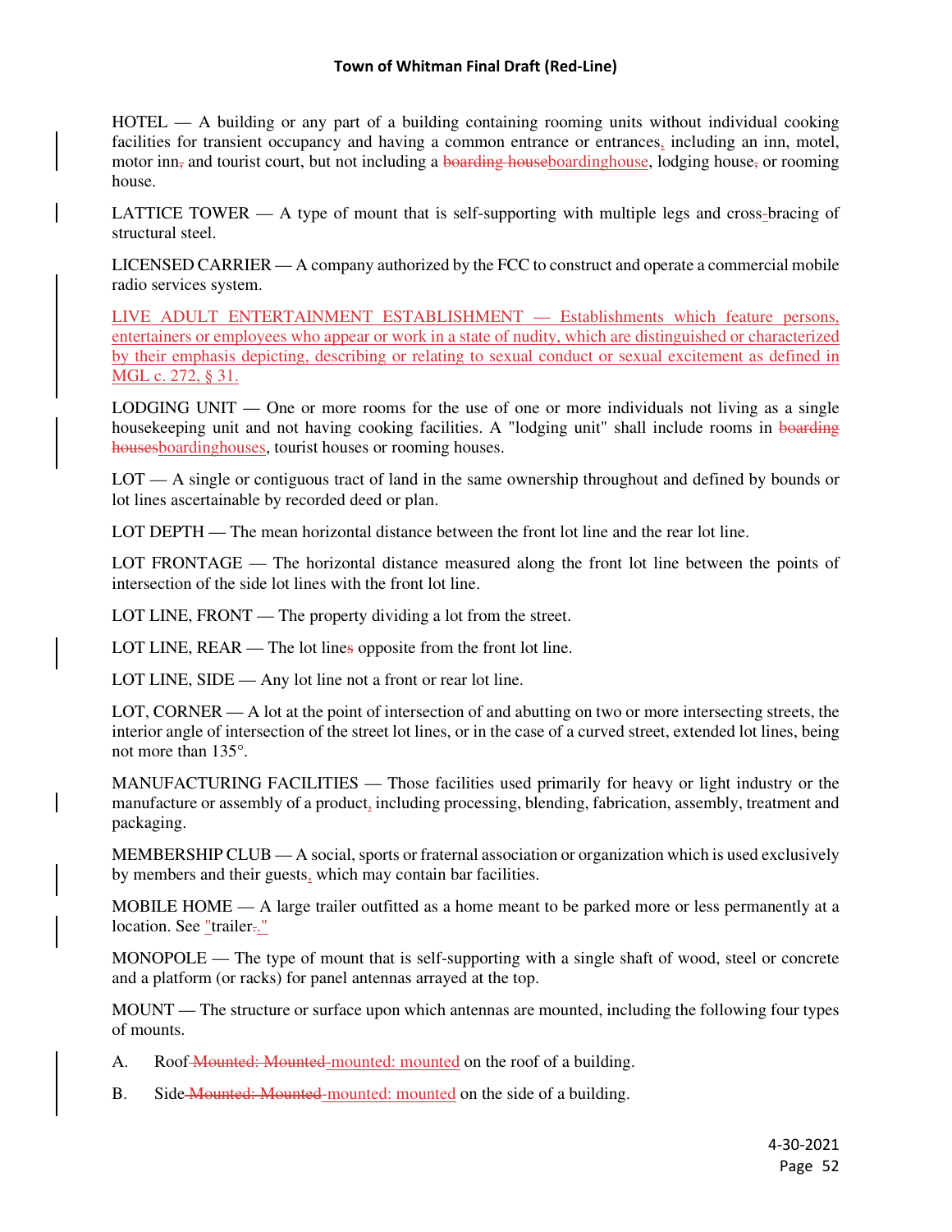HOTEL — A building or any part of a building containing rooming units without individual cooking facilities for transient occupancy and having a common entrance or entrances, including an inn, motel, motor inn, and tourist court, but not including a ~~boarding house~~boardinghouse, lodging house, or rooming house.

LATTICE TOWER — A type of mount that is self-supporting with multiple legs and cross-bracing of structural steel.

LICENSED CARRIER — A company authorized by the FCC to construct and operate a commercial mobile radio services system.

LIVE ADULT ENTERTAINMENT ESTABLISHMENT — Establishments which feature persons, entertainers or employees who appear or work in a state of nudity, which are distinguished or characterized by their emphasis depicting, describing or relating to sexual conduct or sexual excitement as defined in MGL c. 272, § 31.

LODGING UNIT — One or more rooms for the use of one or more individuals not living as a single housekeeping unit and not having cooking facilities. A "lodging unit" shall include rooms in ~~boarding houses~~boardinghouses, tourist houses or rooming houses.

LOT — A single or contiguous tract of land in the same ownership throughout and defined by bounds or lot lines ascertainable by recorded deed or plan.

LOT DEPTH — The mean horizontal distance between the front lot line and the rear lot line.

LOT FRONTAGE — The horizontal distance measured along the front lot line between the points of intersection of the side lot lines with the front lot line.

LOT LINE, FRONT — The property dividing a lot from the street.

LOT LINE, REAR — The lot line~~s~~ opposite from the front lot line.

LOT LINE, SIDE — Any lot line not a front or rear lot line.

LOT, CORNER — A lot at the point of intersection of and abutting on two or more intersecting streets, the interior angle of intersection of the street lot lines, or in the case of a curved street, extended lot lines, being not more than 135°.

MANUFACTURING FACILITIES — Those facilities used primarily for heavy or light industry or the manufacture or assembly of a product, including processing, blending, fabrication, assembly, treatment and packaging.

MEMBERSHIP CLUB — A social, sports or fraternal association or organization which is used exclusively by members and their guests, which may contain bar facilities.

MOBILE HOME — A large trailer outfitted as a home meant to be parked more or less permanently at a location. See "trailer~~.~~."

MONOPOLE — The type of mount that is self-supporting with a single shaft of wood, steel or concrete and a platform (or racks) for panel antennas arrayed at the top.

MOUNT — The structure or surface upon which antennas are mounted, including the following four types of mounts.

A. Roof~~ Mounted: Mounted ~~mounted: mounted on the roof of a building.

B. Side~~ Mounted: Mounted ~~mounted: mounted on the side of a building.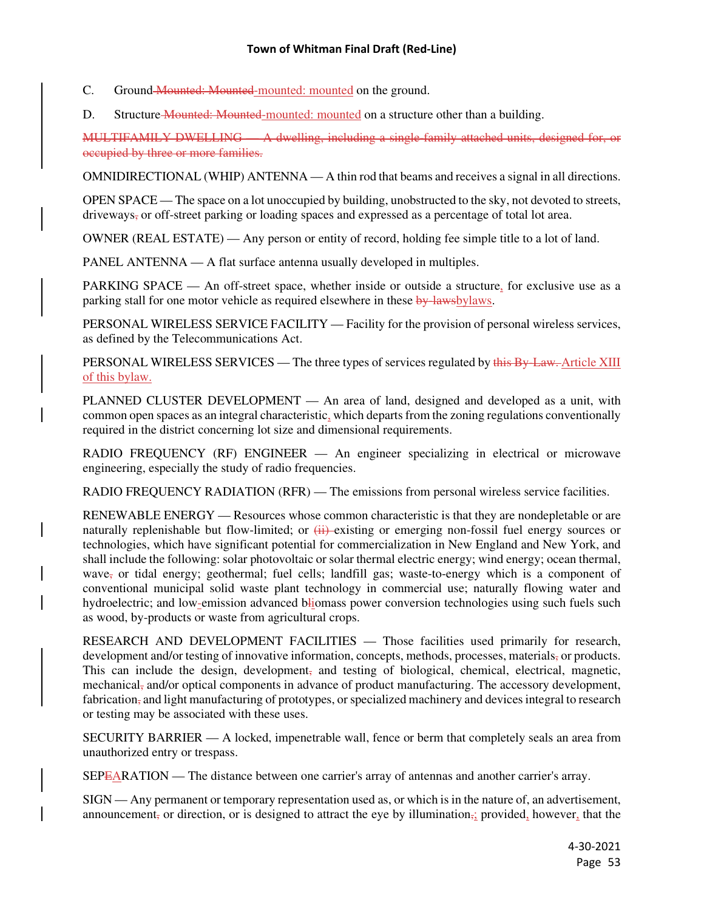C. Ground ~~Mounted: Mounted~~-mounted: mounted on the ground.

D. Structure ~~Mounted: Mounted~~-mounted: mounted on a structure other than a building.

~~MULTIFAMILY DWELLING — A dwelling, including a single-family attached units, designed for, or occupied by three or more families.~~

OMNIDIRECTIONAL (WHIP) ANTENNA — A thin rod that beams and receives a signal in all directions.

OPEN SPACE — The space on a lot unoccupied by building, unobstructed to the sky, not devoted to streets, driveways~~,~~ or off-street parking or loading spaces and expressed as a percentage of total lot area.

OWNER (REAL ESTATE) — Any person or entity of record, holding fee simple title to a lot of land.

PANEL ANTENNA — A flat surface antenna usually developed in multiples.

PARKING SPACE — An off-street space, whether inside or outside a structure, for exclusive use as a parking stall for one motor vehicle as required elsewhere in these ~~by-laws~~bylaws.

PERSONAL WIRELESS SERVICE FACILITY — Facility for the provision of personal wireless services, as defined by the Telecommunications Act.

PERSONAL WIRELESS SERVICES — The three types of services regulated by ~~this By-Law.~~ Article XIII of this bylaw.

PLANNED CLUSTER DEVELOPMENT — An area of land, designed and developed as a unit, with common open spaces as an integral characteristic, which departs from the zoning regulations conventionally required in the district concerning lot size and dimensional requirements.

RADIO FREQUENCY (RF) ENGINEER — An engineer specializing in electrical or microwave engineering, especially the study of radio frequencies.

RADIO FREQUENCY RADIATION (RFR) — The emissions from personal wireless service facilities.

RENEWABLE ENERGY — Resources whose common characteristic is that they are nondepletable or are naturally replenishable but flow-limited; or ~~(ii)~~ existing or emerging non-fossil fuel energy sources or technologies, which have significant potential for commercialization in New England and New York, and shall include the following: solar photovoltaic or solar thermal electric energy; wind energy; ocean thermal, wave~~,~~ or tidal energy; geothermal; fuel cells; landfill gas; waste-to-energy which is a component of conventional municipal solid waste plant technology in commercial use; naturally flowing water and hydroelectric; and low-emission advanced b~~l~~iomass power conversion technologies using such fuels such as wood, by-products or waste from agricultural crops.

RESEARCH AND DEVELOPMENT FACILITIES — Those facilities used primarily for research, development and/or testing of innovative information, concepts, methods, processes, materials~~,~~ or products. This can include the design, development~~,~~ and testing of biological, chemical, electrical, magnetic, mechanical~~,~~ and/or optical components in advance of product manufacturing. The accessory development, fabrication~~,~~ and light manufacturing of prototypes, or specialized machinery and devices integral to research or testing may be associated with these uses.

SECURITY BARRIER — A locked, impenetrable wall, fence or berm that completely seals an area from unauthorized entry or trespass.

SEP~~E~~ARATION — The distance between one carrier's array of antennas and another carrier's array.

SIGN — Any permanent or temporary representation used as, or which is in the nature of, an advertisement, announcement~~,~~ or direction, or is designed to attract the eye by illumination~~,~~; provided, however, that the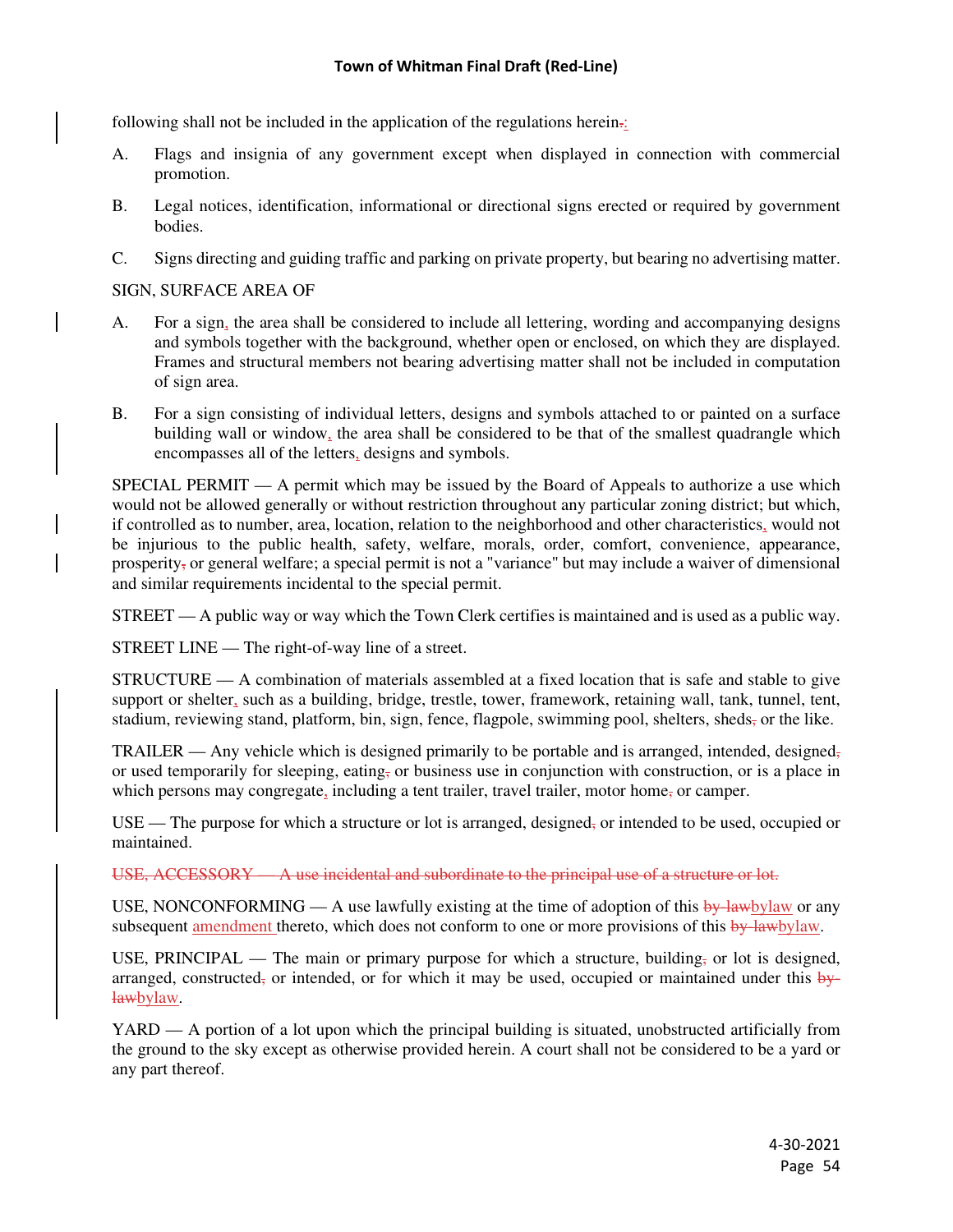following shall not be included in the application of the regulations herein~~.~~:

A. Flags and insignia of any government except when displayed in connection with commercial promotion.

B. Legal notices, identification, informational or directional signs erected or required by government bodies.

C. Signs directing and guiding traffic and parking on private property, but bearing no advertising matter.

SIGN, SURFACE AREA OF

A. For a sign, the area shall be considered to include all lettering, wording and accompanying designs and symbols together with the background, whether open or enclosed, on which they are displayed. Frames and structural members not bearing advertising matter shall not be included in computation of sign area.

B. For a sign consisting of individual letters, designs and symbols attached to or painted on a surface building wall or window, the area shall be considered to be that of the smallest quadrangle which encompasses all of the letters, designs and symbols.

SPECIAL PERMIT — A permit which may be issued by the Board of Appeals to authorize a use which would not be allowed generally or without restriction throughout any particular zoning district; but which, if controlled as to number, area, location, relation to the neighborhood and other characteristics, would not be injurious to the public health, safety, welfare, morals, order, comfort, convenience, appearance, prosperity~~,~~ or general welfare; a special permit is not a "variance" but may include a waiver of dimensional and similar requirements incidental to the special permit.

STREET — A public way or way which the Town Clerk certifies is maintained and is used as a public way.

STREET LINE — The right-of-way line of a street.

STRUCTURE — A combination of materials assembled at a fixed location that is safe and stable to give support or shelter, such as a building, bridge, trestle, tower, framework, retaining wall, tank, tunnel, tent, stadium, reviewing stand, platform, bin, sign, fence, flagpole, swimming pool, shelters, sheds~~,~~ or the like.

TRAILER — Any vehicle which is designed primarily to be portable and is arranged, intended, designed~~,~~ or used temporarily for sleeping, eating~~,~~ or business use in conjunction with construction, or is a place in which persons may congregate, including a tent trailer, travel trailer, motor home~~,~~ or camper.

USE — The purpose for which a structure or lot is arranged, designed~~,~~ or intended to be used, occupied or maintained.

~~USE, ACCESSORY — A use incidental and subordinate to the principal use of a structure or lot.~~

USE, NONCONFORMING — A use lawfully existing at the time of adoption of this ~~by-law~~bylaw or any subsequent amendment thereto, which does not conform to one or more provisions of this ~~by-law~~bylaw.

USE, PRINCIPAL — The main or primary purpose for which a structure, building~~,~~ or lot is designed, arranged, constructed~~,~~ or intended, or for which it may be used, occupied or maintained under this ~~by-law~~bylaw.

YARD — A portion of a lot upon which the principal building is situated, unobstructed artificially from the ground to the sky except as otherwise provided herein. A court shall not be considered to be a yard or any part thereof.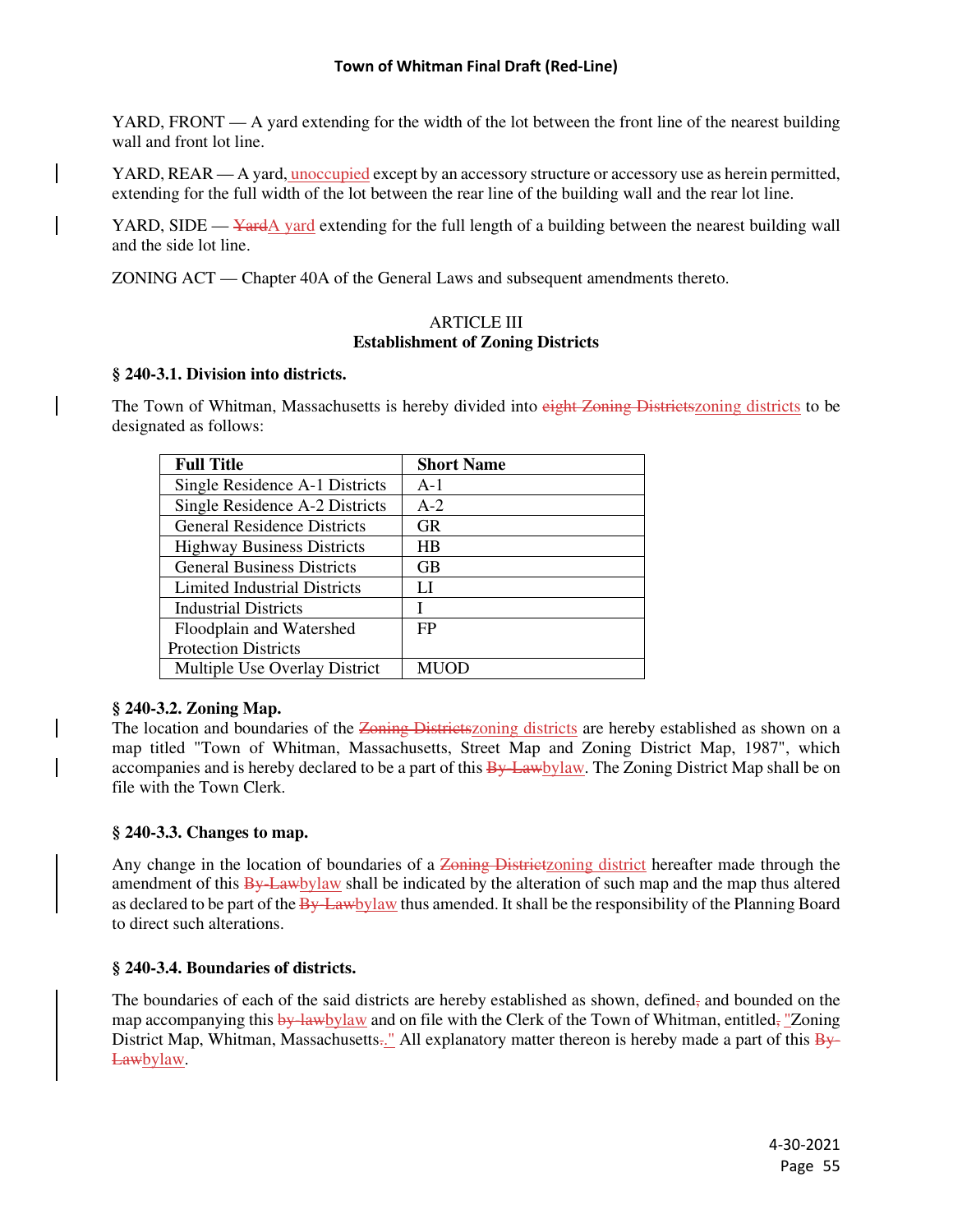YARD, FRONT — A yard extending for the width of the lot between the front line of the nearest building wall and front lot line.

YARD, REAR — A yard, unoccupied except by an accessory structure or accessory use as herein permitted, extending for the full width of the lot between the rear line of the building wall and the rear lot line.

YARD, SIDE — ~~Yard~~A yard extending for the full length of a building between the nearest building wall and the side lot line.

ZONING ACT — Chapter 40A of the General Laws and subsequent amendments thereto.

## ARTICLE III
## Establishment of Zoning Districts

### § 240-3.1. Division into districts.

The Town of Whitman, Massachusetts is hereby divided into ~~eight Zoning Districts~~zoning districts to be designated as follows:

| Full Title | Short Name |
|---|---|
| Single Residence A-1 Districts | A-1 |
| Single Residence A-2 Districts | A-2 |
| General Residence Districts | GR |
| Highway Business Districts | HB |
| General Business Districts | GB |
| Limited Industrial Districts | LI |
| Industrial Districts | I |
| Floodplain and Watershed Protection Districts | FP |
| Multiple Use Overlay District | MUOD |

### § 240-3.2. Zoning Map.

The location and boundaries of the ~~Zoning Districts~~zoning districts are hereby established as shown on a map titled "Town of Whitman, Massachusetts, Street Map and Zoning District Map, 1987", which accompanies and is hereby declared to be a part of this ~~By-Law~~bylaw. The Zoning District Map shall be on file with the Town Clerk.

### § 240-3.3. Changes to map.

Any change in the location of boundaries of a ~~Zoning District~~zoning district hereafter made through the amendment of this ~~By-Law~~bylaw shall be indicated by the alteration of such map and the map thus altered as declared to be part of the ~~By-Law~~bylaw thus amended. It shall be the responsibility of the Planning Board to direct such alterations.

### § 240-3.4. Boundaries of districts.

The boundaries of each of the said districts are hereby established as shown, defined~~,~~ and bounded on the map accompanying this ~~by-law~~bylaw and on file with the Clerk of the Town of Whitman, entitled~~,~~ "Zoning District Map, Whitman, Massachusetts~~.~~." All explanatory matter thereon is hereby made a part of this ~~By-Law~~bylaw.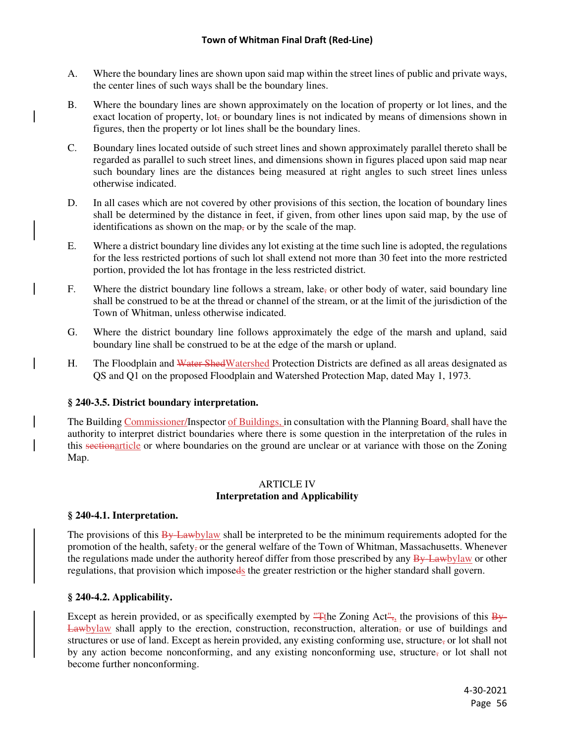A. Where the boundary lines are shown upon said map within the street lines of public and private ways, the center lines of such ways shall be the boundary lines.

B. Where the boundary lines are shown approximately on the location of property or lot lines, and the exact location of property, lot~~,~~ or boundary lines is not indicated by means of dimensions shown in figures, then the property or lot lines shall be the boundary lines.

C. Boundary lines located outside of such street lines and shown approximately parallel thereto shall be regarded as parallel to such street lines, and dimensions shown in figures placed upon said map near such boundary lines are the distances being measured at right angles to such street lines unless otherwise indicated.

D. In all cases which are not covered by other provisions of this section, the location of boundary lines shall be determined by the distance in feet, if given, from other lines upon said map, by the use of identifications as shown on the map~~,~~ or by the scale of the map.

E. Where a district boundary line divides any lot existing at the time such line is adopted, the regulations for the less restricted portions of such lot shall extend not more than 30 feet into the more restricted portion, provided the lot has frontage in the less restricted district.

F. Where the district boundary line follows a stream, lake~~,~~ or other body of water, said boundary line shall be construed to be at the thread or channel of the stream, or at the limit of the jurisdiction of the Town of Whitman, unless otherwise indicated.

G. Where the district boundary line follows approximately the edge of the marsh and upland, said boundary line shall be construed to be at the edge of the marsh or upland.

H. The Floodplain and ~~Water Shed~~Watershed Protection Districts are defined as all areas designated as QS and Q1 on the proposed Floodplain and Watershed Protection Map, dated May 1, 1973.

**§ 240-3.5. District boundary interpretation.**

The Building Commissioner/Inspector of Buildings, in consultation with the Planning Board, shall have the authority to interpret district boundaries where there is some question in the interpretation of the rules in this ~~section~~article or where boundaries on the ground are unclear or at variance with those on the Zoning Map.

ARTICLE IV
**Interpretation and Applicability**

**§ 240-4.1. Interpretation.**

The provisions of this ~~By-Law~~bylaw shall be interpreted to be the minimum requirements adopted for the promotion of the health, safety~~,~~ or the general welfare of the Town of Whitman, Massachusetts. Whenever the regulations made under the authority hereof differ from those prescribed by any ~~By-Law~~bylaw or other regulations, that provision which impose~~d~~s the greater restriction or the higher standard shall govern.

**§ 240-4.2. Applicability.**

Except as herein provided, or as specifically exempted by "~~T~~the Zoning Act"~~,~~, the provisions of this ~~By-Law~~bylaw shall apply to the erection, construction, reconstruction, alteration~~,~~ or use of buildings and structures or use of land. Except as herein provided, any existing conforming use, structure~~,~~ or lot shall not by any action become nonconforming, and any existing nonconforming use, structure~~,~~ or lot shall not become further nonconforming.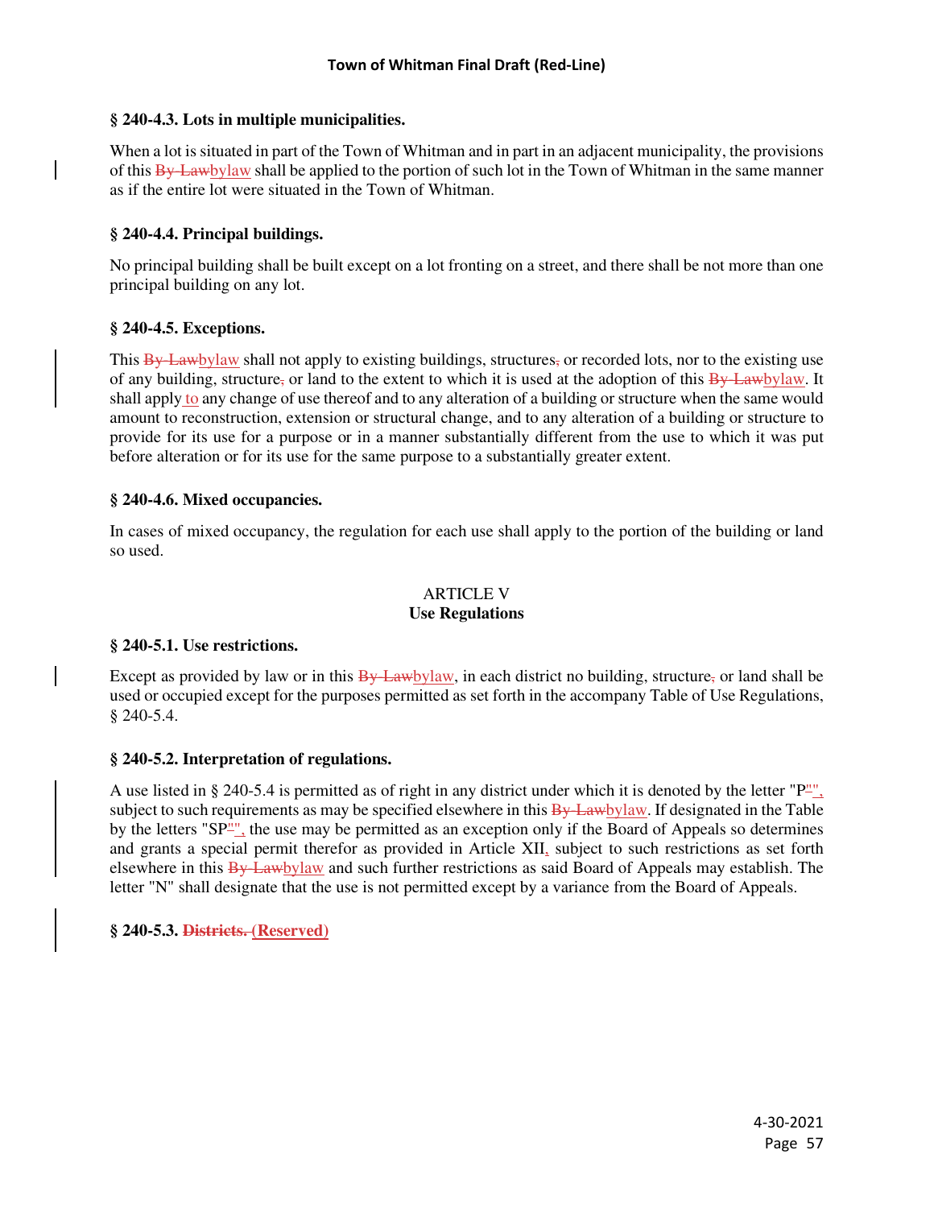### § 240-4.3. Lots in multiple municipalities.

When a lot is situated in part of the Town of Whitman and in part in an adjacent municipality, the provisions of this ~~By-Law~~bylaw shall be applied to the portion of such lot in the Town of Whitman in the same manner as if the entire lot were situated in the Town of Whitman.

### § 240-4.4. Principal buildings.

No principal building shall be built except on a lot fronting on a street, and there shall be not more than one principal building on any lot.

### § 240-4.5. Exceptions.

This ~~By-Law~~bylaw shall not apply to existing buildings, structures~~,~~ or recorded lots, nor to the existing use of any building, structure~~,~~ or land to the extent to which it is used at the adoption of this ~~By-Law~~bylaw. It shall apply to any change of use thereof and to any alteration of a building or structure when the same would amount to reconstruction, extension or structural change, and to any alteration of a building or structure to provide for its use for a purpose or in a manner substantially different from the use to which it was put before alteration or for its use for the same purpose to a substantially greater extent.

### § 240-4.6. Mixed occupancies.

In cases of mixed occupancy, the regulation for each use shall apply to the portion of the building or land so used.

## ARTICLE V
## Use Regulations

### § 240-5.1. Use restrictions.

Except as provided by law or in this ~~By-Law~~bylaw, in each district no building, structure~~,~~ or land shall be used or occupied except for the purposes permitted as set forth in the accompany Table of Use Regulations, § 240-5.4.

### § 240-5.2. Interpretation of regulations.

A use listed in § 240-5.4 is permitted as of right in any district under which it is denoted by the letter "P~~"~~", subject to such requirements as may be specified elsewhere in this ~~By-Law~~bylaw. If designated in the Table by the letters "SP~~"~~", the use may be permitted as an exception only if the Board of Appeals so determines and grants a special permit therefor as provided in Article XII, subject to such restrictions as set forth elsewhere in this ~~By-Law~~bylaw and such further restrictions as said Board of Appeals may establish. The letter "N" shall designate that the use is not permitted except by a variance from the Board of Appeals.

### § 240-5.3. ~~Districts.~~ (Reserved)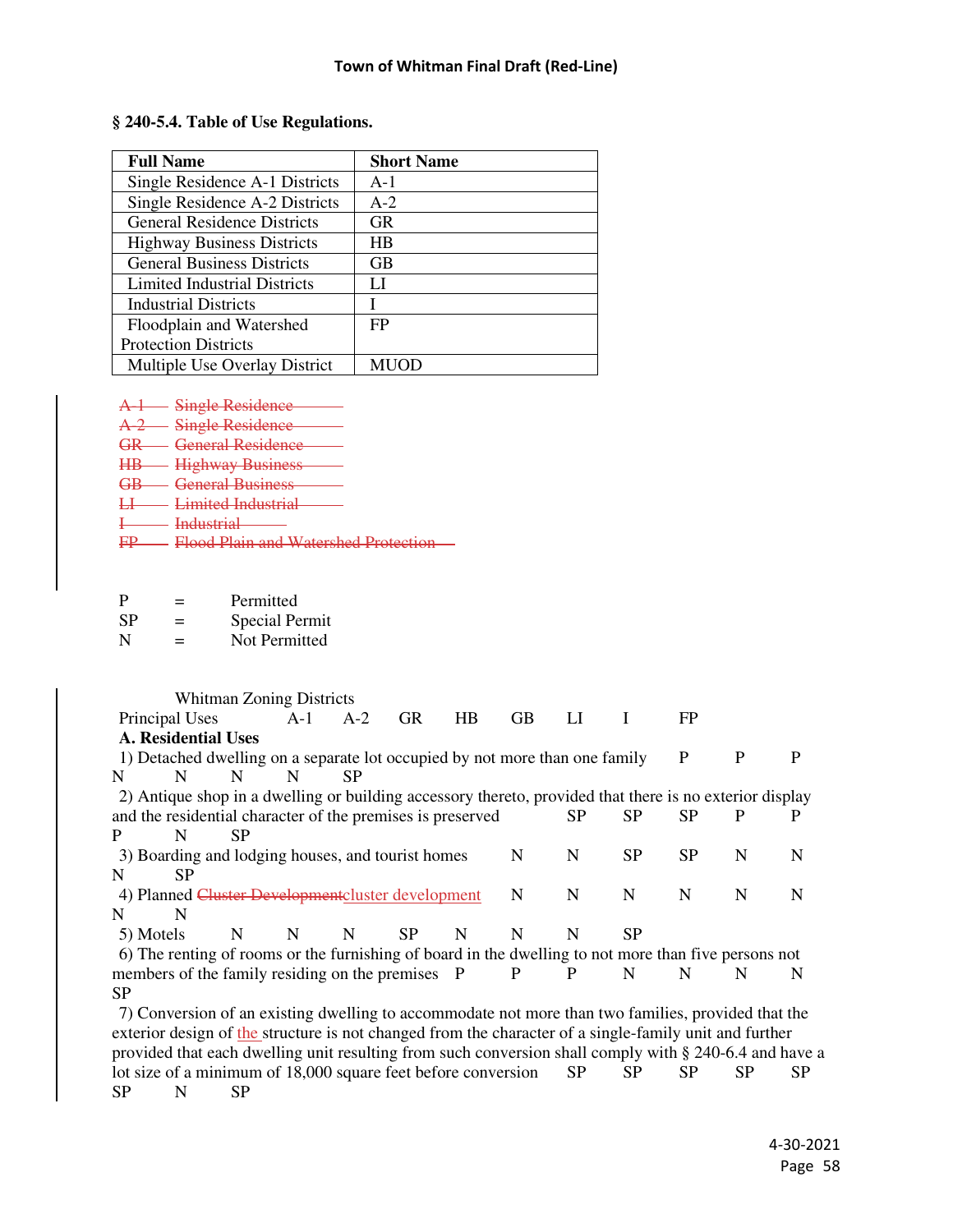**§ 240-5.4. Table of Use Regulations.**

| Full Name | Short Name |
|---|---|
| Single Residence A-1 Districts | A-1 |
| Single Residence A-2 Districts | A-2 |
| General Residence Districts | GR |
| Highway Business Districts | HB |
| General Business Districts | GB |
| Limited Industrial Districts | LI |
| Industrial Districts | I |
| Floodplain and Watershed Protection Districts | FP |
| Multiple Use Overlay District | MUOD |

~~A-1 Single Residence~~
~~A-2 Single Residence~~
~~GR General Residence~~
~~HB Highway Business~~
~~GB General Business~~
~~LI Limited Industrial~~
~~I Industrial~~
~~FP Flood Plain and Watershed Protection~~

P = Permitted
SP = Special Permit
N = Not Permitted

Whitman Zoning Districts

| Principal Uses | A-1 | A-2 | GR | HB | GB | LI | I | FP |
|---|---|---|---|---|---|---|---|---|
| **A. Residential Uses** | | | | | | | | |
| 1) Detached dwelling on a separate lot occupied by not more than one family | P | P | P | N | N | N | N | SP |
| 2) Antique shop in a dwelling or building accessory thereto, provided that there is no exterior display and the residential character of the premises is preserved | SP | SP | SP | P | P | P | N | SP |
| 3) Boarding and lodging houses, and tourist homes | N | N | SP | SP | N | N | N | SP |
| 4) Planned ~~Cluster Development~~cluster development | N | N | N | N | N | N | N | N |
| 5) Motels | N | N | N | SP | N | N | N | SP |
| 6) The renting of rooms or the furnishing of board in the dwelling to not more than five persons not members of the family residing on the premises | P | P | P | N | N | N | N | SP |
| 7) Conversion of an existing dwelling to accommodate not more than two families, provided that the exterior design of the structure is not changed from the character of a single-family unit and further provided that each dwelling unit resulting from such conversion shall comply with § 240-6.4 and have a lot size of a minimum of 18,000 square feet before conversion | SP | SP | SP | SP | SP | SP | N | SP |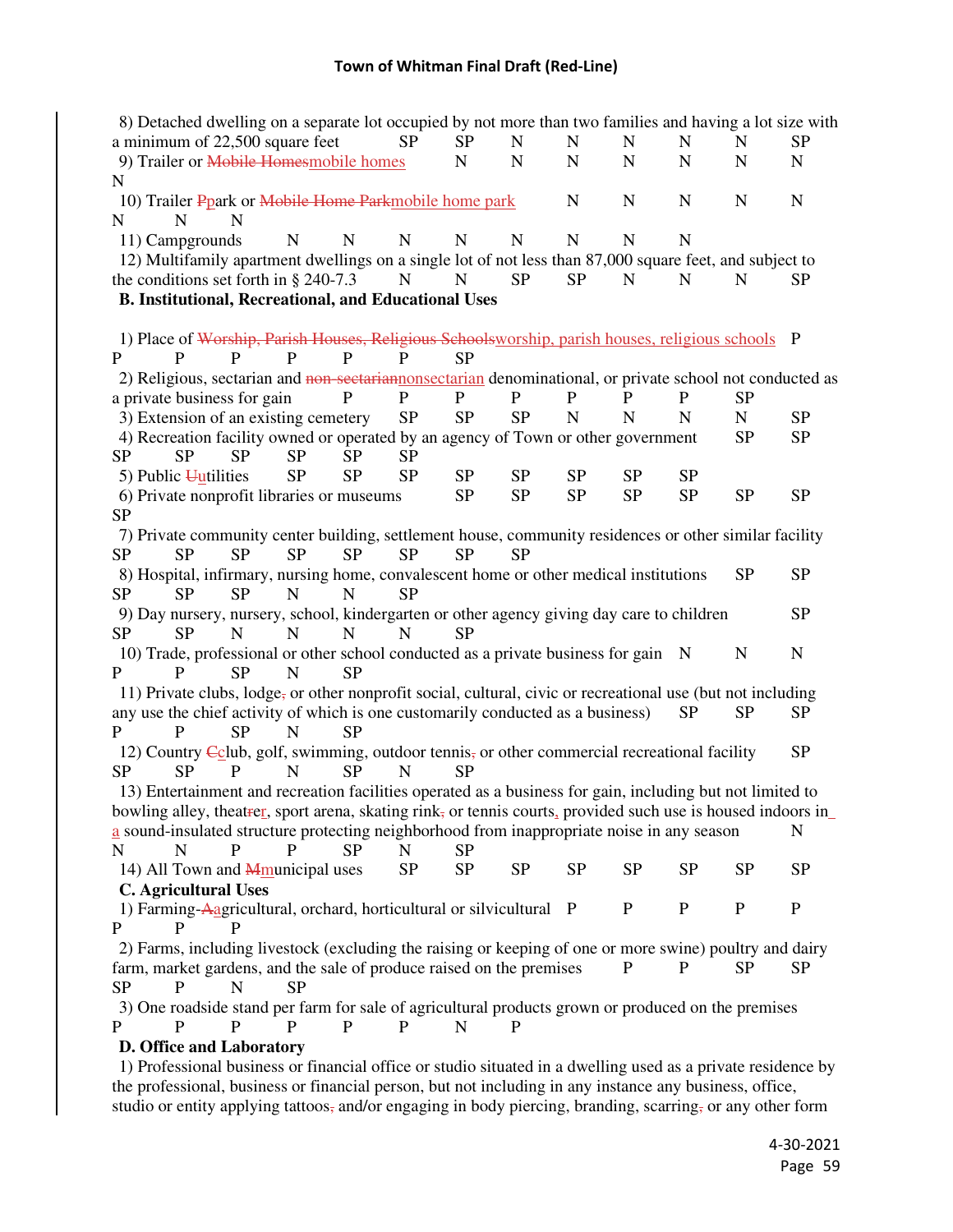8) Detached dwelling on a separate lot occupied by not more than two families and having a lot size with a minimum of 22,500 square feet SP SP N N N N N SP

9) Trailer or ~~Mobile Homes~~mobile homes N N N N N N N N

10) Trailer ~~P~~park or ~~Mobile Home Park~~mobile home park N N N N N N N N

11) Campgrounds N N N N N N N N

12) Multifamily apartment dwellings on a single lot of not less than 87,000 square feet, and subject to the conditions set forth in § 240-7.3 N N SP SP N N N SP

**B. Institutional, Recreational, and Educational Uses**

1) Place of ~~Worship, Parish Houses, Religious Schools~~worship, parish houses, religious schools P P P P P P P SP

2) Religious, sectarian and ~~non-sectarian~~nonsectarian denominational, or private school not conducted as a private business for gain P P P P P P P SP

3) Extension of an existing cemetery SP SP SP N N N N SP

4) Recreation facility owned or operated by an agency of Town or other government SP SP SP SP SP SP SP SP

5) Public ~~U~~utilities SP SP SP SP SP SP SP SP

6) Private nonprofit libraries or museums SP SP SP SP SP SP SP SP

7) Private community center building, settlement house, community residences or other similar facility SP SP SP SP SP SP SP SP

8) Hospital, infirmary, nursing home, convalescent home or other medical institutions SP SP SP SP SP N N SP

9) Day nursery, nursery, school, kindergarten or other agency giving day care to children SP SP SP N N N N SP

10) Trade, professional or other school conducted as a private business for gain N N N P P SP N SP

11) Private clubs, lodge~~,~~ or other nonprofit social, cultural, civic or recreational use (but not including any use the chief activity of which is one customarily conducted as a business) SP SP SP P P SP N SP

12) Country ~~C~~club, golf, swimming, outdoor tennis~~,~~ or other commercial recreational facility SP SP SP P N SP N SP

13) Entertainment and recreation facilities operated as a business for gain, including but not limited to bowling alley, theat~~re~~r, sport arena, skating rink~~,~~ or tennis courts, provided such use is housed indoors in a sound-insulated structure protecting neighborhood from inappropriate noise in any season N N N P P SP N SP

14) All Town and ~~M~~municipal uses SP SP SP SP SP SP SP SP

**C. Agricultural Uses**

1) Farming-~~A~~agricultural, orchard, horticultural or silvicultural P P P P P P P P

2) Farms, including livestock (excluding the raising or keeping of one or more swine) poultry and dairy farm, market gardens, and the sale of produce raised on the premises P P SP SP SP P N SP

3) One roadside stand per farm for sale of agricultural products grown or produced on the premises P P P P P P N P

**D. Office and Laboratory**

1) Professional business or financial office or studio situated in a dwelling used as a private residence by the professional, business or financial person, but not including in any instance any business, office, studio or entity applying tattoos~~,~~ and/or engaging in body piercing, branding, scarring~~,~~ or any other form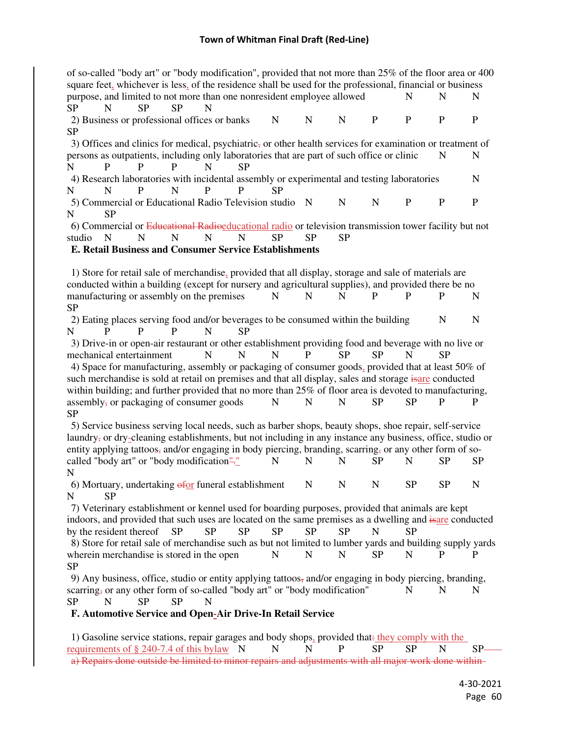of so-called "body art" or "body modification", provided that not more than 25% of the floor area or 400 square feet, whichever is less, of the residence shall be used for the professional, financial or business purpose, and limited to not more than one nonresident employee allowed N N N SP N SP SP N

2) Business or professional offices or banks N N N P P P P SP

3) Offices and clinics for medical, psychiatric, or other health services for examination or treatment of persons as outpatients, including only laboratories that are part of such office or clinic N N N P P P N SP

4) Research laboratories with incidental assembly or experimental and testing laboratories N N N P N P P SP

5) Commercial or Educational Radio Television studio N N N P P P N SP

6) Commercial or ~~Educational Radio~~educational radio or television transmission tower facility but not studio N N N N N SP SP SP

**E. Retail Business and Consumer Service Establishments**

1) Store for retail sale of merchandise, provided that all display, storage and sale of materials are conducted within a building (except for nursery and agricultural supplies), and provided there be no manufacturing or assembly on the premises N N N P P P N SP

2) Eating places serving food and/or beverages to be consumed within the building N N N P P P N SP

3) Drive-in or open-air restaurant or other establishment providing food and beverage with no live or mechanical entertainment N N N P SP SP N SP

4) Space for manufacturing, assembly or packaging of consumer goods, provided that at least 50% of such merchandise is sold at retail on premises and that all display, sales and storage ~~is~~are conducted within building; and further provided that no more than 25% of floor area is devoted to manufacturing, assembly~~,~~ or packaging of consumer goods N N N SP SP P P SP

5) Service business serving local needs, such as barber shops, beauty shops, shoe repair, self-service laundry~~,~~ or dry-cleaning establishments, but not including in any instance any business, office, studio or entity applying tattoos~~,~~ and/or engaging in body piercing, branding, scarring~~,~~ or any other form of so-called "body art" or "body modification"~~.~~"." N N N SP N SP SP N

6) Mortuary, undertaking ~~of~~or funeral establishment N N N SP SP N N SP

7) Veterinary establishment or kennel used for boarding purposes, provided that animals are kept indoors, and provided that such uses are located on the same premises as a dwelling and ~~is~~are conducted by the resident thereof SP SP SP SP SP SP N SP

8) Store for retail sale of merchandise such as but not limited to lumber yards and building supply yards wherein merchandise is stored in the open N N N SP N P P SP

9) Any business, office, studio or entity applying tattoos~~,~~ and/or engaging in body piercing, branding, scarring~~,~~ or any other form of so-called "body art" or "body modification" N N N SP N SP SP N

**F. Automotive Service and Open-Air Drive-In Retail Service**

1) Gasoline service stations, repair garages and body shops, provided that~~:~~ they comply with the requirements of § 240-7.4 of this bylaw N N N P SP SP N SP

~~a) Repairs done outside be limited to minor repairs and adjustments with all major work done within~~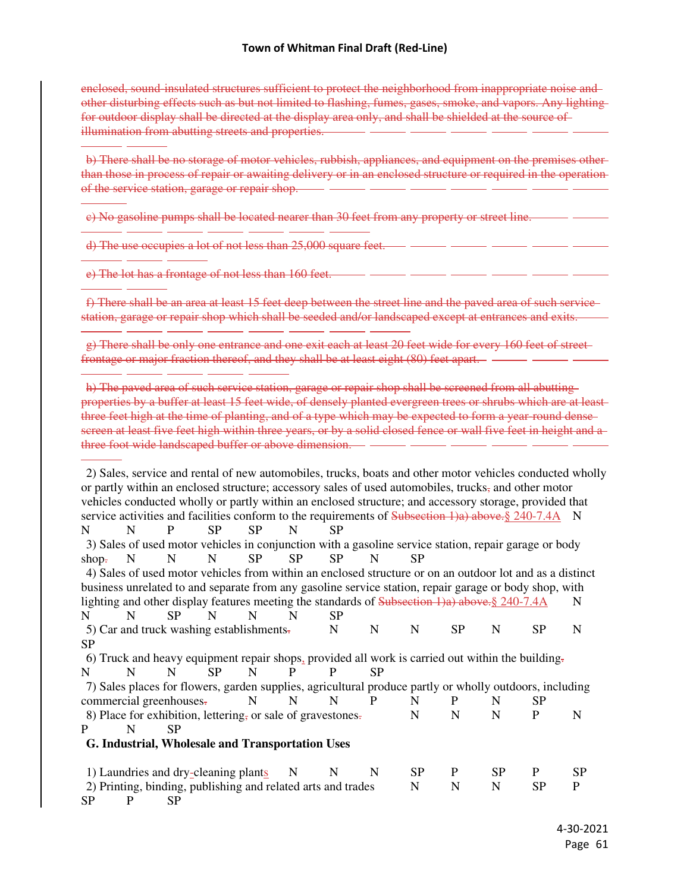~~enclosed, sound-insulated structures sufficient to protect the neighborhood from inappropriate noise and other disturbing effects such as but not limited to flashing, fumes, gases, smoke, and vapors. Any lighting for outdoor display shall be directed at the display area only, and shall be shielded at the source of illumination from abutting streets and properties.~~

~~b) There shall be no storage of motor vehicles, rubbish, appliances, and equipment on the premises other than those in process of repair or awaiting delivery or in an enclosed structure or required in the operation of the service station, garage or repair shop.~~

~~c) No gasoline pumps shall be located nearer than 30 feet from any property or street line.~~

~~d) The use occupies a lot of not less than 25,000 square feet.~~

~~e) The lot has a frontage of not less than 160 feet.~~

~~f) There shall be an area at least 15 feet deep between the street line and the paved area of such service station, garage or repair shop which shall be seeded and/or landscaped except at entrances and exits.~~

~~g) There shall be only one entrance and one exit each at least 20 feet wide for every 160 feet of street frontage or major fraction thereof, and they shall be at least eight (80) feet apart.~~

~~h) The paved area of such service station, garage or repair shop shall be screened from all abutting properties by a buffer at least 15 feet wide, of densely planted evergreen trees or shrubs which are at least three feet high at the time of planting, and of a type which may be expected to form a year-round dense screen at least five feet high within three years, or by a solid closed fence or wall five feet in height and a three foot wide landscaped buffer or above dimension.~~

| Use | | | | | | | | |
|---|---|---|---|---|---|---|---|---|
| 2) Sales, service and rental of new automobiles, trucks, boats and other motor vehicles conducted wholly or partly within an enclosed structure; accessory sales of used automobiles, trucks~~,~~ and other motor vehicles conducted wholly or partly within an enclosed structure; and accessory storage, provided that service activities and facilities conform to the requirements of ~~Subsection 1)a) above.~~§ 240-7.4A | N | N | N | P | SP | SP | N | SP |
| 3) Sales of used motor vehicles in conjunction with a gasoline service station, repair garage or body shop~~.~~ | N | N | N | SP | SP | SP | N | SP |
| 4) Sales of used motor vehicles from within an enclosed structure or on an outdoor lot and as a distinct business unrelated to and separate from any gasoline service station, repair garage or body shop, with lighting and other display features meeting the standards of ~~Subsection 1)a) above.~~§ 240-7.4A | N | N | N | SP | N | N | N | SP |
| 5) Car and truck washing establishments~~.~~ | N | N | N | SP | N | SP | N | SP |
| 6) Truck and heavy equipment repair shops, provided all work is carried out within the building~~.~~ | N | N | N | SP | N | P | P | SP |
| 7) Sales places for flowers, garden supplies, agricultural produce partly or wholly outdoors, including commercial greenhouses~~.~~ | N | N | N | P | N | P | N | SP |
| 8) Place for exhibition, lettering~~,~~ or sale of gravestones~~.~~ | N | N | N | P | N | P | N | SP |

**G. Industrial, Wholesale and Transportation Uses**

| Use | | | | | | | | |
|---|---|---|---|---|---|---|---|---|
| 1) Laundries and dry~~-~~cleaning plants | N | N | N | SP | P | SP | P | SP |
| 2) Printing, binding, publishing and related arts and trades | N | N | N | SP | P | SP | P | SP |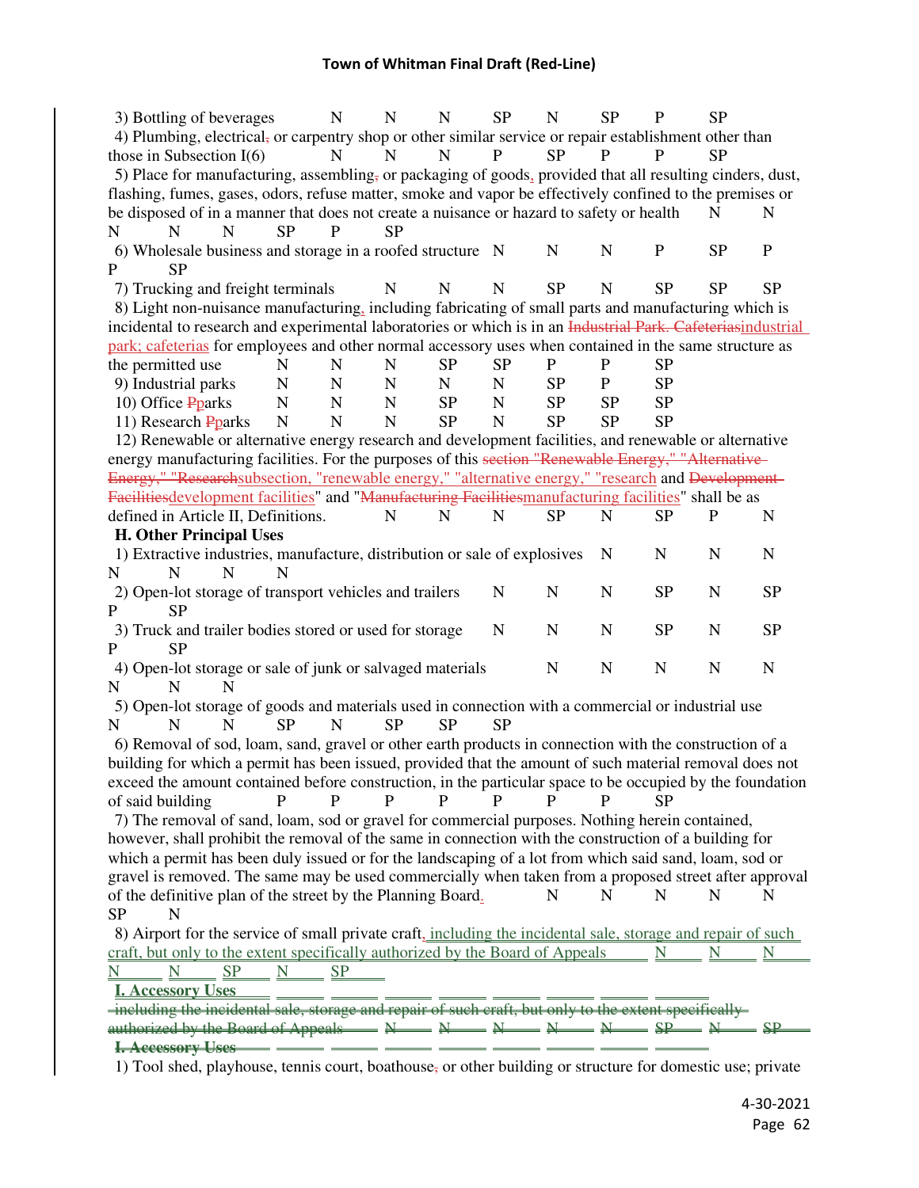3) Bottling of beverages N N N SP N SP P SP

4) Plumbing, electrical, or carpentry shop or other similar service or repair establishment other than those in Subsection I(6) N N N P SP P P SP

5) Place for manufacturing, assembling, or packaging of goods, provided that all resulting cinders, dust, flashing, fumes, gases, odors, refuse matter, smoke and vapor be effectively confined to the premises or be disposed of in a manner that does not create a nuisance or hazard to safety or health N N N N N SP P SP

6) Wholesale business and storage in a roofed structure N N N P SP P P SP

7) Trucking and freight terminals N N N SP N SP SP SP

8) Light non-nuisance manufacturing, including fabricating of small parts and manufacturing which is incidental to research and experimental laboratories or which is in an ~~Industrial Park. Cafeterias~~industrial park; cafeterias for employees and other normal accessory uses when contained in the same structure as the permitted use N N N SP SP P P SP

9) Industrial parks N N N N N SP P SP

10) Office ~~P~~parks N N N SP N SP SP SP

11) Research ~~P~~parks N N N SP N SP SP SP

12) Renewable or alternative energy research and development facilities, and renewable or alternative energy manufacturing facilities. For the purposes of this ~~section "Renewable Energy," "Alternative Energy," "Research~~subsection, "renewable energy," "alternative energy," "research and ~~Development Facilities~~development facilities" and "~~Manufacturing Facilities~~manufacturing facilities" shall be as defined in Article II, Definitions. N N N SP N SP P N

**H. Other Principal Uses**

1) Extractive industries, manufacture, distribution or sale of explosives N N N N N N N N

2) Open-lot storage of transport vehicles and trailers N N N SP N SP P SP

3) Truck and trailer bodies stored or used for storage N N N SP N SP P SP

4) Open-lot storage or sale of junk or salvaged materials N N N N N N N N

5) Open-lot storage of goods and materials used in connection with a commercial or industrial use N N N SP N SP SP SP

6) Removal of sod, loam, sand, gravel or other earth products in connection with the construction of a building for which a permit has been issued, provided that the amount of such material removal does not exceed the amount contained before construction, in the particular space to be occupied by the foundation of said building P P P P P P P SP

7) The removal of sand, loam, sod or gravel for commercial purposes. Nothing herein contained, however, shall prohibit the removal of the same in connection with the construction of a building for which a permit has been duly issued or for the landscaping of a lot from which said sand, loam, sod or gravel is removed. The same may be used commercially when taken from a proposed street after approval of the definitive plan of the street by the Planning Board. N N N N N SP N

8) Airport for the service of small private craft, including the incidental sale, storage and repair of such craft, but only to the extent specifically authorized by the Board of Appeals N N N N N SP N SP

**I. Accessory Uses**

~~including the incidental sale, storage and repair of such craft, but only to the extent specifically authorized by the Board of Appeals N N N N N SP N SP~~

~~**I. Accessory Uses**~~

1) Tool shed, playhouse, tennis court, boathouse, or other building or structure for domestic use; private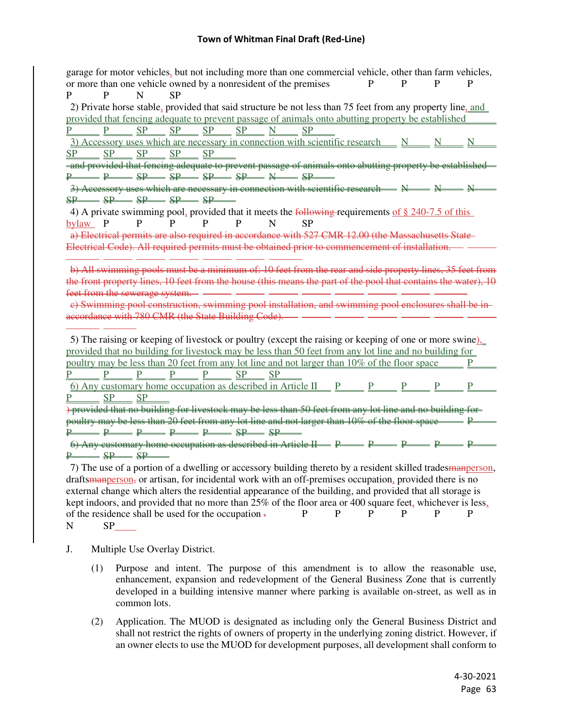garage for motor vehicles, but not including more than one commercial vehicle, other than farm vehicles, or more than one vehicle owned by a nonresident of the premises P P P P P P N SP

2) Private horse stable, provided that said structure be not less than 75 feet from any property line, and provided that fencing adequate to prevent passage of animals onto abutting property be established P P SP SP SP SP N SP

3) Accessory uses which are necessary in connection with scientific research N N N SP SP SP SP SP

~~and provided that fencing adequate to prevent passage of animals onto abutting property be established P P SP SP SP SP N SP~~

~~3) Accessory uses which are necessary in connection with scientific research N N N SP SP SP SP SP~~

4) A private swimming pool, provided that it meets the ~~following~~ requirements of § 240-7.5 of this bylaw P P P P P N SP

~~a) Electrical permits are also required in accordance with 527 CMR 12.00 (the Massachusetts State Electrical Code). All required permits must be obtained prior to commencement of installation.~~

~~b) All swimming pools must be a minimum of: 10 feet from the rear and side property lines, 35 feet from the front property lines, 10 feet from the house (this means the part of the pool that contains the water), 10 feet from the sewerage system.~~

~~c) Swimming pool construction, swimming pool installation, and swimming pool enclosures shall be in accordance with 780 CMR (the State Building Code).~~

5) The raising or keeping of livestock or poultry (except the raising or keeping of one or more swine), provided that no building for livestock may be less than 50 feet from any lot line and no building for poultry may be less than 20 feet from any lot line and not larger than 10% of the floor space P P P P P P SP SP

6) Any customary home occupation as described in Article II P P P P P P SP SP

~~) provided that no building for livestock may be less than 50 feet from any lot line and no building for poultry may be less than 20 feet from any lot line and not larger than 10% of the floor space P P P P P P SP SP~~

~~6) Any customary home occupation as described in Article II P P P P P P SP SP~~

7) The use of a portion of a dwelling or accessory building thereto by a resident skilled trades~~man~~person, drafts~~man~~person~~,~~ or artisan, for incidental work with an off-premises occupation, provided there is no external change which alters the residential appearance of the building, and provided that all storage is kept indoors, and provided that no more than 25% of the floor area or 400 square feet, whichever is less, of the residence shall be used for the occupation ~~.~~ P P P P P P N SP

J. Multiple Use Overlay District.

(1) Purpose and intent. The purpose of this amendment is to allow the reasonable use, enhancement, expansion and redevelopment of the General Business Zone that is currently developed in a building intensive manner where parking is available on-street, as well as in common lots.

(2) Application. The MUOD is designated as including only the General Business District and shall not restrict the rights of owners of property in the underlying zoning district. However, if an owner elects to use the MUOD for development purposes, all development shall conform to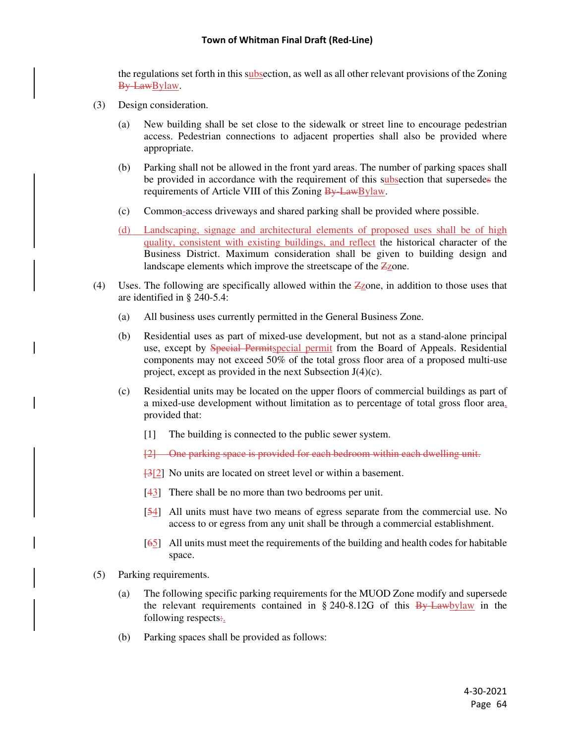the regulations set forth in this s~~ubs~~ection, as well as all other relevant provisions of the Zoning ~~By-Law~~Bylaw.

(3) Design consideration.

(a) New building shall be set close to the sidewalk or street line to encourage pedestrian access. Pedestrian connections to adjacent properties shall also be provided where appropriate.

(b) Parking shall not be allowed in the front yard areas. The number of parking spaces shall be provided in accordance with the requirement of this subsection that supersede~~s~~ the requirements of Article VIII of this Zoning ~~By-Law~~Bylaw.

(c) Common~~-~~access driveways and shared parking shall be provided where possible.

(d) Landscaping, signage and architectural elements of proposed uses shall be of high quality, consistent with existing buildings, and reflect the historical character of the Business District. Maximum consideration shall be given to building design and landscape elements which improve the streetscape of the ~~Z~~zone.

(4) Uses. The following are specifically allowed within the ~~Z~~zone, in addition to those uses that are identified in § 240-5.4:

(a) All business uses currently permitted in the General Business Zone.

(b) Residential uses as part of mixed-use development, but not as a stand-alone principal use, except by ~~Special Permit~~special permit from the Board of Appeals. Residential components may not exceed 50% of the total gross floor area of a proposed multi-use project, except as provided in the next Subsection J(4)(c).

(c) Residential units may be located on the upper floors of commercial buildings as part of a mixed-use development without limitation as to percentage of total gross floor area, provided that:

[1] The building is connected to the public sewer system.

~~[2] One parking space is provided for each bedroom within each dwelling unit.~~

[~~3~~2] No units are located on street level or within a basement.

[~~4~~3] There shall be no more than two bedrooms per unit.

[~~5~~4] All units must have two means of egress separate from the commercial use. No access to or egress from any unit shall be through a commercial establishment.

[~~6~~5] All units must meet the requirements of the building and health codes for habitable space.

(5) Parking requirements.

(a) The following specific parking requirements for the MUOD Zone modify and supersede the relevant requirements contained in § 240-8.12G of this ~~By-Law~~bylaw in the following respects~~:~~.

(b) Parking spaces shall be provided as follows: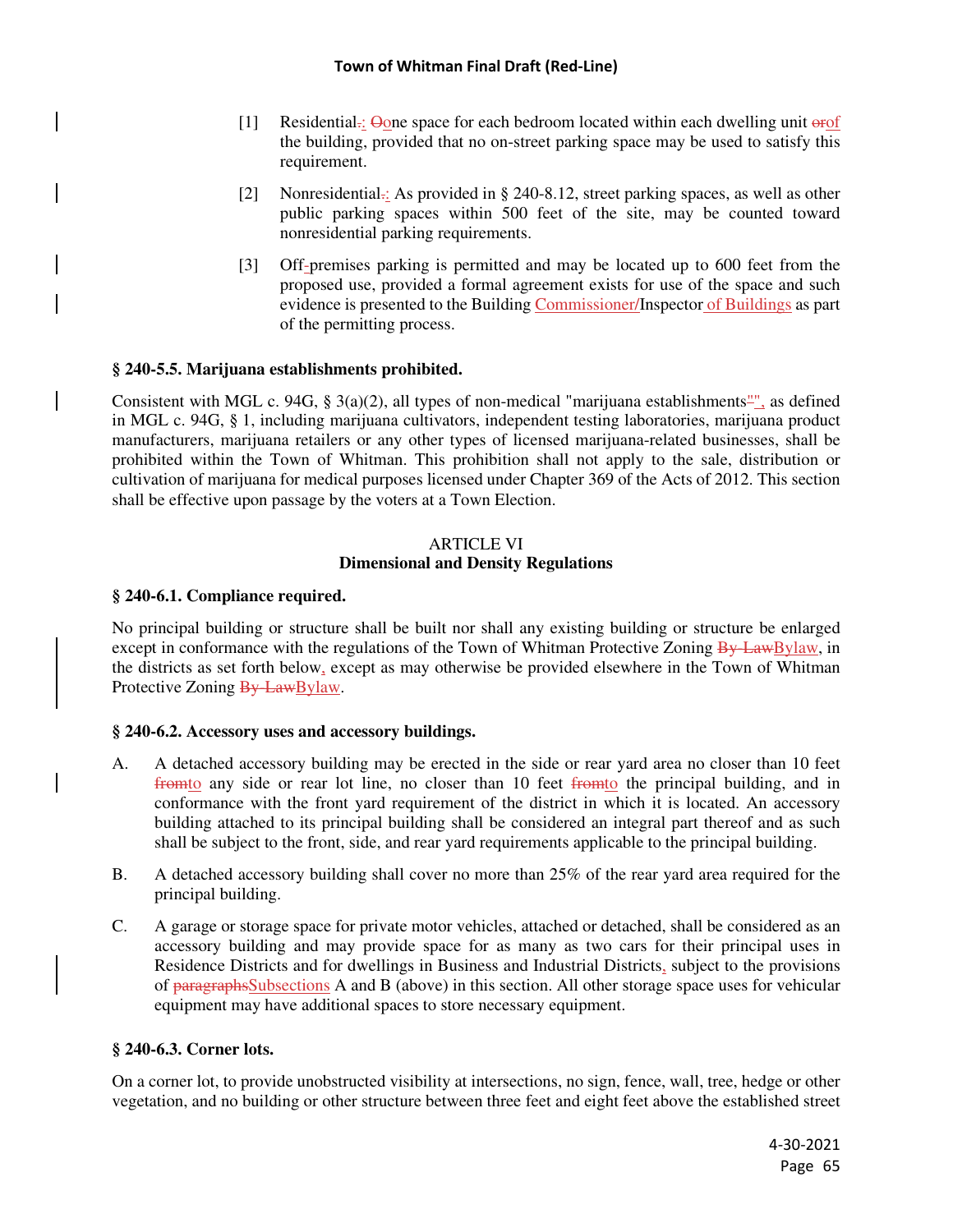[1] Residential~~.~~: ~~O~~one space for each bedroom located within each dwelling unit ~~or~~of the building, provided that no on-street parking space may be used to satisfy this requirement.

[2] Nonresidential~~.~~: As provided in § 240-8.12, street parking spaces, as well as other public parking spaces within 500 feet of the site, may be counted toward nonresidential parking requirements.

[3] Off-premises parking is permitted and may be located up to 600 feet from the proposed use, provided a formal agreement exists for use of the space and such evidence is presented to the Building Commissioner/Inspector of Buildings as part of the permitting process.

**§ 240-5.5. Marijuana establishments prohibited.**

Consistent with MGL c. 94G, § 3(a)(2), all types of non-medical "marijuana establishments~~"~~", as defined in MGL c. 94G, § 1, including marijuana cultivators, independent testing laboratories, marijuana product manufacturers, marijuana retailers or any other types of licensed marijuana-related businesses, shall be prohibited within the Town of Whitman. This prohibition shall not apply to the sale, distribution or cultivation of marijuana for medical purposes licensed under Chapter 369 of the Acts of 2012. This section shall be effective upon passage by the voters at a Town Election.

## ARTICLE VI
## Dimensional and Density Regulations

**§ 240-6.1. Compliance required.**

No principal building or structure shall be built nor shall any existing building or structure be enlarged except in conformance with the regulations of the Town of Whitman Protective Zoning ~~By-Law~~Bylaw, in the districts as set forth below, except as may otherwise be provided elsewhere in the Town of Whitman Protective Zoning ~~By-Law~~Bylaw.

**§ 240-6.2. Accessory uses and accessory buildings.**

A. A detached accessory building may be erected in the side or rear yard area no closer than 10 feet ~~from~~to any side or rear lot line, no closer than 10 feet ~~from~~to the principal building, and in conformance with the front yard requirement of the district in which it is located. An accessory building attached to its principal building shall be considered an integral part thereof and as such shall be subject to the front, side, and rear yard requirements applicable to the principal building.

B. A detached accessory building shall cover no more than 25% of the rear yard area required for the principal building.

C. A garage or storage space for private motor vehicles, attached or detached, shall be considered as an accessory building and may provide space for as many as two cars for their principal uses in Residence Districts and for dwellings in Business and Industrial Districts, subject to the provisions of ~~paragraphs~~Subsections A and B (above) in this section. All other storage space uses for vehicular equipment may have additional spaces to store necessary equipment.

**§ 240-6.3. Corner lots.**

On a corner lot, to provide unobstructed visibility at intersections, no sign, fence, wall, tree, hedge or other vegetation, and no building or other structure between three feet and eight feet above the established street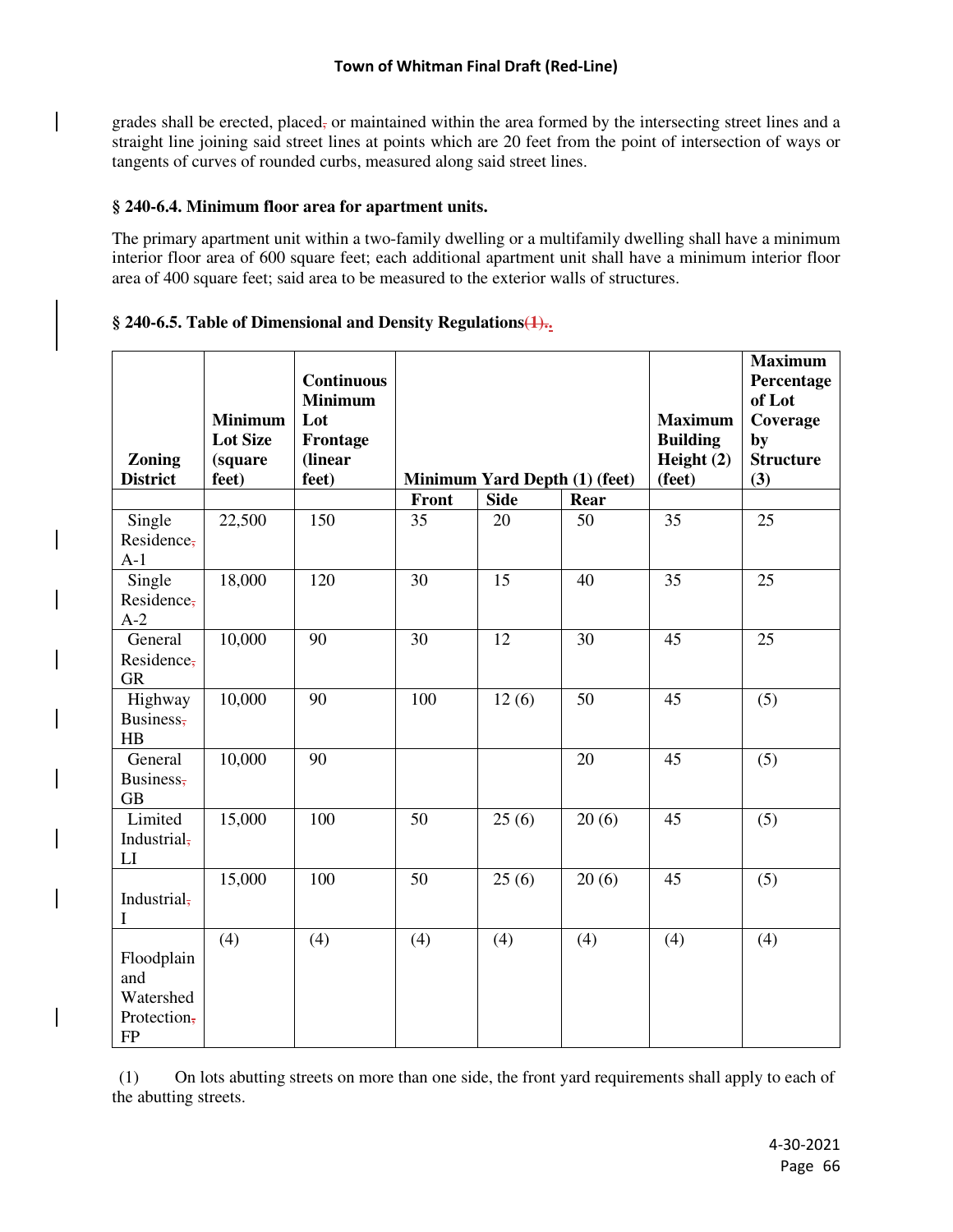grades shall be erected, placed, or maintained within the area formed by the intersecting street lines and a straight line joining said street lines at points which are 20 feet from the point of intersection of ways or tangents of curves of rounded curbs, measured along said street lines.

**§ 240-6.4. Minimum floor area for apartment units.**

The primary apartment unit within a two-family dwelling or a multifamily dwelling shall have a minimum interior floor area of 600 square feet; each additional apartment unit shall have a minimum interior floor area of 400 square feet; said area to be measured to the exterior walls of structures.

**§ 240-6.5. Table of Dimensional and Density Regulations(1)..**

| Zoning District | Minimum Lot Size (square feet) | Continuous Minimum Lot Frontage (linear feet) | Minimum Yard Depth (1) (feet) | | | Maximum Building Height (2) (feet) | Maximum Percentage of Lot Coverage by Structure (3) |
|---|---|---|---|---|---|---|---|
| | | | Front | Side | Rear | | |
| Single Residence, A-1 | 22,500 | 150 | 35 | 20 | 50 | 35 | 25 |
| Single Residence, A-2 | 18,000 | 120 | 30 | 15 | 40 | 35 | 25 |
| General Residence, GR | 10,000 | 90 | 30 | 12 | 30 | 45 | 25 |
| Highway Business, HB | 10,000 | 90 | 100 | 12 (6) | 50 | 45 | (5) |
| General Business, GB | 10,000 | 90 | | | 20 | 45 | (5) |
| Limited Industrial, LI | 15,000 | 100 | 50 | 25 (6) | 20 (6) | 45 | (5) |
| Industrial, I | 15,000 | 100 | 50 | 25 (6) | 20 (6) | 45 | (5) |
| Floodplain and Watershed Protection, FP | (4) | (4) | (4) | (4) | (4) | (4) | (4) |

(1) On lots abutting streets on more than one side, the front yard requirements shall apply to each of the abutting streets.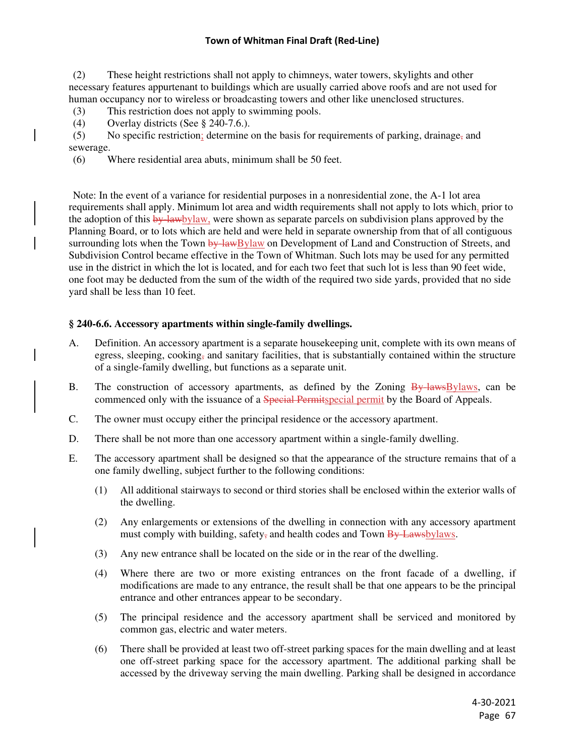(2) These height restrictions shall not apply to chimneys, water towers, skylights and other necessary features appurtenant to buildings which are usually carried above roofs and are not used for human occupancy nor to wireless or broadcasting towers and other like unenclosed structures.

(3) This restriction does not apply to swimming pools.

(4) Overlay districts (See § 240-7.6.).

(5) No specific restriction; determine on the basis for requirements of parking, drainage~~,~~ and sewerage.

(6) Where residential area abuts, minimum shall be 50 feet.

Note: In the event of a variance for residential purposes in a nonresidential zone, the A-1 lot area requirements shall apply. Minimum lot area and width requirements shall not apply to lots which, prior to the adoption of this ~~by-law~~bylaw, were shown as separate parcels on subdivision plans approved by the Planning Board, or to lots which are held and were held in separate ownership from that of all contiguous surrounding lots when the Town ~~by-law~~Bylaw on Development of Land and Construction of Streets, and Subdivision Control became effective in the Town of Whitman. Such lots may be used for any permitted use in the district in which the lot is located, and for each two feet that such lot is less than 90 feet wide, one foot may be deducted from the sum of the width of the required two side yards, provided that no side yard shall be less than 10 feet.

### § 240-6.6. Accessory apartments within single-family dwellings.

A. Definition. An accessory apartment is a separate housekeeping unit, complete with its own means of egress, sleeping, cooking~~,~~ and sanitary facilities, that is substantially contained within the structure of a single-family dwelling, but functions as a separate unit.

B. The construction of accessory apartments, as defined by the Zoning ~~By-laws~~Bylaws, can be commenced only with the issuance of a ~~Special Permit~~special permit by the Board of Appeals.

C. The owner must occupy either the principal residence or the accessory apartment.

D. There shall be not more than one accessory apartment within a single-family dwelling.

E. The accessory apartment shall be designed so that the appearance of the structure remains that of a one family dwelling, subject further to the following conditions:

   (1) All additional stairways to second or third stories shall be enclosed within the exterior walls of the dwelling.

   (2) Any enlargements or extensions of the dwelling in connection with any accessory apartment must comply with building, safety~~,~~ and health codes and Town ~~By-Laws~~bylaws.

   (3) Any new entrance shall be located on the side or in the rear of the dwelling.

   (4) Where there are two or more existing entrances on the front facade of a dwelling, if modifications are made to any entrance, the result shall be that one appears to be the principal entrance and other entrances appear to be secondary.

   (5) The principal residence and the accessory apartment shall be serviced and monitored by common gas, electric and water meters.

   (6) There shall be provided at least two off-street parking spaces for the main dwelling and at least one off-street parking space for the accessory apartment. The additional parking shall be accessed by the driveway serving the main dwelling. Parking shall be designed in accordance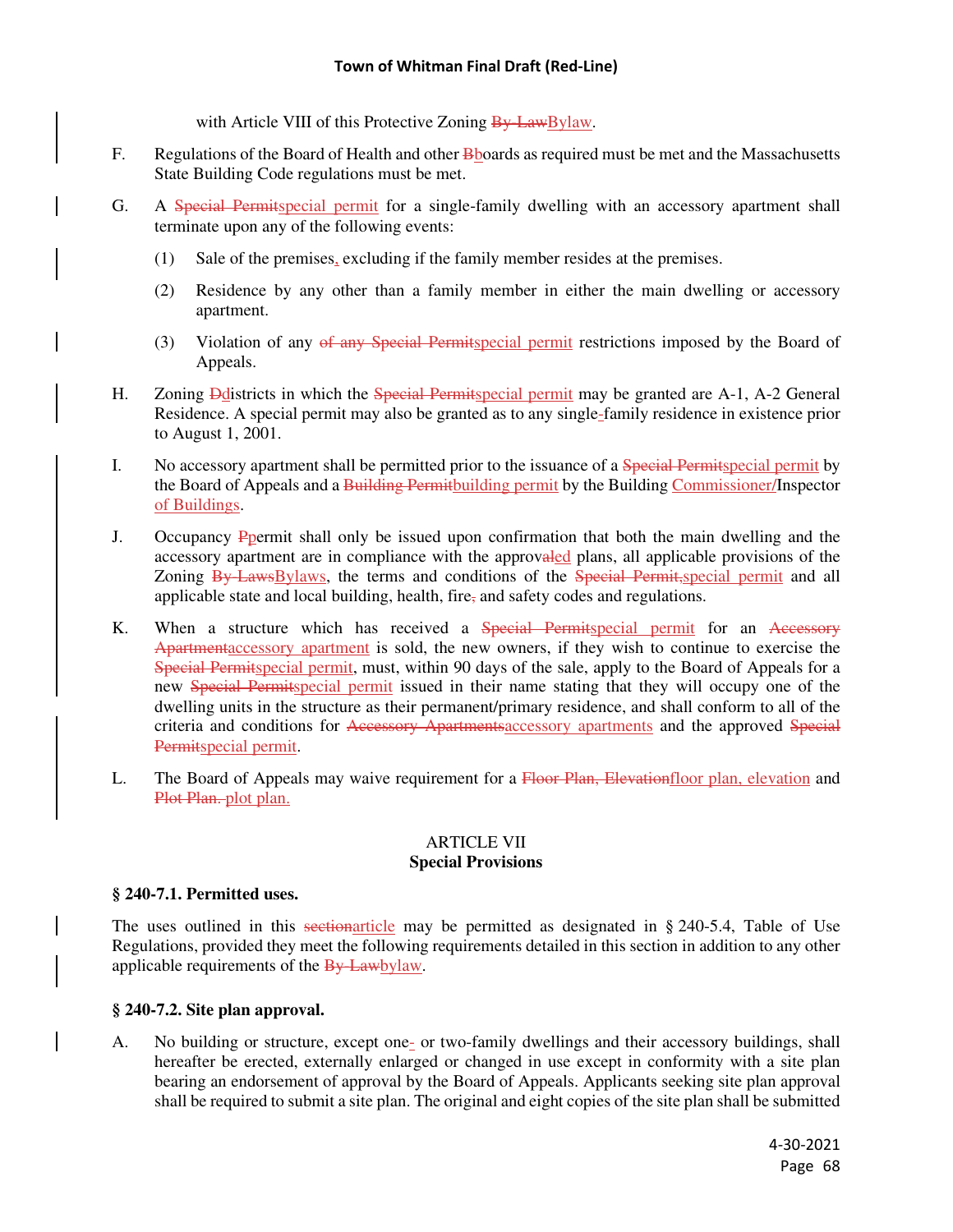with Article VIII of this Protective Zoning ~~By-Law~~Bylaw.

F. Regulations of the Board of Health and other ~~B~~boards as required must be met and the Massachusetts State Building Code regulations must be met.

G. A ~~Special Permit~~special permit for a single-family dwelling with an accessory apartment shall terminate upon any of the following events:

   (1) Sale of the premises, excluding if the family member resides at the premises.

   (2) Residence by any other than a family member in either the main dwelling or accessory apartment.

   (3) Violation of any ~~of any Special Permit~~special permit restrictions imposed by the Board of Appeals.

H. Zoning ~~D~~districts in which the ~~Special Permit~~special permit may be granted are A-1, A-2 General Residence. A special permit may also be granted as to any single-family residence in existence prior to August 1, 2001.

I. No accessory apartment shall be permitted prior to the issuance of a ~~Special Permit~~special permit by the Board of Appeals and a ~~Building Permit~~building permit by the Building Commissioner/Inspector of Buildings.

J. Occupancy ~~P~~permit shall only be issued upon confirmation that both the main dwelling and the accessory apartment are in compliance with the approv~~al~~ed plans, all applicable provisions of the Zoning ~~By-Laws~~Bylaws, the terms and conditions of the ~~Special Permit,~~special permit and all applicable state and local building, health, fire~~,~~ and safety codes and regulations.

K. When a structure which has received a ~~Special Permit~~special permit for an ~~Accessory Apartment~~accessory apartment is sold, the new owners, if they wish to continue to exercise the ~~Special Permit~~special permit, must, within 90 days of the sale, apply to the Board of Appeals for a new ~~Special Permit~~special permit issued in their name stating that they will occupy one of the dwelling units in the structure as their permanent/primary residence, and shall conform to all of the criteria and conditions for ~~Accessory Apartments~~accessory apartments and the approved ~~Special Permit~~special permit.

L. The Board of Appeals may waive requirement for a ~~Floor Plan, Elevation~~floor plan, elevation and ~~Plot Plan.~~ plot plan.

## ARTICLE VII
## Special Provisions

### § 240-7.1. Permitted uses.

The uses outlined in this ~~section~~article may be permitted as designated in § 240-5.4, Table of Use Regulations, provided they meet the following requirements detailed in this section in addition to any other applicable requirements of the ~~By-Law~~bylaw.

### § 240-7.2. Site plan approval.

A. No building or structure, except one- or two-family dwellings and their accessory buildings, shall hereafter be erected, externally enlarged or changed in use except in conformity with a site plan bearing an endorsement of approval by the Board of Appeals. Applicants seeking site plan approval shall be required to submit a site plan. The original and eight copies of the site plan shall be submitted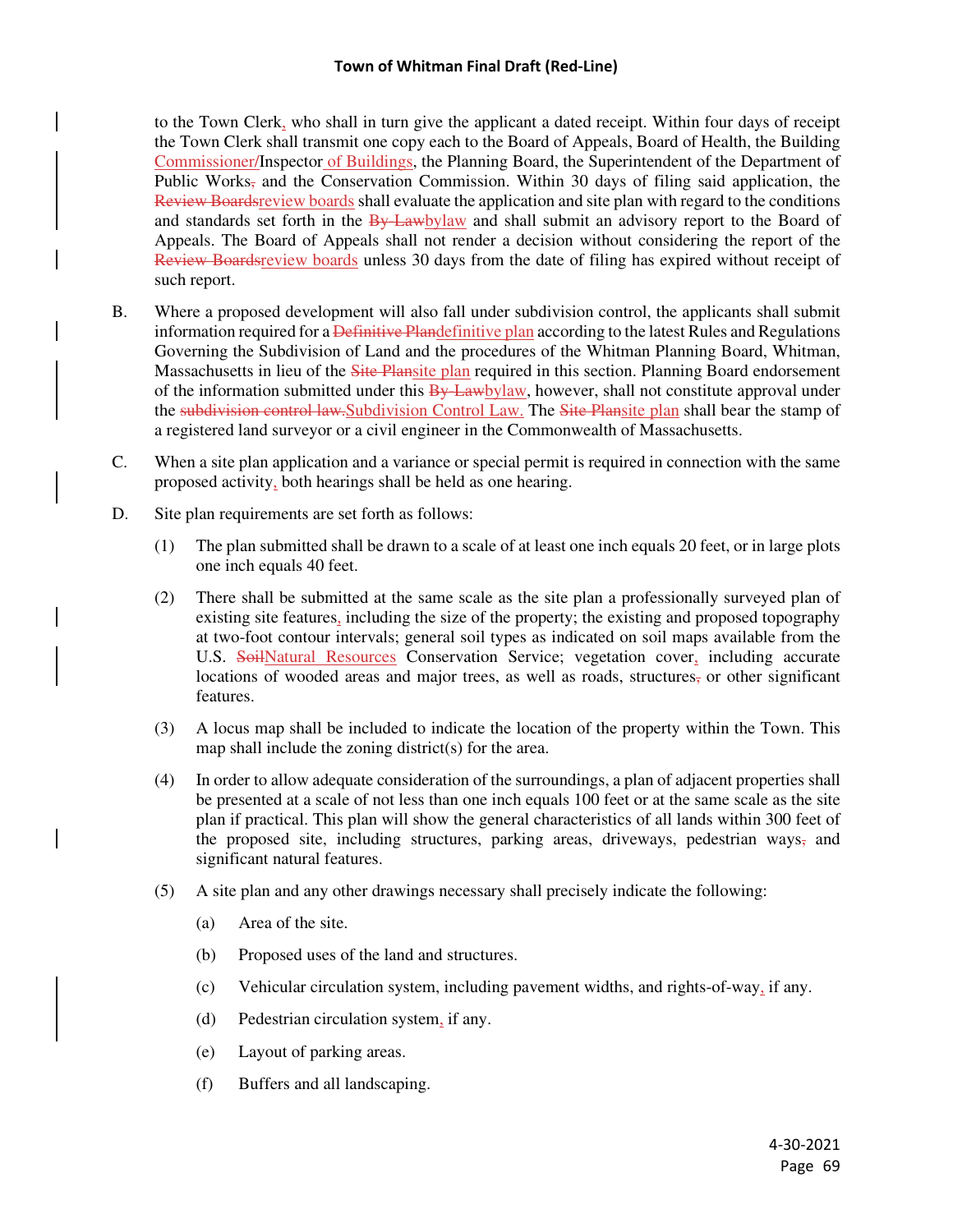to the Town Clerk, who shall in turn give the applicant a dated receipt. Within four days of receipt the Town Clerk shall transmit one copy each to the Board of Appeals, Board of Health, the Building Commissioner/Inspector of Buildings, the Planning Board, the Superintendent of the Department of Public Works, and the Conservation Commission. Within 30 days of filing said application, the Review Boardsreview boards shall evaluate the application and site plan with regard to the conditions and standards set forth in the By-Lawbylaw and shall submit an advisory report to the Board of Appeals. The Board of Appeals shall not render a decision without considering the report of the Review Boardsreview boards unless 30 days from the date of filing has expired without receipt of such report.

B. Where a proposed development will also fall under subdivision control, the applicants shall submit information required for a Definitive Plandefinitive plan according to the latest Rules and Regulations Governing the Subdivision of Land and the procedures of the Whitman Planning Board, Whitman, Massachusetts in lieu of the Site Plansite plan required in this section. Planning Board endorsement of the information submitted under this By-Lawbylaw, however, shall not constitute approval under the subdivision control law.Subdivision Control Law. The Site Plansite plan shall bear the stamp of a registered land surveyor or a civil engineer in the Commonwealth of Massachusetts.

C. When a site plan application and a variance or special permit is required in connection with the same proposed activity, both hearings shall be held as one hearing.

D. Site plan requirements are set forth as follows:

(1) The plan submitted shall be drawn to a scale of at least one inch equals 20 feet, or in large plots one inch equals 40 feet.

(2) There shall be submitted at the same scale as the site plan a professionally surveyed plan of existing site features, including the size of the property; the existing and proposed topography at two-foot contour intervals; general soil types as indicated on soil maps available from the U.S. SoilNatural Resources Conservation Service; vegetation cover, including accurate locations of wooded areas and major trees, as well as roads, structures, or other significant features.

(3) A locus map shall be included to indicate the location of the property within the Town. This map shall include the zoning district(s) for the area.

(4) In order to allow adequate consideration of the surroundings, a plan of adjacent properties shall be presented at a scale of not less than one inch equals 100 feet or at the same scale as the site plan if practical. This plan will show the general characteristics of all lands within 300 feet of the proposed site, including structures, parking areas, driveways, pedestrian ways, and significant natural features.

(5) A site plan and any other drawings necessary shall precisely indicate the following:

(a) Area of the site.

(b) Proposed uses of the land and structures.

(c) Vehicular circulation system, including pavement widths, and rights-of-way, if any.

(d) Pedestrian circulation system, if any.

(e) Layout of parking areas.

(f) Buffers and all landscaping.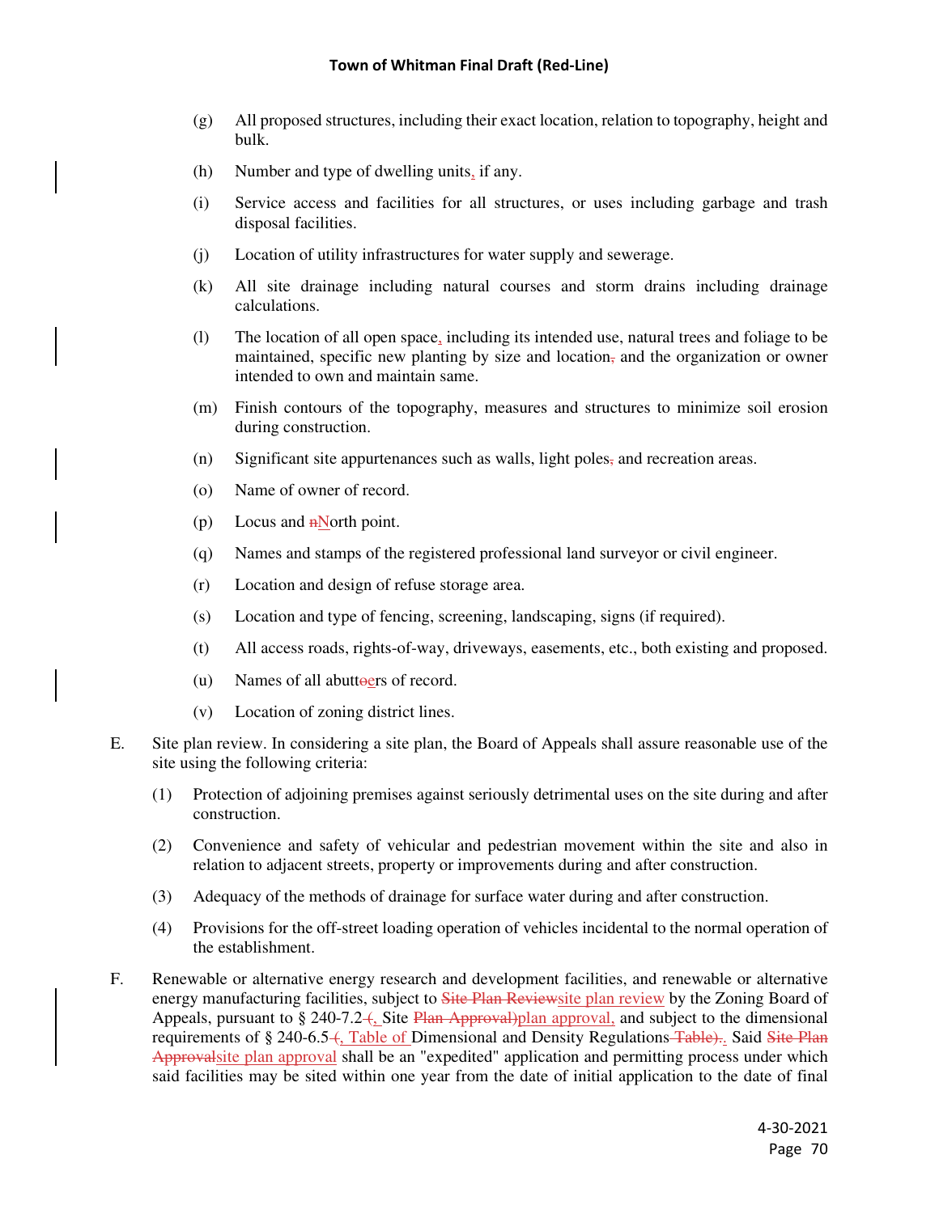(g) All proposed structures, including their exact location, relation to topography, height and bulk.

(h) Number and type of dwelling units, if any.

(i) Service access and facilities for all structures, or uses including garbage and trash disposal facilities.

(j) Location of utility infrastructures for water supply and sewerage.

(k) All site drainage including natural courses and storm drains including drainage calculations.

(l) The location of all open space, including its intended use, natural trees and foliage to be maintained, specific new planting by size and location~~,~~ and the organization or owner intended to own and maintain same.

(m) Finish contours of the topography, measures and structures to minimize soil erosion during construction.

(n) Significant site appurtenances such as walls, light poles~~,~~ and recreation areas.

(o) Name of owner of record.

(p) Locus and ~~n~~North point.

(q) Names and stamps of the registered professional land surveyor or civil engineer.

(r) Location and design of refuse storage area.

(s) Location and type of fencing, screening, landscaping, signs (if required).

(t) All access roads, rights-of-way, driveways, easements, etc., both existing and proposed.

(u) Names of all abutt~~o~~ers of record.

(v) Location of zoning district lines.

E. Site plan review. In considering a site plan, the Board of Appeals shall assure reasonable use of the site using the following criteria:

(1) Protection of adjoining premises against seriously detrimental uses on the site during and after construction.

(2) Convenience and safety of vehicular and pedestrian movement within the site and also in relation to adjacent streets, property or improvements during and after construction.

(3) Adequacy of the methods of drainage for surface water during and after construction.

(4) Provisions for the off-street loading operation of vehicles incidental to the normal operation of the establishment.

F. Renewable or alternative energy research and development facilities, and renewable or alternative energy manufacturing facilities, subject to ~~Site Plan Review~~site plan review by the Zoning Board of Appeals, pursuant to § 240-7.2 ~~(~~, Site ~~Plan Approval)~~plan approval, and subject to the dimensional requirements of § 240-6.5 ~~(~~, Table of Dimensional and Density Regulations~~ Table).~~. Said ~~Site Plan Approval~~site plan approval shall be an "expedited" application and permitting process under which said facilities may be sited within one year from the date of initial application to the date of final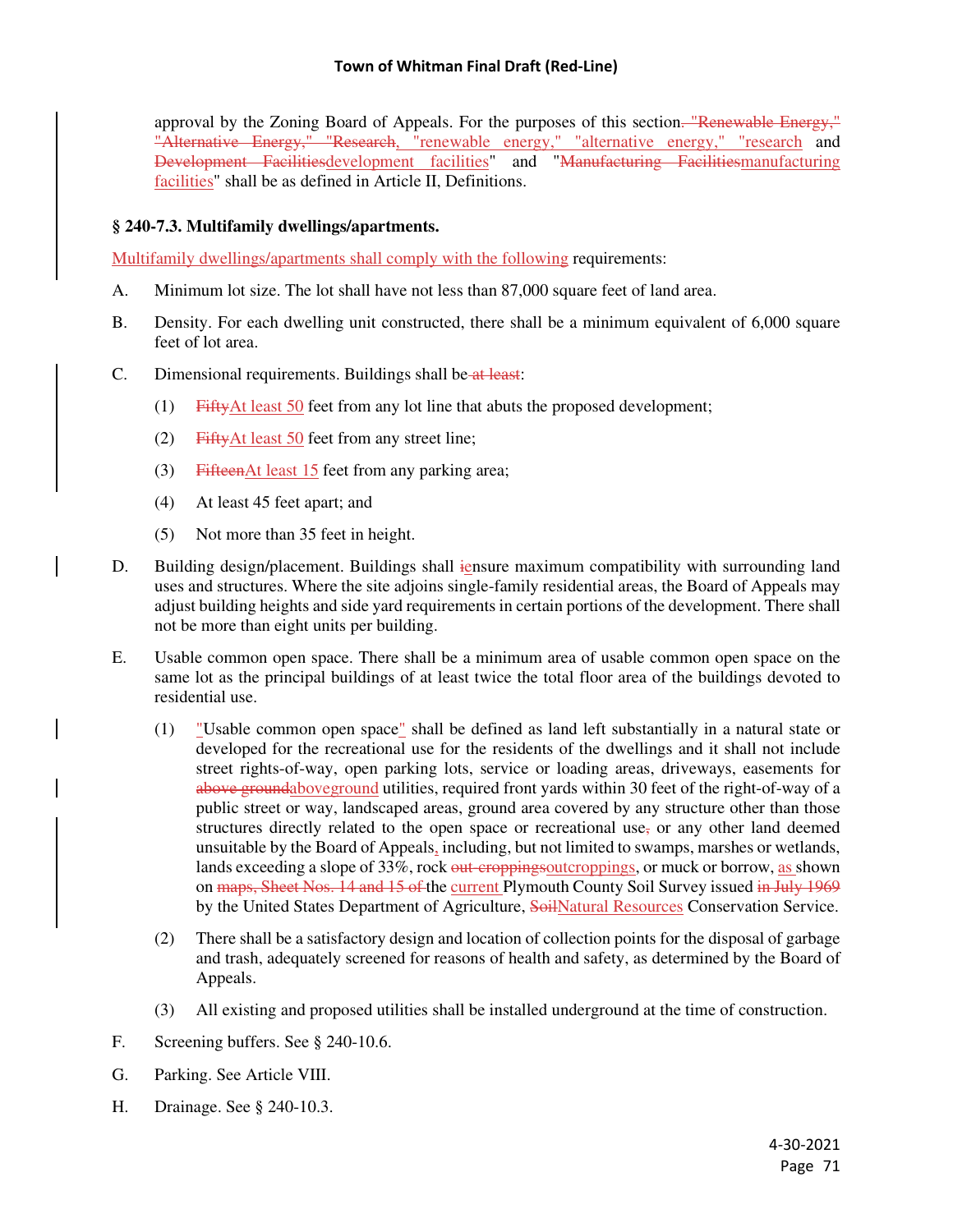approval by the Zoning Board of Appeals. For the purposes of this section~~. "Renewable Energy," "Alternative Energy," "Research~~, "renewable energy," "alternative energy," "research and ~~Development Facilities~~development facilities" and "~~Manufacturing Facilities~~manufacturing facilities" shall be as defined in Article II, Definitions.

**§ 240-7.3. Multifamily dwellings/apartments.**

Multifamily dwellings/apartments shall comply with the following requirements:

A. Minimum lot size. The lot shall have not less than 87,000 square feet of land area.

B. Density. For each dwelling unit constructed, there shall be a minimum equivalent of 6,000 square feet of lot area.

C. Dimensional requirements. Buildings shall be~~ at least~~:

  (1) ~~Fifty~~At least 50 feet from any lot line that abuts the proposed development;

  (2) ~~Fifty~~At least 50 feet from any street line;

  (3) ~~Fifteen~~At least 15 feet from any parking area;

  (4) At least 45 feet apart; and

  (5) Not more than 35 feet in height.

D. Building design/placement. Buildings shall ~~i~~ensure maximum compatibility with surrounding land uses and structures. Where the site adjoins single-family residential areas, the Board of Appeals may adjust building heights and side yard requirements in certain portions of the development. There shall not be more than eight units per building.

E. Usable common open space. There shall be a minimum area of usable common open space on the same lot as the principal buildings of at least twice the total floor area of the buildings devoted to residential use.

  (1) "Usable common open space" shall be defined as land left substantially in a natural state or developed for the recreational use for the residents of the dwellings and it shall not include street rights-of-way, open parking lots, service or loading areas, driveways, easements for ~~above ground~~aboveground utilities, required front yards within 30 feet of the right-of-way of a public street or way, landscaped areas, ground area covered by any structure other than those structures directly related to the open space or recreational use~~,~~ or any other land deemed unsuitable by the Board of Appeals, including, but not limited to swamps, marshes or wetlands, lands exceeding a slope of 33%, rock ~~out-croppings~~outcroppings, or muck or borrow, as shown on ~~maps, Sheet Nos. 14 and 15 of~~ the current Plymouth County Soil Survey issued ~~in July 1969~~ by the United States Department of Agriculture, ~~Soil~~Natural Resources Conservation Service.

  (2) There shall be a satisfactory design and location of collection points for the disposal of garbage and trash, adequately screened for reasons of health and safety, as determined by the Board of Appeals.

  (3) All existing and proposed utilities shall be installed underground at the time of construction.

F. Screening buffers. See § 240-10.6.

G. Parking. See Article VIII.

H. Drainage. See § 240-10.3.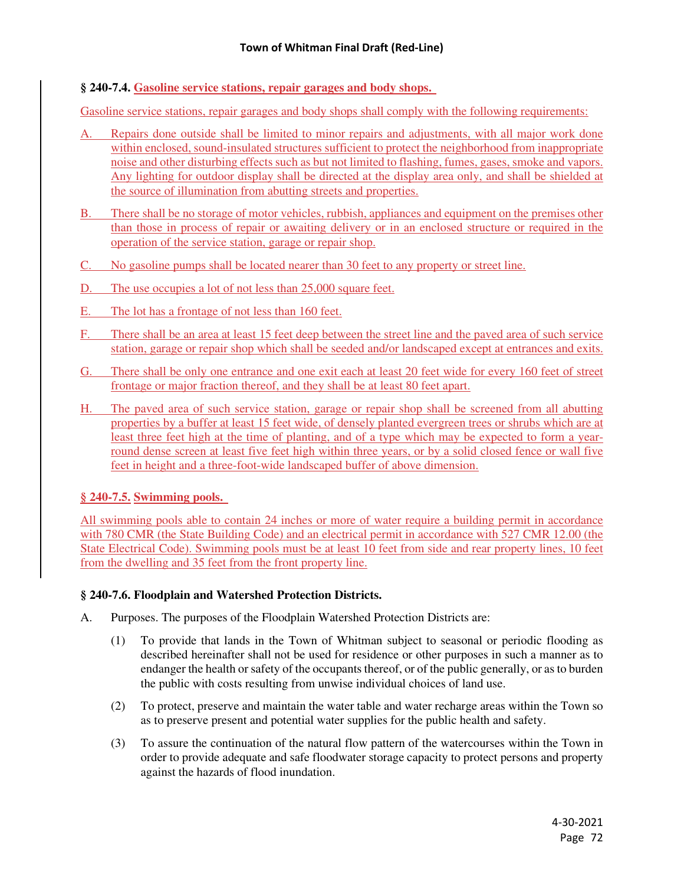### § 240-7.4. Gasoline service stations, repair garages and body shops.

Gasoline service stations, repair garages and body shops shall comply with the following requirements:

A. Repairs done outside shall be limited to minor repairs and adjustments, with all major work done within enclosed, sound-insulated structures sufficient to protect the neighborhood from inappropriate noise and other disturbing effects such as but not limited to flashing, fumes, gases, smoke and vapors. Any lighting for outdoor display shall be directed at the display area only, and shall be shielded at the source of illumination from abutting streets and properties.

B. There shall be no storage of motor vehicles, rubbish, appliances and equipment on the premises other than those in process of repair or awaiting delivery or in an enclosed structure or required in the operation of the service station, garage or repair shop.

C. No gasoline pumps shall be located nearer than 30 feet to any property or street line.

D. The use occupies a lot of not less than 25,000 square feet.

E. The lot has a frontage of not less than 160 feet.

F. There shall be an area at least 15 feet deep between the street line and the paved area of such service station, garage or repair shop which shall be seeded and/or landscaped except at entrances and exits.

G. There shall be only one entrance and one exit each at least 20 feet wide for every 160 feet of street frontage or major fraction thereof, and they shall be at least 80 feet apart.

H. The paved area of such service station, garage or repair shop shall be screened from all abutting properties by a buffer at least 15 feet wide, of densely planted evergreen trees or shrubs which are at least three feet high at the time of planting, and of a type which may be expected to form a year-round dense screen at least five feet high within three years, or by a solid closed fence or wall five feet in height and a three-foot-wide landscaped buffer of above dimension.

### § 240-7.5. Swimming pools.

All swimming pools able to contain 24 inches or more of water require a building permit in accordance with 780 CMR (the State Building Code) and an electrical permit in accordance with 527 CMR 12.00 (the State Electrical Code). Swimming pools must be at least 10 feet from side and rear property lines, 10 feet from the dwelling and 35 feet from the front property line.

### § 240-7.6. Floodplain and Watershed Protection Districts.

A. Purposes. The purposes of the Floodplain Watershed Protection Districts are:

(1) To provide that lands in the Town of Whitman subject to seasonal or periodic flooding as described hereinafter shall not be used for residence or other purposes in such a manner as to endanger the health or safety of the occupants thereof, or of the public generally, or as to burden the public with costs resulting from unwise individual choices of land use.

(2) To protect, preserve and maintain the water table and water recharge areas within the Town so as to preserve present and potential water supplies for the public health and safety.

(3) To assure the continuation of the natural flow pattern of the watercourses within the Town in order to provide adequate and safe floodwater storage capacity to protect persons and property against the hazards of flood inundation.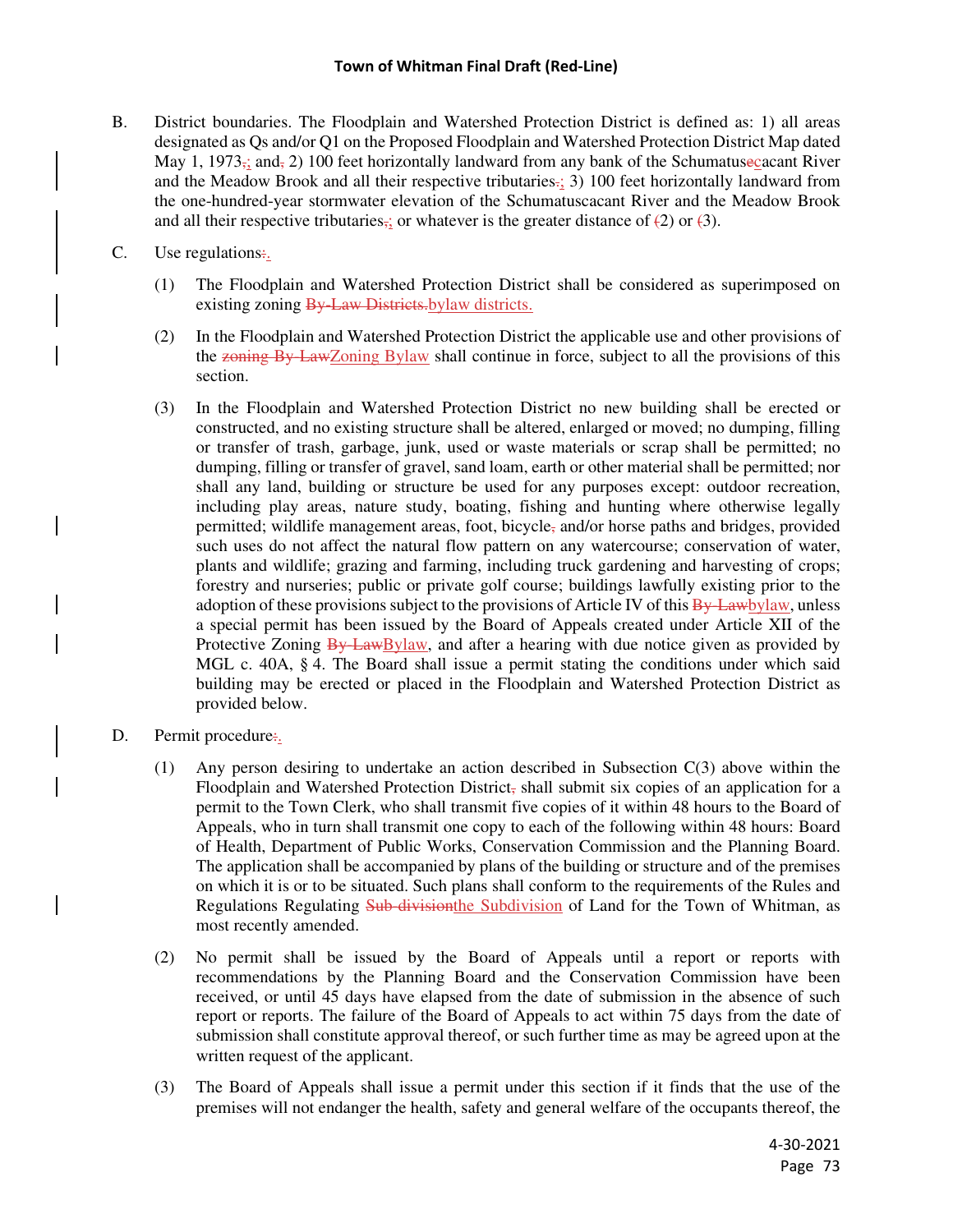B. District boundaries. The Floodplain and Watershed Protection District is defined as: 1) all areas designated as Qs and/or Q1 on the Proposed Floodplain and Watershed Protection District Map dated May 1, 1973,; and, 2) 100 feet horizontally landward from any bank of the Schumatusecacant River and the Meadow Brook and all their respective tributaries.; 3) 100 feet horizontally landward from the one-hundred-year stormwater elevation of the Schumatuscacant River and the Meadow Brook and all their respective tributaries,; or whatever is the greater distance of (2) or (3).

C. Use regulations:.

(1) The Floodplain and Watershed Protection District shall be considered as superimposed on existing zoning By-Law Districts.bylaw districts.

(2) In the Floodplain and Watershed Protection District the applicable use and other provisions of the zoning By-LawZoning Bylaw shall continue in force, subject to all the provisions of this section.

(3) In the Floodplain and Watershed Protection District no new building shall be erected or constructed, and no existing structure shall be altered, enlarged or moved; no dumping, filling or transfer of trash, garbage, junk, used or waste materials or scrap shall be permitted; no dumping, filling or transfer of gravel, sand loam, earth or other material shall be permitted; nor shall any land, building or structure be used for any purposes except: outdoor recreation, including play areas, nature study, boating, fishing and hunting where otherwise legally permitted; wildlife management areas, foot, bicycle, and/or horse paths and bridges, provided such uses do not affect the natural flow pattern on any watercourse; conservation of water, plants and wildlife; grazing and farming, including truck gardening and harvesting of crops; forestry and nurseries; public or private golf course; buildings lawfully existing prior to the adoption of these provisions subject to the provisions of Article IV of this By-Lawbylaw, unless a special permit has been issued by the Board of Appeals created under Article XII of the Protective Zoning By-LawBylaw, and after a hearing with due notice given as provided by MGL c. 40A, § 4. The Board shall issue a permit stating the conditions under which said building may be erected or placed in the Floodplain and Watershed Protection District as provided below.

D. Permit procedure:.

(1) Any person desiring to undertake an action described in Subsection C(3) above within the Floodplain and Watershed Protection District, shall submit six copies of an application for a permit to the Town Clerk, who shall transmit five copies of it within 48 hours to the Board of Appeals, who in turn shall transmit one copy to each of the following within 48 hours: Board of Health, Department of Public Works, Conservation Commission and the Planning Board. The application shall be accompanied by plans of the building or structure and of the premises on which it is or to be situated. Such plans shall conform to the requirements of the Rules and Regulations Regulating Sub-divisionthe Subdivision of Land for the Town of Whitman, as most recently amended.

(2) No permit shall be issued by the Board of Appeals until a report or reports with recommendations by the Planning Board and the Conservation Commission have been received, or until 45 days have elapsed from the date of submission in the absence of such report or reports. The failure of the Board of Appeals to act within 75 days from the date of submission shall constitute approval thereof, or such further time as may be agreed upon at the written request of the applicant.

(3) The Board of Appeals shall issue a permit under this section if it finds that the use of the premises will not endanger the health, safety and general welfare of the occupants thereof, the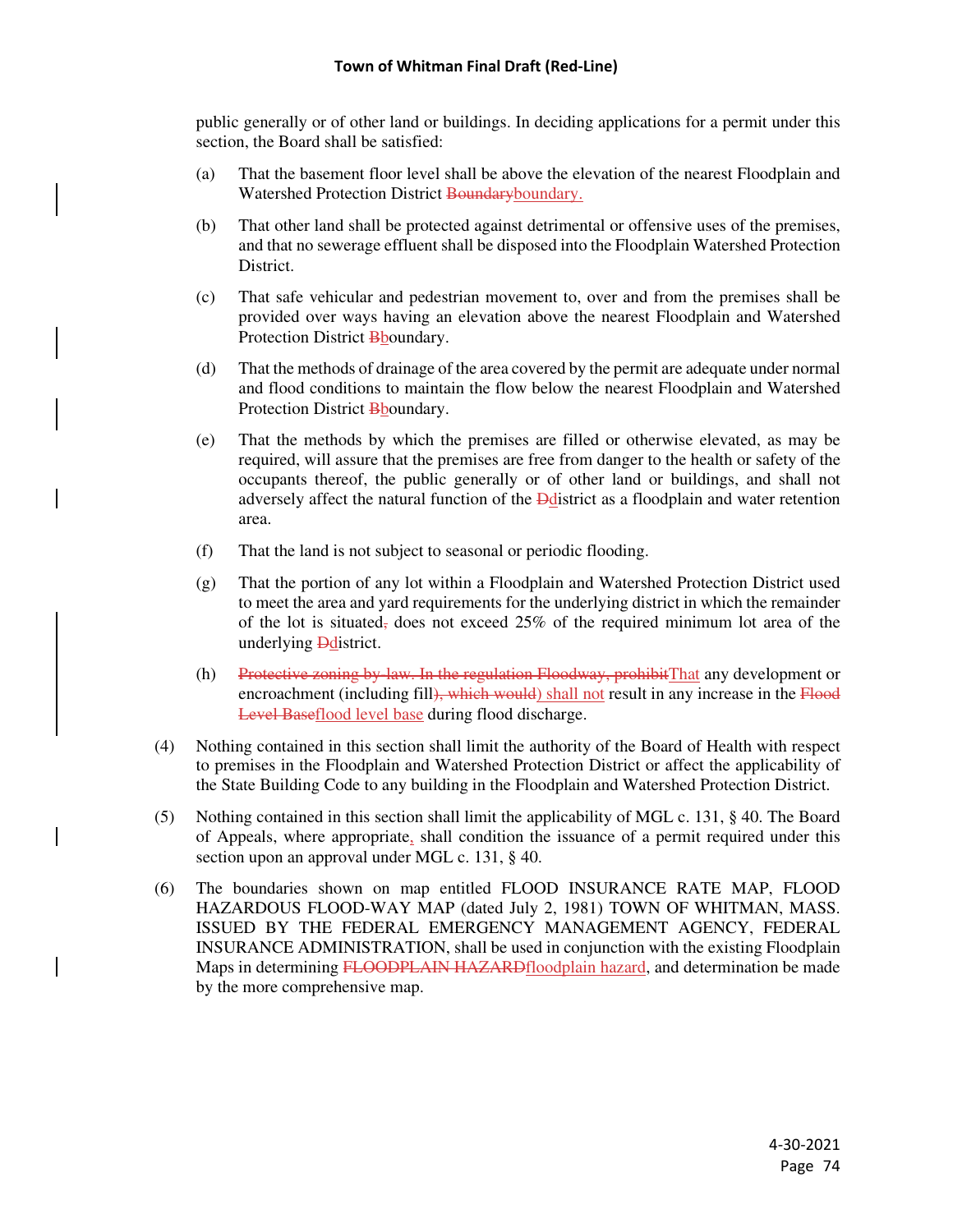public generally or of other land or buildings. In deciding applications for a permit under this section, the Board shall be satisfied:

(a) That the basement floor level shall be above the elevation of the nearest Floodplain and Watershed Protection District ~~Boundary~~boundary.

(b) That other land shall be protected against detrimental or offensive uses of the premises, and that no sewerage effluent shall be disposed into the Floodplain Watershed Protection District.

(c) That safe vehicular and pedestrian movement to, over and from the premises shall be provided over ways having an elevation above the nearest Floodplain and Watershed Protection District ~~B~~boundary.

(d) That the methods of drainage of the area covered by the permit are adequate under normal and flood conditions to maintain the flow below the nearest Floodplain and Watershed Protection District ~~B~~boundary.

(e) That the methods by which the premises are filled or otherwise elevated, as may be required, will assure that the premises are free from danger to the health or safety of the occupants thereof, the public generally or of other land or buildings, and shall not adversely affect the natural function of the ~~D~~district as a floodplain and water retention area.

(f) That the land is not subject to seasonal or periodic flooding.

(g) That the portion of any lot within a Floodplain and Watershed Protection District used to meet the area and yard requirements for the underlying district in which the remainder of the lot is situated~~,~~ does not exceed 25% of the required minimum lot area of the underlying ~~D~~district.

(h) ~~Protective zoning by-law. In the regulation Floodway, prohibit~~That any development or encroachment (including fill~~), which would~~) shall not result in any increase in the ~~Flood Level Base~~flood level base during flood discharge.

(4) Nothing contained in this section shall limit the authority of the Board of Health with respect to premises in the Floodplain and Watershed Protection District or affect the applicability of the State Building Code to any building in the Floodplain and Watershed Protection District.

(5) Nothing contained in this section shall limit the applicability of MGL c. 131, § 40. The Board of Appeals, where appropriate, shall condition the issuance of a permit required under this section upon an approval under MGL c. 131, § 40.

(6) The boundaries shown on map entitled FLOOD INSURANCE RATE MAP, FLOOD HAZARDOUS FLOOD-WAY MAP (dated July 2, 1981) TOWN OF WHITMAN, MASS. ISSUED BY THE FEDERAL EMERGENCY MANAGEMENT AGENCY, FEDERAL INSURANCE ADMINISTRATION, shall be used in conjunction with the existing Floodplain Maps in determining ~~FLOODPLAIN HAZARD~~floodplain hazard, and determination be made by the more comprehensive map.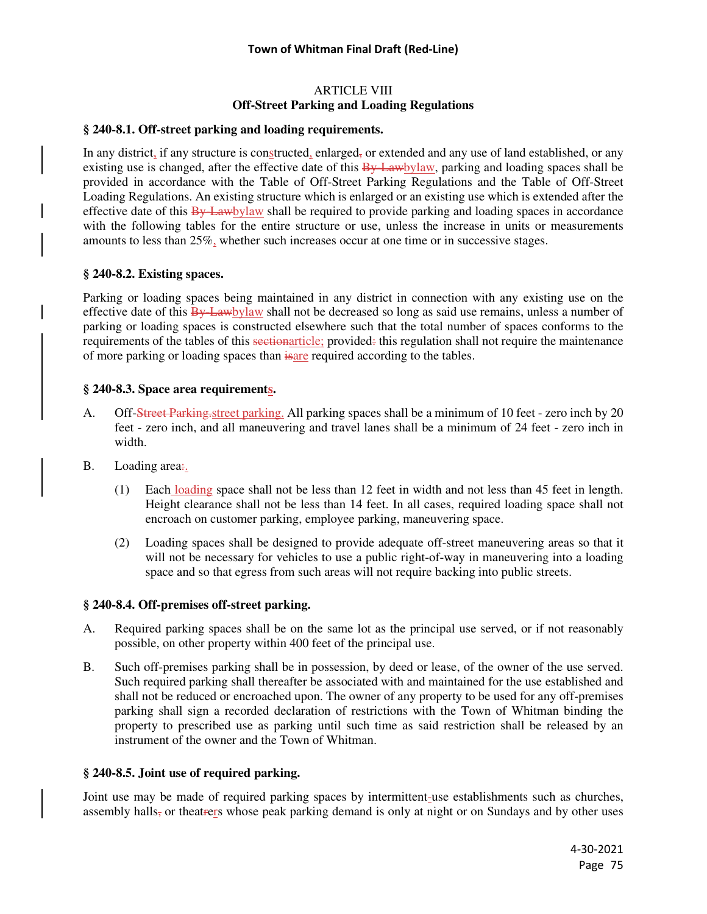## ARTICLE VIII
## Off-Street Parking and Loading Regulations

### § 240-8.1. Off-street parking and loading requirements.

In any district, if any structure is constructed, enlarged~~,~~ or extended and any use of land established, or any existing use is changed, after the effective date of this ~~By-Law~~bylaw, parking and loading spaces shall be provided in accordance with the Table of Off-Street Parking Regulations and the Table of Off-Street Loading Regulations. An existing structure which is enlarged or an existing use which is extended after the effective date of this ~~By-Law~~bylaw shall be required to provide parking and loading spaces in accordance with the following tables for the entire structure or use, unless the increase in units or measurements amounts to less than 25%, whether such increases occur at one time or in successive stages.

### § 240-8.2. Existing spaces.

Parking or loading spaces being maintained in any district in connection with any existing use on the effective date of this ~~By-Law~~bylaw shall not be decreased so long as said use remains, unless a number of parking or loading spaces is constructed elsewhere such that the total number of spaces conforms to the requirements of the tables of this ~~section~~article; provided~~:~~ this regulation shall not require the maintenance of more parking or loading spaces than ~~is~~are required according to the tables.

### § 240-8.3. Space area requirements.

A. Off-~~Street Parking.~~street parking. All parking spaces shall be a minimum of 10 feet - zero inch by 20 feet - zero inch, and all maneuvering and travel lanes shall be a minimum of 24 feet - zero inch in width.

B. Loading area~~:~~.

(1) Each loading space shall not be less than 12 feet in width and not less than 45 feet in length. Height clearance shall not be less than 14 feet. In all cases, required loading space shall not encroach on customer parking, employee parking, maneuvering space.

(2) Loading spaces shall be designed to provide adequate off-street maneuvering areas so that it will not be necessary for vehicles to use a public right-of-way in maneuvering into a loading space and so that egress from such areas will not require backing into public streets.

### § 240-8.4. Off-premises off-street parking.

A. Required parking spaces shall be on the same lot as the principal use served, or if not reasonably possible, on other property within 400 feet of the principal use.

B. Such off-premises parking shall be in possession, by deed or lease, of the owner of the use served. Such required parking shall thereafter be associated with and maintained for the use established and shall not be reduced or encroached upon. The owner of any property to be used for any off-premises parking shall sign a recorded declaration of restrictions with the Town of Whitman binding the property to prescribed use as parking until such time as said restriction shall be released by an instrument of the owner and the Town of Whitman.

### § 240-8.5. Joint use of required parking.

Joint use may be made of required parking spaces by intermittent-use establishments such as churches, assembly halls~~,~~ or theat~~r~~ers whose peak parking demand is only at night or on Sundays and by other uses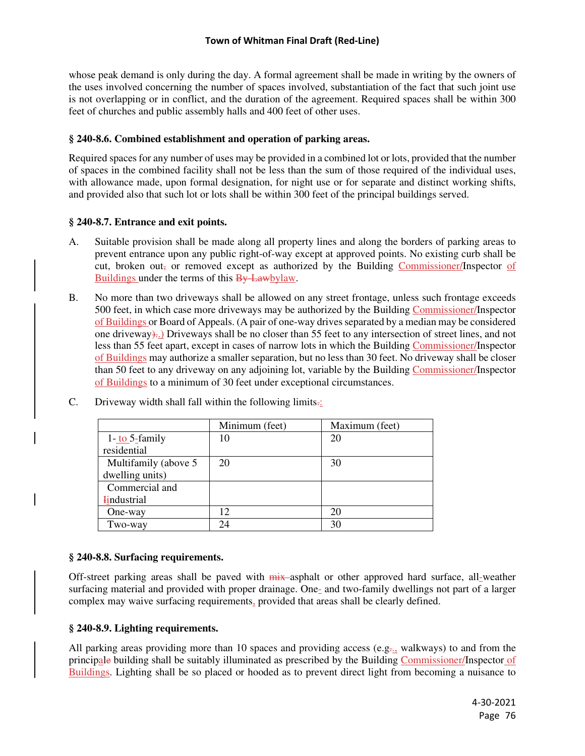whose peak demand is only during the day. A formal agreement shall be made in writing by the owners of the uses involved concerning the number of spaces involved, substantiation of the fact that such joint use is not overlapping or in conflict, and the duration of the agreement. Required spaces shall be within 300 feet of churches and public assembly halls and 400 feet of other uses.

### § 240-8.6. Combined establishment and operation of parking areas.

Required spaces for any number of uses may be provided in a combined lot or lots, provided that the number of spaces in the combined facility shall not be less than the sum of those required of the individual uses, with allowance made, upon formal designation, for night use or for separate and distinct working shifts, and provided also that such lot or lots shall be within 300 feet of the principal buildings served.

### § 240-8.7. Entrance and exit points.

A. Suitable provision shall be made along all property lines and along the borders of parking areas to prevent entrance upon any public right-of-way except at approved points. No existing curb shall be cut, broken out, or removed except as authorized by the Building Commissioner/Inspector of Buildings under the terms of this bylaw.

B. No more than two driveways shall be allowed on any street frontage, unless such frontage exceeds 500 feet, in which case more driveways may be authorized by the Building Commissioner/Inspector of Buildings or Board of Appeals. (A pair of one-way drives separated by a median may be considered one driveway.) Driveways shall be no closer than 55 feet to any intersection of street lines, and not less than 55 feet apart, except in cases of narrow lots in which the Building Commissioner/Inspector of Buildings may authorize a smaller separation, but no less than 30 feet. No driveway shall be closer than 50 feet to any driveway on any adjoining lot, variable by the Building Commissioner/Inspector of Buildings to a minimum of 30 feet under exceptional circumstances.

C. Driveway width shall fall within the following limits:

| | Minimum (feet) | Maximum (feet) |
|---|---|---|
| 1- to 5-family residential | 10 | 20 |
| Multifamily (above 5 dwelling units) | 20 | 30 |
| Commercial and industrial | | |
| One-way | 12 | 20 |
| Two-way | 24 | 30 |

### § 240-8.8. Surfacing requirements.

Off-street parking areas shall be paved with asphalt or other approved hard surface, all-weather surfacing material and provided with proper drainage. One- and two-family dwellings not part of a larger complex may waive surfacing requirements, provided that areas shall be clearly defined.

### § 240-8.9. Lighting requirements.

All parking areas providing more than 10 spaces and providing access (e.g., walkways) to and from the principal building shall be suitably illuminated as prescribed by the Building Commissioner/Inspector of Buildings. Lighting shall be so placed or hooded as to prevent direct light from becoming a nuisance to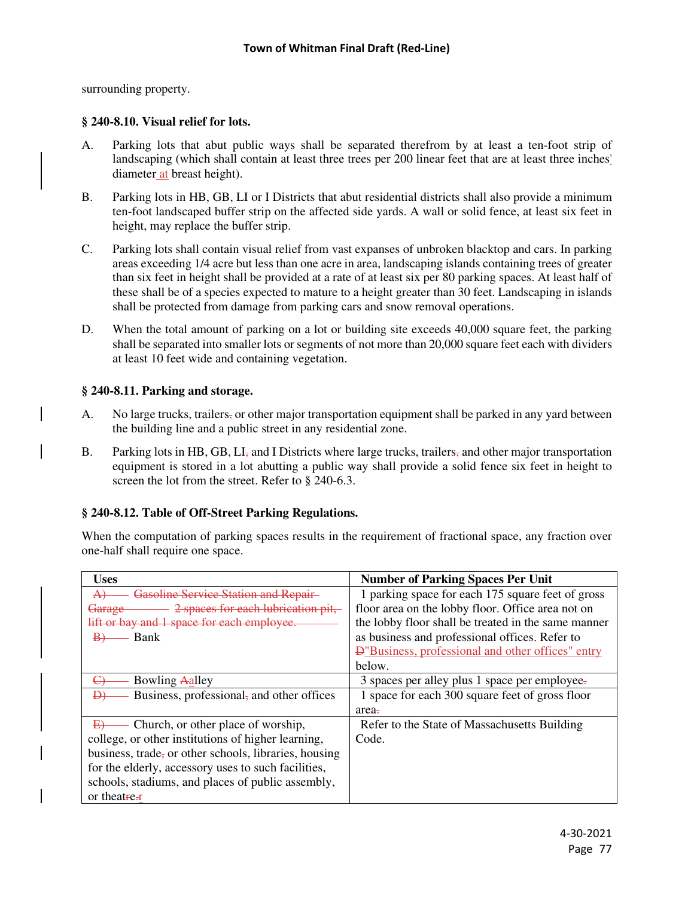surrounding property.

### § 240-8.10. Visual relief for lots.

A. Parking lots that abut public ways shall be separated therefrom by at least a ten-foot strip of landscaping (which shall contain at least three trees per 200 linear feet that are at least three inches' diameter at breast height).

B. Parking lots in HB, GB, LI or I Districts that abut residential districts shall also provide a minimum ten-foot landscaped buffer strip on the affected side yards. A wall or solid fence, at least six feet in height, may replace the buffer strip.

C. Parking lots shall contain visual relief from vast expanses of unbroken blacktop and cars. In parking areas exceeding 1/4 acre but less than one acre in area, landscaping islands containing trees of greater than six feet in height shall be provided at a rate of at least six per 80 parking spaces. At least half of these shall be of a species expected to mature to a height greater than 30 feet. Landscaping in islands shall be protected from damage from parking cars and snow removal operations.

D. When the total amount of parking on a lot or building site exceeds 40,000 square feet, the parking shall be separated into smaller lots or segments of not more than 20,000 square feet each with dividers at least 10 feet wide and containing vegetation.

### § 240-8.11. Parking and storage.

A. No large trucks, trailers~~,~~ or other major transportation equipment shall be parked in any yard between the building line and a public street in any residential zone.

B. Parking lots in HB, GB, LI~~,~~ and I Districts where large trucks, trailers~~,~~ and other major transportation equipment is stored in a lot abutting a public way shall provide a solid fence six feet in height to screen the lot from the street. Refer to § 240-6.3.

### § 240-8.12. Table of Off-Street Parking Regulations.

When the computation of parking spaces results in the requirement of fractional space, any fraction over one-half shall require one space.

| Uses | Number of Parking Spaces Per Unit |
|---|---|
| ~~A) Gasoline Service Station and Repair Garage 2 spaces for each lubrication pit, lift or bay and 1 space for each employee.~~ ~~B)~~ Bank | 1 parking space for each 175 square feet of gross floor area on the lobby floor. Office area not on the lobby floor shall be treated in the same manner as business and professional offices. Refer to ~~D~~"Business, professional and other offices" entry below. |
| ~~C)~~ Bowling ~~A~~alley | 3 spaces per alley plus 1 space per employee~~.~~ |
| ~~D)~~ Business, professional~~,~~ and other offices | 1 space for each 300 square feet of gross floor area~~.~~ |
| ~~E)~~ Church, or other place of worship, college, or other institutions of higher learning, business, trade~~,~~ or other schools, libraries, housing for the elderly, accessory uses to such facilities, schools, stadiums, and places of public assembly, or theat~~r~~e~~.~~r | Refer to the State of Massachusetts Building Code. |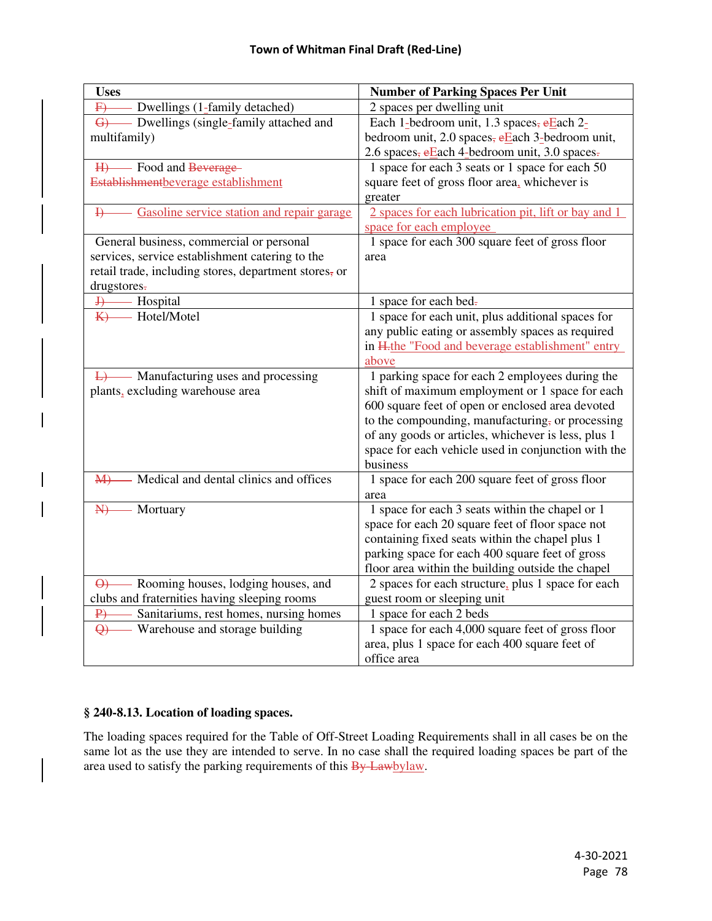| Uses | Number of Parking Spaces Per Unit |
|---|---|
| ~~F)~~ Dwellings (1-family detached) | 2 spaces per dwelling unit |
| ~~G)~~ Dwellings (single-family attached and multifamily) | Each 1-bedroom unit, 1.3 spaces~~,~~ ~~e~~Each 2-bedroom unit, 2.0 spaces~~,~~ ~~e~~Each 3-bedroom unit, 2.6 spaces~~,~~ ~~e~~Each 4-bedroom unit, 3.0 spaces~~.~~ |
| ~~H)~~ Food and ~~Beverage Establishment~~beverage establishment | 1 space for each 3 seats or 1 space for each 50 square feet of gross floor area, whichever is greater |
| ~~I)~~ Gasoline service station and repair garage | 2 spaces for each lubrication pit, lift or bay and 1 space for each employee |
| General business, commercial or personal services, service establishment catering to the retail trade, including stores, department stores~~,~~ or drugstores~~.~~ | 1 space for each 300 square feet of gross floor area |
| ~~J)~~ Hospital | 1 space for each bed~~.~~ |
| ~~K)~~ Hotel/Motel | 1 space for each unit, plus additional spaces for any public eating or assembly spaces as required in ~~H.~~the "Food and beverage establishment" entry above |
| ~~L)~~ Manufacturing uses and processing plants, excluding warehouse area | 1 parking space for each 2 employees during the shift of maximum employment or 1 space for each 600 square feet of open or enclosed area devoted to the compounding, manufacturing~~,~~ or processing of any goods or articles, whichever is less, plus 1 space for each vehicle used in conjunction with the business |
| ~~M)~~ Medical and dental clinics and offices | 1 space for each 200 square feet of gross floor area |
| ~~N)~~ Mortuary | 1 space for each 3 seats within the chapel or 1 space for each 20 square feet of floor space not containing fixed seats within the chapel plus 1 parking space for each 400 square feet of gross floor area within the building outside the chapel |
| ~~O)~~ Rooming houses, lodging houses, and clubs and fraternities having sleeping rooms | 2 spaces for each structure, plus 1 space for each guest room or sleeping unit |
| ~~P)~~ Sanitariums, rest homes, nursing homes | 1 space for each 2 beds |
| ~~Q)~~ Warehouse and storage building | 1 space for each 4,000 square feet of gross floor area, plus 1 space for each 400 square feet of office area |

**§ 240-8.13. Location of loading spaces.**

The loading spaces required for the Table of Off-Street Loading Requirements shall in all cases be on the same lot as the use they are intended to serve. In no case shall the required loading spaces be part of the area used to satisfy the parking requirements of this ~~By-Law~~bylaw.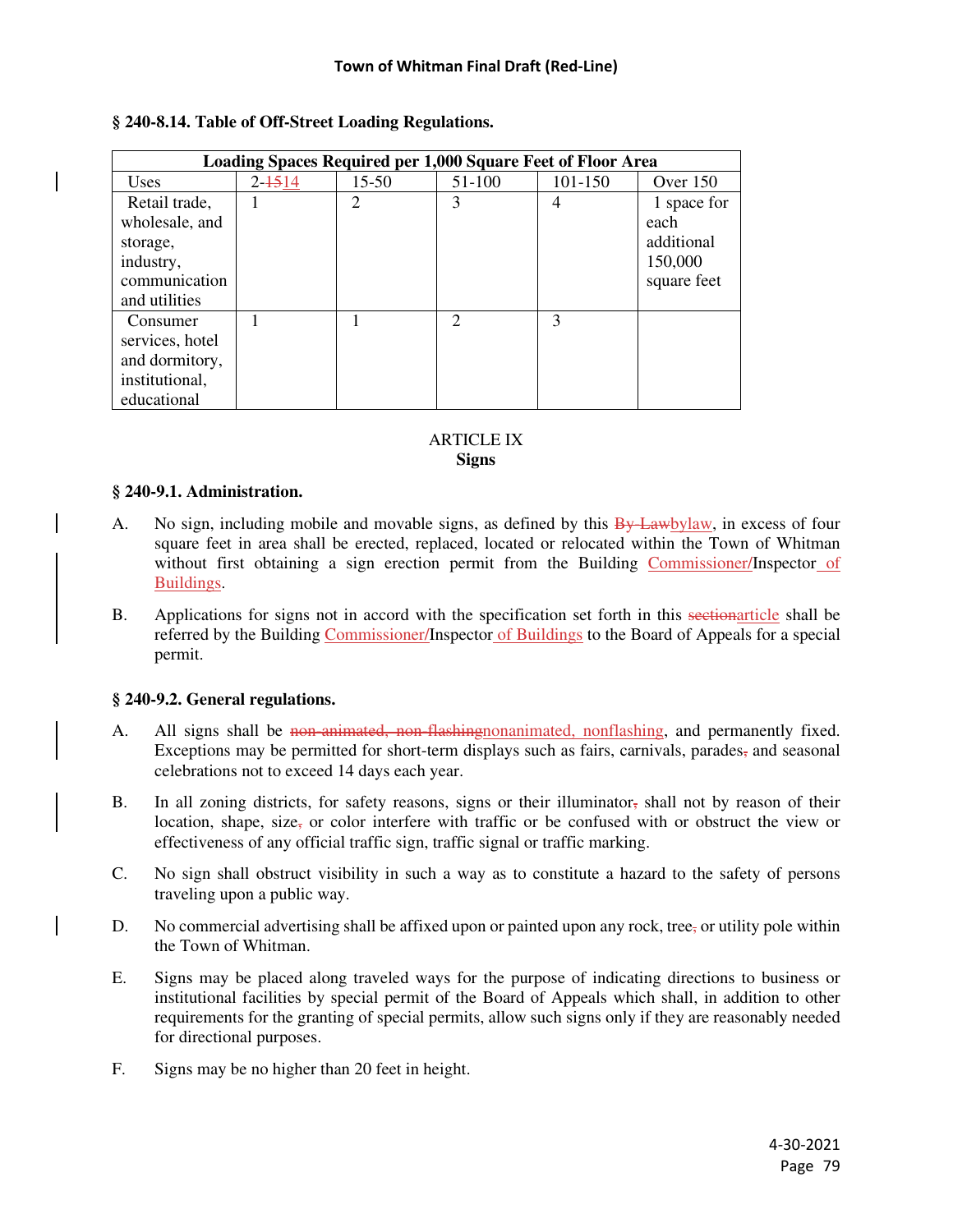### § 240-8.14. Table of Off-Street Loading Regulations.

| Loading Spaces Required per 1,000 Square Feet of Floor Area | | | | | |
|---|---|---|---|---|---|
| Uses | 2-~~15~~14 | 15-50 | 51-100 | 101-150 | Over 150 |
| Retail trade, wholesale, and storage, industry, communication and utilities | 1 | 2 | 3 | 4 | 1 space for each additional 150,000 square feet |
| Consumer services, hotel and dormitory, institutional, educational | 1 | 1 | 2 | 3 | |

## ARTICLE IX
## Signs

### § 240-9.1. Administration.

A. No sign, including mobile and movable signs, as defined by this ~~By-Law~~bylaw, in excess of four square feet in area shall be erected, replaced, located or relocated within the Town of Whitman without first obtaining a sign erection permit from the Building Commissioner/Inspector of Buildings.

B. Applications for signs not in accord with the specification set forth in this ~~section~~article shall be referred by the Building Commissioner/Inspector of Buildings to the Board of Appeals for a special permit.

### § 240-9.2. General regulations.

A. All signs shall be ~~non-animated, non-flashing~~nonanimated, nonflashing, and permanently fixed. Exceptions may be permitted for short-term displays such as fairs, carnivals, parades~~,~~ and seasonal celebrations not to exceed 14 days each year.

B. In all zoning districts, for safety reasons, signs or their illuminator~~,~~ shall not by reason of their location, shape, size~~,~~ or color interfere with traffic or be confused with or obstruct the view or effectiveness of any official traffic sign, traffic signal or traffic marking.

C. No sign shall obstruct visibility in such a way as to constitute a hazard to the safety of persons traveling upon a public way.

D. No commercial advertising shall be affixed upon or painted upon any rock, tree~~,~~ or utility pole within the Town of Whitman.

E. Signs may be placed along traveled ways for the purpose of indicating directions to business or institutional facilities by special permit of the Board of Appeals which shall, in addition to other requirements for the granting of special permits, allow such signs only if they are reasonably needed for directional purposes.

F. Signs may be no higher than 20 feet in height.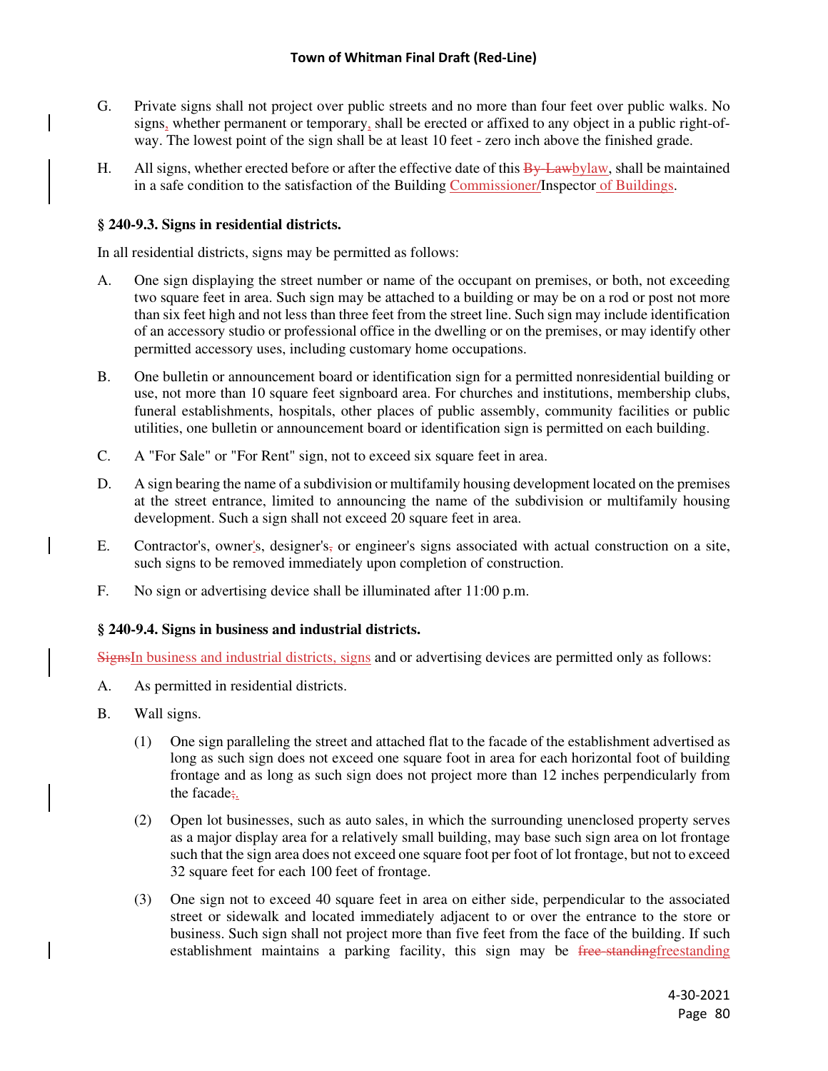G. Private signs shall not project over public streets and no more than four feet over public walks. No signs, whether permanent or temporary, shall be erected or affixed to any object in a public right-of-way. The lowest point of the sign shall be at least 10 feet - zero inch above the finished grade.

H. All signs, whether erected before or after the effective date of this ~~By-Law~~bylaw, shall be maintained in a safe condition to the satisfaction of the Building Commissioner/Inspector of Buildings.

**§ 240-9.3. Signs in residential districts.**

In all residential districts, signs may be permitted as follows:

A. One sign displaying the street number or name of the occupant on premises, or both, not exceeding two square feet in area. Such sign may be attached to a building or may be on a rod or post not more than six feet high and not less than three feet from the street line. Such sign may include identification of an accessory studio or professional office in the dwelling or on the premises, or may identify other permitted accessory uses, including customary home occupations.

B. One bulletin or announcement board or identification sign for a permitted nonresidential building or use, not more than 10 square feet signboard area. For churches and institutions, membership clubs, funeral establishments, hospitals, other places of public assembly, community facilities or public utilities, one bulletin or announcement board or identification sign is permitted on each building.

C. A "For Sale" or "For Rent" sign, not to exceed six square feet in area.

D. A sign bearing the name of a subdivision or multifamily housing development located on the premises at the street entrance, limited to announcing the name of the subdivision or multifamily housing development. Such a sign shall not exceed 20 square feet in area.

E. Contractor's, owner's, designer's~~,~~ or engineer's signs associated with actual construction on a site, such signs to be removed immediately upon completion of construction.

F. No sign or advertising device shall be illuminated after 11:00 p.m.

**§ 240-9.4. Signs in business and industrial districts.**

~~Signs~~In business and industrial districts, signs and or advertising devices are permitted only as follows:

A. As permitted in residential districts.

B. Wall signs.

(1) One sign paralleling the street and attached flat to the facade of the establishment advertised as long as such sign does not exceed one square foot in area for each horizontal foot of building frontage and as long as such sign does not project more than 12 inches perpendicularly from the facade~~;~~.

(2) Open lot businesses, such as auto sales, in which the surrounding unenclosed property serves as a major display area for a relatively small building, may base such sign area on lot frontage such that the sign area does not exceed one square foot per foot of lot frontage, but not to exceed 32 square feet for each 100 feet of frontage.

(3) One sign not to exceed 40 square feet in area on either side, perpendicular to the associated street or sidewalk and located immediately adjacent to or over the entrance to the store or business. Such sign shall not project more than five feet from the face of the building. If such establishment maintains a parking facility, this sign may be ~~free-standing~~freestanding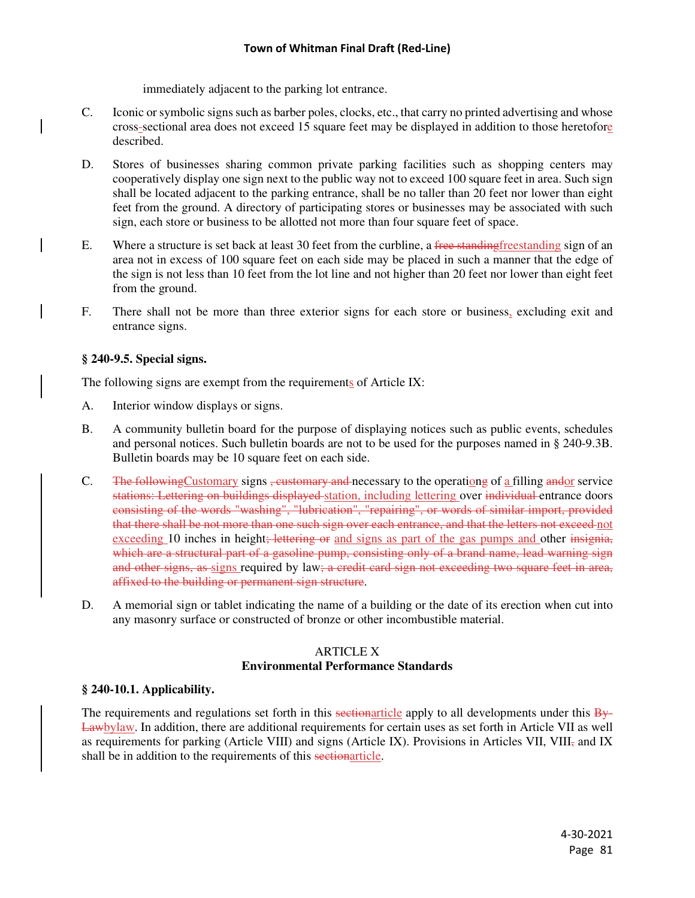immediately adjacent to the parking lot entrance.

C. Iconic or symbolic signs such as barber poles, clocks, etc., that carry no printed advertising and whose cross-sectional area does not exceed 15 square feet may be displayed in addition to those heretofore described.

D. Stores of businesses sharing common private parking facilities such as shopping centers may cooperatively display one sign next to the public way not to exceed 100 square feet in area. Such sign shall be located adjacent to the parking entrance, shall be no taller than 20 feet nor lower than eight feet from the ground. A directory of participating stores or businesses may be associated with such sign, each store or business to be allotted not more than four square feet of space.

E. Where a structure is set back at least 30 feet from the curbline, a ~~free standing~~freestanding sign of an area not in excess of 100 square feet on each side may be placed in such a manner that the edge of the sign is not less than 10 feet from the lot line and not higher than 20 feet nor lower than eight feet from the ground.

F. There shall not be more than three exterior signs for each store or business, excluding exit and entrance signs.

### § 240-9.5. Special signs.

The following signs are exempt from the requirements of Article IX:

A. Interior window displays or signs.

B. A community bulletin board for the purpose of displaying notices such as public events, schedules and personal notices. Such bulletin boards are not to be used for the purposes named in § 240-9.3B. Bulletin boards may be 10 square feet on each side.

C. ~~The following~~Customary signs ~~, customary and~~ necessary to the operation~~g~~ of a filling ~~and~~or service ~~stations: Lettering on buildings displayed~~ station, including lettering over ~~individual~~ entrance doors ~~consisting of the words "washing", "lubrication", "repairing", or words of similar import, provided that there shall be not more than one such sign over each entrance, and that the letters not exceed~~ not exceeding 10 inches in height~~; lettering or~~ and signs as part of the gas pumps and other ~~insignia, which are a structural part of a gasoline pump, consisting only of a brand name, lead warning sign and other signs, as~~ signs required by law~~; a credit card sign not exceeding two square feet in area, affixed to the building or permanent sign structure~~.

D. A memorial sign or tablet indicating the name of a building or the date of its erection when cut into any masonry surface or constructed of bronze or other incombustible material.

## ARTICLE X
## Environmental Performance Standards

### § 240-10.1. Applicability.

The requirements and regulations set forth in this ~~section~~article apply to all developments under this ~~By-Law~~bylaw. In addition, there are additional requirements for certain uses as set forth in Article VII as well as requirements for parking (Article VIII) and signs (Article IX). Provisions in Articles VII, VIII~~,~~ and IX shall be in addition to the requirements of this ~~section~~article.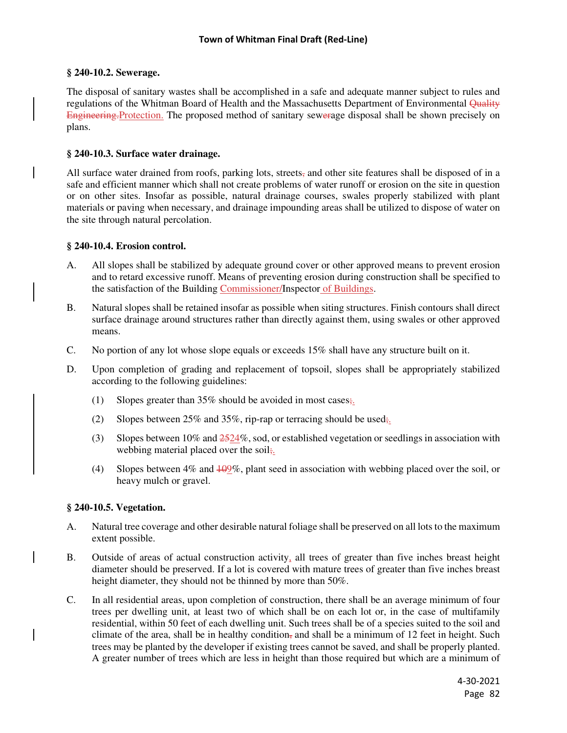**§ 240-10.2. Sewerage.**

The disposal of sanitary wastes shall be accomplished in a safe and adequate manner subject to rules and regulations of the Whitman Board of Health and the Massachusetts Department of Environmental ~~Quality Engineering.~~Protection. The proposed method of sanitary sew~~er~~age disposal shall be shown precisely on plans.

**§ 240-10.3. Surface water drainage.**

All surface water drained from roofs, parking lots, streets~~,~~ and other site features shall be disposed of in a safe and efficient manner which shall not create problems of water runoff or erosion on the site in question or on other sites. Insofar as possible, natural drainage courses, swales properly stabilized with plant materials or paving when necessary, and drainage impounding areas shall be utilized to dispose of water on the site through natural percolation.

**§ 240-10.4. Erosion control.**

A. All slopes shall be stabilized by adequate ground cover or other approved means to prevent erosion and to retard excessive runoff. Means of preventing erosion during construction shall be specified to the satisfaction of the Building Commissioner/Inspector of Buildings.

B. Natural slopes shall be retained insofar as possible when siting structures. Finish contours shall direct surface drainage around structures rather than directly against them, using swales or other approved means.

C. No portion of any lot whose slope equals or exceeds 15% shall have any structure built on it.

D. Upon completion of grading and replacement of topsoil, slopes shall be appropriately stabilized according to the following guidelines:

   (1) Slopes greater than 35% should be avoided in most cases~~;~~.

   (2) Slopes between 25% and 35%, rip-rap or terracing should be used~~;~~.

   (3) Slopes between 10% and ~~25~~24%, sod, or established vegetation or seedlings in association with webbing material placed over the soil~~;~~.

   (4) Slopes between 4% and ~~10~~9%, plant seed in association with webbing placed over the soil, or heavy mulch or gravel.

**§ 240-10.5. Vegetation.**

A. Natural tree coverage and other desirable natural foliage shall be preserved on all lots to the maximum extent possible.

B. Outside of areas of actual construction activity, all trees of greater than five inches breast height diameter should be preserved. If a lot is covered with mature trees of greater than five inches breast height diameter, they should not be thinned by more than 50%.

C. In all residential areas, upon completion of construction, there shall be an average minimum of four trees per dwelling unit, at least two of which shall be on each lot or, in the case of multifamily residential, within 50 feet of each dwelling unit. Such trees shall be of a species suited to the soil and climate of the area, shall be in healthy condition~~,~~ and shall be a minimum of 12 feet in height. Such trees may be planted by the developer if existing trees cannot be saved, and shall be properly planted. A greater number of trees which are less in height than those required but which are a minimum of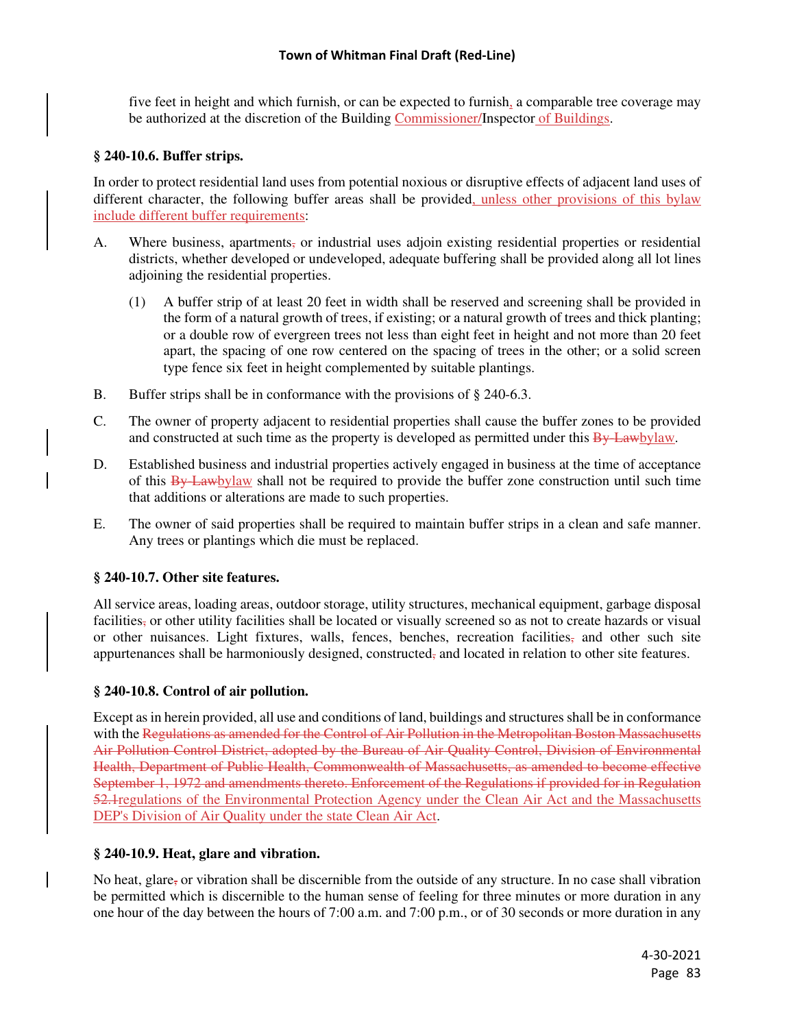five feet in height and which furnish, or can be expected to furnish, a comparable tree coverage may be authorized at the discretion of the Building Commissioner/Inspector of Buildings.

**§ 240-10.6. Buffer strips.**

In order to protect residential land uses from potential noxious or disruptive effects of adjacent land uses of different character, the following buffer areas shall be provided, unless other provisions of this bylaw include different buffer requirements:

A. Where business, apartments, or industrial uses adjoin existing residential properties or residential districts, whether developed or undeveloped, adequate buffering shall be provided along all lot lines adjoining the residential properties.

   (1) A buffer strip of at least 20 feet in width shall be reserved and screening shall be provided in the form of a natural growth of trees, if existing; or a natural growth of trees and thick planting; or a double row of evergreen trees not less than eight feet in height and not more than 20 feet apart, the spacing of one row centered on the spacing of trees in the other; or a solid screen type fence six feet in height complemented by suitable plantings.

B. Buffer strips shall be in conformance with the provisions of § 240-6.3.

C. The owner of property adjacent to residential properties shall cause the buffer zones to be provided and constructed at such time as the property is developed as permitted under this ~~By-Law~~bylaw.

D. Established business and industrial properties actively engaged in business at the time of acceptance of this ~~By-Law~~bylaw shall not be required to provide the buffer zone construction until such time that additions or alterations are made to such properties.

E. The owner of said properties shall be required to maintain buffer strips in a clean and safe manner. Any trees or plantings which die must be replaced.

**§ 240-10.7. Other site features.**

All service areas, loading areas, outdoor storage, utility structures, mechanical equipment, garbage disposal facilities, or other utility facilities shall be located or visually screened so as not to create hazards or visual or other nuisances. Light fixtures, walls, fences, benches, recreation facilities, and other such site appurtenances shall be harmoniously designed, constructed, and located in relation to other site features.

**§ 240-10.8. Control of air pollution.**

Except as in herein provided, all use and conditions of land, buildings and structures shall be in conformance with the ~~Regulations as amended for the Control of Air Pollution in the Metropolitan Boston Massachusetts Air Pollution Control District, adopted by the Bureau of Air Quality Control, Division of Environmental Health, Department of Public Health, Commonwealth of Massachusetts, as amended to become effective September 1, 1972 and amendments thereto. Enforcement of the Regulations if provided for in Regulation 52.1~~regulations of the Environmental Protection Agency under the Clean Air Act and the Massachusetts DEP's Division of Air Quality under the state Clean Air Act.

**§ 240-10.9. Heat, glare and vibration.**

No heat, glare, or vibration shall be discernible from the outside of any structure. In no case shall vibration be permitted which is discernible to the human sense of feeling for three minutes or more duration in any one hour of the day between the hours of 7:00 a.m. and 7:00 p.m., or of 30 seconds or more duration in any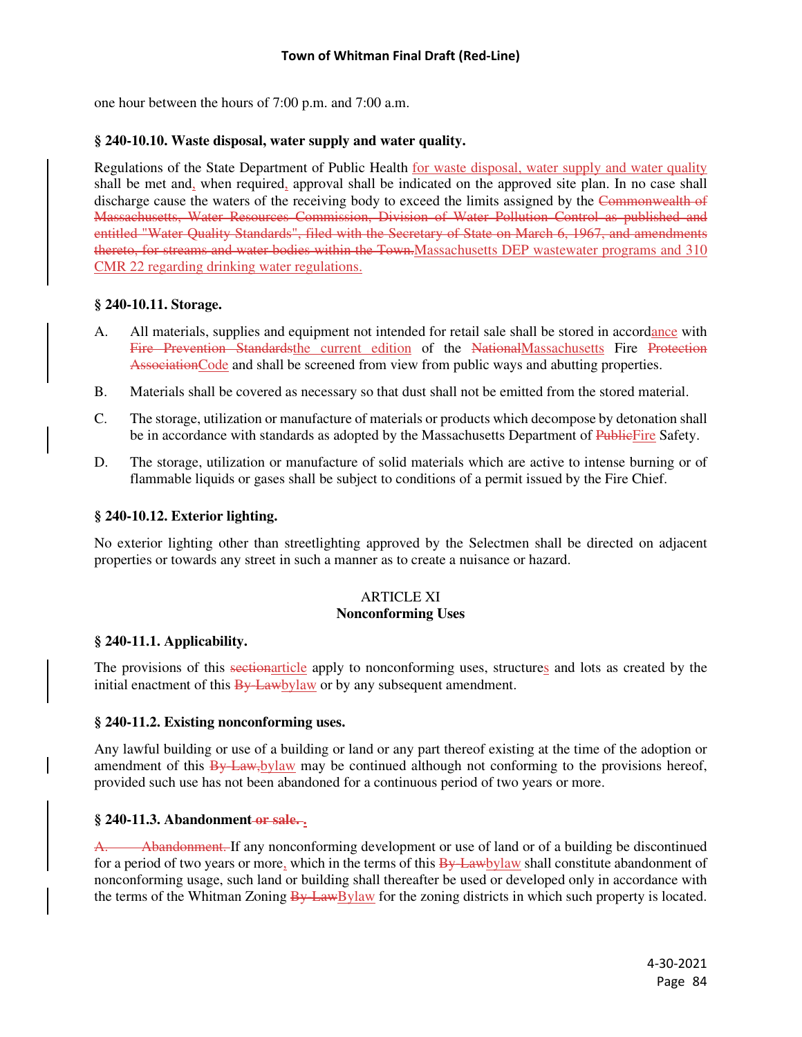one hour between the hours of 7:00 p.m. and 7:00 a.m.

**§ 240-10.10. Waste disposal, water supply and water quality.**

Regulations of the State Department of Public Health for waste disposal, water supply and water quality shall be met and, when required, approval shall be indicated on the approved site plan. In no case shall discharge cause the waters of the receiving body to exceed the limits assigned by the ~~Commonwealth of Massachusetts, Water Resources Commission, Division of Water Pollution Control as published and entitled "Water Quality Standards", filed with the Secretary of State on March 6, 1967, and amendments thereto, for streams and water bodies within the Town.~~Massachusetts DEP wastewater programs and 310 CMR 22 regarding drinking water regulations.

**§ 240-10.11. Storage.**

A. All materials, supplies and equipment not intended for retail sale shall be stored in accordance with ~~Fire Prevention Standards~~the current edition of the ~~National~~Massachusetts Fire ~~Protection Association~~Code and shall be screened from view from public ways and abutting properties.

B. Materials shall be covered as necessary so that dust shall not be emitted from the stored material.

C. The storage, utilization or manufacture of materials or products which decompose by detonation shall be in accordance with standards as adopted by the Massachusetts Department of ~~Public~~Fire Safety.

D. The storage, utilization or manufacture of solid materials which are active to intense burning or of flammable liquids or gases shall be subject to conditions of a permit issued by the Fire Chief.

**§ 240-10.12. Exterior lighting.**

No exterior lighting other than streetlighting approved by the Selectmen shall be directed on adjacent properties or towards any street in such a manner as to create a nuisance or hazard.

## ARTICLE XI
## Nonconforming Uses

**§ 240-11.1. Applicability.**

The provisions of this ~~section~~article apply to nonconforming uses, structures and lots as created by the initial enactment of this ~~By-Law~~bylaw or by any subsequent amendment.

**§ 240-11.2. Existing nonconforming uses.**

Any lawful building or use of a building or land or any part thereof existing at the time of the adoption or amendment of this ~~By-Law,~~bylaw may be continued although not conforming to the provisions hereof, provided such use has not been abandoned for a continuous period of two years or more.

**§ 240-11.3. Abandonment~~ or sale.~~.**

~~A. Abandonment.~~ If any nonconforming development or use of land or of a building be discontinued for a period of two years or more, which in the terms of this ~~By-Law~~bylaw shall constitute abandonment of nonconforming usage, such land or building shall thereafter be used or developed only in accordance with the terms of the Whitman Zoning ~~By-Law~~Bylaw for the zoning districts in which such property is located.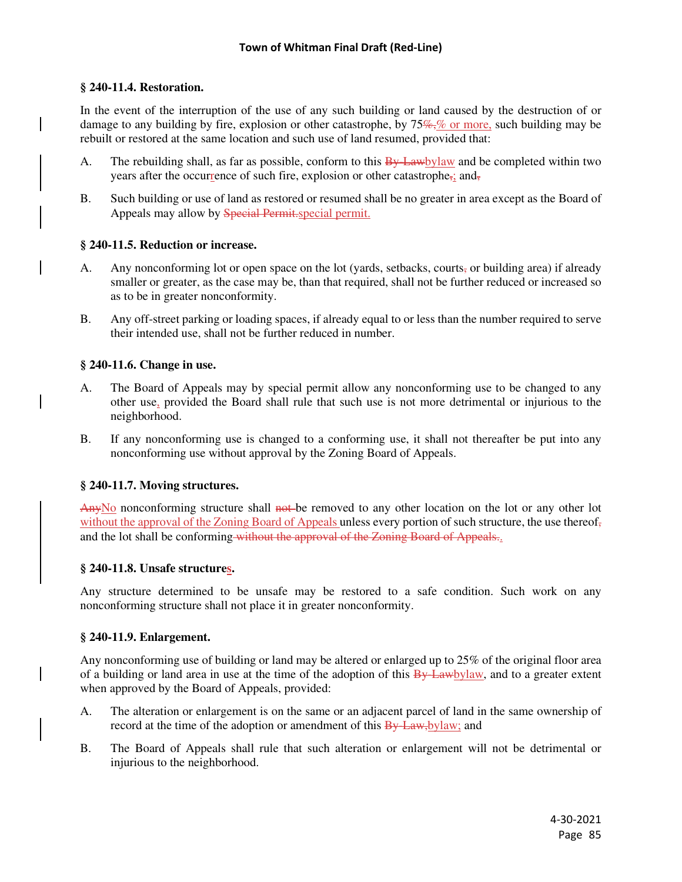### § 240-11.4. Restoration.

In the event of the interruption of the use of any such building or land caused by the destruction of or damage to any building by fire, explosion or other catastrophe, by 75%,% or more, such building may be rebuilt or restored at the same location and such use of land resumed, provided that:

A. The rebuilding shall, as far as possible, conform to this By-Lawbylaw and be completed within two years after the occurrence of such fire, explosion or other catastrophe,; and,

B. Such building or use of land as restored or resumed shall be no greater in area except as the Board of Appeals may allow by Special Permit.special permit.

### § 240-11.5. Reduction or increase.

A. Any nonconforming lot or open space on the lot (yards, setbacks, courts, or building area) if already smaller or greater, as the case may be, than that required, shall not be further reduced or increased so as to be in greater nonconformity.

B. Any off-street parking or loading spaces, if already equal to or less than the number required to serve their intended use, shall not be further reduced in number.

### § 240-11.6. Change in use.

A. The Board of Appeals may by special permit allow any nonconforming use to be changed to any other use, provided the Board shall rule that such use is not more detrimental or injurious to the neighborhood.

B. If any nonconforming use is changed to a conforming use, it shall not thereafter be put into any nonconforming use without approval by the Zoning Board of Appeals.

### § 240-11.7. Moving structures.

AnyNo nonconforming structure shall not be removed to any other location on the lot or any other lot without the approval of the Zoning Board of Appeals unless every portion of such structure, the use thereof, and the lot shall be conforming without the approval of the Zoning Board of Appeals..

### § 240-11.8. Unsafe structures.

Any structure determined to be unsafe may be restored to a safe condition. Such work on any nonconforming structure shall not place it in greater nonconformity.

### § 240-11.9. Enlargement.

Any nonconforming use of building or land may be altered or enlarged up to 25% of the original floor area of a building or land area in use at the time of the adoption of this By-Lawbylaw, and to a greater extent when approved by the Board of Appeals, provided:

A. The alteration or enlargement is on the same or an adjacent parcel of land in the same ownership of record at the time of the adoption or amendment of this By-Law,bylaw; and

B. The Board of Appeals shall rule that such alteration or enlargement will not be detrimental or injurious to the neighborhood.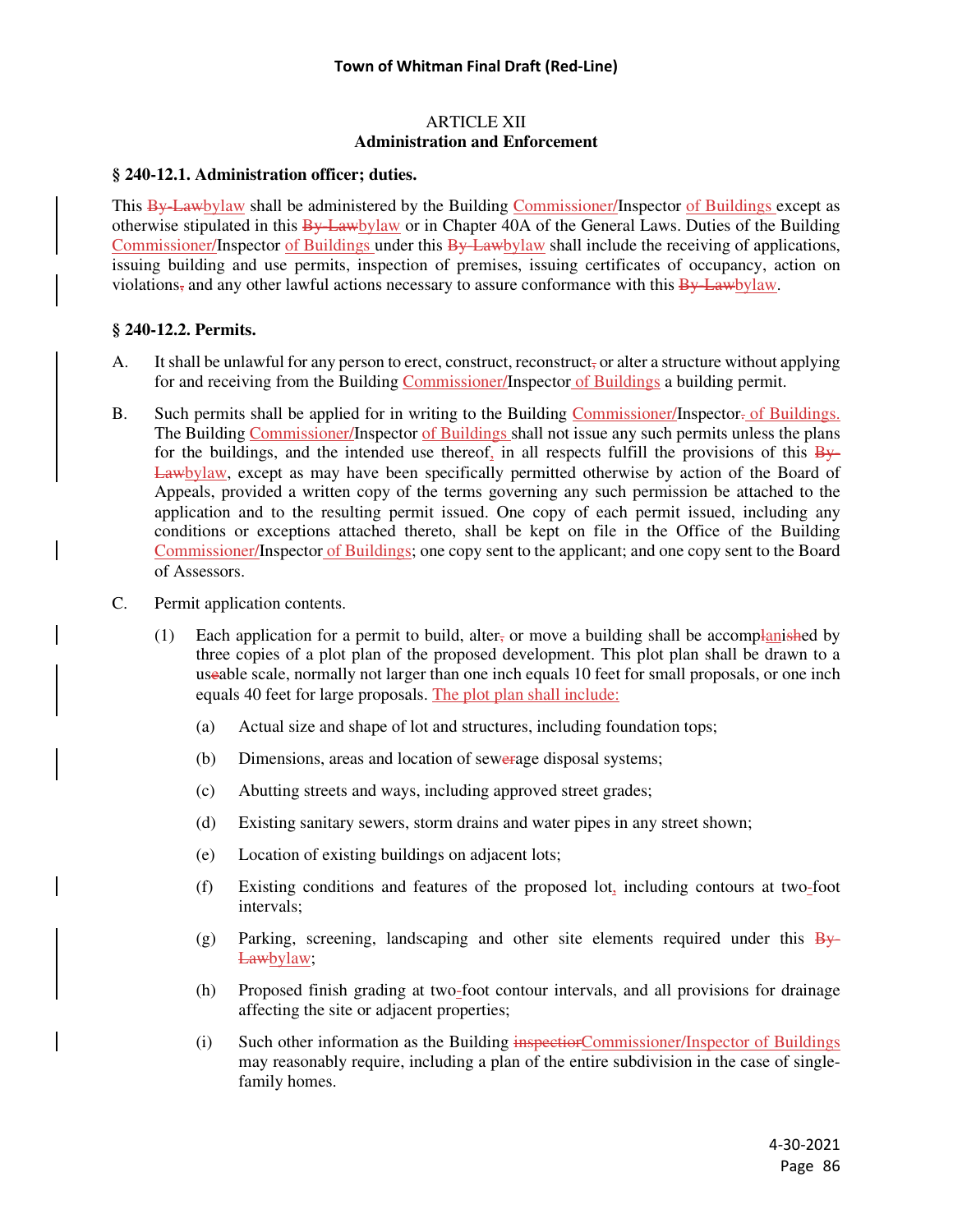# ARTICLE XII
## Administration and Enforcement

### § 240-12.1. Administration officer; duties.

This ~~By-Law~~bylaw shall be administered by the Building Commissioner/Inspector of Buildings except as otherwise stipulated in this ~~By-Law~~bylaw or in Chapter 40A of the General Laws. Duties of the Building Commissioner/Inspector of Buildings under this ~~By-Law~~bylaw shall include the receiving of applications, issuing building and use permits, inspection of premises, issuing certificates of occupancy, action on violations~~,~~ and any other lawful actions necessary to assure conformance with this ~~By-Law~~bylaw.

### § 240-12.2. Permits.

A. It shall be unlawful for any person to erect, construct, reconstruct~~,~~ or alter a structure without applying for and receiving from the Building Commissioner/Inspector of Buildings a building permit.

B. Such permits shall be applied for in writing to the Building Commissioner/Inspector~~.~~ of Buildings. The Building Commissioner/Inspector of Buildings shall not issue any such permits unless the plans for the buildings, and the intended use thereof, in all respects fulfill the provisions of this ~~By-Law~~bylaw, except as may have been specifically permitted otherwise by action of the Board of Appeals, provided a written copy of the terms governing any such permission be attached to the application and to the resulting permit issued. One copy of each permit issued, including any conditions or exceptions attached thereto, shall be kept on file in the Office of the Building Commissioner/Inspector of Buildings; one copy sent to the applicant; and one copy sent to the Board of Assessors.

C. Permit application contents.

(1) Each application for a permit to build, alter~~,~~ or move a building shall be accomp~~l~~ani~~sh~~ed by three copies of a plot plan of the proposed development. This plot plan shall be drawn to a us~~e~~able scale, normally not larger than one inch equals 10 feet for small proposals, or one inch equals 40 feet for large proposals. The plot plan shall include:

(a) Actual size and shape of lot and structures, including foundation tops;

(b) Dimensions, areas and location of sew~~er~~age disposal systems;

(c) Abutting streets and ways, including approved street grades;

(d) Existing sanitary sewers, storm drains and water pipes in any street shown;

(e) Location of existing buildings on adjacent lots;

(f) Existing conditions and features of the proposed lot, including contours at two-foot intervals;

(g) Parking, screening, landscaping and other site elements required under this ~~By-Law~~bylaw;

(h) Proposed finish grading at two-foot contour intervals, and all provisions for drainage affecting the site or adjacent properties;

(i) Such other information as the Building ~~inspectior~~Commissioner/Inspector of Buildings may reasonably require, including a plan of the entire subdivision in the case of single-family homes.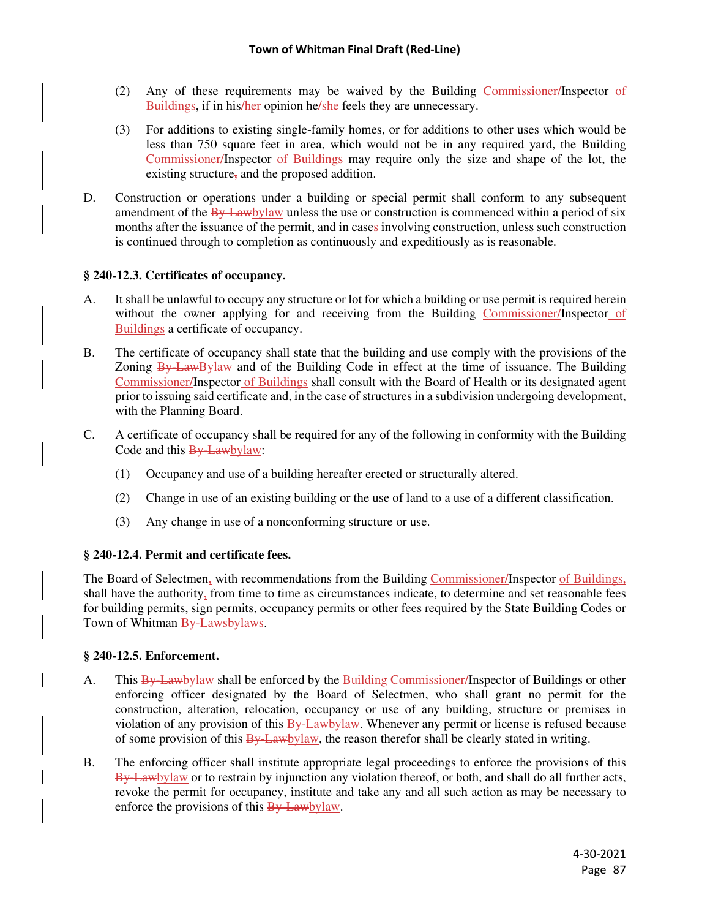(2) Any of these requirements may be waived by the Building Commissioner/Inspector of Buildings, if in his/her opinion he/she feels they are unnecessary.

(3) For additions to existing single-family homes, or for additions to other uses which would be less than 750 square feet in area, which would not be in any required yard, the Building Commissioner/Inspector of Buildings may require only the size and shape of the lot, the existing structure~~,~~ and the proposed addition.

D. Construction or operations under a building or special permit shall conform to any subsequent amendment of the ~~By-Law~~bylaw unless the use or construction is commenced within a period of six months after the issuance of the permit, and in cases involving construction, unless such construction is continued through to completion as continuously and expeditiously as is reasonable.

### § 240-12.3. Certificates of occupancy.

A. It shall be unlawful to occupy any structure or lot for which a building or use permit is required herein without the owner applying for and receiving from the Building Commissioner/Inspector of Buildings a certificate of occupancy.

B. The certificate of occupancy shall state that the building and use comply with the provisions of the Zoning ~~By-Law~~Bylaw and of the Building Code in effect at the time of issuance. The Building Commissioner/Inspector of Buildings shall consult with the Board of Health or its designated agent prior to issuing said certificate and, in the case of structures in a subdivision undergoing development, with the Planning Board.

C. A certificate of occupancy shall be required for any of the following in conformity with the Building Code and this ~~By-Law~~bylaw:

(1) Occupancy and use of a building hereafter erected or structurally altered.

(2) Change in use of an existing building or the use of land to a use of a different classification.

(3) Any change in use of a nonconforming structure or use.

### § 240-12.4. Permit and certificate fees.

The Board of Selectmen, with recommendations from the Building Commissioner/Inspector of Buildings, shall have the authority~~,~~ from time to time as circumstances indicate, to determine and set reasonable fees for building permits, sign permits, occupancy permits or other fees required by the State Building Codes or Town of Whitman ~~By-Laws~~bylaws.

### § 240-12.5. Enforcement.

A. This ~~By-Law~~bylaw shall be enforced by the Building Commissioner/Inspector of Buildings or other enforcing officer designated by the Board of Selectmen, who shall grant no permit for the construction, alteration, relocation, occupancy or use of any building, structure or premises in violation of any provision of this ~~By-Law~~bylaw. Whenever any permit or license is refused because of some provision of this ~~By-Law~~bylaw, the reason therefor shall be clearly stated in writing.

B. The enforcing officer shall institute appropriate legal proceedings to enforce the provisions of this ~~By-Law~~bylaw or to restrain by injunction any violation thereof, or both, and shall do all further acts, revoke the permit for occupancy, institute and take any and all such action as may be necessary to enforce the provisions of this ~~By-Law~~bylaw.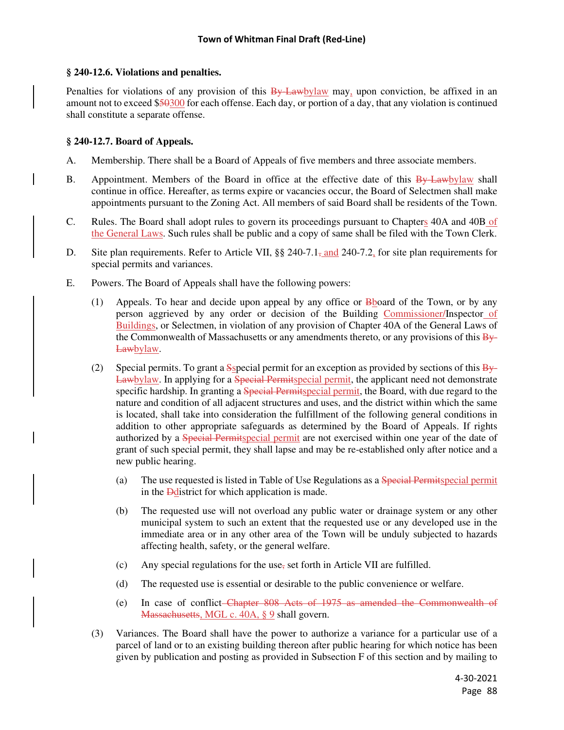### § 240-12.6. Violations and penalties.

Penalties for violations of any provision of this ~~By-Law~~<u>bylaw</u> may<u>,</u> upon conviction, be affixed in an amount not to exceed $~~50~~<u>300</u> for each offense. Each day, or portion of a day, that any violation is continued shall constitute a separate offense.

### § 240-12.7. Board of Appeals.

A. Membership. There shall be a Board of Appeals of five members and three associate members.

B. Appointment. Members of the Board in office at the effective date of this ~~By-Law~~<u>bylaw</u> shall continue in office. Hereafter, as terms expire or vacancies occur, the Board of Selectmen shall make appointments pursuant to the Zoning Act. All members of said Board shall be residents of the Town.

C. Rules. The Board shall adopt rules to govern its proceedings pursuant to Chapter<u>s</u> 40A and 40B<u> of the General Laws</u>. Such rules shall be public and a copy of same shall be filed with the Town Clerk.

D. Site plan requirements. Refer to Article VII, §§ 240-7.1~~,~~<u> and</u> 240-7.2<u>,</u> for site plan requirements for special permits and variances.

E. Powers. The Board of Appeals shall have the following powers:

(1) Appeals. To hear and decide upon appeal by any office or ~~B~~<u>b</u>oard of the Town, or by any person aggrieved by any order or decision of the Building <u>Commissioner/</u>Inspector<u> of Buildings</u>, or Selectmen, in violation of any provision of Chapter 40A of the General Laws of the Commonwealth of Massachusetts or any amendments thereto, or any provisions of this ~~By-Law~~<u>bylaw</u>.

(2) Special permits. To grant a ~~S~~<u>s</u>pecial permit for an exception as provided by sections of this ~~By-Law~~<u>bylaw</u>. In applying for a ~~Special Permit~~<u>special permit</u>, the applicant need not demonstrate specific hardship. In granting a ~~Special Permit~~<u>special permit</u>, the Board, with due regard to the nature and condition of all adjacent structures and uses, and the district within which the same is located, shall take into consideration the fulfillment of the following general conditions in addition to other appropriate safeguards as determined by the Board of Appeals. If rights authorized by a ~~Special Permit~~<u>special permit</u> are not exercised within one year of the date of grant of such special permit, they shall lapse and may be re-established only after notice and a new public hearing.

(a) The use requested is listed in Table of Use Regulations as a ~~Special Permit~~<u>special permit</u> in the ~~D~~<u>d</u>istrict for which application is made.

(b) The requested use will not overload any public water or drainage system or any other municipal system to such an extent that the requested use or any developed use in the immediate area or in any other area of the Town will be unduly subjected to hazards affecting health, safety, or the general welfare.

(c) Any special regulations for the use~~,~~ set forth in Article VII are fulfilled.

(d) The requested use is essential or desirable to the public convenience or welfare.

(e) In case of conflict~~ Chapter 808 Acts of 1975 as amended the Commonwealth of Massachusetts~~<u>, MGL c. 40A, § 9</u> shall govern.

(3) Variances. The Board shall have the power to authorize a variance for a particular use of a parcel of land or to an existing building thereon after public hearing for which notice has been given by publication and posting as provided in Subsection F of this section and by mailing to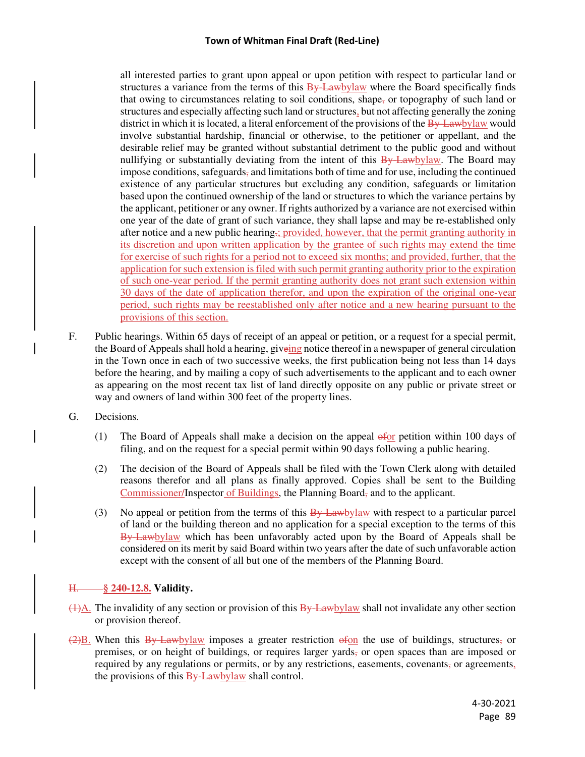all interested parties to grant upon appeal or upon petition with respect to particular land or structures a variance from the terms of this ~~By-Law~~bylaw where the Board specifically finds that owing to circumstances relating to soil conditions, shape~~,~~ or topography of such land or structures and especially affecting such land or structures, but not affecting generally the zoning district in which it is located, a literal enforcement of the provisions of the ~~By-Law~~bylaw would involve substantial hardship, financial or otherwise, to the petitioner or appellant, and the desirable relief may be granted without substantial detriment to the public good and without nullifying or substantially deviating from the intent of this ~~By-Law~~bylaw. The Board may impose conditions, safeguards~~,~~ and limitations both of time and for use, including the continued existence of any particular structures but excluding any condition, safeguards or limitation based upon the continued ownership of the land or structures to which the variance pertains by the applicant, petitioner or any owner. If rights authorized by a variance are not exercised within one year of the date of grant of such variance, they shall lapse and may be re-established only after notice and a new public hearing~~.~~; provided, however, that the permit granting authority in its discretion and upon written application by the grantee of such rights may extend the time for exercise of such rights for a period not to exceed six months; and provided, further, that the application for such extension is filed with such permit granting authority prior to the expiration of such one-year period. If the permit granting authority does not grant such extension within 30 days of the date of application therefor, and upon the expiration of the original one-year period, such rights may be reestablished only after notice and a new hearing pursuant to the provisions of this section.

F. Public hearings. Within 65 days of receipt of an appeal or petition, or a request for a special permit, the Board of Appeals shall hold a hearing, giv~~e~~ing notice thereof in a newspaper of general circulation in the Town once in each of two successive weeks, the first publication being not less than 14 days before the hearing, and by mailing a copy of such advertisements to the applicant and to each owner as appearing on the most recent tax list of land directly opposite on any public or private street or way and owners of land within 300 feet of the property lines.

G. Decisions.

(1) The Board of Appeals shall make a decision on the appeal ~~of~~or petition within 100 days of filing, and on the request for a special permit within 90 days following a public hearing.

(2) The decision of the Board of Appeals shall be filed with the Town Clerk along with detailed reasons therefor and all plans as finally approved. Copies shall be sent to the Building Commissioner/Inspector of Buildings, the Planning Board~~,~~ and to the applicant.

(3) No appeal or petition from the terms of this ~~By-Law~~bylaw with respect to a particular parcel of land or the building thereon and no application for a special exception to the terms of this ~~By-Law~~bylaw which has been unfavorably acted upon by the Board of Appeals shall be considered on its merit by said Board within two years after the date of such unfavorable action except with the consent of all but one of the members of the Planning Board.

## ~~H.~~ § 240-12.8. Validity.

~~(1)~~A. The invalidity of any section or provision of this ~~By-Law~~bylaw shall not invalidate any other section or provision thereof.

~~(2)~~B. When this ~~By-Law~~bylaw imposes a greater restriction ~~of~~on the use of buildings, structures~~,~~ or premises, or on height of buildings, or requires larger yards~~,~~ or open spaces than are imposed or required by any regulations or permits, or by any restrictions, easements, covenants~~,~~ or agreements, the provisions of this ~~By-Law~~bylaw shall control.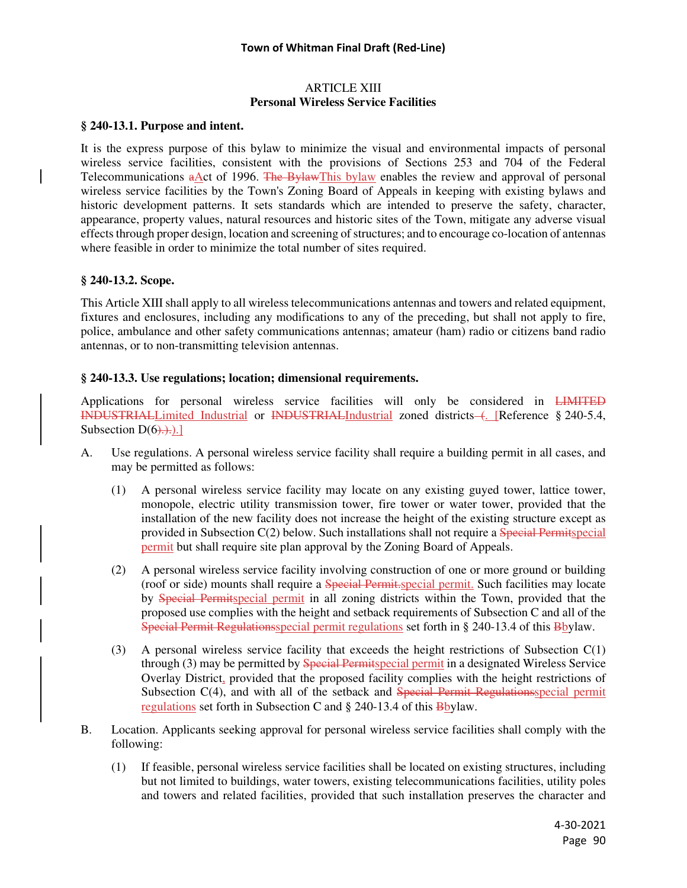# ARTICLE XIII
## Personal Wireless Service Facilities

### § 240-13.1. Purpose and intent.

It is the express purpose of this bylaw to minimize the visual and environmental impacts of personal wireless service facilities, consistent with the provisions of Sections 253 and 704 of the Federal Telecommunications ~~a~~Act of 1996. ~~The Bylaw~~This bylaw enables the review and approval of personal wireless service facilities by the Town's Zoning Board of Appeals in keeping with existing bylaws and historic development patterns. It sets standards which are intended to preserve the safety, character, appearance, property values, natural resources and historic sites of the Town, mitigate any adverse visual effects through proper design, location and screening of structures; and to encourage co-location of antennas where feasible in order to minimize the total number of sites required.

### § 240-13.2. Scope.

This Article XIII shall apply to all wireless telecommunications antennas and towers and related equipment, fixtures and enclosures, including any modifications to any of the preceding, but shall not apply to fire, police, ambulance and other safety communications antennas; amateur (ham) radio or citizens band radio antennas, or to non-transmitting television antennas.

### § 240-13.3. Use regulations; location; dimensional requirements.

Applications for personal wireless service facilities will only be considered in ~~LIMITED INDUSTRIAL~~Limited Industrial or ~~INDUSTRIAL~~Industrial zoned districts ~~(~~. [Reference § 240-5.4, Subsection D(6~~).~~).]

A. Use regulations. A personal wireless service facility shall require a building permit in all cases, and may be permitted as follows:

   (1) A personal wireless service facility may locate on any existing guyed tower, lattice tower, monopole, electric utility transmission tower, fire tower or water tower, provided that the installation of the new facility does not increase the height of the existing structure except as provided in Subsection C(2) below. Such installations shall not require a ~~Special Permit~~special permit but shall require site plan approval by the Zoning Board of Appeals.

   (2) A personal wireless service facility involving construction of one or more ground or building (roof or side) mounts shall require a ~~Special Permit.~~special permit. Such facilities may locate by ~~Special Permit~~special permit in all zoning districts within the Town, provided that the proposed use complies with the height and setback requirements of Subsection C and all of the ~~Special Permit Regulations~~special permit regulations set forth in § 240-13.4 of this ~~B~~bylaw.

   (3) A personal wireless service facility that exceeds the height restrictions of Subsection C(1) through (3) may be permitted by ~~Special Permit~~special permit in a designated Wireless Service Overlay District, provided that the proposed facility complies with the height restrictions of Subsection C(4), and with all of the setback and ~~Special Permit Regulations~~special permit regulations set forth in Subsection C and § 240-13.4 of this ~~B~~bylaw.

B. Location. Applicants seeking approval for personal wireless service facilities shall comply with the following:

   (1) If feasible, personal wireless service facilities shall be located on existing structures, including but not limited to buildings, water towers, existing telecommunications facilities, utility poles and towers and related facilities, provided that such installation preserves the character and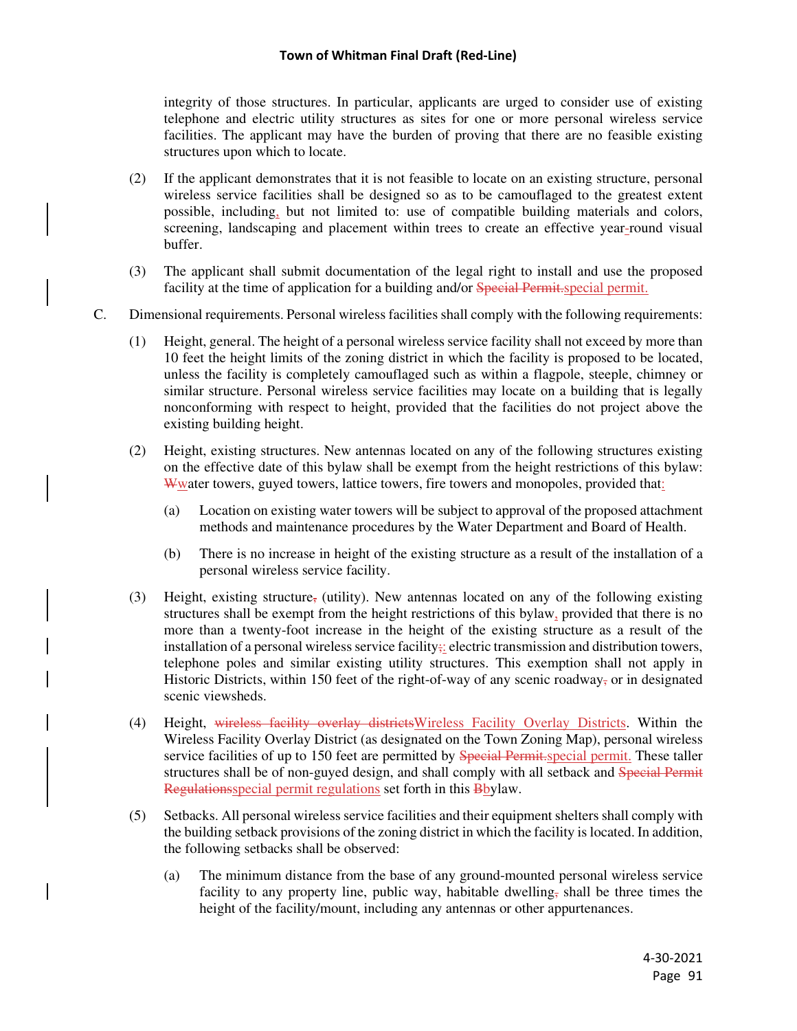integrity of those structures. In particular, applicants are urged to consider use of existing telephone and electric utility structures as sites for one or more personal wireless service facilities. The applicant may have the burden of proving that there are no feasible existing structures upon which to locate.

(2) If the applicant demonstrates that it is not feasible to locate on an existing structure, personal wireless service facilities shall be designed so as to be camouflaged to the greatest extent possible, including, but not limited to: use of compatible building materials and colors, screening, landscaping and placement within trees to create an effective year~~-~~round visual buffer.

(3) The applicant shall submit documentation of the legal right to install and use the proposed facility at the time of application for a building and/or ~~Special Permit.~~special permit.

C. Dimensional requirements. Personal wireless facilities shall comply with the following requirements:

(1) Height, general. The height of a personal wireless service facility shall not exceed by more than 10 feet the height limits of the zoning district in which the facility is proposed to be located, unless the facility is completely camouflaged such as within a flagpole, steeple, chimney or similar structure. Personal wireless service facilities may locate on a building that is legally nonconforming with respect to height, provided that the facilities do not project above the existing building height.

(2) Height, existing structures. New antennas located on any of the following structures existing on the effective date of this bylaw shall be exempt from the height restrictions of this bylaw: ~~W~~water towers, guyed towers, lattice towers, fire towers and monopoles, provided that:

(a) Location on existing water towers will be subject to approval of the proposed attachment methods and maintenance procedures by the Water Department and Board of Health.

(b) There is no increase in height of the existing structure as a result of the installation of a personal wireless service facility.

(3) Height, existing structure~~,~~ (utility). New antennas located on any of the following existing structures shall be exempt from the height restrictions of this bylaw, provided that there is no more than a twenty-foot increase in the height of the existing structure as a result of the installation of a personal wireless service facility~~;~~: electric transmission and distribution towers, telephone poles and similar existing utility structures. This exemption shall not apply in Historic Districts, within 150 feet of the right-of-way of any scenic roadway~~,~~ or in designated scenic viewsheds.

(4) Height, ~~wireless facility overlay districts~~Wireless Facility Overlay Districts. Within the Wireless Facility Overlay District (as designated on the Town Zoning Map), personal wireless service facilities of up to 150 feet are permitted by ~~Special Permit.~~special permit. These taller structures shall be of non-guyed design, and shall comply with all setback and ~~Special Permit Regulations~~special permit regulations set forth in this ~~B~~bylaw.

(5) Setbacks. All personal wireless service facilities and their equipment shelters shall comply with the building setback provisions of the zoning district in which the facility is located. In addition, the following setbacks shall be observed:

(a) The minimum distance from the base of any ground-mounted personal wireless service facility to any property line, public way, habitable dwelling~~,~~ shall be three times the height of the facility/mount, including any antennas or other appurtenances.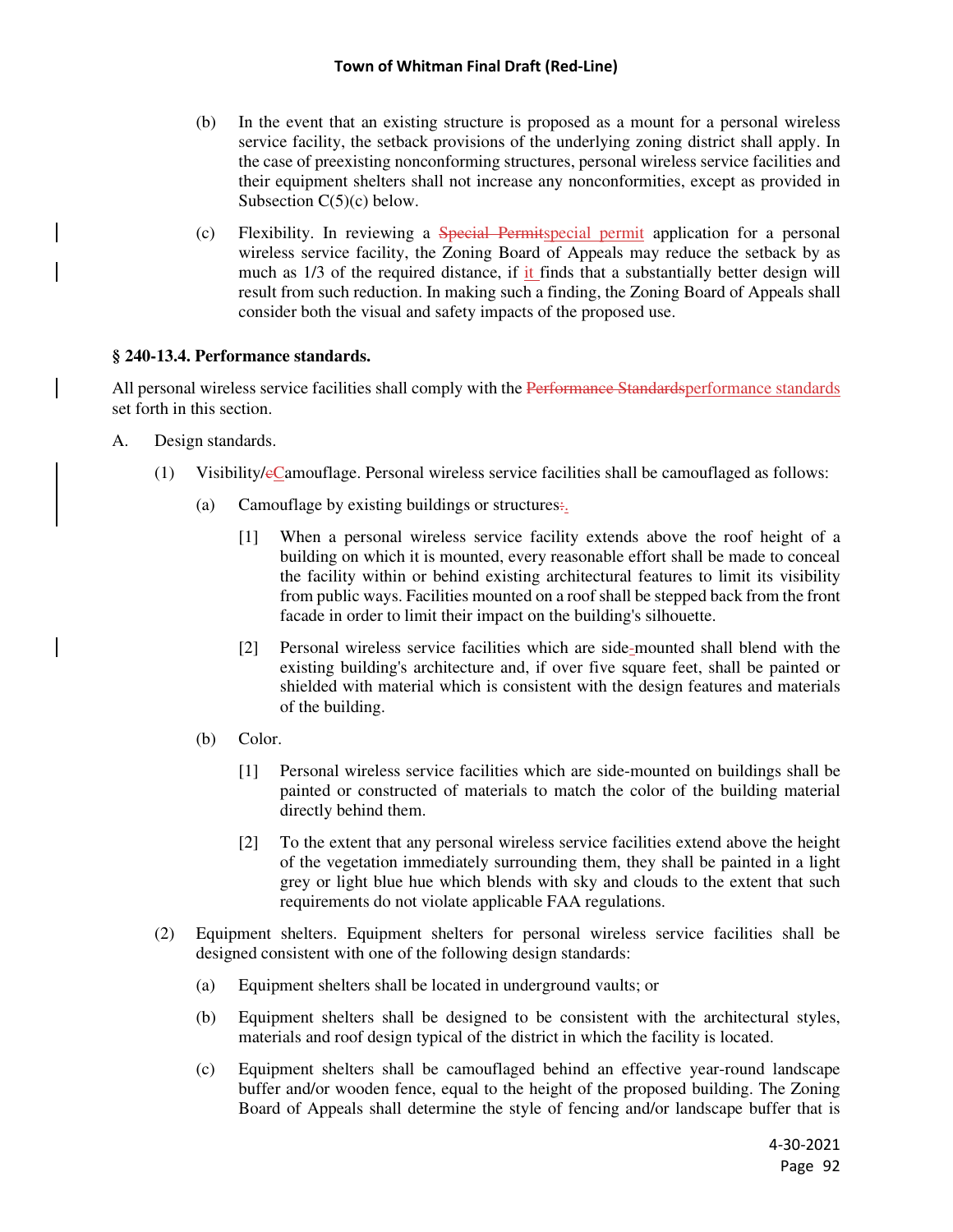(b) In the event that an existing structure is proposed as a mount for a personal wireless service facility, the setback provisions of the underlying zoning district shall apply. In the case of preexisting nonconforming structures, personal wireless service facilities and their equipment shelters shall not increase any nonconformities, except as provided in Subsection C(5)(c) below.

(c) Flexibility. In reviewing a ~~Special Permit~~special permit application for a personal wireless service facility, the Zoning Board of Appeals may reduce the setback by as much as 1/3 of the required distance, if it finds that a substantially better design will result from such reduction. In making such a finding, the Zoning Board of Appeals shall consider both the visual and safety impacts of the proposed use.

**§ 240-13.4. Performance standards.**

All personal wireless service facilities shall comply with the ~~Performance Standards~~performance standards set forth in this section.

A. Design standards.

(1) Visibility/~~c~~Camouflage. Personal wireless service facilities shall be camouflaged as follows:

(a) Camouflage by existing buildings or structures~~:~~.

[1] When a personal wireless service facility extends above the roof height of a building on which it is mounted, every reasonable effort shall be made to conceal the facility within or behind existing architectural features to limit its visibility from public ways. Facilities mounted on a roof shall be stepped back from the front facade in order to limit their impact on the building's silhouette.

[2] Personal wireless service facilities which are side-mounted shall blend with the existing building's architecture and, if over five square feet, shall be painted or shielded with material which is consistent with the design features and materials of the building.

(b) Color.

[1] Personal wireless service facilities which are side-mounted on buildings shall be painted or constructed of materials to match the color of the building material directly behind them.

[2] To the extent that any personal wireless service facilities extend above the height of the vegetation immediately surrounding them, they shall be painted in a light grey or light blue hue which blends with sky and clouds to the extent that such requirements do not violate applicable FAA regulations.

(2) Equipment shelters. Equipment shelters for personal wireless service facilities shall be designed consistent with one of the following design standards:

(a) Equipment shelters shall be located in underground vaults; or

(b) Equipment shelters shall be designed to be consistent with the architectural styles, materials and roof design typical of the district in which the facility is located.

(c) Equipment shelters shall be camouflaged behind an effective year-round landscape buffer and/or wooden fence, equal to the height of the proposed building. The Zoning Board of Appeals shall determine the style of fencing and/or landscape buffer that is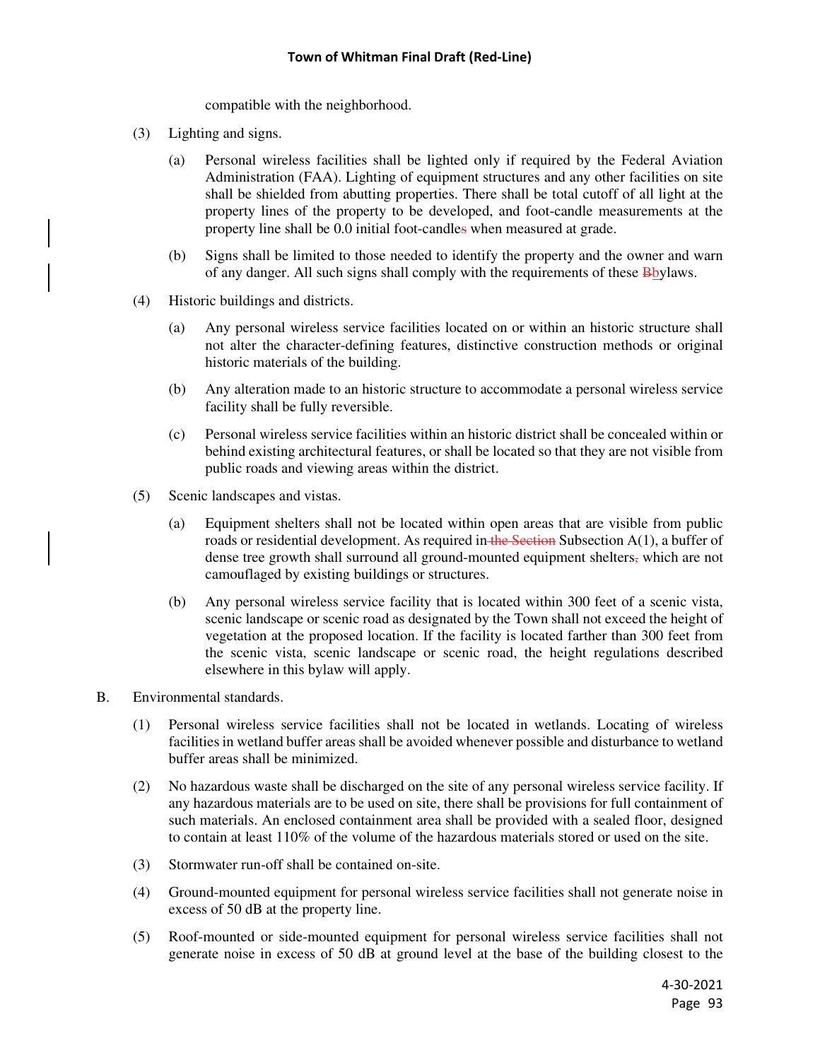compatible with the neighborhood.

(3) Lighting and signs.

(a) Personal wireless facilities shall be lighted only if required by the Federal Aviation Administration (FAA). Lighting of equipment structures and any other facilities on site shall be shielded from abutting properties. There shall be total cutoff of all light at the property lines of the property to be developed, and foot-candle measurements at the property line shall be 0.0 initial foot-candles when measured at grade.

(b) Signs shall be limited to those needed to identify the property and the owner and warn of any danger. All such signs shall comply with the requirements of these Bbylaws.

(4) Historic buildings and districts.

(a) Any personal wireless service facilities located on or within an historic structure shall not alter the character-defining features, distinctive construction methods or original historic materials of the building.

(b) Any alteration made to an historic structure to accommodate a personal wireless service facility shall be fully reversible.

(c) Personal wireless service facilities within an historic district shall be concealed within or behind existing architectural features, or shall be located so that they are not visible from public roads and viewing areas within the district.

(5) Scenic landscapes and vistas.

(a) Equipment shelters shall not be located within open areas that are visible from public roads or residential development. As required in the Section Subsection A(1), a buffer of dense tree growth shall surround all ground-mounted equipment shelters, which are not camouflaged by existing buildings or structures.

(b) Any personal wireless service facility that is located within 300 feet of a scenic vista, scenic landscape or scenic road as designated by the Town shall not exceed the height of vegetation at the proposed location. If the facility is located farther than 300 feet from the scenic vista, scenic landscape or scenic road, the height regulations described elsewhere in this bylaw will apply.

B. Environmental standards.

(1) Personal wireless service facilities shall not be located in wetlands. Locating of wireless facilities in wetland buffer areas shall be avoided whenever possible and disturbance to wetland buffer areas shall be minimized.

(2) No hazardous waste shall be discharged on the site of any personal wireless service facility. If any hazardous materials are to be used on site, there shall be provisions for full containment of such materials. An enclosed containment area shall be provided with a sealed floor, designed to contain at least 110% of the volume of the hazardous materials stored or used on the site.

(3) Stormwater run-off shall be contained on-site.

(4) Ground-mounted equipment for personal wireless service facilities shall not generate noise in excess of 50 dB at the property line.

(5) Roof-mounted or side-mounted equipment for personal wireless service facilities shall not generate noise in excess of 50 dB at ground level at the base of the building closest to the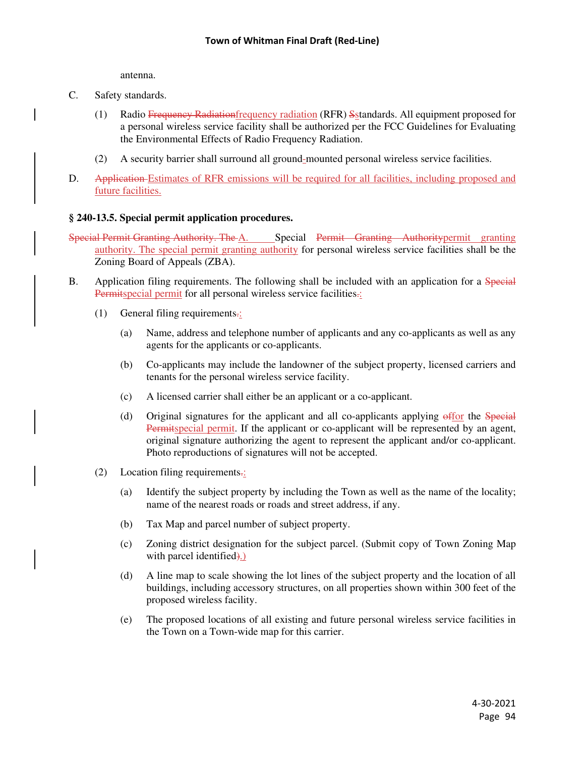antenna.

C. Safety standards.

(1) Radio ~~Frequency Radiation~~frequency radiation (RFR) ~~S~~standards. All equipment proposed for a personal wireless service facility shall be authorized per the FCC Guidelines for Evaluating the Environmental Effects of Radio Frequency Radiation.

(2) A security barrier shall surround all ground~~-~~mounted personal wireless service facilities.

D. ~~Application~~ Estimates of RFR emissions will be required for all facilities, including proposed and future facilities.

### § 240-13.5. Special permit application procedures.

~~Special Permit Granting Authority. The~~ A. Special ~~Permit Granting Authority~~permit granting authority. The special permit granting authority for personal wireless service facilities shall be the Zoning Board of Appeals (ZBA).

B. Application filing requirements. The following shall be included with an application for a ~~Special Permit~~special permit for all personal wireless service facilities~~.~~:

(1) General filing requirements~~.~~:

(a) Name, address and telephone number of applicants and any co-applicants as well as any agents for the applicants or co-applicants.

(b) Co-applicants may include the landowner of the subject property, licensed carriers and tenants for the personal wireless service facility.

(c) A licensed carrier shall either be an applicant or a co-applicant.

(d) Original signatures for the applicant and all co-applicants applying ~~of~~for the ~~Special Permit~~special permit. If the applicant or co-applicant will be represented by an agent, original signature authorizing the agent to represent the applicant and/or co-applicant. Photo reproductions of signatures will not be accepted.

(2) Location filing requirements~~.~~:

(a) Identify the subject property by including the Town as well as the name of the locality; name of the nearest roads or roads and street address, if any.

(b) Tax Map and parcel number of subject property.

(c) Zoning district designation for the subject parcel. (Submit copy of Town Zoning Map with parcel identified~~)~~.)

(d) A line map to scale showing the lot lines of the subject property and the location of all buildings, including accessory structures, on all properties shown within 300 feet of the proposed wireless facility.

(e) The proposed locations of all existing and future personal wireless service facilities in the Town on a Town-wide map for this carrier.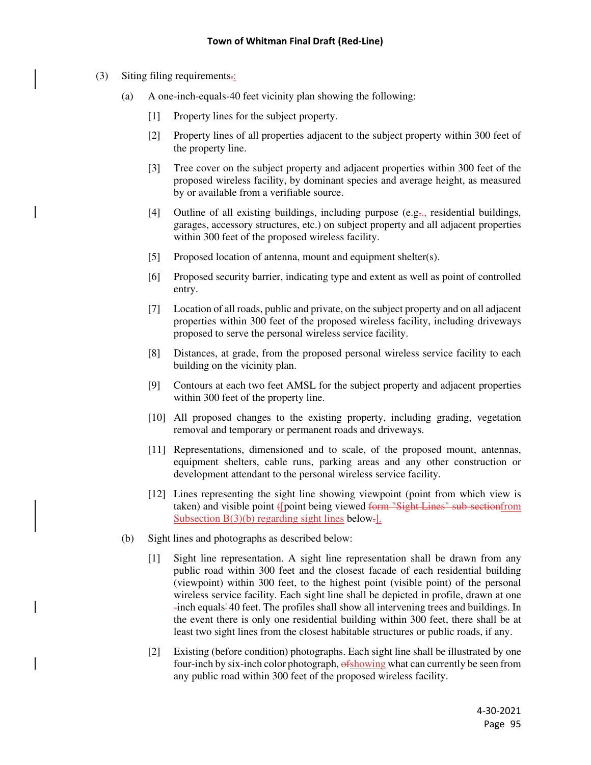(3) Siting filing requirements.:

(a) A one-inch-equals-40 feet vicinity plan showing the following:

[1] Property lines for the subject property.

[2] Property lines of all properties adjacent to the subject property within 300 feet of the property line.

[3] Tree cover on the subject property and adjacent properties within 300 feet of the proposed wireless facility, by dominant species and average height, as measured by or available from a verifiable source.

[4] Outline of all existing buildings, including purpose (e.g.., residential buildings, garages, accessory structures, etc.) on subject property and all adjacent properties within 300 feet of the proposed wireless facility.

[5] Proposed location of antenna, mount and equipment shelter(s).

[6] Proposed security barrier, indicating type and extent as well as point of controlled entry.

[7] Location of all roads, public and private, on the subject property and on all adjacent properties within 300 feet of the proposed wireless facility, including driveways proposed to serve the personal wireless service facility.

[8] Distances, at grade, from the proposed personal wireless service facility to each building on the vicinity plan.

[9] Contours at each two feet AMSL for the subject property and adjacent properties within 300 feet of the property line.

[10] All proposed changes to the existing property, including grading, vegetation removal and temporary or permanent roads and driveways.

[11] Representations, dimensioned and to scale, of the proposed mount, antennas, equipment shelters, cable runs, parking areas and any other construction or development attendant to the personal wireless service facility.

[12] Lines representing the sight line showing viewpoint (point from which view is taken) and visible point ([point being viewed ~~form "Sight Lines" sub-section~~from Subsection B(3)(b) regarding sight lines below.].

(b) Sight lines and photographs as described below:

[1] Sight line representation. A sight line representation shall be drawn from any public road within 300 feet and the closest facade of each residential building (viewpoint) within 300 feet, to the highest point (visible point) of the personal wireless service facility. Each sight line shall be depicted in profile, drawn at one -inch equals' 40 feet. The profiles shall show all intervening trees and buildings. In the event there is only one residential building within 300 feet, there shall be at least two sight lines from the closest habitable structures or public roads, if any.

[2] Existing (before condition) photographs. Each sight line shall be illustrated by one four-inch by six-inch color photograph, ~~of~~showing what can currently be seen from any public road within 300 feet of the proposed wireless facility.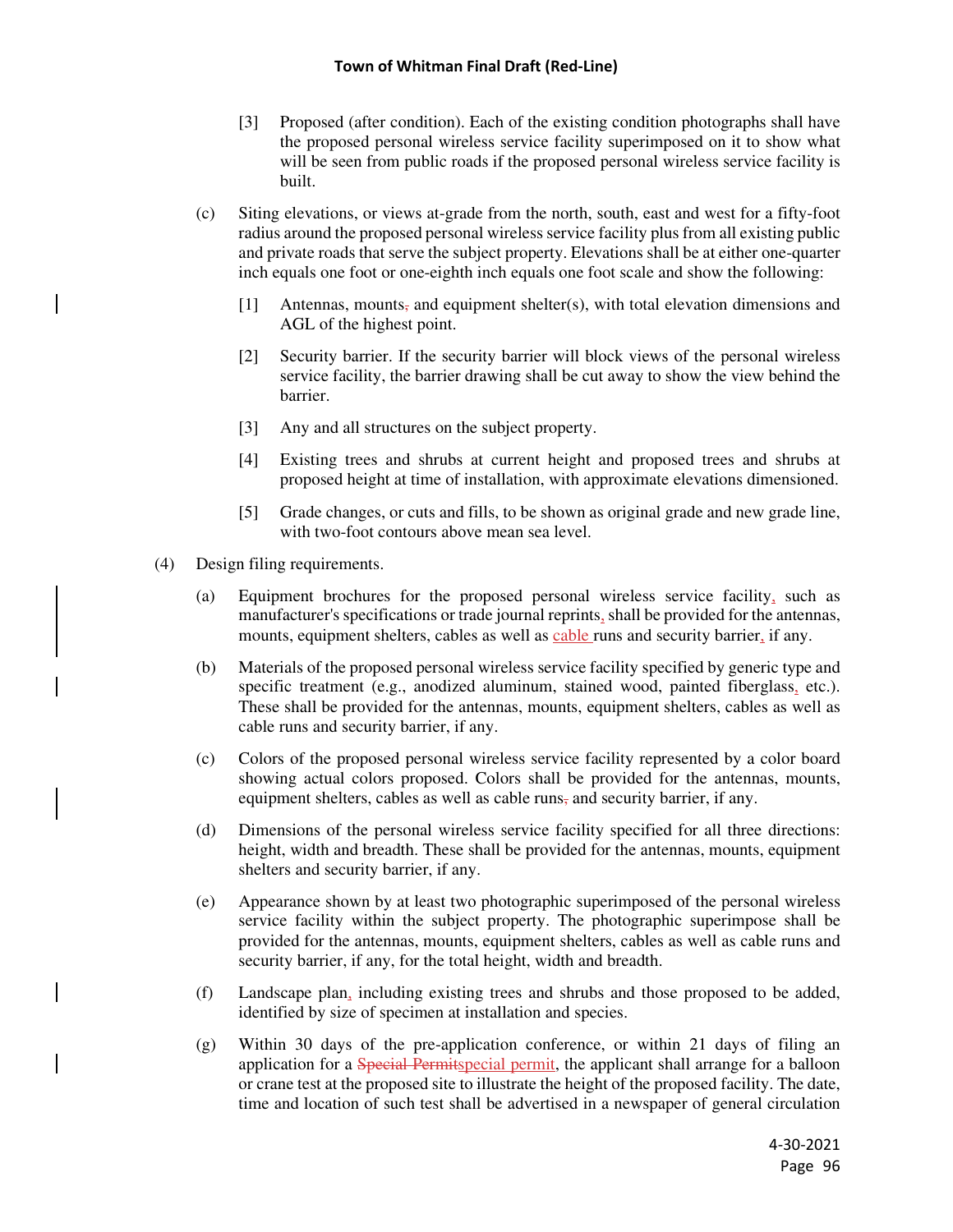[3] Proposed (after condition). Each of the existing condition photographs shall have the proposed personal wireless service facility superimposed on it to show what will be seen from public roads if the proposed personal wireless service facility is built.

(c) Siting elevations, or views at-grade from the north, south, east and west for a fifty-foot radius around the proposed personal wireless service facility plus from all existing public and private roads that serve the subject property. Elevations shall be at either one-quarter inch equals one foot or one-eighth inch equals one foot scale and show the following:

[1] Antennas, mounts, and equipment shelter(s), with total elevation dimensions and AGL of the highest point.

[2] Security barrier. If the security barrier will block views of the personal wireless service facility, the barrier drawing shall be cut away to show the view behind the barrier.

[3] Any and all structures on the subject property.

[4] Existing trees and shrubs at current height and proposed trees and shrubs at proposed height at time of installation, with approximate elevations dimensioned.

[5] Grade changes, or cuts and fills, to be shown as original grade and new grade line, with two-foot contours above mean sea level.

(4) Design filing requirements.

(a) Equipment brochures for the proposed personal wireless service facility, such as manufacturer's specifications or trade journal reprints, shall be provided for the antennas, mounts, equipment shelters, cables as well as cable runs and security barrier, if any.

(b) Materials of the proposed personal wireless service facility specified by generic type and specific treatment (e.g., anodized aluminum, stained wood, painted fiberglass, etc.). These shall be provided for the antennas, mounts, equipment shelters, cables as well as cable runs and security barrier, if any.

(c) Colors of the proposed personal wireless service facility represented by a color board showing actual colors proposed. Colors shall be provided for the antennas, mounts, equipment shelters, cables as well as cable runs, and security barrier, if any.

(d) Dimensions of the personal wireless service facility specified for all three directions: height, width and breadth. These shall be provided for the antennas, mounts, equipment shelters and security barrier, if any.

(e) Appearance shown by at least two photographic superimposed of the personal wireless service facility within the subject property. The photographic superimpose shall be provided for the antennas, mounts, equipment shelters, cables as well as cable runs and security barrier, if any, for the total height, width and breadth.

(f) Landscape plan, including existing trees and shrubs and those proposed to be added, identified by size of specimen at installation and species.

(g) Within 30 days of the pre-application conference, or within 21 days of filing an application for a ~~Special Permit~~special permit, the applicant shall arrange for a balloon or crane test at the proposed site to illustrate the height of the proposed facility. The date, time and location of such test shall be advertised in a newspaper of general circulation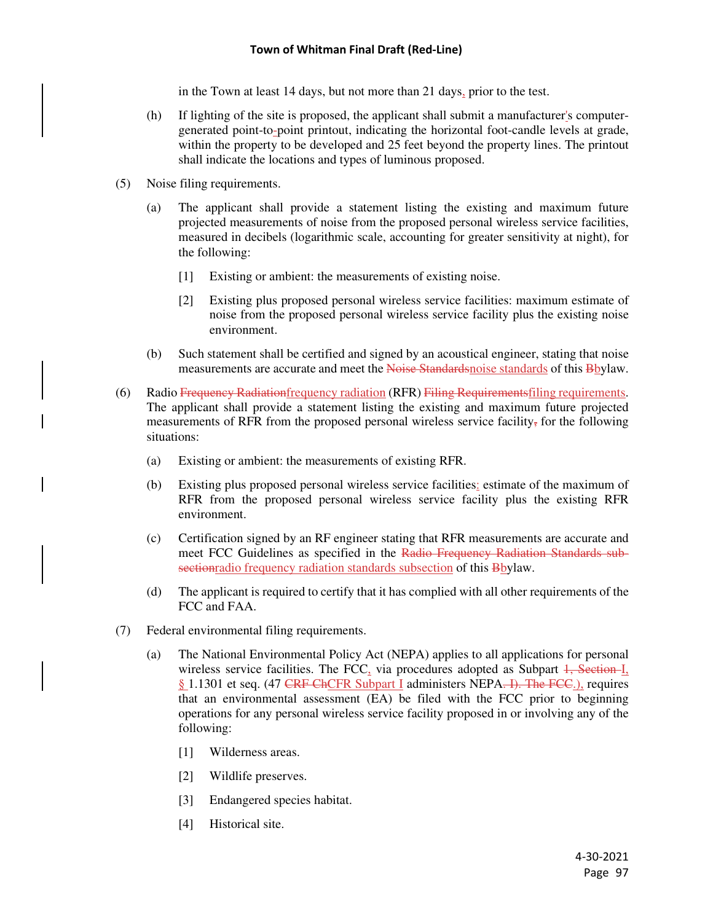in the Town at least 14 days, but not more than 21 days, prior to the test.

(h) If lighting of the site is proposed, the applicant shall submit a manufacturer's computer-generated point-to-point printout, indicating the horizontal foot-candle levels at grade, within the property to be developed and 25 feet beyond the property lines. The printout shall indicate the locations and types of luminous proposed.

(5) Noise filing requirements.

(a) The applicant shall provide a statement listing the existing and maximum future projected measurements of noise from the proposed personal wireless service facilities, measured in decibels (logarithmic scale, accounting for greater sensitivity at night), for the following:

[1] Existing or ambient: the measurements of existing noise.

[2] Existing plus proposed personal wireless service facilities: maximum estimate of noise from the proposed personal wireless service facility plus the existing noise environment.

(b) Such statement shall be certified and signed by an acoustical engineer, stating that noise measurements are accurate and meet the ~~Noise Standards~~noise standards of this ~~B~~bylaw.

(6) Radio ~~Frequency Radiation~~frequency radiation (RFR) ~~Filing Requirements~~filing requirements. The applicant shall provide a statement listing the existing and maximum future projected measurements of RFR from the proposed personal wireless service facility~~,~~ for the following situations:

(a) Existing or ambient: the measurements of existing RFR.

(b) Existing plus proposed personal wireless service facilities: estimate of the maximum of RFR from the proposed personal wireless service facility plus the existing RFR environment.

(c) Certification signed by an RF engineer stating that RFR measurements are accurate and meet FCC Guidelines as specified in the ~~Radio Frequency Radiation Standards sub-section~~radio frequency radiation standards subsection of this ~~B~~bylaw.

(d) The applicant is required to certify that it has complied with all other requirements of the FCC and FAA.

(7) Federal environmental filing requirements.

(a) The National Environmental Policy Act (NEPA) applies to all applications for personal wireless service facilities. The FCC, via procedures adopted as Subpart ~~1, Section~~ I, § 1.1301 et seq. (47 ~~CRF Ch~~CFR Subpart I administers NEPA~~. I). The FCC~~.), requires that an environmental assessment (EA) be filed with the FCC prior to beginning operations for any personal wireless service facility proposed in or involving any of the following:

[1] Wilderness areas.

[2] Wildlife preserves.

[3] Endangered species habitat.

[4] Historical site.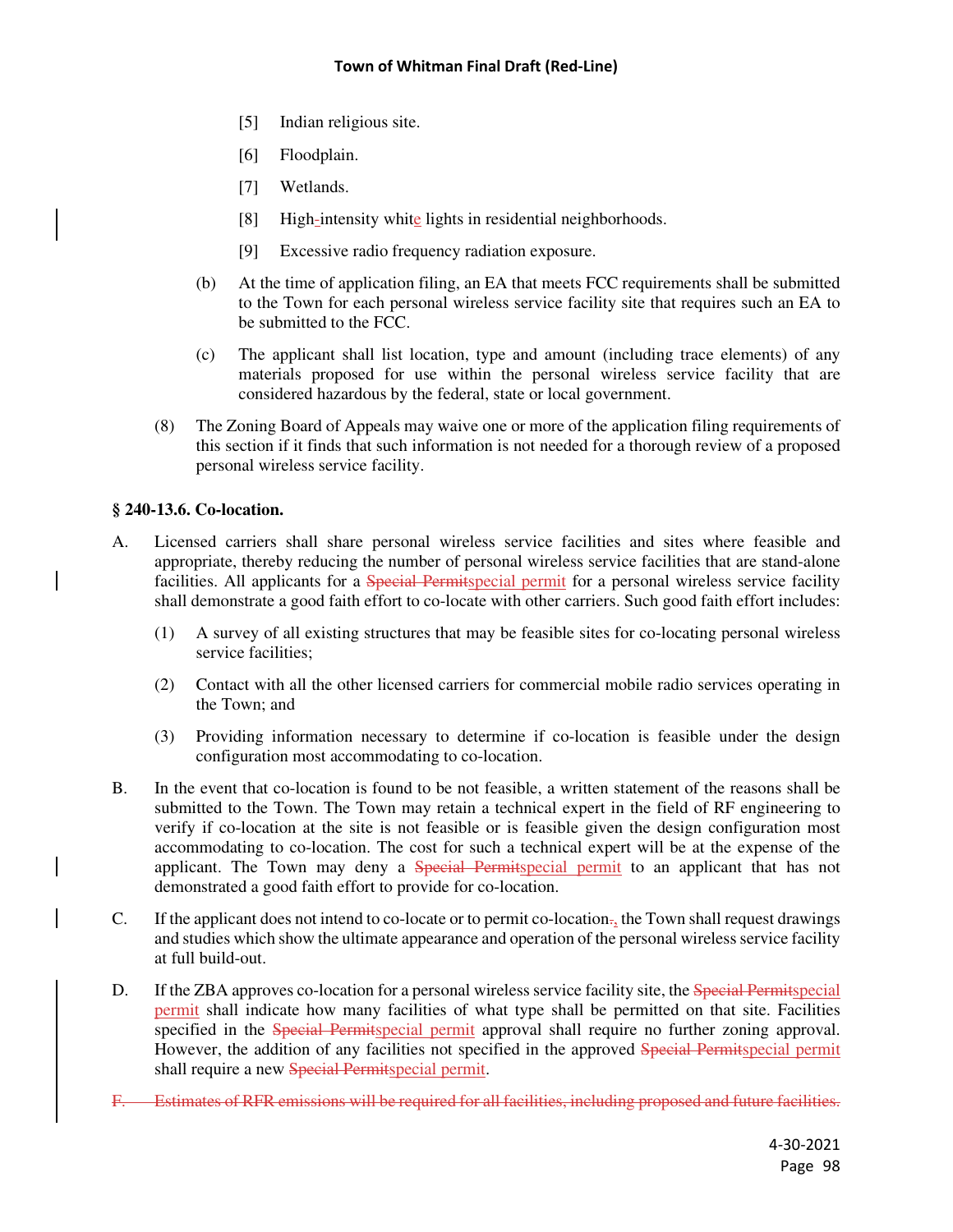[5] Indian religious site.

[6] Floodplain.

[7] Wetlands.

[8] High-intensity white lights in residential neighborhoods.

[9] Excessive radio frequency radiation exposure.

(b) At the time of application filing, an EA that meets FCC requirements shall be submitted to the Town for each personal wireless service facility site that requires such an EA to be submitted to the FCC.

(c) The applicant shall list location, type and amount (including trace elements) of any materials proposed for use within the personal wireless service facility that are considered hazardous by the federal, state or local government.

(8) The Zoning Board of Appeals may waive one or more of the application filing requirements of this section if it finds that such information is not needed for a thorough review of a proposed personal wireless service facility.

**§ 240-13.6. Co-location.**

A. Licensed carriers shall share personal wireless service facilities and sites where feasible and appropriate, thereby reducing the number of personal wireless service facilities that are stand-alone facilities. All applicants for a ~~Special Permit~~special permit for a personal wireless service facility shall demonstrate a good faith effort to co-locate with other carriers. Such good faith effort includes:

(1) A survey of all existing structures that may be feasible sites for co-locating personal wireless service facilities;

(2) Contact with all the other licensed carriers for commercial mobile radio services operating in the Town; and

(3) Providing information necessary to determine if co-location is feasible under the design configuration most accommodating to co-location.

B. In the event that co-location is found to be not feasible, a written statement of the reasons shall be submitted to the Town. The Town may retain a technical expert in the field of RF engineering to verify if co-location at the site is not feasible or is feasible given the design configuration most accommodating to co-location. The cost for such a technical expert will be at the expense of the applicant. The Town may deny a ~~Special Permit~~special permit to an applicant that has not demonstrated a good faith effort to provide for co-location.

C. If the applicant does not intend to co-locate or to permit co-location~~.~~, the Town shall request drawings and studies which show the ultimate appearance and operation of the personal wireless service facility at full build-out.

D. If the ZBA approves co-location for a personal wireless service facility site, the ~~Special Permit~~special permit shall indicate how many facilities of what type shall be permitted on that site. Facilities specified in the ~~Special Permit~~special permit approval shall require no further zoning approval. However, the addition of any facilities not specified in the approved ~~Special Permit~~special permit shall require a new ~~Special Permit~~special permit.

~~F. Estimates of RFR emissions will be required for all facilities, including proposed and future facilities.~~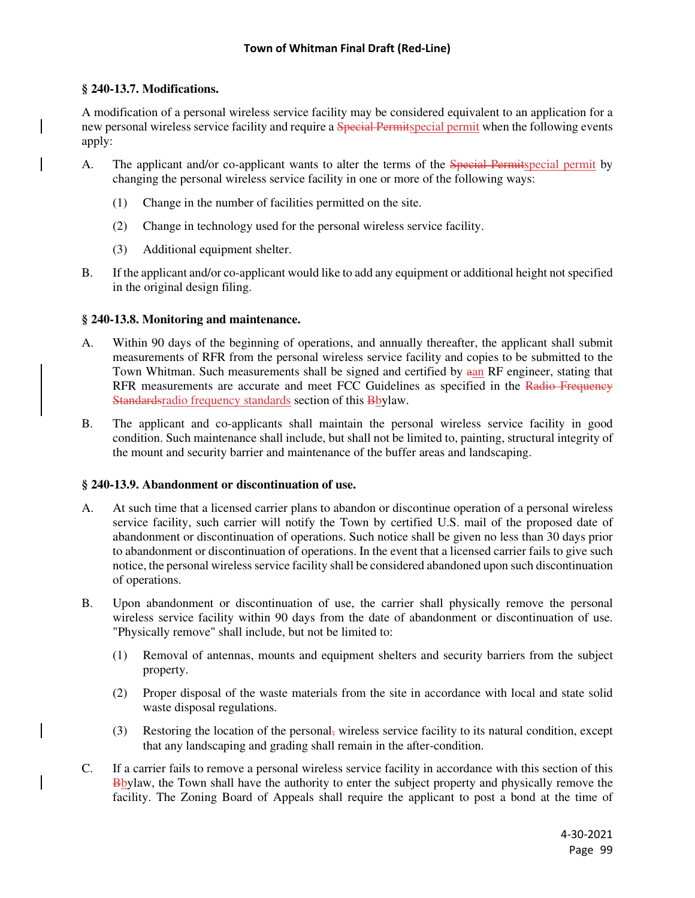### § 240-13.7. Modifications.

A modification of a personal wireless service facility may be considered equivalent to an application for a new personal wireless service facility and require a ~~Special Permit~~special permit when the following events apply:

A. The applicant and/or co-applicant wants to alter the terms of the ~~Special Permit~~special permit by changing the personal wireless service facility in one or more of the following ways:

  (1) Change in the number of facilities permitted on the site.

  (2) Change in technology used for the personal wireless service facility.

  (3) Additional equipment shelter.

B. If the applicant and/or co-applicant would like to add any equipment or additional height not specified in the original design filing.

### § 240-13.8. Monitoring and maintenance.

A. Within 90 days of the beginning of operations, and annually thereafter, the applicant shall submit measurements of RFR from the personal wireless service facility and copies to be submitted to the Town Whitman. Such measurements shall be signed and certified by ~~a~~an RF engineer, stating that RFR measurements are accurate and meet FCC Guidelines as specified in the ~~Radio Frequency Standards~~radio frequency standards section of this ~~B~~bylaw.

B. The applicant and co-applicants shall maintain the personal wireless service facility in good condition. Such maintenance shall include, but shall not be limited to, painting, structural integrity of the mount and security barrier and maintenance of the buffer areas and landscaping.

### § 240-13.9. Abandonment or discontinuation of use.

A. At such time that a licensed carrier plans to abandon or discontinue operation of a personal wireless service facility, such carrier will notify the Town by certified U.S. mail of the proposed date of abandonment or discontinuation of operations. Such notice shall be given no less than 30 days prior to abandonment or discontinuation of operations. In the event that a licensed carrier fails to give such notice, the personal wireless service facility shall be considered abandoned upon such discontinuation of operations.

B. Upon abandonment or discontinuation of use, the carrier shall physically remove the personal wireless service facility within 90 days from the date of abandonment or discontinuation of use. "Physically remove" shall include, but not be limited to:

  (1) Removal of antennas, mounts and equipment shelters and security barriers from the subject property.

  (2) Proper disposal of the waste materials from the site in accordance with local and state solid waste disposal regulations.

  (3) Restoring the location of the personal~~,~~ wireless service facility to its natural condition, except that any landscaping and grading shall remain in the after-condition.

C. If a carrier fails to remove a personal wireless service facility in accordance with this section of this ~~B~~bylaw, the Town shall have the authority to enter the subject property and physically remove the facility. The Zoning Board of Appeals shall require the applicant to post a bond at the time of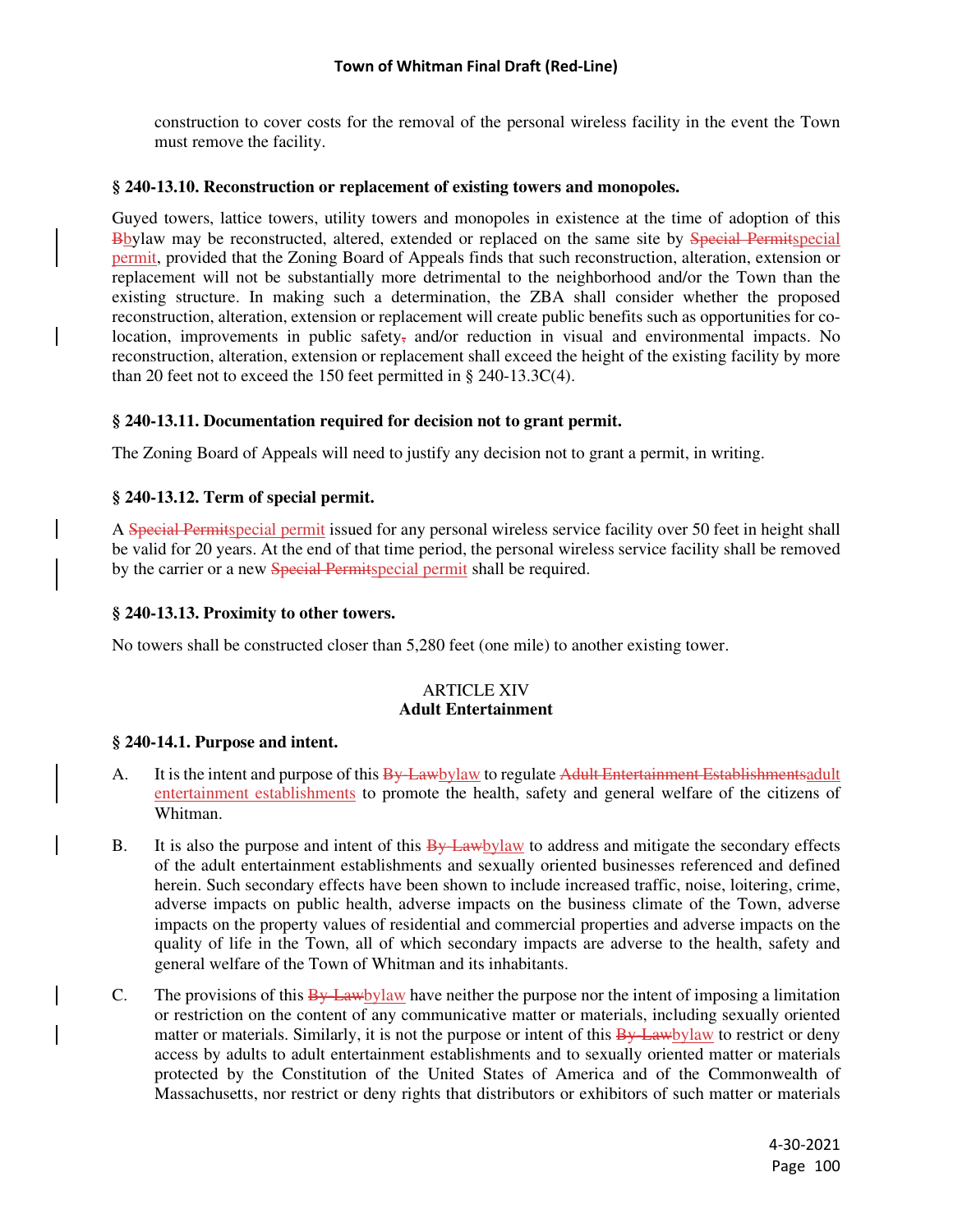construction to cover costs for the removal of the personal wireless facility in the event the Town must remove the facility.

**§ 240-13.10. Reconstruction or replacement of existing towers and monopoles.**

Guyed towers, lattice towers, utility towers and monopoles in existence at the time of adoption of this ~~B~~bylaw may be reconstructed, altered, extended or replaced on the same site by ~~Special Permit~~special permit, provided that the Zoning Board of Appeals finds that such reconstruction, alteration, extension or replacement will not be substantially more detrimental to the neighborhood and/or the Town than the existing structure. In making such a determination, the ZBA shall consider whether the proposed reconstruction, alteration, extension or replacement will create public benefits such as opportunities for co-location, improvements in public safety~~,~~ and/or reduction in visual and environmental impacts. No reconstruction, alteration, extension or replacement shall exceed the height of the existing facility by more than 20 feet not to exceed the 150 feet permitted in § 240-13.3C(4).

**§ 240-13.11. Documentation required for decision not to grant permit.**

The Zoning Board of Appeals will need to justify any decision not to grant a permit, in writing.

**§ 240-13.12. Term of special permit.**

A ~~Special Permit~~special permit issued for any personal wireless service facility over 50 feet in height shall be valid for 20 years. At the end of that time period, the personal wireless service facility shall be removed by the carrier or a new ~~Special Permit~~special permit shall be required.

**§ 240-13.13. Proximity to other towers.**

No towers shall be constructed closer than 5,280 feet (one mile) to another existing tower.

## ARTICLE XIV
## Adult Entertainment

**§ 240-14.1. Purpose and intent.**

A. It is the intent and purpose of this ~~By-Law~~bylaw to regulate ~~Adult Entertainment Establishments~~adult entertainment establishments to promote the health, safety and general welfare of the citizens of Whitman.

B. It is also the purpose and intent of this ~~By-Law~~bylaw to address and mitigate the secondary effects of the adult entertainment establishments and sexually oriented businesses referenced and defined herein. Such secondary effects have been shown to include increased traffic, noise, loitering, crime, adverse impacts on public health, adverse impacts on the business climate of the Town, adverse impacts on the property values of residential and commercial properties and adverse impacts on the quality of life in the Town, all of which secondary impacts are adverse to the health, safety and general welfare of the Town of Whitman and its inhabitants.

C. The provisions of this ~~By-Law~~bylaw have neither the purpose nor the intent of imposing a limitation or restriction on the content of any communicative matter or materials, including sexually oriented matter or materials. Similarly, it is not the purpose or intent of this ~~By-Law~~bylaw to restrict or deny access by adults to adult entertainment establishments and to sexually oriented matter or materials protected by the Constitution of the United States of America and of the Commonwealth of Massachusetts, nor restrict or deny rights that distributors or exhibitors of such matter or materials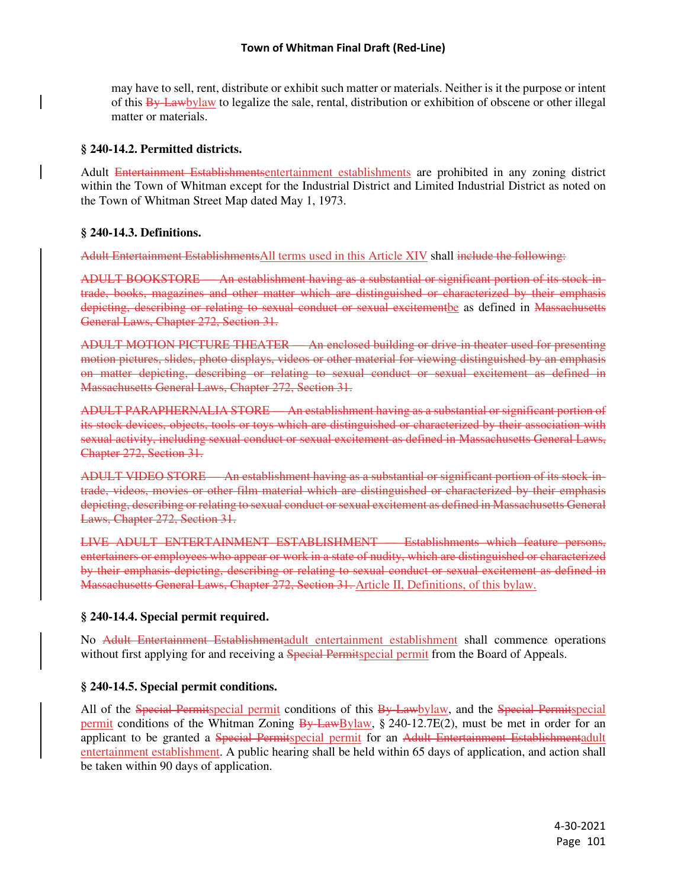may have to sell, rent, distribute or exhibit such matter or materials. Neither is it the purpose or intent of this ~~By-Law~~bylaw to legalize the sale, rental, distribution or exhibition of obscene or other illegal matter or materials.

### § 240-14.2. Permitted districts.

Adult ~~Entertainment Establishments~~entertainment establishments are prohibited in any zoning district within the Town of Whitman except for the Industrial District and Limited Industrial District as noted on the Town of Whitman Street Map dated May 1, 1973.

### § 240-14.3. Definitions.

~~Adult Entertainment Establishments~~All terms used in this Article XIV shall ~~include the following:~~

~~ADULT BOOKSTORE — An establishment having as a substantial or significant portion of its stock-in-trade, books, magazines and other matter which are distinguished or characterized by their emphasis depicting, describing or relating to sexual conduct or sexual excitement~~be as defined in ~~Massachusetts General Laws, Chapter 272, Section 31.~~

~~ADULT MOTION PICTURE THEATER — An enclosed building or drive-in theater used for presenting motion pictures, slides, photo displays, videos or other material for viewing distinguished by an emphasis on matter depicting, describing or relating to sexual conduct or sexual excitement as defined in Massachusetts General Laws, Chapter 272, Section 31.~~

~~ADULT PARAPHERNALIA STORE — An establishment having as a substantial or significant portion of its stock devices, objects, tools or toys which are distinguished or characterized by their association with sexual activity, including sexual conduct or sexual excitement as defined in Massachusetts General Laws, Chapter 272, Section 31.~~

~~ADULT VIDEO STORE — An establishment having as a substantial or significant portion of its stock-in-trade, videos, movies or other film material which are distinguished or characterized by their emphasis depicting, describing or relating to sexual conduct or sexual excitement as defined in Massachusetts General Laws, Chapter 272, Section 31.~~

~~LIVE ADULT ENTERTAINMENT ESTABLISHMENT — Establishments which feature persons, entertainers or employees who appear or work in a state of nudity, which are distinguished or characterized by their emphasis depicting, describing or relating to sexual conduct or sexual excitement as defined in Massachusetts General Laws, Chapter 272, Section 31.~~ Article II, Definitions, of this bylaw.

### § 240-14.4. Special permit required.

No ~~Adult Entertainment Establishment~~adult entertainment establishment shall commence operations without first applying for and receiving a ~~Special Permit~~special permit from the Board of Appeals.

### § 240-14.5. Special permit conditions.

All of the ~~Special Permit~~special permit conditions of this ~~By-Law~~bylaw, and the ~~Special Permit~~special permit conditions of the Whitman Zoning ~~By-Law~~Bylaw, § 240-12.7E(2), must be met in order for an applicant to be granted a ~~Special Permit~~special permit for an ~~Adult Entertainment Establishment~~adult entertainment establishment. A public hearing shall be held within 65 days of application, and action shall be taken within 90 days of application.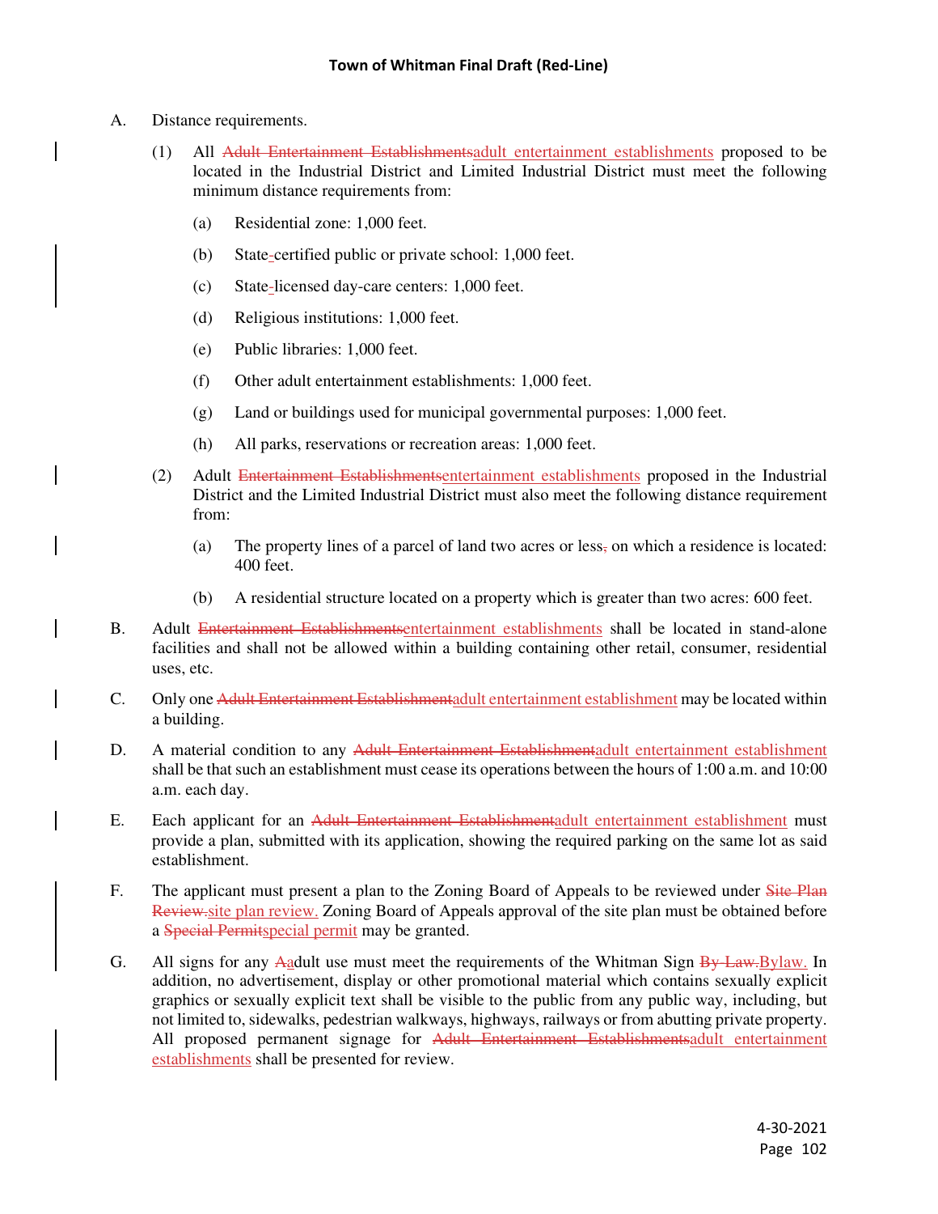A. Distance requirements.

(1) All ~~Adult Entertainment Establishments~~adult entertainment establishments proposed to be located in the Industrial District and Limited Industrial District must meet the following minimum distance requirements from:

(a) Residential zone: 1,000 feet.

(b) State~~-~~certified public or private school: 1,000 feet.

(c) State~~-~~licensed day-care centers: 1,000 feet.

(d) Religious institutions: 1,000 feet.

(e) Public libraries: 1,000 feet.

(f) Other adult entertainment establishments: 1,000 feet.

(g) Land or buildings used for municipal governmental purposes: 1,000 feet.

(h) All parks, reservations or recreation areas: 1,000 feet.

(2) Adult ~~Entertainment Establishments~~entertainment establishments proposed in the Industrial District and the Limited Industrial District must also meet the following distance requirement from:

(a) The property lines of a parcel of land two acres or less~~,~~ on which a residence is located: 400 feet.

(b) A residential structure located on a property which is greater than two acres: 600 feet.

B. Adult ~~Entertainment Establishments~~entertainment establishments shall be located in stand-alone facilities and shall not be allowed within a building containing other retail, consumer, residential uses, etc.

C. Only one ~~Adult Entertainment Establishment~~adult entertainment establishment may be located within a building.

D. A material condition to any ~~Adult Entertainment Establishment~~adult entertainment establishment shall be that such an establishment must cease its operations between the hours of 1:00 a.m. and 10:00 a.m. each day.

E. Each applicant for an ~~Adult Entertainment Establishment~~adult entertainment establishment must provide a plan, submitted with its application, showing the required parking on the same lot as said establishment.

F. The applicant must present a plan to the Zoning Board of Appeals to be reviewed under ~~Site Plan Review.~~site plan review. Zoning Board of Appeals approval of the site plan must be obtained before a ~~Special Permit~~special permit may be granted.

G. All signs for any ~~A~~adult use must meet the requirements of the Whitman Sign ~~By-Law.~~Bylaw. In addition, no advertisement, display or other promotional material which contains sexually explicit graphics or sexually explicit text shall be visible to the public from any public way, including, but not limited to, sidewalks, pedestrian walkways, highways, railways or from abutting private property. All proposed permanent signage for ~~Adult Entertainment Establishments~~adult entertainment establishments shall be presented for review.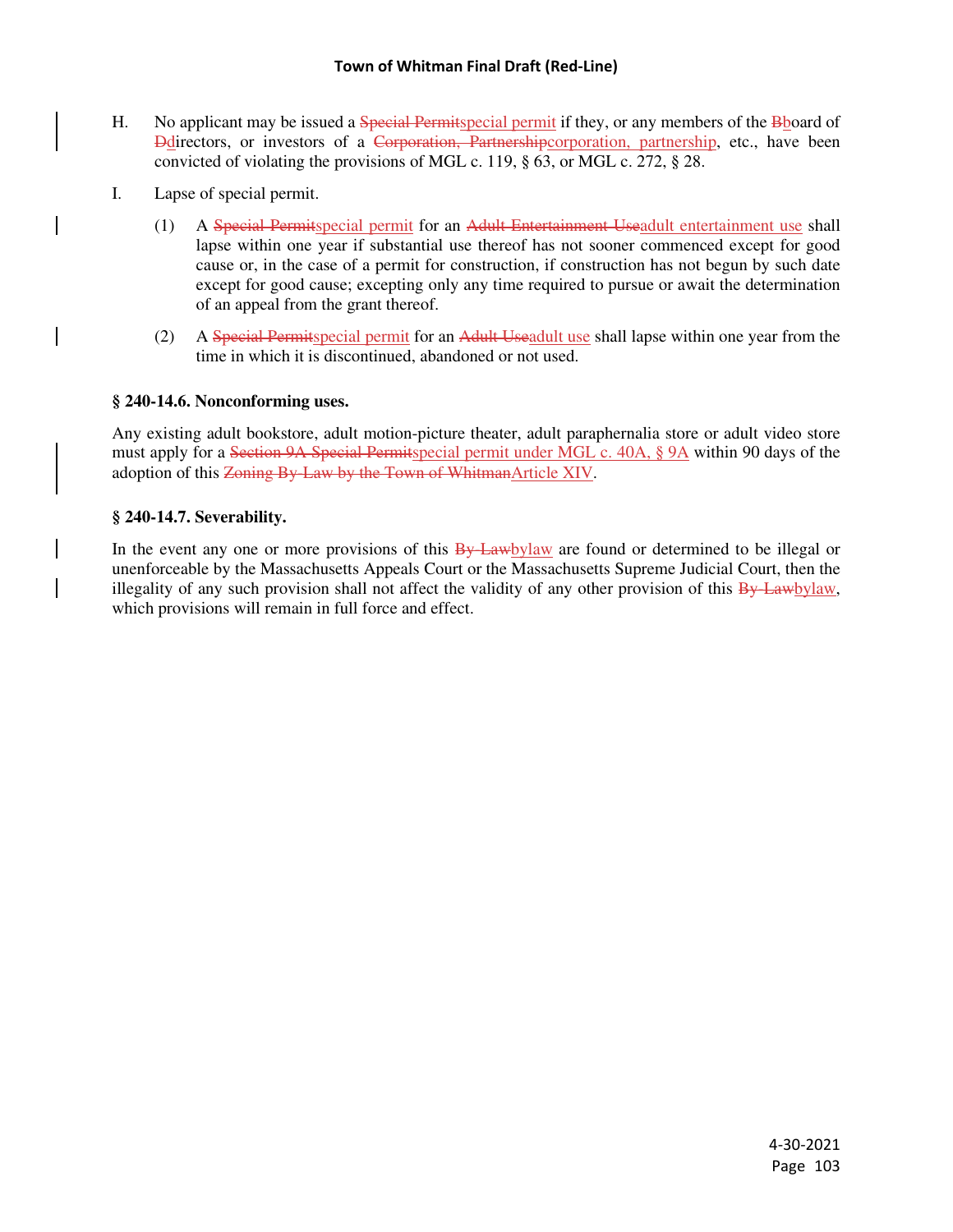H. No applicant may be issued a ~~Special Permit~~special permit if they, or any members of the ~~B~~board of ~~D~~directors, or investors of a ~~Corporation, Partnership~~corporation, partnership, etc., have been convicted of violating the provisions of MGL c. 119, § 63, or MGL c. 272, § 28.

I. Lapse of special permit.

(1) A ~~Special Permit~~special permit for an ~~Adult Entertainment Use~~adult entertainment use shall lapse within one year if substantial use thereof has not sooner commenced except for good cause or, in the case of a permit for construction, if construction has not begun by such date except for good cause; excepting only any time required to pursue or await the determination of an appeal from the grant thereof.

(2) A ~~Special Permit~~special permit for an ~~Adult Use~~adult use shall lapse within one year from the time in which it is discontinued, abandoned or not used.

### § 240-14.6. Nonconforming uses.

Any existing adult bookstore, adult motion-picture theater, adult paraphernalia store or adult video store must apply for a ~~Section 9A Special Permit~~special permit under MGL c. 40A, § 9A within 90 days of the adoption of this ~~Zoning By-Law by the Town of Whitman~~Article XIV.

### § 240-14.7. Severability.

In the event any one or more provisions of this ~~By-Law~~bylaw are found or determined to be illegal or unenforceable by the Massachusetts Appeals Court or the Massachusetts Supreme Judicial Court, then the illegality of any such provision shall not affect the validity of any other provision of this ~~By-Law~~bylaw, which provisions will remain in full force and effect.